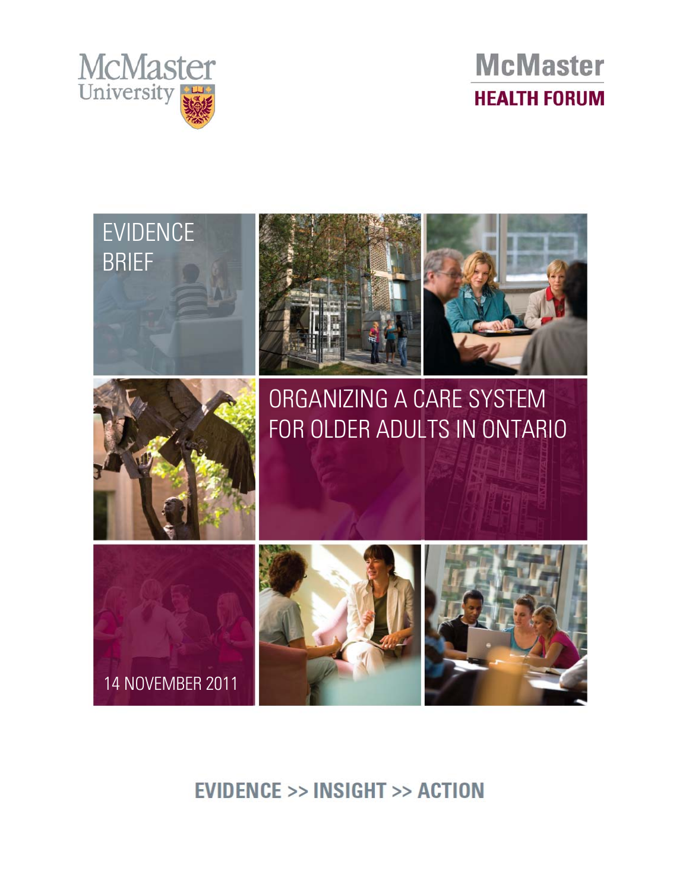McMaster University

McMaster HEALTH FORUM

EVIDENCE BRIEF

# ORGANIZING A CARE SYSTEM FOR OLDER ADULTS IN ONTARIO

14 NOVEMBER 2011

EVIDENCE >> INSIGHT >> ACTION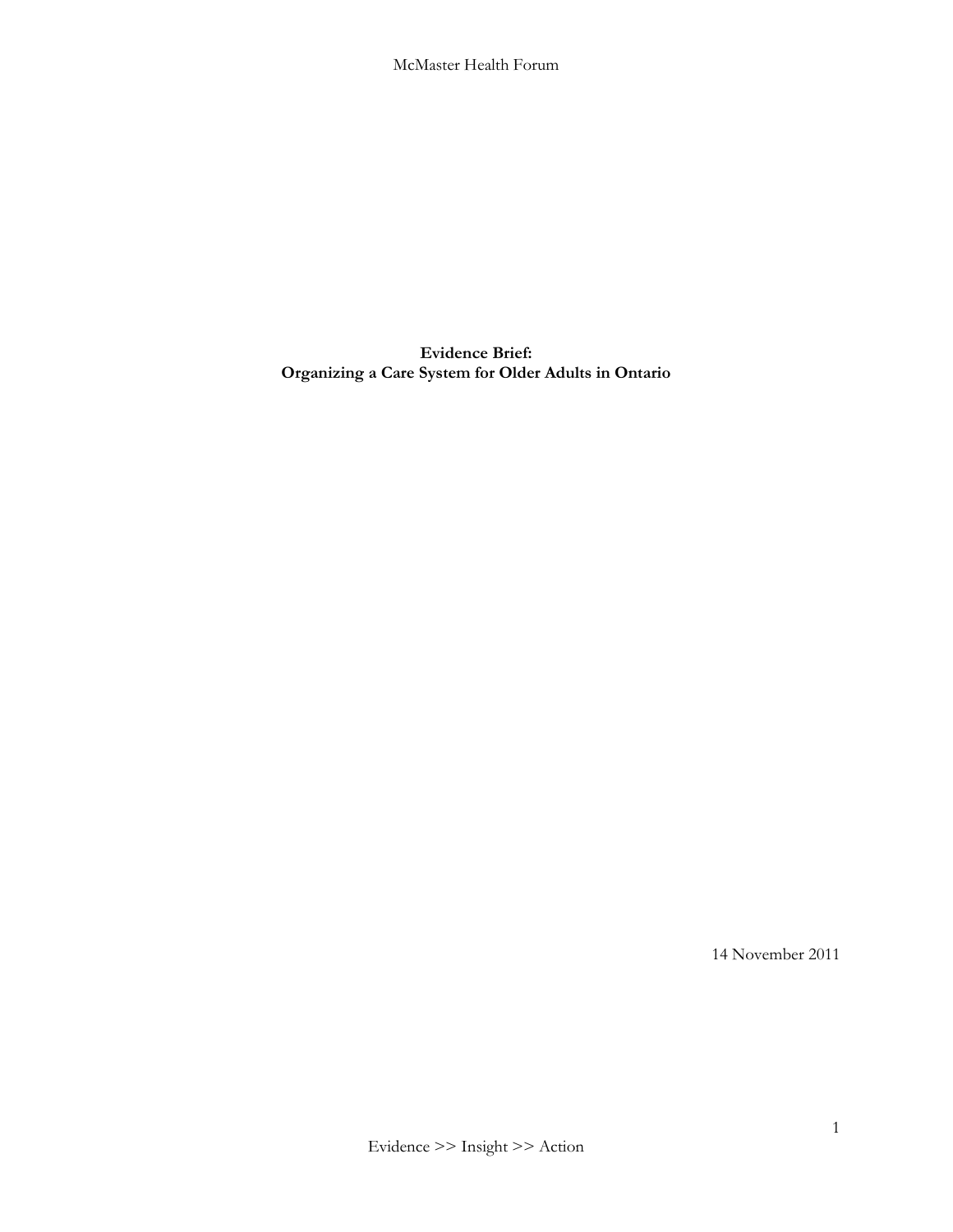**Evidence Brief:**
**Organizing a Care System for Older Adults in Ontario**

14 November 2011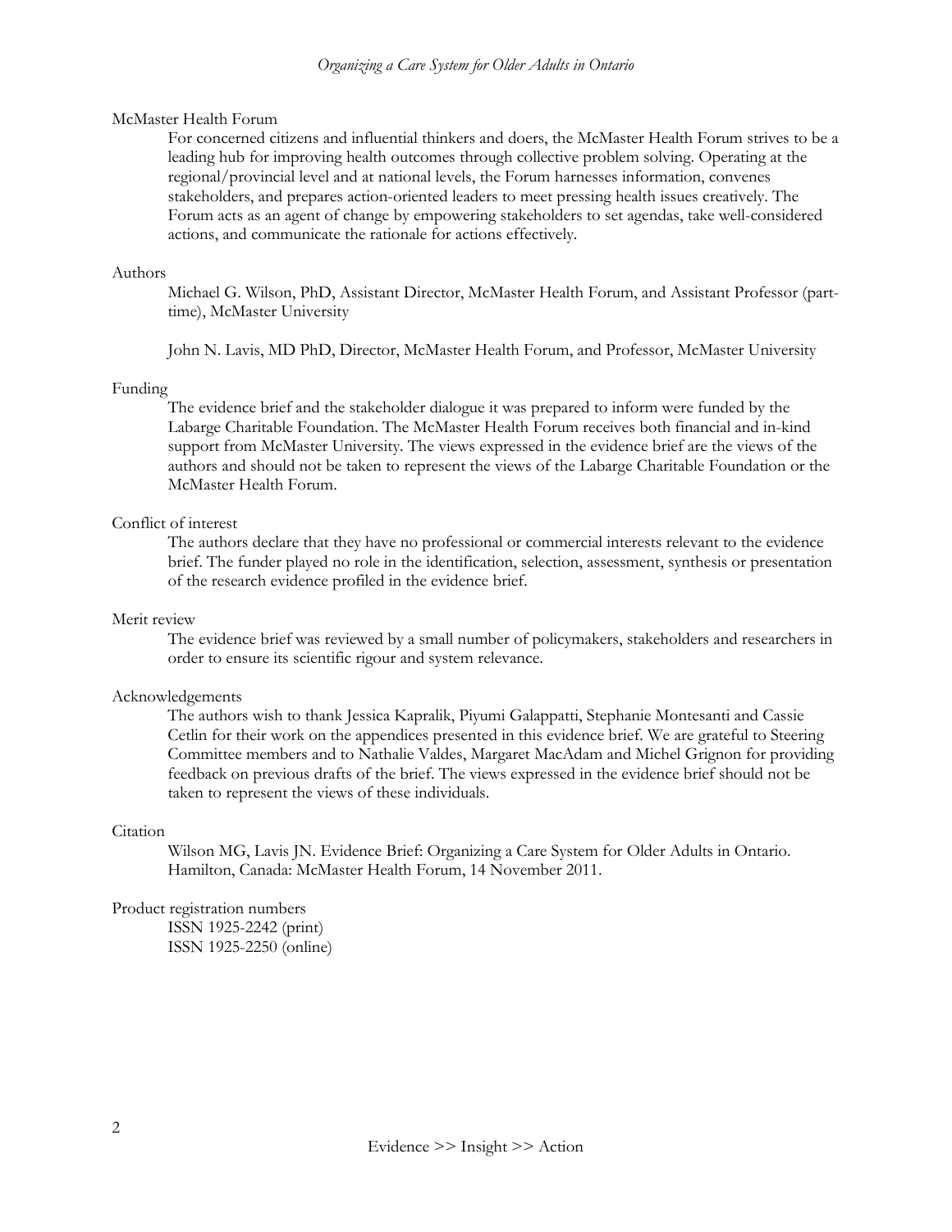McMaster Health Forum

For concerned citizens and influential thinkers and doers, the McMaster Health Forum strives to be a leading hub for improving health outcomes through collective problem solving. Operating at the regional/provincial level and at national levels, the Forum harnesses information, convenes stakeholders, and prepares action-oriented leaders to meet pressing health issues creatively. The Forum acts as an agent of change by empowering stakeholders to set agendas, take well-considered actions, and communicate the rationale for actions effectively.

Authors

Michael G. Wilson, PhD, Assistant Director, McMaster Health Forum, and Assistant Professor (part-time), McMaster University

John N. Lavis, MD PhD, Director, McMaster Health Forum, and Professor, McMaster University

Funding

The evidence brief and the stakeholder dialogue it was prepared to inform were funded by the Labarge Charitable Foundation. The McMaster Health Forum receives both financial and in-kind support from McMaster University. The views expressed in the evidence brief are the views of the authors and should not be taken to represent the views of the Labarge Charitable Foundation or the McMaster Health Forum.

Conflict of interest

The authors declare that they have no professional or commercial interests relevant to the evidence brief. The funder played no role in the identification, selection, assessment, synthesis or presentation of the research evidence profiled in the evidence brief.

Merit review

The evidence brief was reviewed by a small number of policymakers, stakeholders and researchers in order to ensure its scientific rigour and system relevance.

Acknowledgements

The authors wish to thank Jessica Kapralik, Piyumi Galappatti, Stephanie Montesanti and Cassie Cetlin for their work on the appendices presented in this evidence brief. We are grateful to Steering Committee members and to Nathalie Valdes, Margaret MacAdam and Michel Grignon for providing feedback on previous drafts of the brief. The views expressed in the evidence brief should not be taken to represent the views of these individuals.

Citation

Wilson MG, Lavis JN. Evidence Brief: Organizing a Care System for Older Adults in Ontario. Hamilton, Canada: McMaster Health Forum, 14 November 2011.

Product registration numbers

ISSN 1925-2242 (print)
ISSN 1925-2250 (online)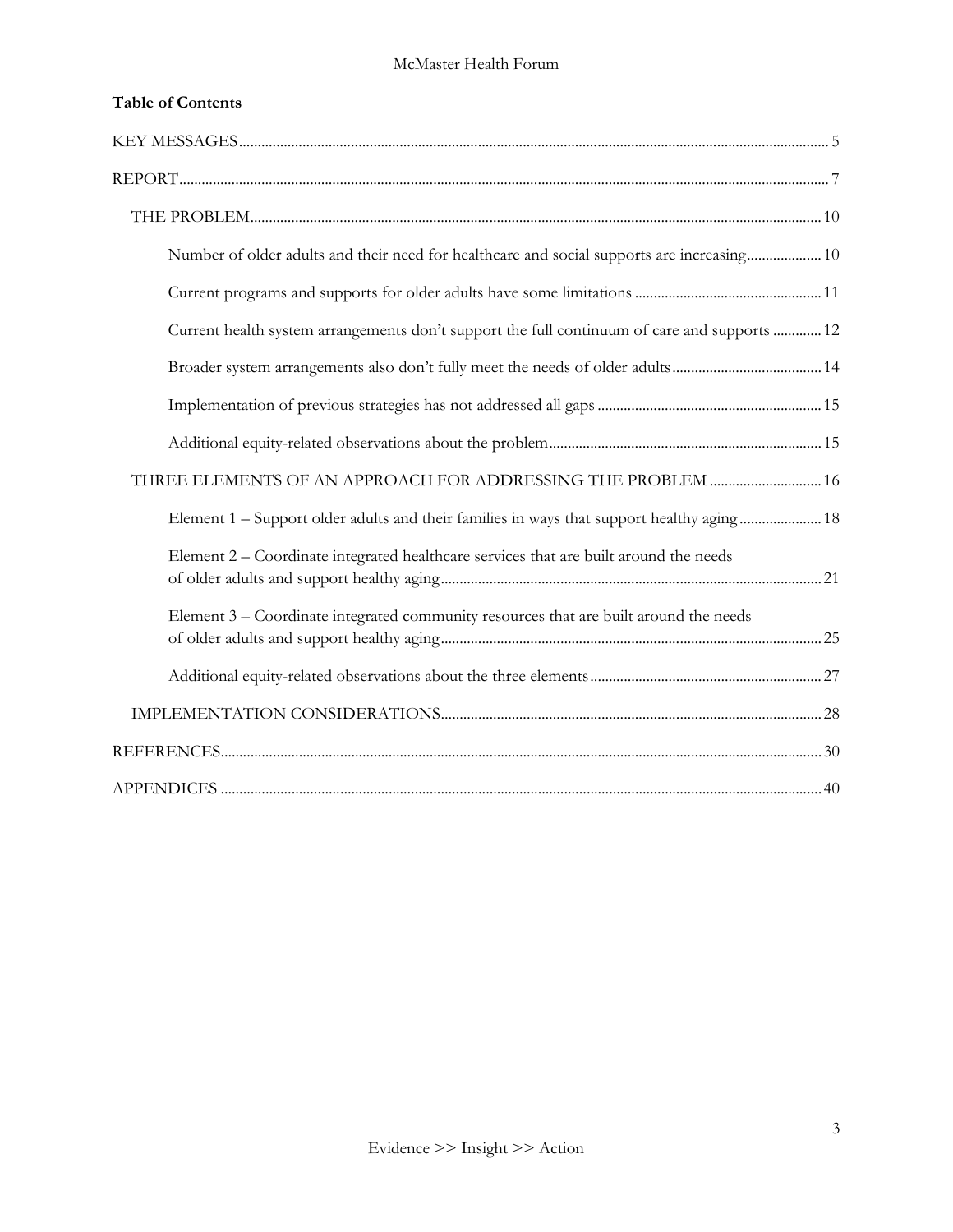**Table of Contents**

KEY MESSAGES ... 5

REPORT ... 7

- THE PROBLEM ... 10
  - Number of older adults and their need for healthcare and social supports are increasing ... 10
  - Current programs and supports for older adults have some limitations ... 11
  - Current health system arrangements don't support the full continuum of care and supports ... 12
  - Broader system arrangements also don't fully meet the needs of older adults ... 14
  - Implementation of previous strategies has not addressed all gaps ... 15
  - Additional equity-related observations about the problem ... 15
- THREE ELEMENTS OF AN APPROACH FOR ADDRESSING THE PROBLEM ... 16
  - Element 1 – Support older adults and their families in ways that support healthy aging ... 18
  - Element 2 – Coordinate integrated healthcare services that are built around the needs of older adults and support healthy aging ... 21
  - Element 3 – Coordinate integrated community resources that are built around the needs of older adults and support healthy aging ... 25
  - Additional equity-related observations about the three elements ... 27
- IMPLEMENTATION CONSIDERATIONS ... 28

REFERENCES ... 30

APPENDICES ... 40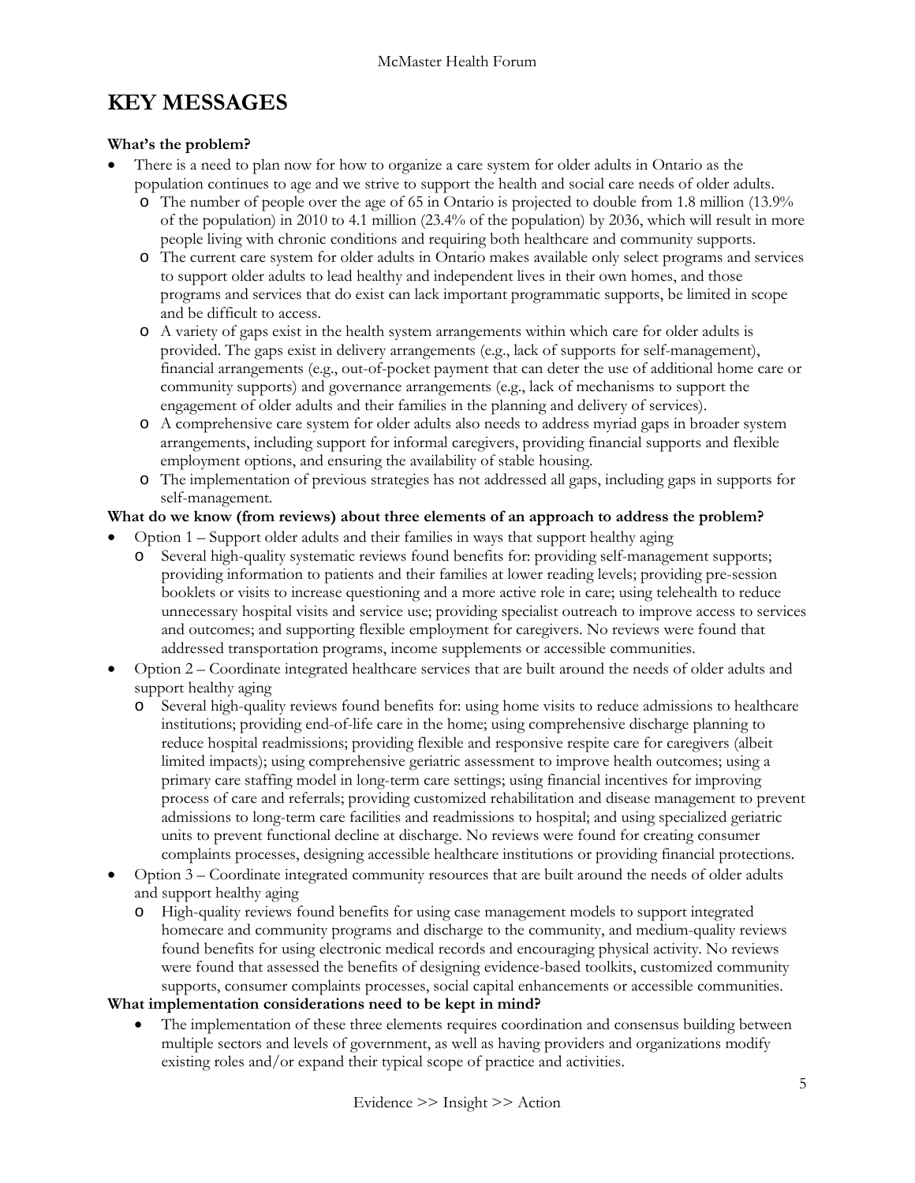# KEY MESSAGES

**What's the problem?**

- There is a need to plan now for how to organize a care system for older adults in Ontario as the population continues to age and we strive to support the health and social care needs of older adults.
  - The number of people over the age of 65 in Ontario is projected to double from 1.8 million (13.9% of the population) in 2010 to 4.1 million (23.4% of the population) by 2036, which will result in more people living with chronic conditions and requiring both healthcare and community supports.
  - The current care system for older adults in Ontario makes available only select programs and services to support older adults to lead healthy and independent lives in their own homes, and those programs and services that do exist can lack important programmatic supports, be limited in scope and be difficult to access.
  - A variety of gaps exist in the health system arrangements within which care for older adults is provided. The gaps exist in delivery arrangements (e.g., lack of supports for self-management), financial arrangements (e.g., out-of-pocket payment that can deter the use of additional home care or community supports) and governance arrangements (e.g., lack of mechanisms to support the engagement of older adults and their families in the planning and delivery of services).
  - A comprehensive care system for older adults also needs to address myriad gaps in broader system arrangements, including support for informal caregivers, providing financial supports and flexible employment options, and ensuring the availability of stable housing.
  - The implementation of previous strategies has not addressed all gaps, including gaps in supports for self-management.

**What do we know (from reviews) about three elements of an approach to address the problem?**

- Option 1 – Support older adults and their families in ways that support healthy aging
  - Several high-quality systematic reviews found benefits for: providing self-management supports; providing information to patients and their families at lower reading levels; providing pre-session booklets or visits to increase questioning and a more active role in care; using telehealth to reduce unnecessary hospital visits and service use; providing specialist outreach to improve access to services and outcomes; and supporting flexible employment for caregivers. No reviews were found that addressed transportation programs, income supplements or accessible communities.
- Option 2 – Coordinate integrated healthcare services that are built around the needs of older adults and support healthy aging
  - Several high-quality reviews found benefits for: using home visits to reduce admissions to healthcare institutions; providing end-of-life care in the home; using comprehensive discharge planning to reduce hospital readmissions; providing flexible and responsive respite care for caregivers (albeit limited impacts); using comprehensive geriatric assessment to improve health outcomes; using a primary care staffing model in long-term care settings; using financial incentives for improving process of care and referrals; providing customized rehabilitation and disease management to prevent admissions to long-term care facilities and readmissions to hospital; and using specialized geriatric units to prevent functional decline at discharge. No reviews were found for creating consumer complaints processes, designing accessible healthcare institutions or providing financial protections.
- Option 3 – Coordinate integrated community resources that are built around the needs of older adults and support healthy aging
  - High-quality reviews found benefits for using case management models to support integrated homecare and community programs and discharge to the community, and medium-quality reviews found benefits for using electronic medical records and encouraging physical activity. No reviews were found that assessed the benefits of designing evidence-based toolkits, customized community supports, consumer complaints processes, social capital enhancements or accessible communities.

**What implementation considerations need to be kept in mind?**

- The implementation of these three elements requires coordination and consensus building between multiple sectors and levels of government, as well as having providers and organizations modify existing roles and/or expand their typical scope of practice and activities.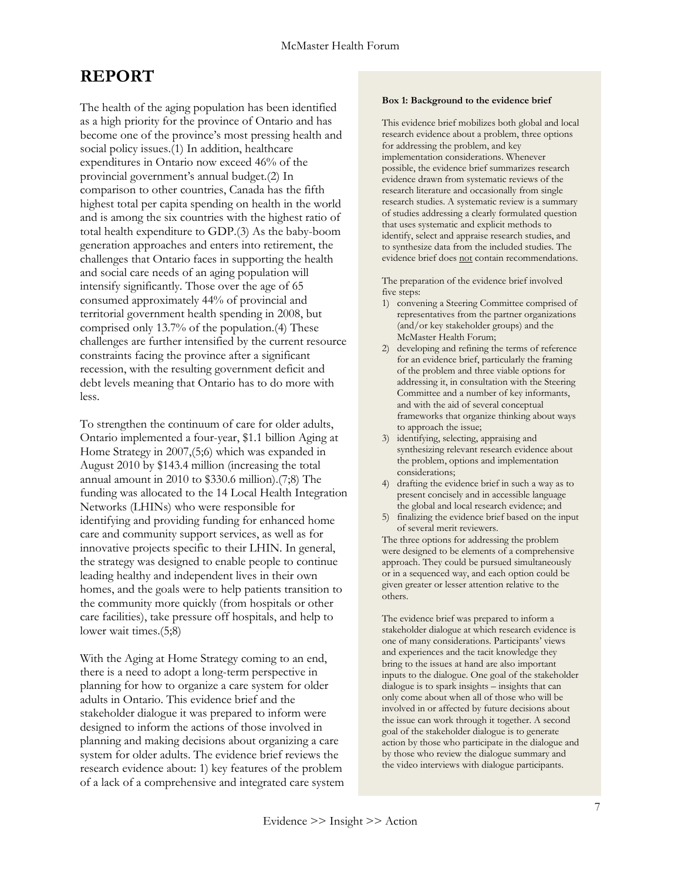# REPORT

The health of the aging population has been identified as a high priority for the province of Ontario and has become one of the province's most pressing health and social policy issues.(1) In addition, healthcare expenditures in Ontario now exceed 46% of the provincial government's annual budget.(2) In comparison to other countries, Canada has the fifth highest total per capita spending on health in the world and is among the six countries with the highest ratio of total health expenditure to GDP.(3) As the baby-boom generation approaches and enters into retirement, the challenges that Ontario faces in supporting the health and social care needs of an aging population will intensify significantly. Those over the age of 65 consumed approximately 44% of provincial and territorial government health spending in 2008, but comprised only 13.7% of the population.(4) These challenges are further intensified by the current resource constraints facing the province after a significant recession, with the resulting government deficit and debt levels meaning that Ontario has to do more with less.

To strengthen the continuum of care for older adults, Ontario implemented a four-year, $1.1 billion Aging at Home Strategy in 2007,(5;6) which was expanded in August 2010 by $143.4 million (increasing the total annual amount in 2010 to $330.6 million).(7;8) The funding was allocated to the 14 Local Health Integration Networks (LHINs) who were responsible for identifying and providing funding for enhanced home care and community support services, as well as for innovative projects specific to their LHIN. In general, the strategy was designed to enable people to continue leading healthy and independent lives in their own homes, and the goals were to help patients transition to the community more quickly (from hospitals or other care facilities), take pressure off hospitals, and help to lower wait times.(5;8)

With the Aging at Home Strategy coming to an end, there is a need to adopt a long-term perspective in planning for how to organize a care system for older adults in Ontario. This evidence brief and the stakeholder dialogue it was prepared to inform were designed to inform the actions of those involved in planning and making decisions about organizing a care system for older adults. The evidence brief reviews the research evidence about: 1) key features of the problem of a lack of a comprehensive and integrated care system

**Box 1: Background to the evidence brief**

This evidence brief mobilizes both global and local research evidence about a problem, three options for addressing the problem, and key implementation considerations. Whenever possible, the evidence brief summarizes research evidence drawn from systematic reviews of the research literature and occasionally from single research studies. A systematic review is a summary of studies addressing a clearly formulated question that uses systematic and explicit methods to identify, select and appraise research studies, and to synthesize data from the included studies. The evidence brief does not contain recommendations.

The preparation of the evidence brief involved five steps:

1) convening a Steering Committee comprised of representatives from the partner organizations (and/or key stakeholder groups) and the McMaster Health Forum;
2) developing and refining the terms of reference for an evidence brief, particularly the framing of the problem and three viable options for addressing it, in consultation with the Steering Committee and a number of key informants, and with the aid of several conceptual frameworks that organize thinking about ways to approach the issue;
3) identifying, selecting, appraising and synthesizing relevant research evidence about the problem, options and implementation considerations;
4) drafting the evidence brief in such a way as to present concisely and in accessible language the global and local research evidence; and
5) finalizing the evidence brief based on the input of several merit reviewers.

The three options for addressing the problem were designed to be elements of a comprehensive approach. They could be pursued simultaneously or in a sequenced way, and each option could be given greater or lesser attention relative to the others.

The evidence brief was prepared to inform a stakeholder dialogue at which research evidence is one of many considerations. Participants' views and experiences and the tacit knowledge they bring to the issues at hand are also important inputs to the dialogue. One goal of the stakeholder dialogue is to spark insights – insights that can only come about when all of those who will be involved in or affected by future decisions about the issue can work through it together. A second goal of the stakeholder dialogue is to generate action by those who participate in the dialogue and by those who review the dialogue summary and the video interviews with dialogue participants.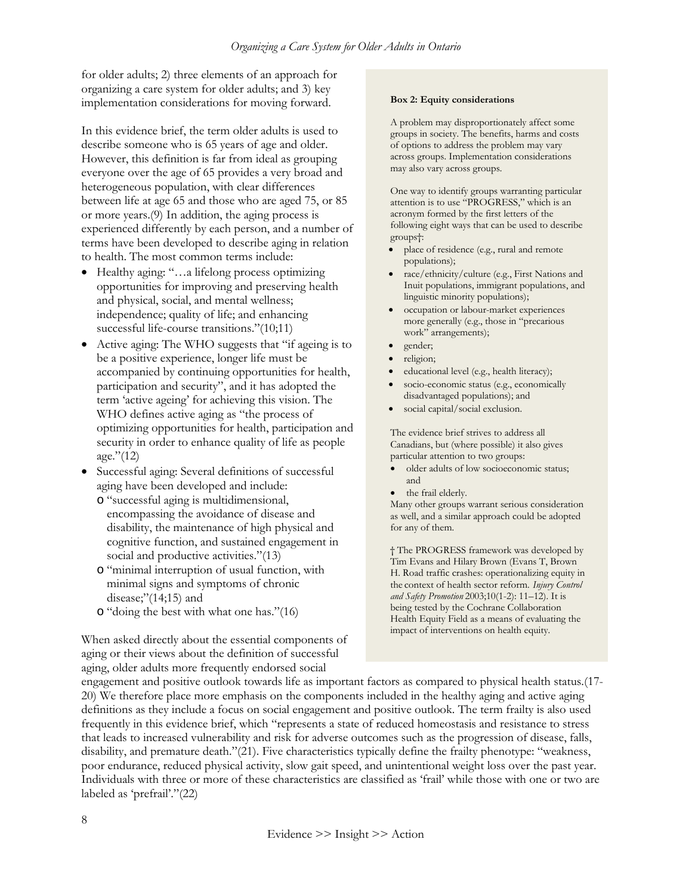for older adults; 2) three elements of an approach for organizing a care system for older adults; and 3) key implementation considerations for moving forward.

In this evidence brief, the term older adults is used to describe someone who is 65 years of age and older. However, this definition is far from ideal as grouping everyone over the age of 65 provides a very broad and heterogeneous population, with clear differences between life at age 65 and those who are aged 75, or 85 or more years.(9) In addition, the aging process is experienced differently by each person, and a number of terms have been developed to describe aging in relation to health. The most common terms include:

- Healthy aging: "…a lifelong process optimizing opportunities for improving and preserving health and physical, social, and mental wellness; independence; quality of life; and enhancing successful life-course transitions."(10;11)
- Active aging: The WHO suggests that "if ageing is to be a positive experience, longer life must be accompanied by continuing opportunities for health, participation and security", and it has adopted the term 'active ageing' for achieving this vision. The WHO defines active aging as "the process of optimizing opportunities for health, participation and security in order to enhance quality of life as people age."(12)
- Successful aging: Several definitions of successful aging have been developed and include:
  - "successful aging is multidimensional, encompassing the avoidance of disease and disability, the maintenance of high physical and cognitive function, and sustained engagement in social and productive activities."(13)
  - "minimal interruption of usual function, with minimal signs and symptoms of chronic disease;"(14;15) and
  - "doing the best with what one has."(16)

When asked directly about the essential components of aging or their views about the definition of successful aging, older adults more frequently endorsed social engagement and positive outlook towards life as important factors as compared to physical health status.(17-20) We therefore place more emphasis on the components included in the healthy aging and active aging definitions as they include a focus on social engagement and positive outlook. The term frailty is also used frequently in this evidence brief, which "represents a state of reduced homeostasis and resistance to stress that leads to increased vulnerability and risk for adverse outcomes such as the progression of disease, falls, disability, and premature death."(21). Five characteristics typically define the frailty phenotype: "weakness, poor endurance, reduced physical activity, slow gait speed, and unintentional weight loss over the past year. Individuals with three or more of these characteristics are classified as 'frail' while those with one or two are labeled as 'prefrail'."(22)

**Box 2: Equity considerations**

A problem may disproportionately affect some groups in society. The benefits, harms and costs of options to address the problem may vary across groups. Implementation considerations may also vary across groups.

One way to identify groups warranting particular attention is to use "PROGRESS," which is an acronym formed by the first letters of the following eight ways that can be used to describe groups†:

- place of residence (e.g., rural and remote populations);
- race/ethnicity/culture (e.g., First Nations and Inuit populations, immigrant populations, and linguistic minority populations);
- occupation or labour-market experiences more generally (e.g., those in "precarious work" arrangements);
- gender;
- religion;
- educational level (e.g., health literacy);
- socio-economic status (e.g., economically disadvantaged populations); and
- social capital/social exclusion.

The evidence brief strives to address all Canadians, but (where possible) it also gives particular attention to two groups:

- older adults of low socioeconomic status; and
- the frail elderly.

Many other groups warrant serious consideration as well, and a similar approach could be adopted for any of them.

† The PROGRESS framework was developed by Tim Evans and Hilary Brown (Evans T, Brown H. Road traffic crashes: operationalizing equity in the context of health sector reform. *Injury Control and Safety Promotion* 2003;10(1-2): 11–12). It is being tested by the Cochrane Collaboration Health Equity Field as a means of evaluating the impact of interventions on health equity.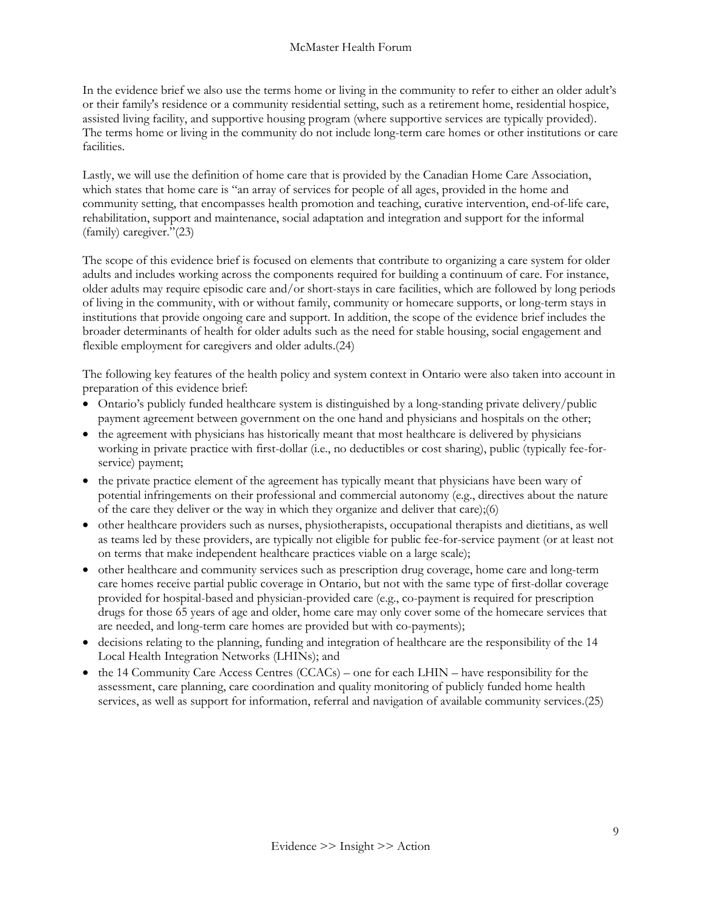In the evidence brief we also use the terms home or living in the community to refer to either an older adult's or their family's residence or a community residential setting, such as a retirement home, residential hospice, assisted living facility, and supportive housing program (where supportive services are typically provided). The terms home or living in the community do not include long-term care homes or other institutions or care facilities.

Lastly, we will use the definition of home care that is provided by the Canadian Home Care Association, which states that home care is "an array of services for people of all ages, provided in the home and community setting, that encompasses health promotion and teaching, curative intervention, end-of-life care, rehabilitation, support and maintenance, social adaptation and integration and support for the informal (family) caregiver."(23)

The scope of this evidence brief is focused on elements that contribute to organizing a care system for older adults and includes working across the components required for building a continuum of care. For instance, older adults may require episodic care and/or short-stays in care facilities, which are followed by long periods of living in the community, with or without family, community or homecare supports, or long-term stays in institutions that provide ongoing care and support. In addition, the scope of the evidence brief includes the broader determinants of health for older adults such as the need for stable housing, social engagement and flexible employment for caregivers and older adults.(24)

The following key features of the health policy and system context in Ontario were also taken into account in preparation of this evidence brief:

- Ontario's publicly funded healthcare system is distinguished by a long-standing private delivery/public payment agreement between government on the one hand and physicians and hospitals on the other;
- the agreement with physicians has historically meant that most healthcare is delivered by physicians working in private practice with first-dollar (i.e., no deductibles or cost sharing), public (typically fee-for-service) payment;
- the private practice element of the agreement has typically meant that physicians have been wary of potential infringements on their professional and commercial autonomy (e.g., directives about the nature of the care they deliver or the way in which they organize and deliver that care);(6)
- other healthcare providers such as nurses, physiotherapists, occupational therapists and dietitians, as well as teams led by these providers, are typically not eligible for public fee-for-service payment (or at least not on terms that make independent healthcare practices viable on a large scale);
- other healthcare and community services such as prescription drug coverage, home care and long-term care homes receive partial public coverage in Ontario, but not with the same type of first-dollar coverage provided for hospital-based and physician-provided care (e.g., co-payment is required for prescription drugs for those 65 years of age and older, home care may only cover some of the homecare services that are needed, and long-term care homes are provided but with co-payments);
- decisions relating to the planning, funding and integration of healthcare are the responsibility of the 14 Local Health Integration Networks (LHINs); and
- the 14 Community Care Access Centres (CCACs) – one for each LHIN – have responsibility for the assessment, care planning, care coordination and quality monitoring of publicly funded home health services, as well as support for information, referral and navigation of available community services.(25)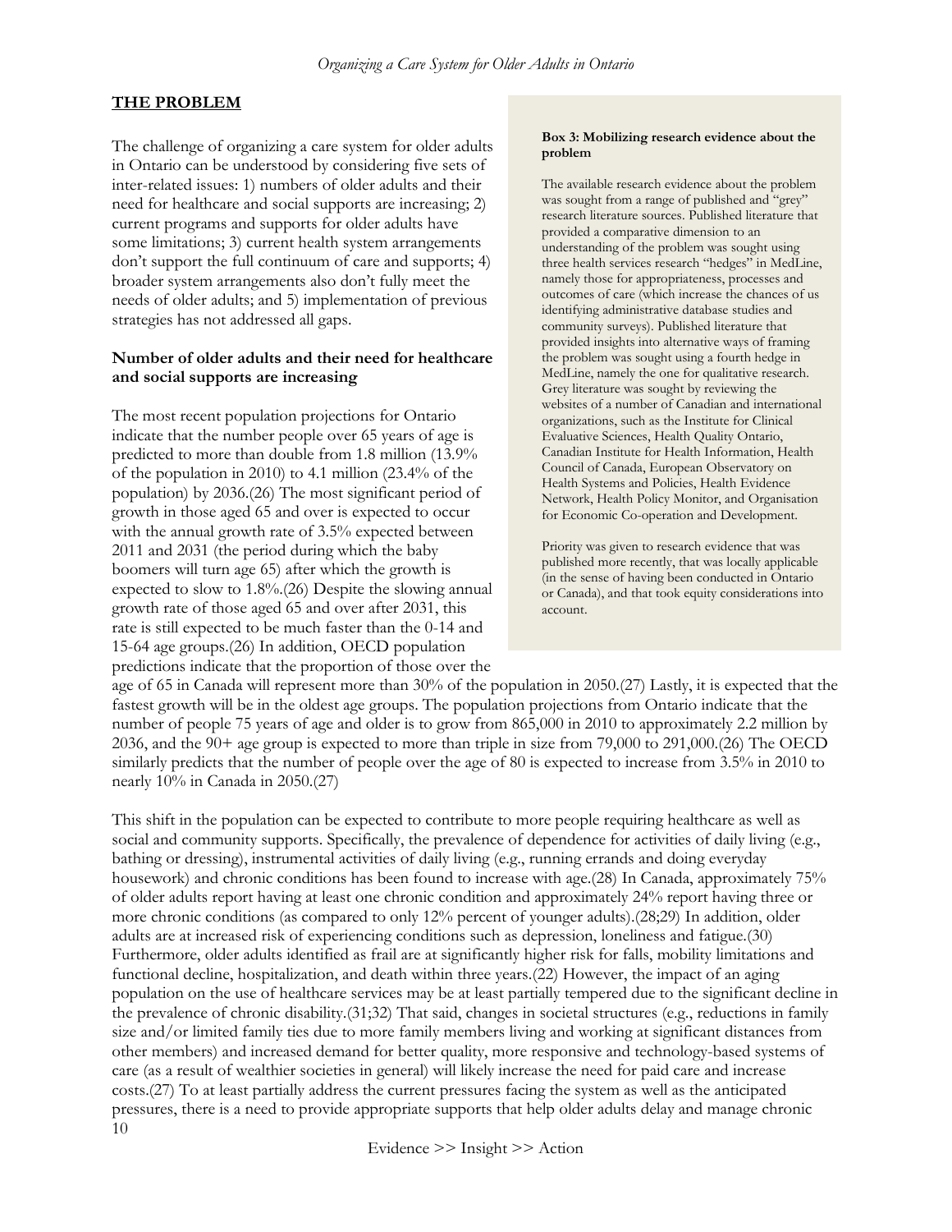## THE PROBLEM

The challenge of organizing a care system for older adults in Ontario can be understood by considering five sets of inter-related issues: 1) numbers of older adults and their need for healthcare and social supports are increasing; 2) current programs and supports for older adults have some limitations; 3) current health system arrangements don't support the full continuum of care and supports; 4) broader system arrangements also don't fully meet the needs of older adults; and 5) implementation of previous strategies has not addressed all gaps.

> **Box 3: Mobilizing research evidence about the problem**
>
> The available research evidence about the problem was sought from a range of published and "grey" research literature sources. Published literature that provided a comparative dimension to an understanding of the problem was sought using three health services research "hedges" in MedLine, namely those for appropriateness, processes and outcomes of care (which increase the chances of us identifying administrative database studies and community surveys). Published literature that provided insights into alternative ways of framing the problem was sought using a fourth hedge in MedLine, namely the one for qualitative research. Grey literature was sought by reviewing the websites of a number of Canadian and international organizations, such as the Institute for Clinical Evaluative Sciences, Health Quality Ontario, Canadian Institute for Health Information, Health Council of Canada, European Observatory on Health Systems and Policies, Health Evidence Network, Health Policy Monitor, and Organisation for Economic Co-operation and Development.
>
> Priority was given to research evidence that was published more recently, that was locally applicable (in the sense of having been conducted in Ontario or Canada), and that took equity considerations into account.

### Number of older adults and their need for healthcare and social supports are increasing

The most recent population projections for Ontario indicate that the number people over 65 years of age is predicted to more than double from 1.8 million (13.9% of the population in 2010) to 4.1 million (23.4% of the population) by 2036.(26) The most significant period of growth in those aged 65 and over is expected to occur with the annual growth rate of 3.5% expected between 2011 and 2031 (the period during which the baby boomers will turn age 65) after which the growth is expected to slow to 1.8%.(26) Despite the slowing annual growth rate of those aged 65 and over after 2031, this rate is still expected to be much faster than the 0-14 and 15-64 age groups.(26) In addition, OECD population predictions indicate that the proportion of those over the age of 65 in Canada will represent more than 30% of the population in 2050.(27) Lastly, it is expected that the fastest growth will be in the oldest age groups. The population projections from Ontario indicate that the number of people 75 years of age and older is to grow from 865,000 in 2010 to approximately 2.2 million by 2036, and the 90+ age group is expected to more than triple in size from 79,000 to 291,000.(26) The OECD similarly predicts that the number of people over the age of 80 is expected to increase from 3.5% in 2010 to nearly 10% in Canada in 2050.(27)

This shift in the population can be expected to contribute to more people requiring healthcare as well as social and community supports. Specifically, the prevalence of dependence for activities of daily living (e.g., bathing or dressing), instrumental activities of daily living (e.g., running errands and doing everyday housework) and chronic conditions has been found to increase with age.(28) In Canada, approximately 75% of older adults report having at least one chronic condition and approximately 24% report having three or more chronic conditions (as compared to only 12% percent of younger adults).(28;29) In addition, older adults are at increased risk of experiencing conditions such as depression, loneliness and fatigue.(30) Furthermore, older adults identified as frail are at significantly higher risk for falls, mobility limitations and functional decline, hospitalization, and death within three years.(22) However, the impact of an aging population on the use of healthcare services may be at least partially tempered due to the significant decline in the prevalence of chronic disability.(31;32) That said, changes in societal structures (e.g., reductions in family size and/or limited family ties due to more family members living and working at significant distances from other members) and increased demand for better quality, more responsive and technology-based systems of care (as a result of wealthier societies in general) will likely increase the need for paid care and increase costs.(27) To at least partially address the current pressures facing the system as well as the anticipated pressures, there is a need to provide appropriate supports that help older adults delay and manage chronic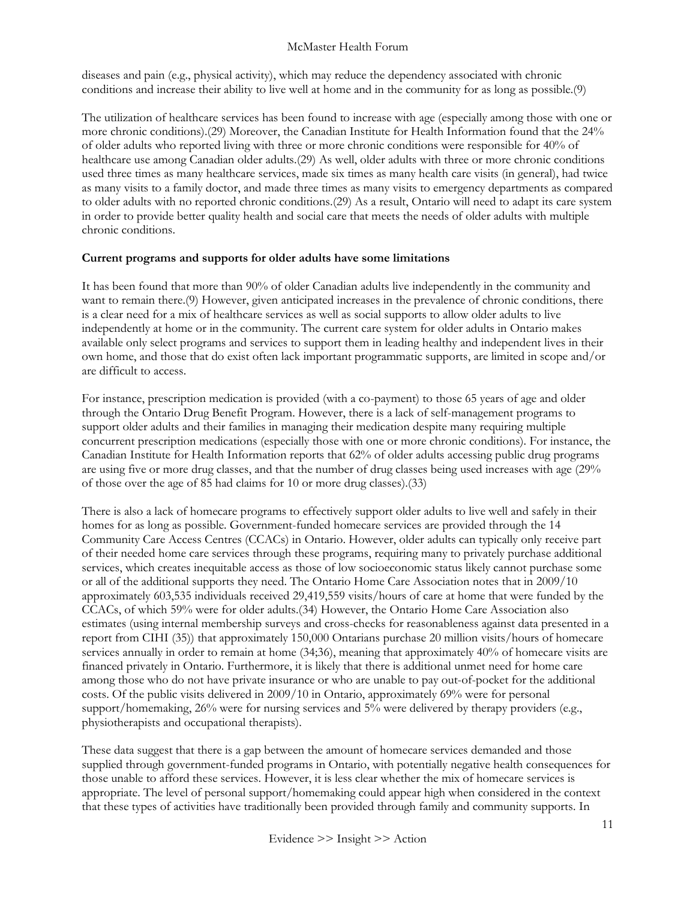diseases and pain (e.g., physical activity), which may reduce the dependency associated with chronic conditions and increase their ability to live well at home and in the community for as long as possible.(9)

The utilization of healthcare services has been found to increase with age (especially among those with one or more chronic conditions).(29) Moreover, the Canadian Institute for Health Information found that the 24% of older adults who reported living with three or more chronic conditions were responsible for 40% of healthcare use among Canadian older adults.(29) As well, older adults with three or more chronic conditions used three times as many healthcare services, made six times as many health care visits (in general), had twice as many visits to a family doctor, and made three times as many visits to emergency departments as compared to older adults with no reported chronic conditions.(29) As a result, Ontario will need to adapt its care system in order to provide better quality health and social care that meets the needs of older adults with multiple chronic conditions.

**Current programs and supports for older adults have some limitations**

It has been found that more than 90% of older Canadian adults live independently in the community and want to remain there.(9) However, given anticipated increases in the prevalence of chronic conditions, there is a clear need for a mix of healthcare services as well as social supports to allow older adults to live independently at home or in the community. The current care system for older adults in Ontario makes available only select programs and services to support them in leading healthy and independent lives in their own home, and those that do exist often lack important programmatic supports, are limited in scope and/or are difficult to access.

For instance, prescription medication is provided (with a co-payment) to those 65 years of age and older through the Ontario Drug Benefit Program. However, there is a lack of self-management programs to support older adults and their families in managing their medication despite many requiring multiple concurrent prescription medications (especially those with one or more chronic conditions). For instance, the Canadian Institute for Health Information reports that 62% of older adults accessing public drug programs are using five or more drug classes, and that the number of drug classes being used increases with age (29% of those over the age of 85 had claims for 10 or more drug classes).(33)

There is also a lack of homecare programs to effectively support older adults to live well and safely in their homes for as long as possible. Government-funded homecare services are provided through the 14 Community Care Access Centres (CCACs) in Ontario. However, older adults can typically only receive part of their needed home care services through these programs, requiring many to privately purchase additional services, which creates inequitable access as those of low socioeconomic status likely cannot purchase some or all of the additional supports they need. The Ontario Home Care Association notes that in 2009/10 approximately 603,535 individuals received 29,419,559 visits/hours of care at home that were funded by the CCACs, of which 59% were for older adults.(34) However, the Ontario Home Care Association also estimates (using internal membership surveys and cross-checks for reasonableness against data presented in a report from CIHI (35)) that approximately 150,000 Ontarians purchase 20 million visits/hours of homecare services annually in order to remain at home (34;36), meaning that approximately 40% of homecare visits are financed privately in Ontario. Furthermore, it is likely that there is additional unmet need for home care among those who do not have private insurance or who are unable to pay out-of-pocket for the additional costs. Of the public visits delivered in 2009/10 in Ontario, approximately 69% were for personal support/homemaking, 26% were for nursing services and 5% were delivered by therapy providers (e.g., physiotherapists and occupational therapists).

These data suggest that there is a gap between the amount of homecare services demanded and those supplied through government-funded programs in Ontario, with potentially negative health consequences for those unable to afford these services. However, it is less clear whether the mix of homecare services is appropriate. The level of personal support/homemaking could appear high when considered in the context that these types of activities have traditionally been provided through family and community supports. In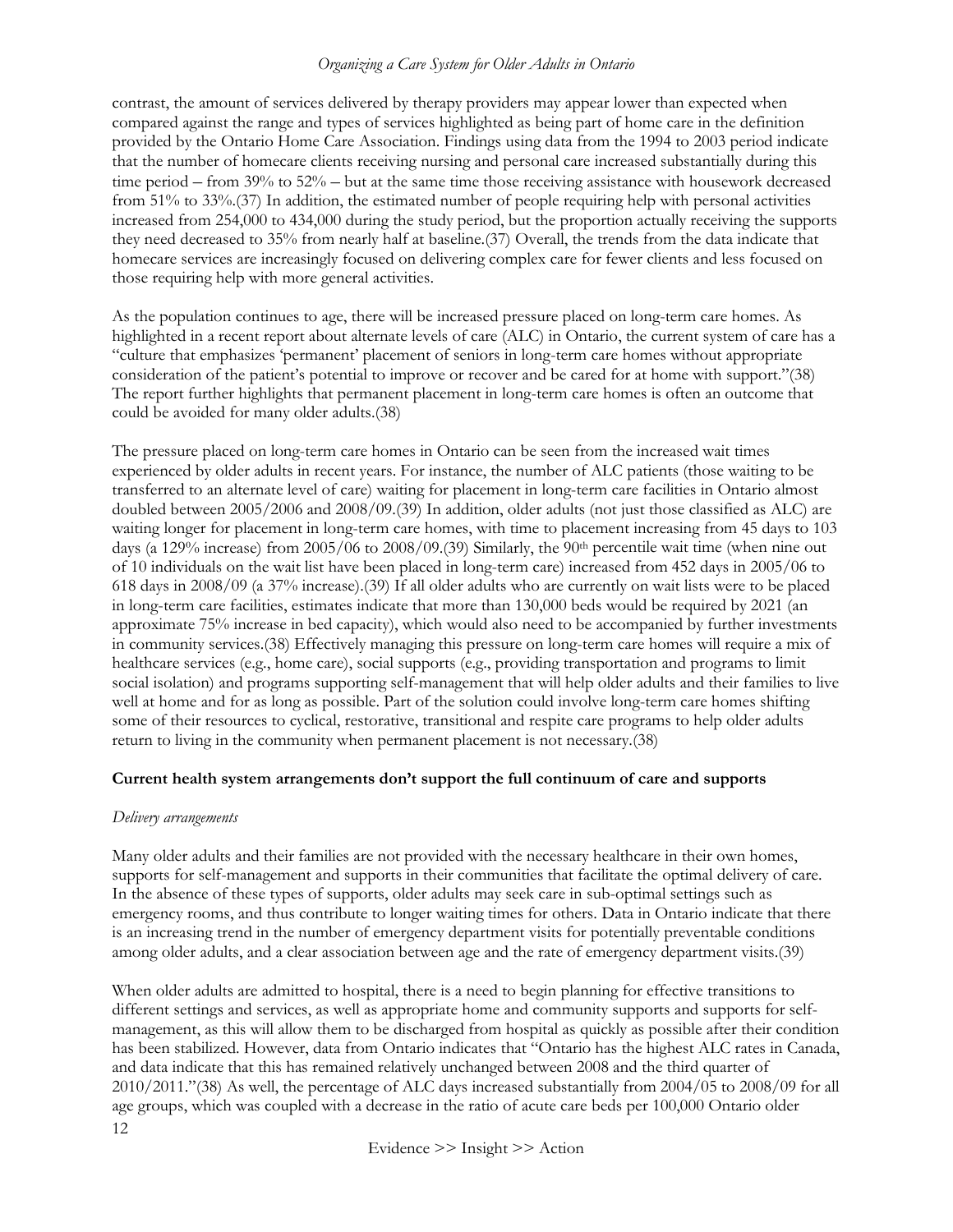contrast, the amount of services delivered by therapy providers may appear lower than expected when compared against the range and types of services highlighted as being part of home care in the definition provided by the Ontario Home Care Association. Findings using data from the 1994 to 2003 period indicate that the number of homecare clients receiving nursing and personal care increased substantially during this time period – from 39% to 52% – but at the same time those receiving assistance with housework decreased from 51% to 33%.(37) In addition, the estimated number of people requiring help with personal activities increased from 254,000 to 434,000 during the study period, but the proportion actually receiving the supports they need decreased to 35% from nearly half at baseline.(37) Overall, the trends from the data indicate that homecare services are increasingly focused on delivering complex care for fewer clients and less focused on those requiring help with more general activities.

As the population continues to age, there will be increased pressure placed on long-term care homes. As highlighted in a recent report about alternate levels of care (ALC) in Ontario, the current system of care has a "culture that emphasizes 'permanent' placement of seniors in long-term care homes without appropriate consideration of the patient's potential to improve or recover and be cared for at home with support."(38) The report further highlights that permanent placement in long-term care homes is often an outcome that could be avoided for many older adults.(38)

The pressure placed on long-term care homes in Ontario can be seen from the increased wait times experienced by older adults in recent years. For instance, the number of ALC patients (those waiting to be transferred to an alternate level of care) waiting for placement in long-term care facilities in Ontario almost doubled between 2005/2006 and 2008/09.(39) In addition, older adults (not just those classified as ALC) are waiting longer for placement in long-term care homes, with time to placement increasing from 45 days to 103 days (a 129% increase) from 2005/06 to 2008/09.(39) Similarly, the 90th percentile wait time (when nine out of 10 individuals on the wait list have been placed in long-term care) increased from 452 days in 2005/06 to 618 days in 2008/09 (a 37% increase).(39) If all older adults who are currently on wait lists were to be placed in long-term care facilities, estimates indicate that more than 130,000 beds would be required by 2021 (an approximate 75% increase in bed capacity), which would also need to be accompanied by further investments in community services.(38) Effectively managing this pressure on long-term care homes will require a mix of healthcare services (e.g., home care), social supports (e.g., providing transportation and programs to limit social isolation) and programs supporting self-management that will help older adults and their families to live well at home and for as long as possible. Part of the solution could involve long-term care homes shifting some of their resources to cyclical, restorative, transitional and respite care programs to help older adults return to living in the community when permanent placement is not necessary.(38)

**Current health system arrangements don't support the full continuum of care and supports**

*Delivery arrangements*

Many older adults and their families are not provided with the necessary healthcare in their own homes, supports for self-management and supports in their communities that facilitate the optimal delivery of care. In the absence of these types of supports, older adults may seek care in sub-optimal settings such as emergency rooms, and thus contribute to longer waiting times for others. Data in Ontario indicate that there is an increasing trend in the number of emergency department visits for potentially preventable conditions among older adults, and a clear association between age and the rate of emergency department visits.(39)

When older adults are admitted to hospital, there is a need to begin planning for effective transitions to different settings and services, as well as appropriate home and community supports and supports for self-management, as this will allow them to be discharged from hospital as quickly as possible after their condition has been stabilized. However, data from Ontario indicates that "Ontario has the highest ALC rates in Canada, and data indicate that this has remained relatively unchanged between 2008 and the third quarter of 2010/2011."(38) As well, the percentage of ALC days increased substantially from 2004/05 to 2008/09 for all age groups, which was coupled with a decrease in the ratio of acute care beds per 100,000 Ontario older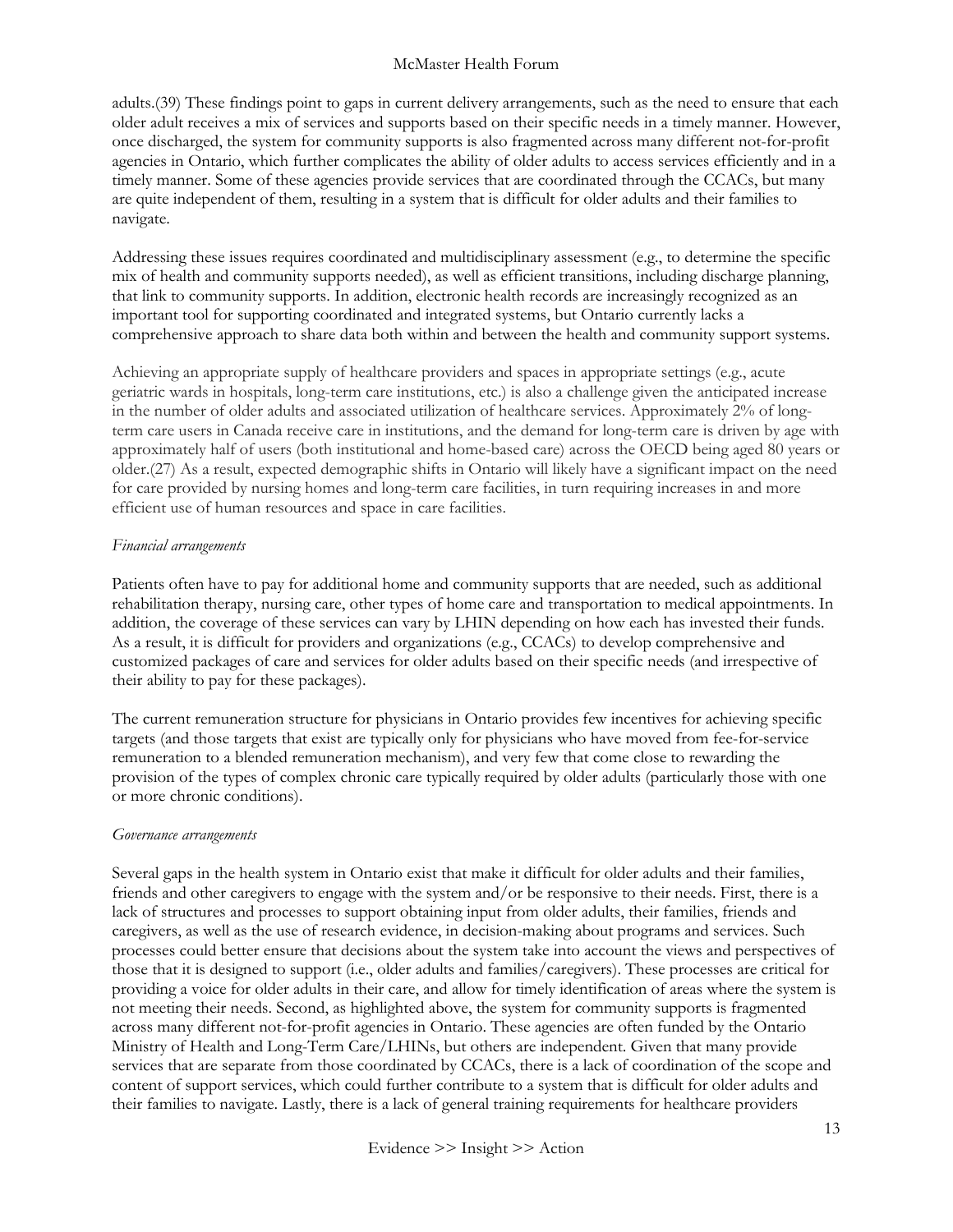adults.(39) These findings point to gaps in current delivery arrangements, such as the need to ensure that each older adult receives a mix of services and supports based on their specific needs in a timely manner. However, once discharged, the system for community supports is also fragmented across many different not-for-profit agencies in Ontario, which further complicates the ability of older adults to access services efficiently and in a timely manner. Some of these agencies provide services that are coordinated through the CCACs, but many are quite independent of them, resulting in a system that is difficult for older adults and their families to navigate.

Addressing these issues requires coordinated and multidisciplinary assessment (e.g., to determine the specific mix of health and community supports needed), as well as efficient transitions, including discharge planning, that link to community supports. In addition, electronic health records are increasingly recognized as an important tool for supporting coordinated and integrated systems, but Ontario currently lacks a comprehensive approach to share data both within and between the health and community support systems.

Achieving an appropriate supply of healthcare providers and spaces in appropriate settings (e.g., acute geriatric wards in hospitals, long-term care institutions, etc.) is also a challenge given the anticipated increase in the number of older adults and associated utilization of healthcare services. Approximately 2% of long-term care users in Canada receive care in institutions, and the demand for long-term care is driven by age with approximately half of users (both institutional and home-based care) across the OECD being aged 80 years or older.(27) As a result, expected demographic shifts in Ontario will likely have a significant impact on the need for care provided by nursing homes and long-term care facilities, in turn requiring increases in and more efficient use of human resources and space in care facilities.

*Financial arrangements*

Patients often have to pay for additional home and community supports that are needed, such as additional rehabilitation therapy, nursing care, other types of home care and transportation to medical appointments. In addition, the coverage of these services can vary by LHIN depending on how each has invested their funds. As a result, it is difficult for providers and organizations (e.g., CCACs) to develop comprehensive and customized packages of care and services for older adults based on their specific needs (and irrespective of their ability to pay for these packages).

The current remuneration structure for physicians in Ontario provides few incentives for achieving specific targets (and those targets that exist are typically only for physicians who have moved from fee-for-service remuneration to a blended remuneration mechanism), and very few that come close to rewarding the provision of the types of complex chronic care typically required by older adults (particularly those with one or more chronic conditions).

*Governance arrangements*

Several gaps in the health system in Ontario exist that make it difficult for older adults and their families, friends and other caregivers to engage with the system and/or be responsive to their needs. First, there is a lack of structures and processes to support obtaining input from older adults, their families, friends and caregivers, as well as the use of research evidence, in decision-making about programs and services. Such processes could better ensure that decisions about the system take into account the views and perspectives of those that it is designed to support (i.e., older adults and families/caregivers). These processes are critical for providing a voice for older adults in their care, and allow for timely identification of areas where the system is not meeting their needs. Second, as highlighted above, the system for community supports is fragmented across many different not-for-profit agencies in Ontario. These agencies are often funded by the Ontario Ministry of Health and Long-Term Care/LHINs, but others are independent. Given that many provide services that are separate from those coordinated by CCACs, there is a lack of coordination of the scope and content of support services, which could further contribute to a system that is difficult for older adults and their families to navigate. Lastly, there is a lack of general training requirements for healthcare providers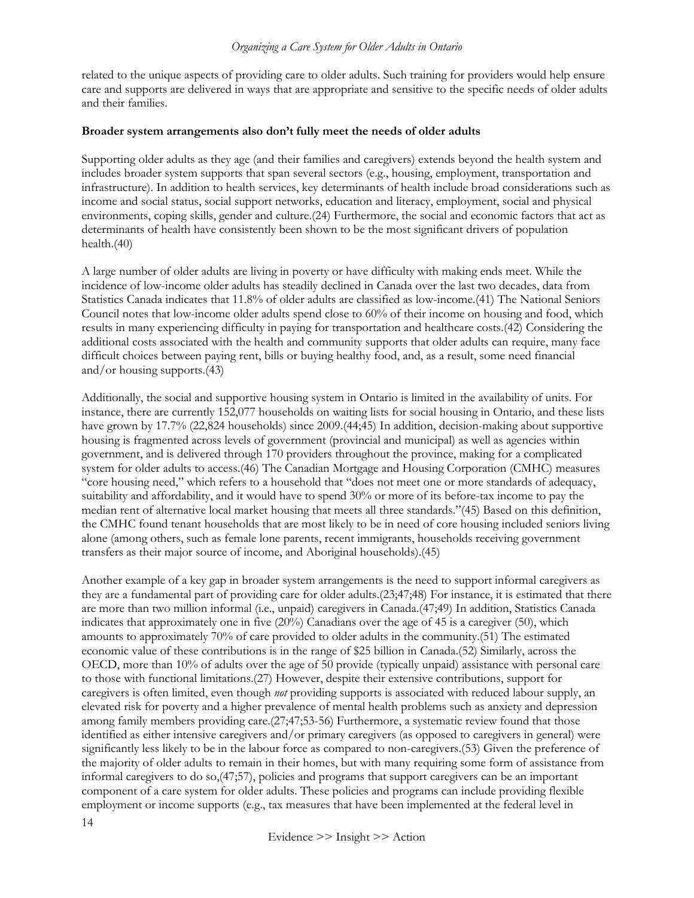related to the unique aspects of providing care to older adults. Such training for providers would help ensure care and supports are delivered in ways that are appropriate and sensitive to the specific needs of older adults and their families.

**Broader system arrangements also don't fully meet the needs of older adults**

Supporting older adults as they age (and their families and caregivers) extends beyond the health system and includes broader system supports that span several sectors (e.g., housing, employment, transportation and infrastructure). In addition to health services, key determinants of health include broad considerations such as income and social status, social support networks, education and literacy, employment, social and physical environments, coping skills, gender and culture.(24) Furthermore, the social and economic factors that act as determinants of health have consistently been shown to be the most significant drivers of population health.(40)

A large number of older adults are living in poverty or have difficulty with making ends meet. While the incidence of low-income older adults has steadily declined in Canada over the last two decades, data from Statistics Canada indicates that 11.8% of older adults are classified as low-income.(41) The National Seniors Council notes that low-income older adults spend close to 60% of their income on housing and food, which results in many experiencing difficulty in paying for transportation and healthcare costs.(42) Considering the additional costs associated with the health and community supports that older adults can require, many face difficult choices between paying rent, bills or buying healthy food, and, as a result, some need financial and/or housing supports.(43)

Additionally, the social and supportive housing system in Ontario is limited in the availability of units. For instance, there are currently 152,077 households on waiting lists for social housing in Ontario, and these lists have grown by 17.7% (22,824 households) since 2009.(44;45) In addition, decision-making about supportive housing is fragmented across levels of government (provincial and municipal) as well as agencies within government, and is delivered through 170 providers throughout the province, making for a complicated system for older adults to access.(46) The Canadian Mortgage and Housing Corporation (CMHC) measures "core housing need," which refers to a household that "does not meet one or more standards of adequacy, suitability and affordability, and it would have to spend 30% or more of its before-tax income to pay the median rent of alternative local market housing that meets all three standards."(45) Based on this definition, the CMHC found tenant households that are most likely to be in need of core housing included seniors living alone (among others, such as female lone parents, recent immigrants, households receiving government transfers as their major source of income, and Aboriginal households).(45)

Another example of a key gap in broader system arrangements is the need to support informal caregivers as they are a fundamental part of providing care for older adults.(23;47;48) For instance, it is estimated that there are more than two million informal (i.e., unpaid) caregivers in Canada.(47;49) In addition, Statistics Canada indicates that approximately one in five (20%) Canadians over the age of 45 is a caregiver (50), which amounts to approximately 70% of care provided to older adults in the community.(51) The estimated economic value of these contributions is in the range of $25 billion in Canada.(52) Similarly, across the OECD, more than 10% of adults over the age of 50 provide (typically unpaid) assistance with personal care to those with functional limitations.(27) However, despite their extensive contributions, support for caregivers is often limited, even though *not* providing supports is associated with reduced labour supply, an elevated risk for poverty and a higher prevalence of mental health problems such as anxiety and depression among family members providing care.(27;47;53-56) Furthermore, a systematic review found that those identified as either intensive caregivers and/or primary caregivers (as opposed to caregivers in general) were significantly less likely to be in the labour force as compared to non-caregivers.(53) Given the preference of the majority of older adults to remain in their homes, but with many requiring some form of assistance from informal caregivers to do so,(47;57), policies and programs that support caregivers can be an important component of a care system for older adults. These policies and programs can include providing flexible employment or income supports (e.g., tax measures that have been implemented at the federal level in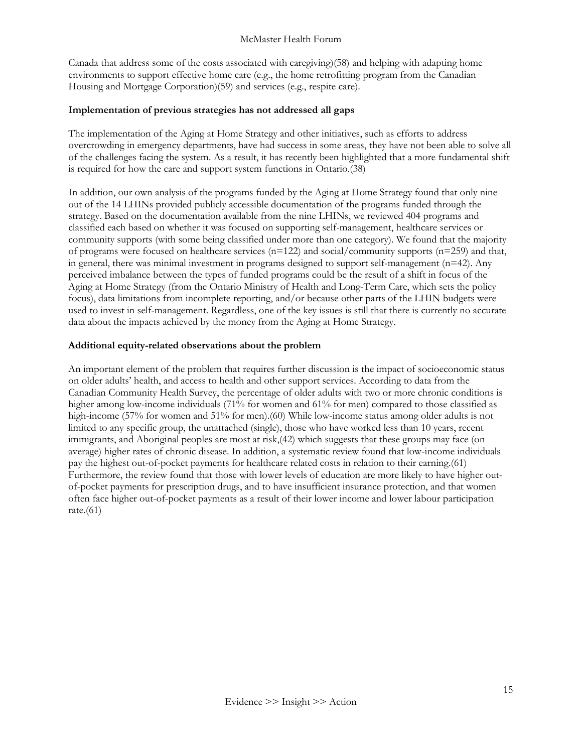Canada that address some of the costs associated with caregiving)(58) and helping with adapting home environments to support effective home care (e.g., the home retrofitting program from the Canadian Housing and Mortgage Corporation)(59) and services (e.g., respite care).

**Implementation of previous strategies has not addressed all gaps**

The implementation of the Aging at Home Strategy and other initiatives, such as efforts to address overcrowding in emergency departments, have had success in some areas, they have not been able to solve all of the challenges facing the system. As a result, it has recently been highlighted that a more fundamental shift is required for how the care and support system functions in Ontario.(38)

In addition, our own analysis of the programs funded by the Aging at Home Strategy found that only nine out of the 14 LHINs provided publicly accessible documentation of the programs funded through the strategy. Based on the documentation available from the nine LHINs, we reviewed 404 programs and classified each based on whether it was focused on supporting self-management, healthcare services or community supports (with some being classified under more than one category). We found that the majority of programs were focused on healthcare services (n=122) and social/community supports (n=259) and that, in general, there was minimal investment in programs designed to support self-management (n=42). Any perceived imbalance between the types of funded programs could be the result of a shift in focus of the Aging at Home Strategy (from the Ontario Ministry of Health and Long-Term Care, which sets the policy focus), data limitations from incomplete reporting, and/or because other parts of the LHIN budgets were used to invest in self-management. Regardless, one of the key issues is still that there is currently no accurate data about the impacts achieved by the money from the Aging at Home Strategy.

**Additional equity-related observations about the problem**

An important element of the problem that requires further discussion is the impact of socioeconomic status on older adults' health, and access to health and other support services. According to data from the Canadian Community Health Survey, the percentage of older adults with two or more chronic conditions is higher among low-income individuals (71% for women and 61% for men) compared to those classified as high-income (57% for women and 51% for men).(60) While low-income status among older adults is not limited to any specific group, the unattached (single), those who have worked less than 10 years, recent immigrants, and Aboriginal peoples are most at risk,(42) which suggests that these groups may face (on average) higher rates of chronic disease. In addition, a systematic review found that low-income individuals pay the highest out-of-pocket payments for healthcare related costs in relation to their earning.(61) Furthermore, the review found that those with lower levels of education are more likely to have higher out-of-pocket payments for prescription drugs, and to have insufficient insurance protection, and that women often face higher out-of-pocket payments as a result of their lower income and lower labour participation rate.(61)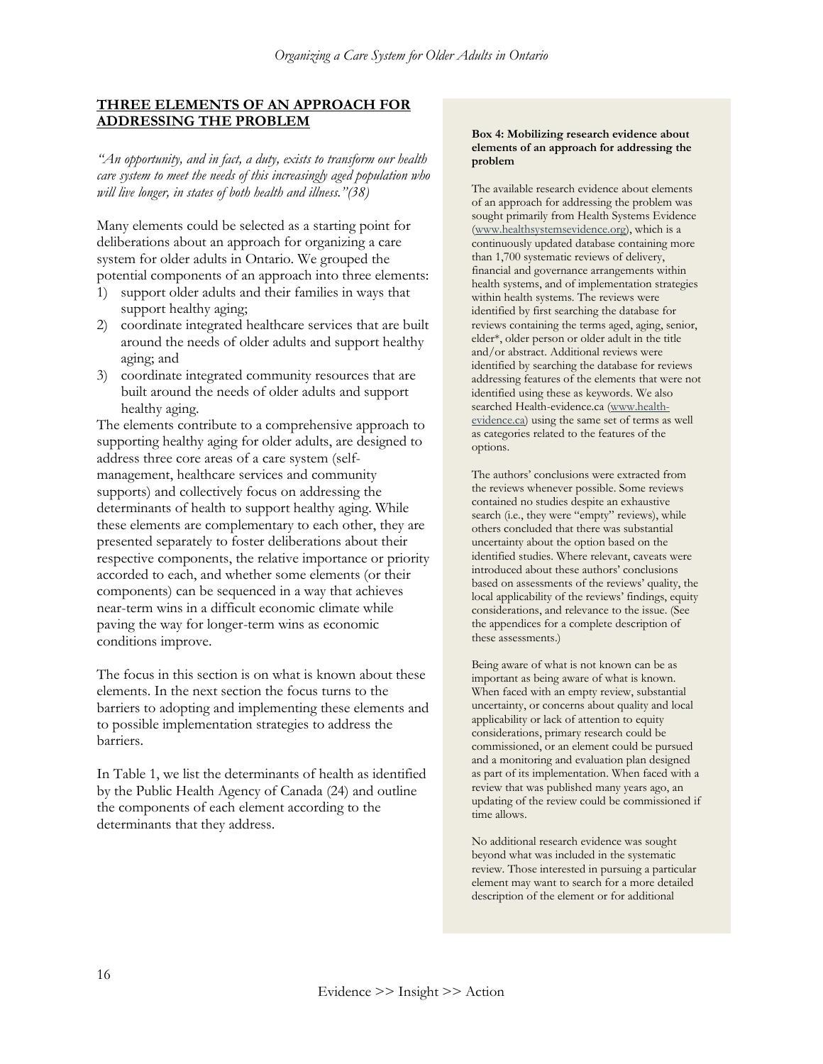## THREE ELEMENTS OF AN APPROACH FOR ADDRESSING THE PROBLEM

*"An opportunity, and in fact, a duty, exists to transform our health care system to meet the needs of this increasingly aged population who will live longer, in states of both health and illness."(38)*

Many elements could be selected as a starting point for deliberations about an approach for organizing a care system for older adults in Ontario. We grouped the potential components of an approach into three elements:

1) support older adults and their families in ways that support healthy aging;
2) coordinate integrated healthcare services that are built around the needs of older adults and support healthy aging; and
3) coordinate integrated community resources that are built around the needs of older adults and support healthy aging.

The elements contribute to a comprehensive approach to supporting healthy aging for older adults, are designed to address three core areas of a care system (self-management, healthcare services and community supports) and collectively focus on addressing the determinants of health to support healthy aging. While these elements are complementary to each other, they are presented separately to foster deliberations about their respective components, the relative importance or priority accorded to each, and whether some elements (or their components) can be sequenced in a way that achieves near-term wins in a difficult economic climate while paving the way for longer-term wins as economic conditions improve.

The focus in this section is on what is known about these elements. In the next section the focus turns to the barriers to adopting and implementing these elements and to possible implementation strategies to address the barriers.

In Table 1, we list the determinants of health as identified by the Public Health Agency of Canada (24) and outline the components of each element according to the determinants that they address.

**Box 4: Mobilizing research evidence about elements of an approach for addressing the problem**

The available research evidence about elements of an approach for addressing the problem was sought primarily from Health Systems Evidence (www.healthsystemsevidence.org), which is a continuously updated database containing more than 1,700 systematic reviews of delivery, financial and governance arrangements within health systems, and of implementation strategies within health systems. The reviews were identified by first searching the database for reviews containing the terms aged, aging, senior, elder*, older person or older adult in the title and/or abstract. Additional reviews were identified by searching the database for reviews addressing features of the elements that were not identified using these as keywords. We also searched Health-evidence.ca (www.health-evidence.ca) using the same set of terms as well as categories related to the features of the options.

The authors' conclusions were extracted from the reviews whenever possible. Some reviews contained no studies despite an exhaustive search (i.e., they were "empty" reviews), while others concluded that there was substantial uncertainty about the option based on the identified studies. Where relevant, caveats were introduced about these authors' conclusions based on assessments of the reviews' quality, the local applicability of the reviews' findings, equity considerations, and relevance to the issue. (See the appendices for a complete description of these assessments.)

Being aware of what is not known can be as important as being aware of what is known. When faced with an empty review, substantial uncertainty, or concerns about quality and local applicability or lack of attention to equity considerations, primary research could be commissioned, or an element could be pursued and a monitoring and evaluation plan designed as part of its implementation. When faced with a review that was published many years ago, an updating of the review could be commissioned if time allows.

No additional research evidence was sought beyond what was included in the systematic review. Those interested in pursuing a particular element may want to search for a more detailed description of the element or for additional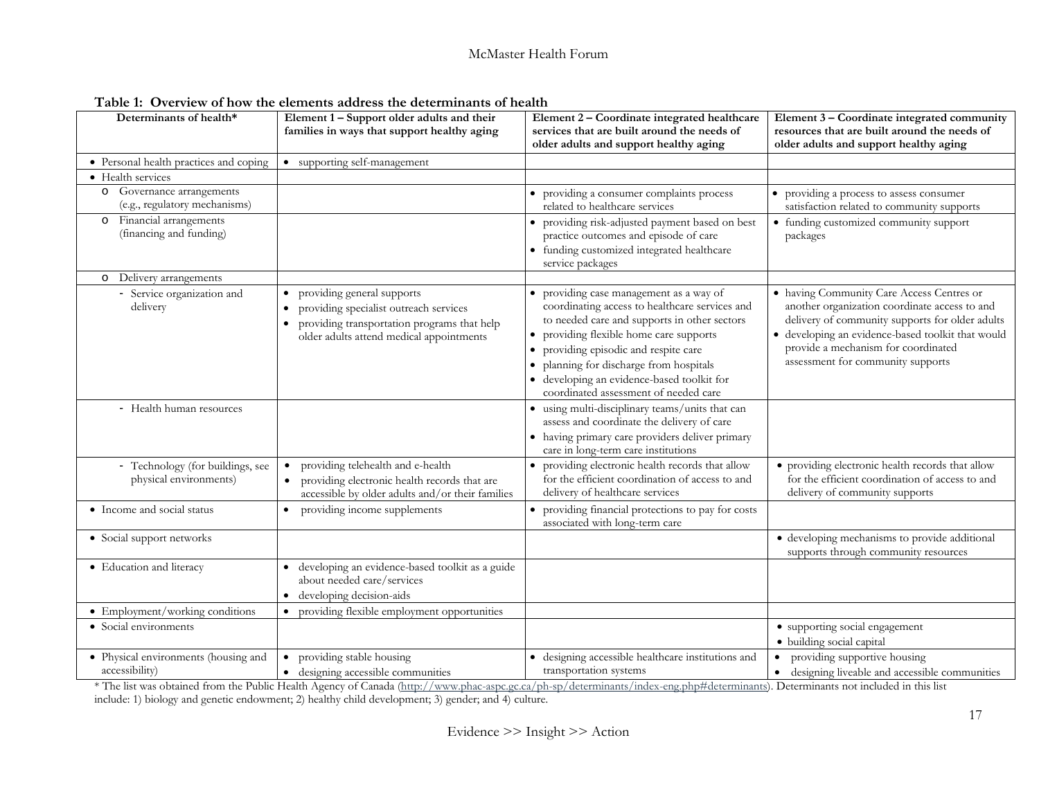**Table 1: Overview of how the elements address the determinants of health**

| Determinants of health* | Element 1 – Support older adults and their families in ways that support healthy aging | Element 2 – Coordinate integrated healthcare services that are built around the needs of older adults and support healthy aging | Element 3 – Coordinate integrated community resources that are built around the needs of older adults and support healthy aging |
|---|---|---|---|
| • Personal health practices and coping | • supporting self-management | | |
| • Health services | | | |
| o Governance arrangements (e.g., regulatory mechanisms) | | • providing a consumer complaints process related to healthcare services | • providing a process to assess consumer satisfaction related to community supports |
| o Financial arrangements (financing and funding) | | • providing risk-adjusted payment based on best practice outcomes and episode of care<br>• funding customized integrated healthcare service packages | • funding customized community support packages |
| o Delivery arrangements | | | |
| - Service organization and delivery | • providing general supports<br>• providing specialist outreach services<br>• providing transportation programs that help older adults attend medical appointments | • providing case management as a way of coordinating access to healthcare services and to needed care and supports in other sectors<br>• providing flexible home care supports<br>• providing episodic and respite care<br>• planning for discharge from hospitals<br>• developing an evidence-based toolkit for coordinated assessment of needed care | • having Community Care Access Centres or another organization coordinate access to and delivery of community supports for older adults<br>• developing an evidence-based toolkit that would provide a mechanism for coordinated assessment for community supports |
| - Health human resources | | • using multi-disciplinary teams/units that can assess and coordinate the delivery of care<br>• having primary care providers deliver primary care in long-term care institutions | |
| - Technology (for buildings, see physical environments) | • providing telehealth and e-health<br>• providing electronic health records that are accessible by older adults and/or their families | • providing electronic health records that allow for the efficient coordination of access to and delivery of healthcare services | • providing electronic health records that allow for the efficient coordination of access to and delivery of community supports |
| • Income and social status | • providing income supplements | • providing financial protections to pay for costs associated with long-term care | |
| • Social support networks | | | • developing mechanisms to provide additional supports through community resources |
| • Education and literacy | • developing an evidence-based toolkit as a guide about needed care/services<br>• developing decision-aids | | |
| • Employment/working conditions | • providing flexible employment opportunities | | |
| • Social environments | | | • supporting social engagement<br>• building social capital |
| • Physical environments (housing and accessibility) | • providing stable housing<br>• designing accessible communities | • designing accessible healthcare institutions and transportation systems | • providing supportive housing<br>• designing liveable and accessible communities |

* The list was obtained from the Public Health Agency of Canada (http://www.phac-aspc.gc.ca/ph-sp/determinants/index-eng.php#determinants). Determinants not included in this list include: 1) biology and genetic endowment; 2) healthy child development; 3) gender; and 4) culture.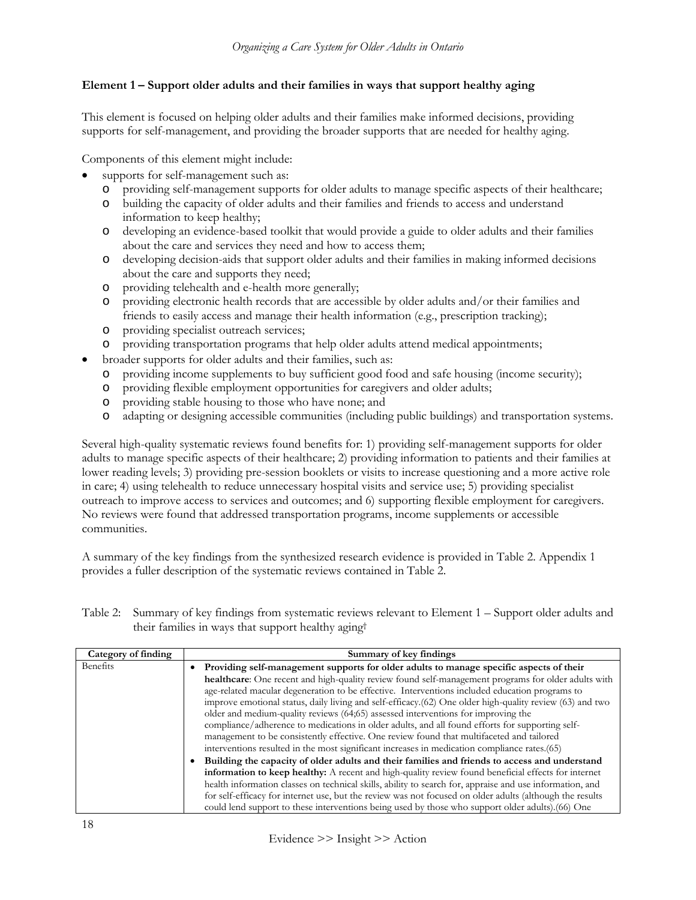**Element 1 – Support older adults and their families in ways that support healthy aging**

This element is focused on helping older adults and their families make informed decisions, providing supports for self-management, and providing the broader supports that are needed for healthy aging.

Components of this element might include:

- supports for self-management such as:
  - providing self-management supports for older adults to manage specific aspects of their healthcare;
  - building the capacity of older adults and their families and friends to access and understand information to keep healthy;
  - developing an evidence-based toolkit that would provide a guide to older adults and their families about the care and services they need and how to access them;
  - developing decision-aids that support older adults and their families in making informed decisions about the care and supports they need;
  - providing telehealth and e-health more generally;
  - providing electronic health records that are accessible by older adults and/or their families and friends to easily access and manage their health information (e.g., prescription tracking);
  - providing specialist outreach services;
  - providing transportation programs that help older adults attend medical appointments;
- broader supports for older adults and their families, such as:
  - providing income supplements to buy sufficient good food and safe housing (income security);
  - providing flexible employment opportunities for caregivers and older adults;
  - providing stable housing to those who have none; and
  - adapting or designing accessible communities (including public buildings) and transportation systems.

Several high-quality systematic reviews found benefits for: 1) providing self-management supports for older adults to manage specific aspects of their healthcare; 2) providing information to patients and their families at lower reading levels; 3) providing pre-session booklets or visits to increase questioning and a more active role in care; 4) using telehealth to reduce unnecessary hospital visits and service use; 5) providing specialist outreach to improve access to services and outcomes; and 6) supporting flexible employment for caregivers. No reviews were found that addressed transportation programs, income supplements or accessible communities.

A summary of the key findings from the synthesized research evidence is provided in Table 2. Appendix 1 provides a fuller description of the systematic reviews contained in Table 2.

Table 2: Summary of key findings from systematic reviews relevant to Element 1 – Support older adults and their families in ways that support healthy aging†

| Category of finding | Summary of key findings |
| --- | --- |
| Benefits | • **Providing self-management supports for older adults to manage specific aspects of their healthcare**: One recent and high-quality review found self-management programs for older adults with age-related macular degeneration to be effective. Interventions included education programs to improve emotional status, daily living and self-efficacy.(62) One older high-quality review (63) and two older and medium-quality reviews (64;65) assessed interventions for improving the compliance/adherence to medications in older adults, and all found efforts for supporting self-management to be consistently effective. One review found that multifaceted and tailored interventions resulted in the most significant increases in medication compliance rates.(65)<br>• **Building the capacity of older adults and their families and friends to access and understand information to keep healthy:** A recent and high-quality review found beneficial effects for internet health information classes on technical skills, ability to search for, appraise and use information, and for self-efficacy for internet use, but the review was not focused on older adults (although the results could lend support to these interventions being used by those who support older adults).(66) One |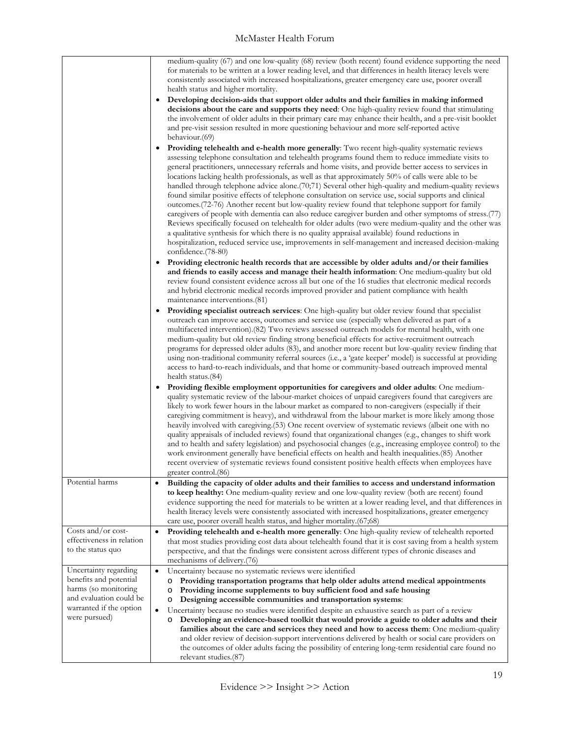| | |
|---|---|
| | medium-quality (67) and one low-quality (68) review (both recent) found evidence supporting the need for materials to be written at a lower reading level, and that differences in health literacy levels were consistently associated with increased hospitalizations, greater emergency care use, poorer overall health status and higher mortality.<br>• **Developing decision-aids that support older adults and their families in making informed decisions about the care and supports they need**: One high-quality review found that stimulating the involvement of older adults in their primary care may enhance their health, and a pre-visit booklet and pre-visit session resulted in more questioning behaviour and more self-reported active behaviour.(69)<br>• **Providing telehealth and e-health more generally**: Two recent high-quality systematic reviews assessing telephone consultation and telehealth programs found them to reduce immediate visits to general practitioners, unnecessary referrals and home visits, and provide better access to services in locations lacking health professionals, as well as that approximately 50% of calls were able to be handled through telephone advice alone.(70;71) Several other high-quality and medium-quality reviews found similar positive effects of telephone consultation on service use, social supports and clinical outcomes.(72-76) Another recent but low-quality review found that telephone support for family caregivers of people with dementia can also reduce caregiver burden and other symptoms of stress.(77) Reviews specifically focused on telehealth for older adults (two were medium-quality and the other was a qualitative synthesis for which there is no quality appraisal available) found reductions in hospitalization, reduced service use, improvements in self-management and increased decision-making confidence.(78-80)<br>• **Providing electronic health records that are accessible by older adults and/or their families and friends to easily access and manage their health information**: One medium-quality but old review found consistent evidence across all but one of the 16 studies that electronic medical records and hybrid electronic medical records improved provider and patient compliance with health maintenance interventions.(81)<br>• **Providing specialist outreach services**: One high-quality but older review found that specialist outreach can improve access, outcomes and service use (especially when delivered as part of a multifaceted intervention).(82) Two reviews assessed outreach models for mental health, with one medium-quality but old review finding strong beneficial effects for active-recruitment outreach programs for depressed older adults (83), and another more recent but low-quality review finding that using non-traditional community referral sources (i.e., a 'gate keeper' model) is successful at providing access to hard-to-reach individuals, and that home or community-based outreach improved mental health status.(84)<br>• **Providing flexible employment opportunities for caregivers and older adults**: One medium-quality systematic review of the labour-market choices of unpaid caregivers found that caregivers are likely to work fewer hours in the labour market as compared to non-caregivers (especially if their caregiving commitment is heavy), and withdrawal from the labour market is more likely among those heavily involved with caregiving.(53) One recent overview of systematic reviews (albeit one with no quality appraisals of included reviews) found that organizational changes (e.g., changes to shift work and to health and safety legislation) and psychosocial changes (e.g., increasing employee control) to the work environment generally have beneficial effects on health and health inequalities.(85) Another recent overview of systematic reviews found consistent positive health effects when employees have greater control.(86) |
| Potential harms | • **Building the capacity of older adults and their families to access and understand information to keep healthy:** One medium-quality review and one low-quality review (both are recent) found evidence supporting the need for materials to be written at a lower reading level, and that differences in health literacy levels were consistently associated with increased hospitalizations, greater emergency care use, poorer overall health status, and higher mortality.(67;68) |
| Costs and/or cost-effectiveness in relation to the status quo | • **Providing telehealth and e-health more generally**: One high-quality review of telehealth reported that most studies providing cost data about telehealth found that it is cost saving from a health system perspective, and that the findings were consistent across different types of chronic diseases and mechanisms of delivery.(76) |
| Uncertainty regarding benefits and potential harms (so monitoring and evaluation could be warranted if the option were pursued) | • Uncertainty because no systematic reviews were identified<br>  o **Providing transportation programs that help older adults attend medical appointments**<br>  o **Providing income supplements to buy sufficient food and safe housing**<br>  o **Designing accessible communities and transportation systems**:<br>• Uncertainty because no studies were identified despite an exhaustive search as part of a review<br>  o **Developing an evidence-based toolkit that would provide a guide to older adults and their families about the care and services they need and how to access them**: One medium-quality and older review of decision-support interventions delivered by health or social care providers on the outcomes of older adults facing the possibility of entering long-term residential care found no relevant studies.(87) |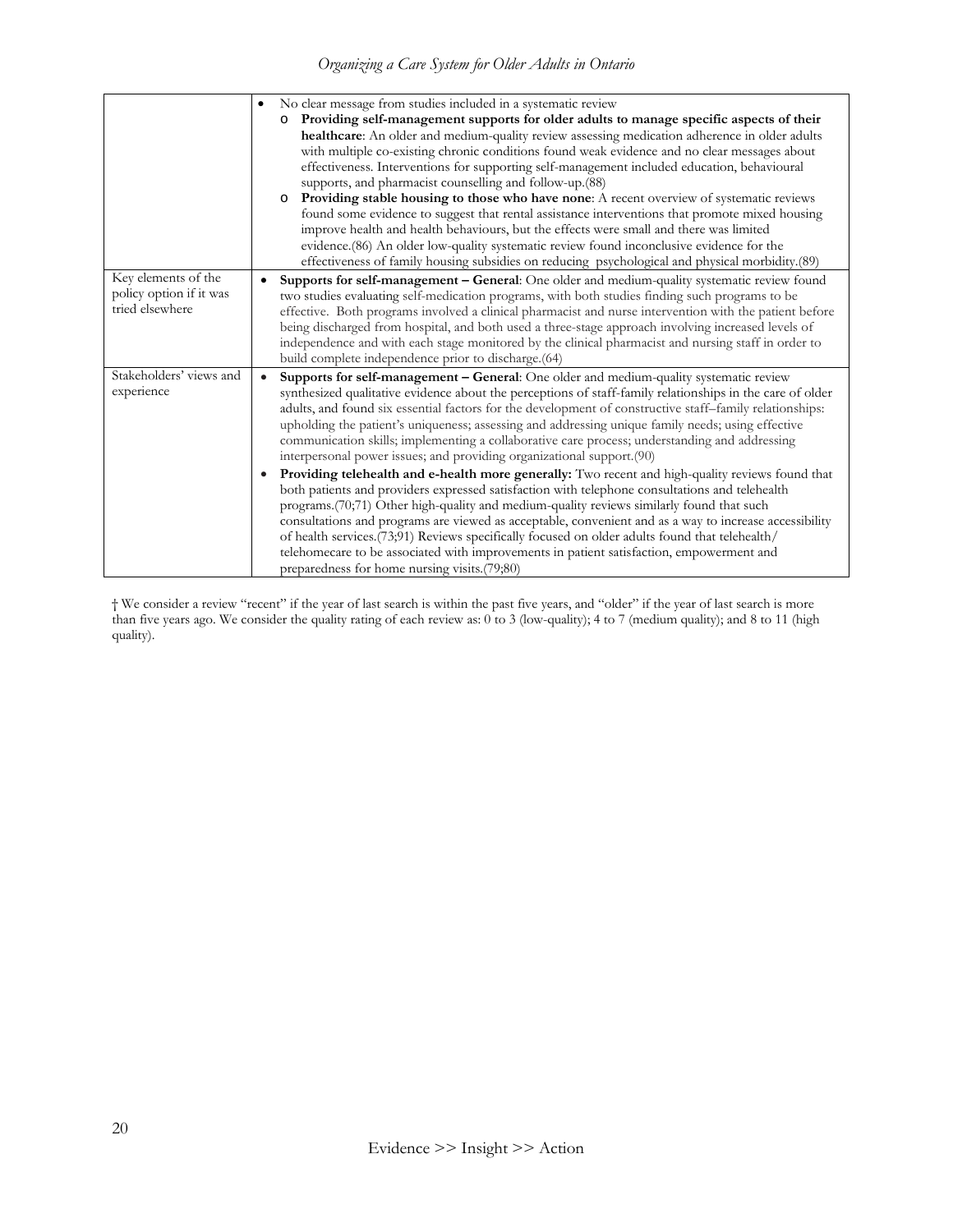| | |
|---|---|
| | • No clear message from studies included in a systematic review<br>  o **Providing self-management supports for older adults to manage specific aspects of their healthcare**: An older and medium-quality review assessing medication adherence in older adults with multiple co-existing chronic conditions found weak evidence and no clear messages about effectiveness. Interventions for supporting self-management included education, behavioural supports, and pharmacist counselling and follow-up.(88)<br>  o **Providing stable housing to those who have none**: A recent overview of systematic reviews found some evidence to suggest that rental assistance interventions that promote mixed housing improve health and health behaviours, but the effects were small and there was limited evidence.(86) An older low-quality systematic review found inconclusive evidence for the effectiveness of family housing subsidies on reducing psychological and physical morbidity.(89) |
| Key elements of the policy option if it was tried elsewhere | • **Supports for self-management – General**: One older and medium-quality systematic review found two studies evaluating self-medication programs, with both studies finding such programs to be effective. Both programs involved a clinical pharmacist and nurse intervention with the patient before being discharged from hospital, and both used a three-stage approach involving increased levels of independence and with each stage monitored by the clinical pharmacist and nursing staff in order to build complete independence prior to discharge.(64) |
| Stakeholders' views and experience | • **Supports for self-management – General**: One older and medium-quality systematic review synthesized qualitative evidence about the perceptions of staff-family relationships in the care of older adults, and found six essential factors for the development of constructive staff–family relationships: upholding the patient's uniqueness; assessing and addressing unique family needs; using effective communication skills; implementing a collaborative care process; understanding and addressing interpersonal power issues; and providing organizational support.(90)<br>• **Providing telehealth and e-health more generally:** Two recent and high-quality reviews found that both patients and providers expressed satisfaction with telephone consultations and telehealth programs.(70;71) Other high-quality and medium-quality reviews similarly found that such consultations and programs are viewed as acceptable, convenient and as a way to increase accessibility of health services.(73;91) Reviews specifically focused on older adults found that telehealth/ telehomecare to be associated with improvements in patient satisfaction, empowerment and preparedness for home nursing visits.(79;80) |

† We consider a review "recent" if the year of last search is within the past five years, and "older" if the year of last search is more than five years ago. We consider the quality rating of each review as: 0 to 3 (low-quality); 4 to 7 (medium quality); and 8 to 11 (high quality).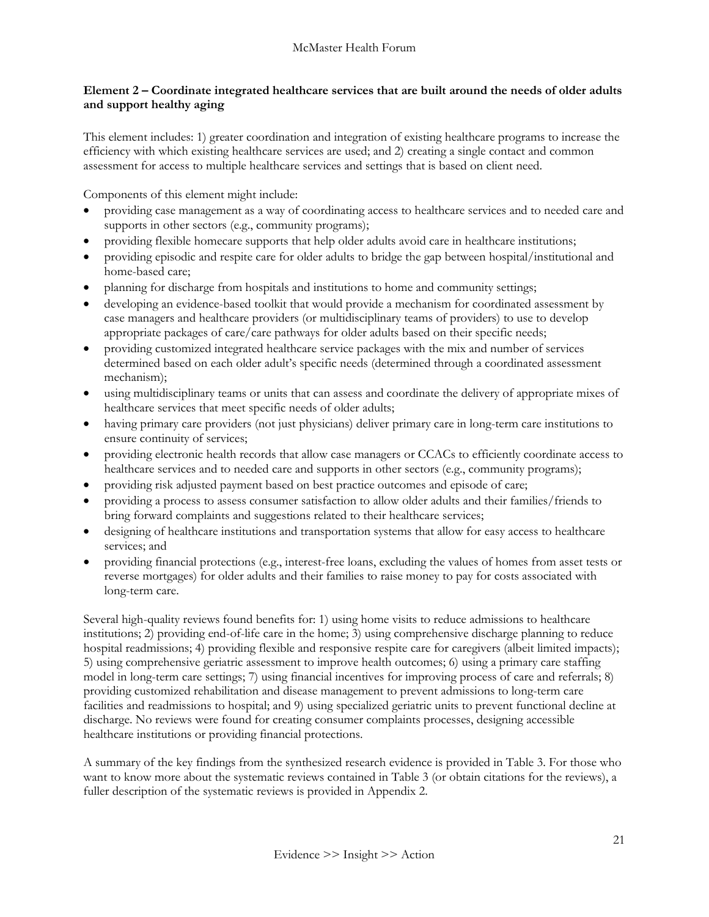**Element 2 – Coordinate integrated healthcare services that are built around the needs of older adults and support healthy aging**

This element includes: 1) greater coordination and integration of existing healthcare programs to increase the efficiency with which existing healthcare services are used; and 2) creating a single contact and common assessment for access to multiple healthcare services and settings that is based on client need.

Components of this element might include:

- providing case management as a way of coordinating access to healthcare services and to needed care and supports in other sectors (e.g., community programs);
- providing flexible homecare supports that help older adults avoid care in healthcare institutions;
- providing episodic and respite care for older adults to bridge the gap between hospital/institutional and home-based care;
- planning for discharge from hospitals and institutions to home and community settings;
- developing an evidence-based toolkit that would provide a mechanism for coordinated assessment by case managers and healthcare providers (or multidisciplinary teams of providers) to use to develop appropriate packages of care/care pathways for older adults based on their specific needs;
- providing customized integrated healthcare service packages with the mix and number of services determined based on each older adult's specific needs (determined through a coordinated assessment mechanism);
- using multidisciplinary teams or units that can assess and coordinate the delivery of appropriate mixes of healthcare services that meet specific needs of older adults;
- having primary care providers (not just physicians) deliver primary care in long-term care institutions to ensure continuity of services;
- providing electronic health records that allow case managers or CCACs to efficiently coordinate access to healthcare services and to needed care and supports in other sectors (e.g., community programs);
- providing risk adjusted payment based on best practice outcomes and episode of care;
- providing a process to assess consumer satisfaction to allow older adults and their families/friends to bring forward complaints and suggestions related to their healthcare services;
- designing of healthcare institutions and transportation systems that allow for easy access to healthcare services; and
- providing financial protections (e.g., interest-free loans, excluding the values of homes from asset tests or reverse mortgages) for older adults and their families to raise money to pay for costs associated with long-term care.

Several high-quality reviews found benefits for: 1) using home visits to reduce admissions to healthcare institutions; 2) providing end-of-life care in the home; 3) using comprehensive discharge planning to reduce hospital readmissions; 4) providing flexible and responsive respite care for caregivers (albeit limited impacts); 5) using comprehensive geriatric assessment to improve health outcomes; 6) using a primary care staffing model in long-term care settings; 7) using financial incentives for improving process of care and referrals; 8) providing customized rehabilitation and disease management to prevent admissions to long-term care facilities and readmissions to hospital; and 9) using specialized geriatric units to prevent functional decline at discharge. No reviews were found for creating consumer complaints processes, designing accessible healthcare institutions or providing financial protections.

A summary of the key findings from the synthesized research evidence is provided in Table 3. For those who want to know more about the systematic reviews contained in Table 3 (or obtain citations for the reviews), a fuller description of the systematic reviews is provided in Appendix 2.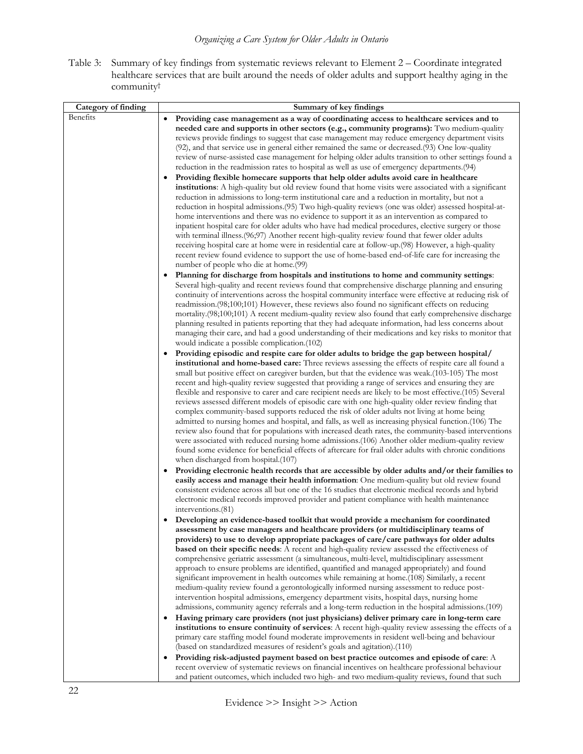Table 3: Summary of key findings from systematic reviews relevant to Element 2 – Coordinate integrated healthcare services that are built around the needs of older adults and support healthy aging in the community†

| Category of finding | Summary of key findings |
|---|---|
| Benefits | • **Providing case management as a way of coordinating access to healthcare services and to needed care and supports in other sectors (e.g., community programs):** Two medium-quality reviews provide findings to suggest that case management may reduce emergency department visits (92), and that service use in general either remained the same or decreased.(93) One low-quality review of nurse-assisted case management for helping older adults transition to other settings found a reduction in the readmission rates to hospital as well as use of emergency departments.(94) <br> • **Providing flexible homecare supports that help older adults avoid care in healthcare institutions**: A high-quality but old review found that home visits were associated with a significant reduction in admissions to long-term institutional care and a reduction in mortality, but not a reduction in hospital admissions.(95) Two high-quality reviews (one was older) assessed hospital-at-home interventions and there was no evidence to support it as an intervention as compared to inpatient hospital care for older adults who have had medical procedures, elective surgery or those with terminal illness.(96;97) Another recent high-quality review found that fewer older adults receiving hospital care at home were in residential care at follow-up.(98) However, a high-quality recent review found evidence to support the use of home-based end-of-life care for increasing the number of people who die at home.(99) <br> • **Planning for discharge from hospitals and institutions to home and community settings**: Several high-quality and recent reviews found that comprehensive discharge planning and ensuring continuity of interventions across the hospital community interface were effective at reducing risk of readmission.(98;100;101) However, these reviews also found no significant effects on reducing mortality.(98;100;101) A recent medium-quality review also found that early comprehensive discharge planning resulted in patients reporting that they had adequate information, had less concerns about managing their care, and had a good understanding of their medications and key risks to monitor that would indicate a possible complication.(102) <br> • **Providing episodic and respite care for older adults to bridge the gap between hospital/institutional and home-based care:** Three reviews assessing the effects of respite care all found a small but positive effect on caregiver burden, but that the evidence was weak.(103-105) The most recent and high-quality review suggested that providing a range of services and ensuring they are flexible and responsive to carer and care recipient needs are likely to be most effective.(105) Several reviews assessed different models of episodic care with one high-quality older review finding that complex community-based supports reduced the risk of older adults not living at home being admitted to nursing homes and hospital, and falls, as well as increasing physical function.(106) The review also found that for populations with increased death rates, the community-based interventions were associated with reduced nursing home admissions.(106) Another older medium-quality review found some evidence for beneficial effects of aftercare for frail older adults with chronic conditions when discharged from hospital.(107) <br> • **Providing electronic health records that are accessible by older adults and/or their families to easily access and manage their health information**: One medium-quality but old review found consistent evidence across all but one of the 16 studies that electronic medical records and hybrid electronic medical records improved provider and patient compliance with health maintenance interventions.(81) <br> • **Developing an evidence-based toolkit that would provide a mechanism for coordinated assessment by case managers and healthcare providers (or multidisciplinary teams of providers) to use to develop appropriate packages of care/care pathways for older adults based on their specific needs**: A recent and high-quality review assessed the effectiveness of comprehensive geriatric assessment (a simultaneous, multi-level, multidisciplinary assessment approach to ensure problems are identified, quantified and managed appropriately) and found significant improvement in health outcomes while remaining at home.(108) Similarly, a recent medium-quality review found a gerontologically informed nursing assessment to reduce post-intervention hospital admissions, emergency department visits, hospital days, nursing home admissions, community agency referrals and a long-term reduction in the hospital admissions.(109) <br> • **Having primary care providers (not just physicians) deliver primary care in long-term care institutions to ensure continuity of services**: A recent high-quality review assessing the effects of a primary care staffing model found moderate improvements in resident well-being and behaviour (based on standardized measures of resident's goals and agitation).(110) <br> • **Providing risk-adjusted payment based on best practice outcomes and episode of care**: A recent overview of systematic reviews on financial incentives on healthcare professional behaviour and patient outcomes, which included two high- and two medium-quality reviews, found that such |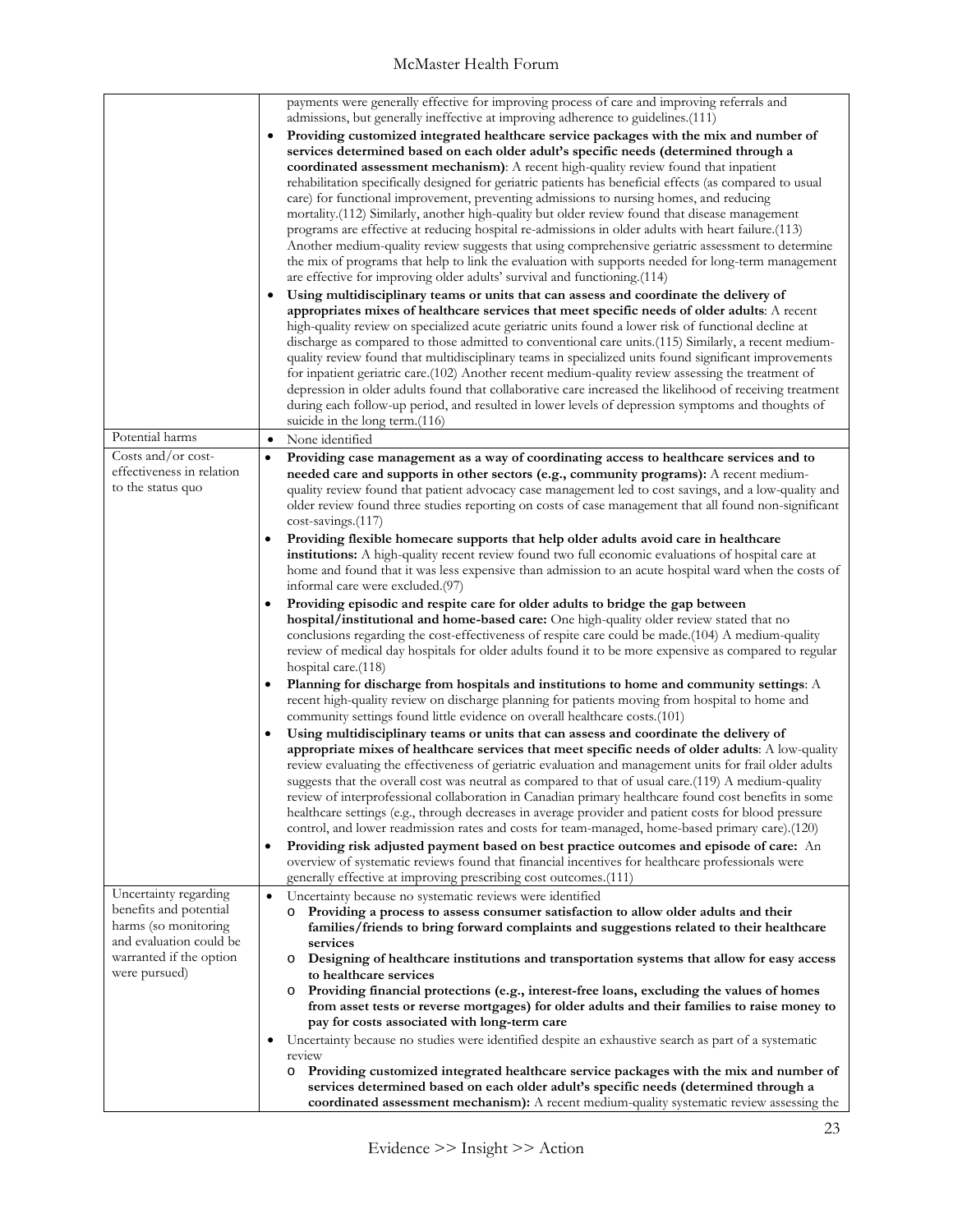| | |
|---|---|
| | payments were generally effective for improving process of care and improving referrals and admissions, but generally ineffective at improving adherence to guidelines.(111)<br>• **Providing customized integrated healthcare service packages with the mix and number of services determined based on each older adult's specific needs (determined through a coordinated assessment mechanism)**: A recent high-quality review found that inpatient rehabilitation specifically designed for geriatric patients has beneficial effects (as compared to usual care) for functional improvement, preventing admissions to nursing homes, and reducing mortality.(112) Similarly, another high-quality but older review found that disease management programs are effective at reducing hospital re-admissions in older adults with heart failure.(113) Another medium-quality review suggests that using comprehensive geriatric assessment to determine the mix of programs that help to link the evaluation with supports needed for long-term management are effective for improving older adults' survival and functioning.(114)<br>• **Using multidisciplinary teams or units that can assess and coordinate the delivery of appropriates mixes of healthcare services that meet specific needs of older adults**: A recent high-quality review on specialized acute geriatric units found a lower risk of functional decline at discharge as compared to those admitted to conventional care units.(115) Similarly, a recent medium-quality review found that multidisciplinary teams in specialized units found significant improvements for inpatient geriatric care.(102) Another recent medium-quality review assessing the treatment of depression in older adults found that collaborative care increased the likelihood of receiving treatment during each follow-up period, and resulted in lower levels of depression symptoms and thoughts of suicide in the long term.(116) |
| Potential harms | • None identified |
| Costs and/or cost-effectiveness in relation to the status quo | • **Providing case management as a way of coordinating access to healthcare services and to needed care and supports in other sectors (e.g., community programs):** A recent medium-quality review found that patient advocacy case management led to cost savings, and a low-quality and older review found three studies reporting on costs of case management that all found non-significant cost-savings.(117)<br>• **Providing flexible homecare supports that help older adults avoid care in healthcare institutions:** A high-quality recent review found two full economic evaluations of hospital care at home and found that it was less expensive than admission to an acute hospital ward when the costs of informal care were excluded.(97)<br>• **Providing episodic and respite care for older adults to bridge the gap between hospital/institutional and home-based care:** One high-quality older review stated that no conclusions regarding the cost-effectiveness of respite care could be made.(104) A medium-quality review of medical day hospitals for older adults found it to be more expensive as compared to regular hospital care.(118)<br>• **Planning for discharge from hospitals and institutions to home and community settings**: A recent high-quality review on discharge planning for patients moving from hospital to home and community settings found little evidence on overall healthcare costs.(101)<br>• **Using multidisciplinary teams or units that can assess and coordinate the delivery of appropriate mixes of healthcare services that meet specific needs of older adults**: A low-quality review evaluating the effectiveness of geriatric evaluation and management units for frail older adults suggests that the overall cost was neutral as compared to that of usual care.(119) A medium-quality review of interprofessional collaboration in Canadian primary healthcare found cost benefits in some healthcare settings (e.g., through decreases in average provider and patient costs for blood pressure control, and lower readmission rates and costs for team-managed, home-based primary care).(120)<br>• **Providing risk adjusted payment based on best practice outcomes and episode of care:** An overview of systematic reviews found that financial incentives for healthcare professionals were generally effective at improving prescribing cost outcomes.(111) |
| Uncertainty regarding benefits and potential harms (so monitoring and evaluation could be warranted if the option were pursued) | • Uncertainty because no systematic reviews were identified<br>  o **Providing a process to assess consumer satisfaction to allow older adults and their families/friends to bring forward complaints and suggestions related to their healthcare services**<br>  o **Designing of healthcare institutions and transportation systems that allow for easy access to healthcare services**<br>  o **Providing financial protections (e.g., interest-free loans, excluding the values of homes from asset tests or reverse mortgages) for older adults and their families to raise money to pay for costs associated with long-term care**<br>• Uncertainty because no studies were identified despite an exhaustive search as part of a systematic review<br>  o **Providing customized integrated healthcare service packages with the mix and number of services determined based on each older adult's specific needs (determined through a coordinated assessment mechanism):** A recent medium-quality systematic review assessing the |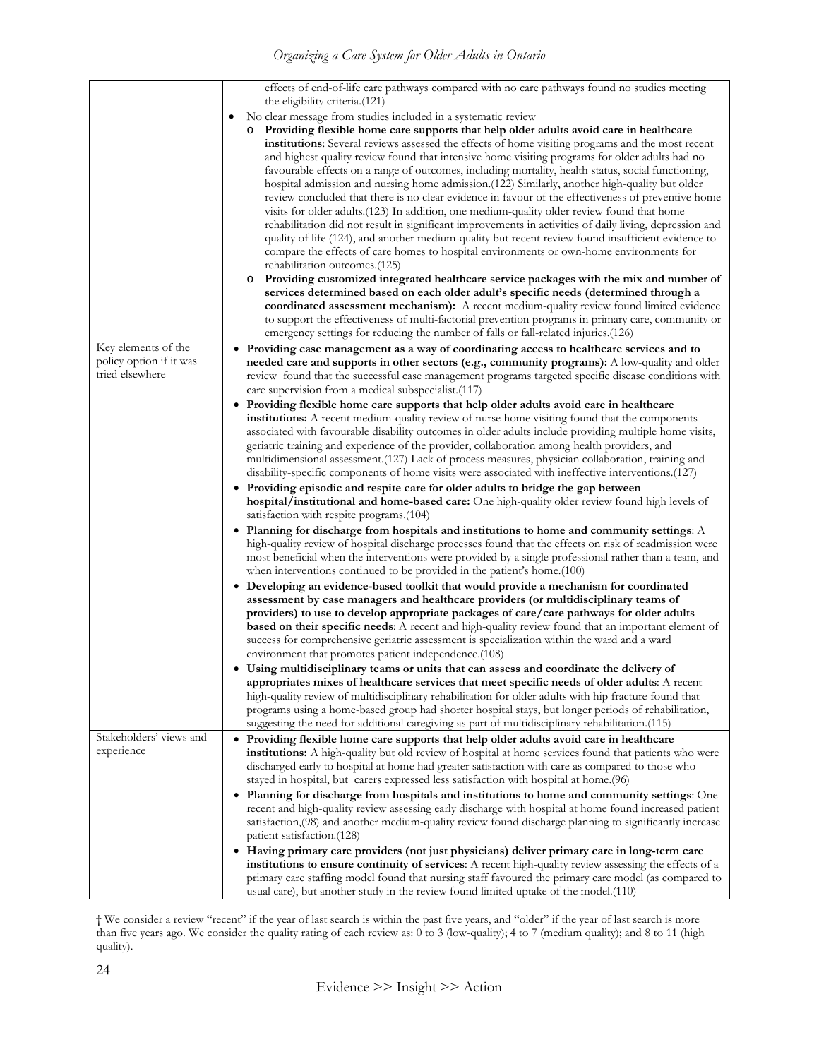| | |
|---|---|
| | effects of end-of-life care pathways compared with no care pathways found no studies meeting the eligibility criteria.(121)<br>• No clear message from studies included in a systematic review<br>  o **Providing flexible home care supports that help older adults avoid care in healthcare institutions**: Several reviews assessed the effects of home visiting programs and the most recent and highest quality review found that intensive home visiting programs for older adults had no favourable effects on a range of outcomes, including mortality, health status, social functioning, hospital admission and nursing home admission.(122) Similarly, another high-quality but older review concluded that there is no clear evidence in favour of the effectiveness of preventive home visits for older adults.(123) In addition, one medium-quality older review found that home rehabilitation did not result in significant improvements in activities of daily living, depression and quality of life (124), and another medium-quality but recent review found insufficient evidence to compare the effects of care homes to hospital environments or own-home environments for rehabilitation outcomes.(125)<br>  o **Providing customized integrated healthcare service packages with the mix and number of services determined based on each older adult's specific needs (determined through a coordinated assessment mechanism):** A recent medium-quality review found limited evidence to support the effectiveness of multi-factorial prevention programs in primary care, community or emergency settings for reducing the number of falls or fall-related injuries.(126) |
| Key elements of the policy option if it was tried elsewhere | • **Providing case management as a way of coordinating access to healthcare services and to needed care and supports in other sectors (e.g., community programs):** A low-quality and older review found that the successful case management programs targeted specific disease conditions with care supervision from a medical subspecialist.(117)<br>• **Providing flexible home care supports that help older adults avoid care in healthcare institutions:** A recent medium-quality review of nurse home visiting found that the components associated with favourable disability outcomes in older adults include providing multiple home visits, geriatric training and experience of the provider, collaboration among health providers, and multidimensional assessment.(127) Lack of process measures, physician collaboration, training and disability-specific components of home visits were associated with ineffective interventions.(127)<br>• **Providing episodic and respite care for older adults to bridge the gap between hospital/institutional and home-based care:** One high-quality older review found high levels of satisfaction with respite programs.(104)<br>• **Planning for discharge from hospitals and institutions to home and community settings**: A high-quality review of hospital discharge processes found that the effects on risk of readmission were most beneficial when the interventions were provided by a single professional rather than a team, and when interventions continued to be provided in the patient's home.(100)<br>• **Developing an evidence-based toolkit that would provide a mechanism for coordinated assessment by case managers and healthcare providers (or multidisciplinary teams of providers) to use to develop appropriate packages of care/care pathways for older adults based on their specific needs**: A recent and high-quality review found that an important element of success for comprehensive geriatric assessment is specialization within the ward and a ward environment that promotes patient independence.(108)<br>• **Using multidisciplinary teams or units that can assess and coordinate the delivery of appropriates mixes of healthcare services that meet specific needs of older adults**: A recent high-quality review of multidisciplinary rehabilitation for older adults with hip fracture found that programs using a home-based group had shorter hospital stays, but longer periods of rehabilitation, suggesting the need for additional caregiving as part of multidisciplinary rehabilitation.(115) |
| Stakeholders' views and experience | • **Providing flexible home care supports that help older adults avoid care in healthcare institutions:** A high-quality but old review of hospital at home services found that patients who were discharged early to hospital at home had greater satisfaction with care as compared to those who stayed in hospital, but carers expressed less satisfaction with hospital at home.(96)<br>• **Planning for discharge from hospitals and institutions to home and community settings**: One recent and high-quality review assessing early discharge with hospital at home found increased patient satisfaction,(98) and another medium-quality review found discharge planning to significantly increase patient satisfaction.(128)<br>• **Having primary care providers (not just physicians) deliver primary care in long-term care institutions to ensure continuity of services**: A recent high-quality review assessing the effects of a primary care staffing model found that nursing staff favoured the primary care model (as compared to usual care), but another study in the review found limited uptake of the model.(110) |

† We consider a review "recent" if the year of last search is within the past five years, and "older" if the year of last search is more than five years ago. We consider the quality rating of each review as: 0 to 3 (low-quality); 4 to 7 (medium quality); and 8 to 11 (high quality).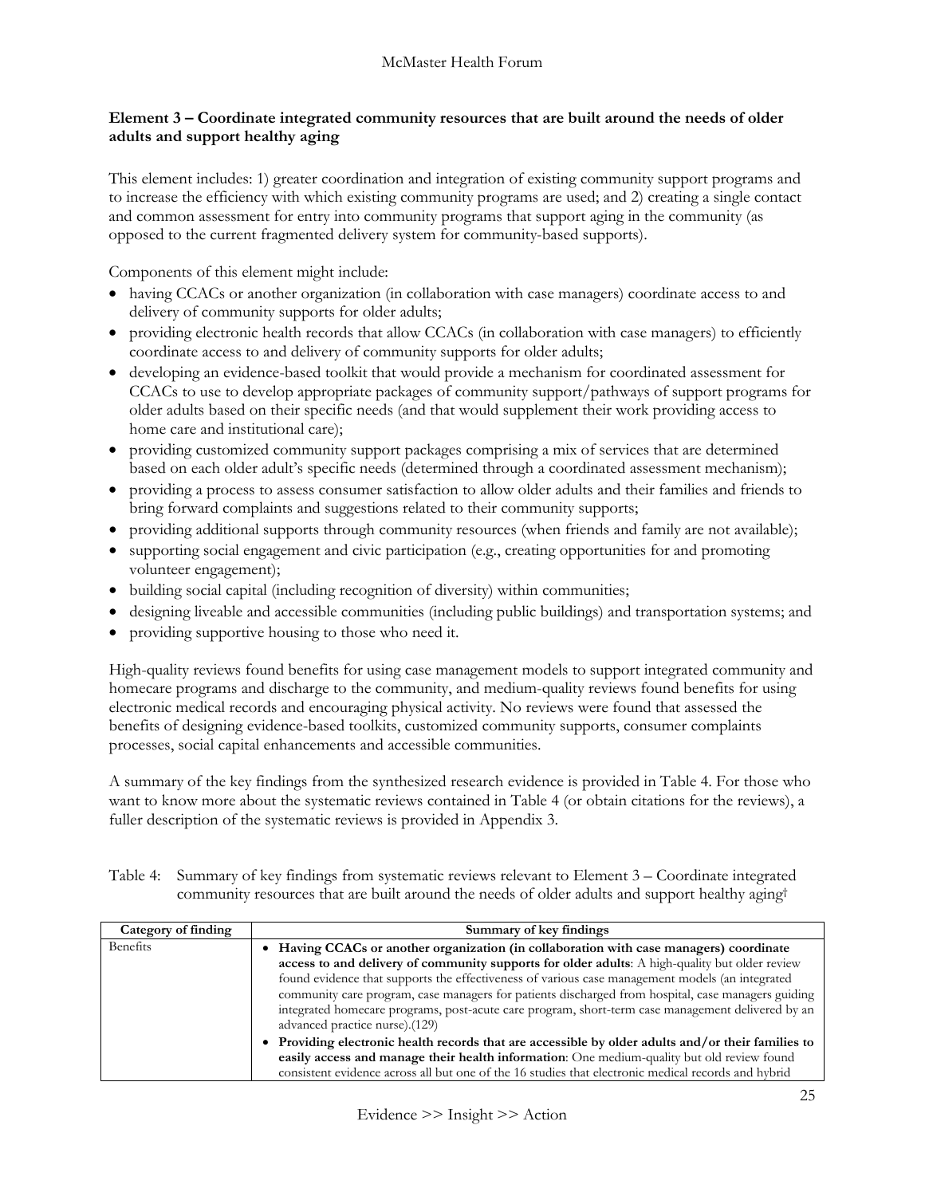### Element 3 – Coordinate integrated community resources that are built around the needs of older adults and support healthy aging

This element includes: 1) greater coordination and integration of existing community support programs and to increase the efficiency with which existing community programs are used; and 2) creating a single contact and common assessment for entry into community programs that support aging in the community (as opposed to the current fragmented delivery system for community-based supports).

Components of this element might include:

- having CCACs or another organization (in collaboration with case managers) coordinate access to and delivery of community supports for older adults;
- providing electronic health records that allow CCACs (in collaboration with case managers) to efficiently coordinate access to and delivery of community supports for older adults;
- developing an evidence-based toolkit that would provide a mechanism for coordinated assessment for CCACs to use to develop appropriate packages of community support/pathways of support programs for older adults based on their specific needs (and that would supplement their work providing access to home care and institutional care);
- providing customized community support packages comprising a mix of services that are determined based on each older adult's specific needs (determined through a coordinated assessment mechanism);
- providing a process to assess consumer satisfaction to allow older adults and their families and friends to bring forward complaints and suggestions related to their community supports;
- providing additional supports through community resources (when friends and family are not available);
- supporting social engagement and civic participation (e.g., creating opportunities for and promoting volunteer engagement);
- building social capital (including recognition of diversity) within communities;
- designing liveable and accessible communities (including public buildings) and transportation systems; and
- providing supportive housing to those who need it.

High-quality reviews found benefits for using case management models to support integrated community and homecare programs and discharge to the community, and medium-quality reviews found benefits for using electronic medical records and encouraging physical activity. No reviews were found that assessed the benefits of designing evidence-based toolkits, customized community supports, consumer complaints processes, social capital enhancements and accessible communities.

A summary of the key findings from the synthesized research evidence is provided in Table 4. For those who want to know more about the systematic reviews contained in Table 4 (or obtain citations for the reviews), a fuller description of the systematic reviews is provided in Appendix 3.

Table 4: Summary of key findings from systematic reviews relevant to Element 3 – Coordinate integrated community resources that are built around the needs of older adults and support healthy aging†

| Category of finding | Summary of key findings |
|---|---|
| Benefits | • **Having CCACs or another organization (in collaboration with case managers) coordinate access to and delivery of community supports for older adults**: A high-quality but older review found evidence that supports the effectiveness of various case management models (an integrated community care program, case managers for patients discharged from hospital, case managers guiding integrated homecare programs, post-acute care program, short-term case management delivered by an advanced practice nurse).(129) <br> • **Providing electronic health records that are accessible by older adults and/or their families to easily access and manage their health information**: One medium-quality but old review found consistent evidence across all but one of the 16 studies that electronic medical records and hybrid |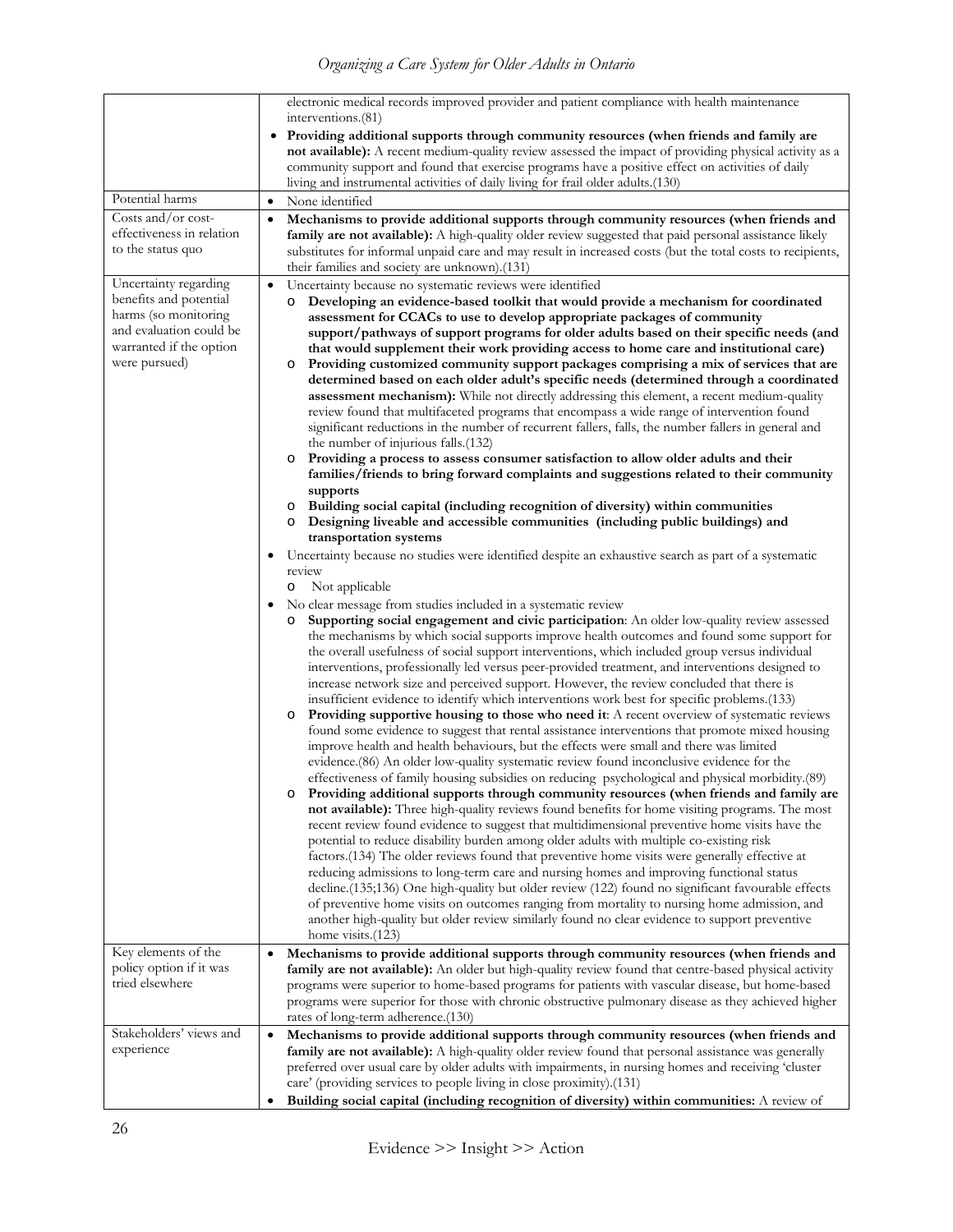| | |
|---|---|
| | electronic medical records improved provider and patient compliance with health maintenance interventions.(81)<br>• **Providing additional supports through community resources (when friends and family are not available):** A recent medium-quality review assessed the impact of providing physical activity as a community support and found that exercise programs have a positive effect on activities of daily living and instrumental activities of daily living for frail older adults.(130) |
| Potential harms | • None identified |
| Costs and/or cost-effectiveness in relation to the status quo | • **Mechanisms to provide additional supports through community resources (when friends and family are not available):** A high-quality older review suggested that paid personal assistance likely substitutes for informal unpaid care and may result in increased costs (but the total costs to recipients, their families and society are unknown).(131) |
| Uncertainty regarding benefits and potential harms (so monitoring and evaluation could be warranted if the option were pursued) | • Uncertainty because no systematic reviews were identified<br>  o **Developing an evidence-based toolkit that would provide a mechanism for coordinated assessment for CCACs to use to develop appropriate packages of community support/pathways of support programs for older adults based on their specific needs (and that would supplement their work providing access to home care and institutional care)**<br>  o **Providing customized community support packages comprising a mix of services that are determined based on each older adult's specific needs (determined through a coordinated assessment mechanism):** While not directly addressing this element, a recent medium-quality review found that multifaceted programs that encompass a wide range of intervention found significant reductions in the number of recurrent fallers, falls, the number fallers in general and the number of injurious falls.(132)<br>  o **Providing a process to assess consumer satisfaction to allow older adults and their families/friends to bring forward complaints and suggestions related to their community supports**<br>  o **Building social capital (including recognition of diversity) within communities**<br>  o **Designing liveable and accessible communities (including public buildings) and transportation systems**<br>• Uncertainty because no studies were identified despite an exhaustive search as part of a systematic review<br>  o Not applicable<br>• No clear message from studies included in a systematic review<br>  o **Supporting social engagement and civic participation**: An older low-quality review assessed the mechanisms by which social supports improve health outcomes and found some support for the overall usefulness of social support interventions, which included group versus individual interventions, professionally led versus peer-provided treatment, and interventions designed to increase network size and perceived support. However, the review concluded that there is insufficient evidence to identify which interventions work best for specific problems.(133)<br>  o **Providing supportive housing to those who need it**: A recent overview of systematic reviews found some evidence to suggest that rental assistance interventions that promote mixed housing improve health and health behaviours, but the effects were small and there was limited evidence.(86) An older low-quality systematic review found inconclusive evidence for the effectiveness of family housing subsidies on reducing psychological and physical morbidity.(89)<br>  o **Providing additional supports through community resources (when friends and family are not available):** Three high-quality reviews found benefits for home visiting programs. The most recent review found evidence to suggest that multidimensional preventive home visits have the potential to reduce disability burden among older adults with multiple co-existing risk factors.(134) The older reviews found that preventive home visits were generally effective at reducing admissions to long-term care and nursing homes and improving functional status decline.(135;136) One high-quality but older review (122) found no significant favourable effects of preventive home visits on outcomes ranging from mortality to nursing home admission, and another high-quality but older review similarly found no clear evidence to support preventive home visits.(123) |
| Key elements of the policy option if it was tried elsewhere | • **Mechanisms to provide additional supports through community resources (when friends and family are not available):** An older but high-quality review found that centre-based physical activity programs were superior to home-based programs for patients with vascular disease, but home-based programs were superior for those with chronic obstructive pulmonary disease as they achieved higher rates of long-term adherence.(130) |
| Stakeholders' views and experience | • **Mechanisms to provide additional supports through community resources (when friends and family are not available):** A high-quality older review found that personal assistance was generally preferred over usual care by older adults with impairments, in nursing homes and receiving 'cluster care' (providing services to people living in close proximity).(131)<br>• **Building social capital (including recognition of diversity) within communities:** A review of |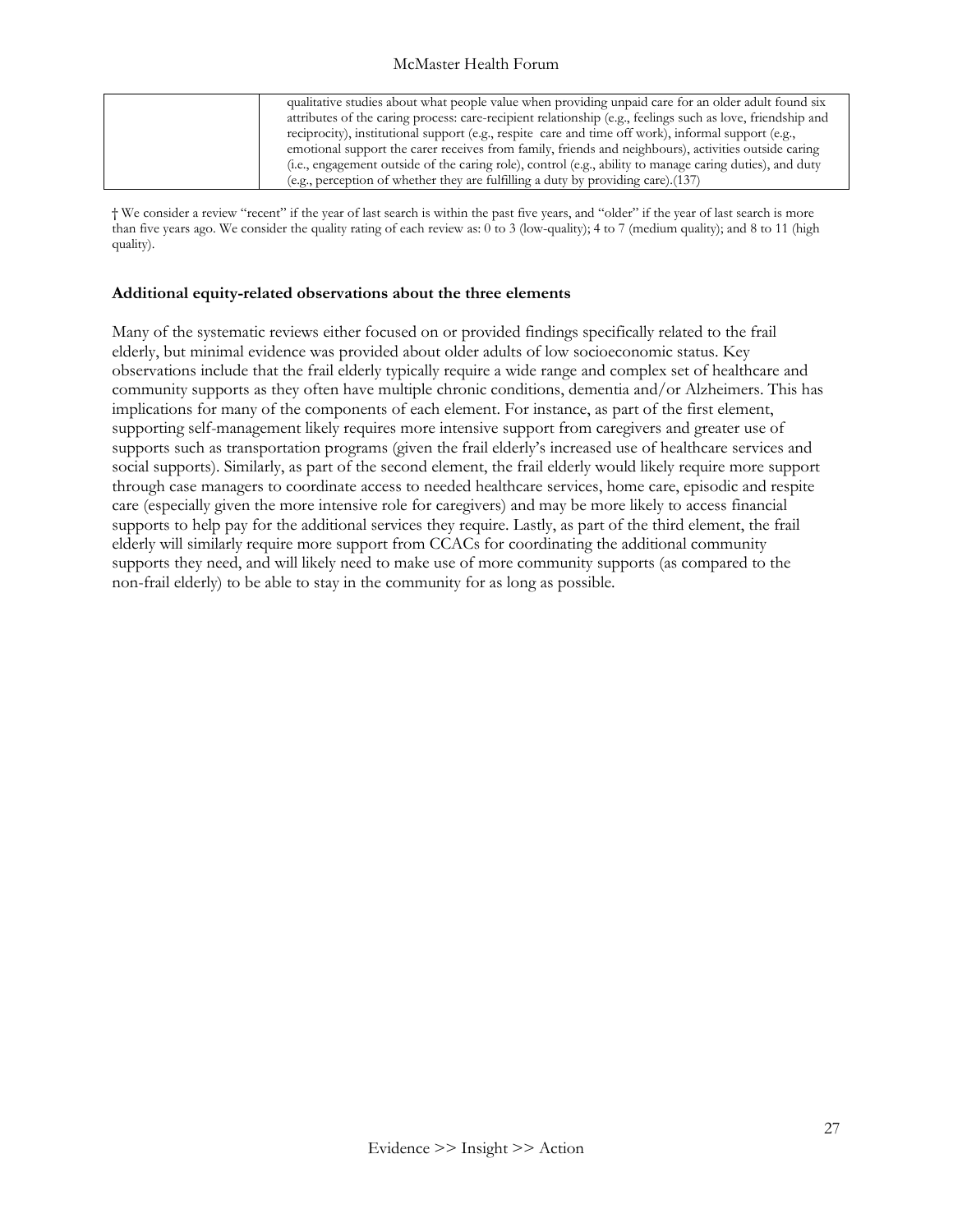|  | qualitative studies about what people value when providing unpaid care for an older adult found six attributes of the caring process: care-recipient relationship (e.g., feelings such as love, friendship and reciprocity), institutional support (e.g., respite care and time off work), informal support (e.g., emotional support the carer receives from family, friends and neighbours), activities outside caring (i.e., engagement outside of the caring role), control (e.g., ability to manage caring duties), and duty (e.g., perception of whether they are fulfilling a duty by providing care).(137) |
|---|---|

† We consider a review "recent" if the year of last search is within the past five years, and "older" if the year of last search is more than five years ago. We consider the quality rating of each review as: 0 to 3 (low-quality); 4 to 7 (medium quality); and 8 to 11 (high quality).

**Additional equity-related observations about the three elements**

Many of the systematic reviews either focused on or provided findings specifically related to the frail elderly, but minimal evidence was provided about older adults of low socioeconomic status. Key observations include that the frail elderly typically require a wide range and complex set of healthcare and community supports as they often have multiple chronic conditions, dementia and/or Alzheimers. This has implications for many of the components of each element. For instance, as part of the first element, supporting self-management likely requires more intensive support from caregivers and greater use of supports such as transportation programs (given the frail elderly's increased use of healthcare services and social supports). Similarly, as part of the second element, the frail elderly would likely require more support through case managers to coordinate access to needed healthcare services, home care, episodic and respite care (especially given the more intensive role for caregivers) and may be more likely to access financial supports to help pay for the additional services they require. Lastly, as part of the third element, the frail elderly will similarly require more support from CCACs for coordinating the additional community supports they need, and will likely need to make use of more community supports (as compared to the non-frail elderly) to be able to stay in the community for as long as possible.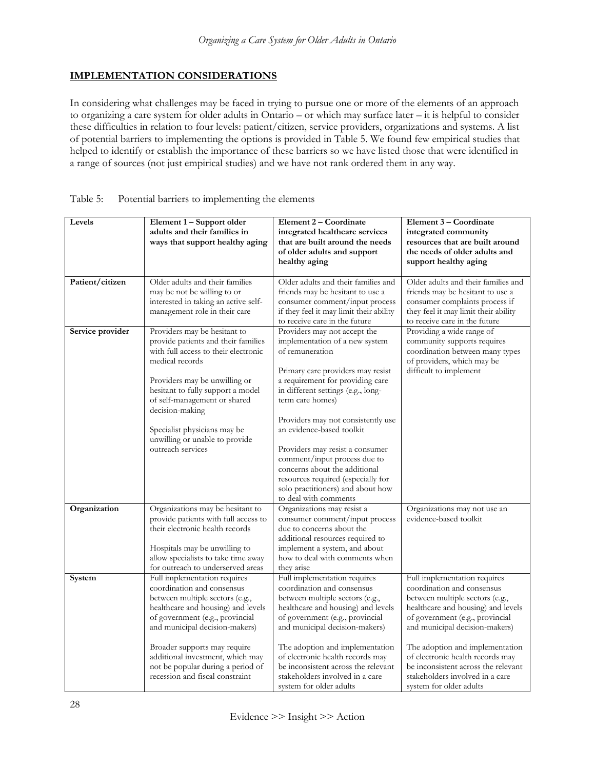## IMPLEMENTATION CONSIDERATIONS

In considering what challenges may be faced in trying to pursue one or more of the elements of an approach to organizing a care system for older adults in Ontario – or which may surface later – it is helpful to consider these difficulties in relation to four levels: patient/citizen, service providers, organizations and systems. A list of potential barriers to implementing the options is provided in Table 5. We found few empirical studies that helped to identify or establish the importance of these barriers so we have listed those that were identified in a range of sources (not just empirical studies) and we have not rank ordered them in any way.

Table 5: Potential barriers to implementing the elements

| Levels | Element 1 – Support older adults and their families in ways that support healthy aging | Element 2 – Coordinate integrated healthcare services that are built around the needs of older adults and support healthy aging | Element 3 – Coordinate integrated community resources that are built around the needs of older adults and support healthy aging |
|---|---|---|---|
| Patient/citizen | Older adults and their families may be not be willing to or interested in taking an active self-management role in their care | Older adults and their families and friends may be hesitant to use a consumer comment/input process if they feel it may limit their ability to receive care in the future | Older adults and their families and friends may be hesitant to use a consumer complaints process if they feel it may limit their ability to receive care in the future |
| Service provider | Providers may be hesitant to provide patients and their families with full access to their electronic medical records<br><br>Providers may be unwilling or hesitant to fully support a model of self-management or shared decision-making<br><br>Specialist physicians may be unwilling or unable to provide outreach services | Providers may not accept the implementation of a new system of remuneration<br><br>Primary care providers may resist a requirement for providing care in different settings (e.g., long-term care homes)<br><br>Providers may not consistently use an evidence-based toolkit<br><br>Providers may resist a consumer comment/input process due to concerns about the additional resources required (especially for solo practitioners) and about how to deal with comments | Providing a wide range of community supports requires coordination between many types of providers, which may be difficult to implement |
| Organization | Organizations may be hesitant to provide patients with full access to their electronic health records<br><br>Hospitals may be unwilling to allow specialists to take time away for outreach to underserved areas | Organizations may resist a consumer comment/input process due to concerns about the additional resources required to implement a system, and about how to deal with comments when they arise | Organizations may not use an evidence-based toolkit |
| System | Full implementation requires coordination and consensus between multiple sectors (e.g., healthcare and housing) and levels of government (e.g., provincial and municipal decision-makers)<br><br>Broader supports may require additional investment, which may not be popular during a period of recession and fiscal constraint | Full implementation requires coordination and consensus between multiple sectors (e.g., healthcare and housing) and levels of government (e.g., provincial and municipal decision-makers)<br><br>The adoption and implementation of electronic health records may be inconsistent across the relevant stakeholders involved in a care system for older adults | Full implementation requires coordination and consensus between multiple sectors (e.g., healthcare and housing) and levels of government (e.g., provincial and municipal decision-makers)<br><br>The adoption and implementation of electronic health records may be inconsistent across the relevant stakeholders involved in a care system for older adults |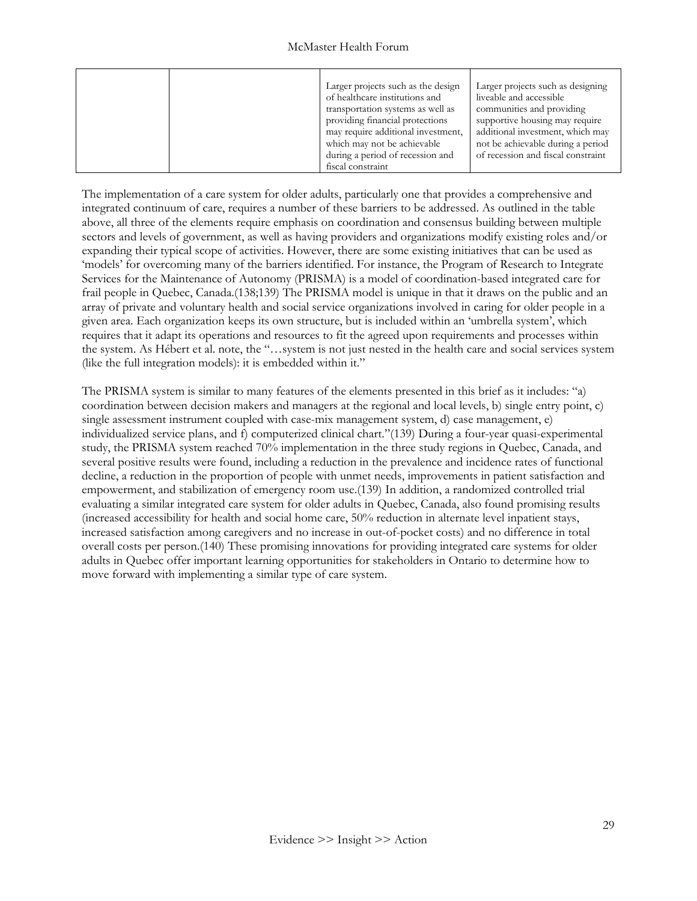| | | | |
|---|---|---|---|
| | | Larger projects such as the design of healthcare institutions and transportation systems as well as providing financial protections may require additional investment, which may not be achievable during a period of recession and fiscal constraint | Larger projects such as designing liveable and accessible communities and providing supportive housing may require additional investment, which may not be achievable during a period of recession and fiscal constraint |

The implementation of a care system for older adults, particularly one that provides a comprehensive and integrated continuum of care, requires a number of these barriers to be addressed. As outlined in the table above, all three of the elements require emphasis on coordination and consensus building between multiple sectors and levels of government, as well as having providers and organizations modify existing roles and/or expanding their typical scope of activities. However, there are some existing initiatives that can be used as 'models' for overcoming many of the barriers identified. For instance, the Program of Research to Integrate Services for the Maintenance of Autonomy (PRISMA) is a model of coordination-based integrated care for frail people in Quebec, Canada.(138;139) The PRISMA model is unique in that it draws on the public and an array of private and voluntary health and social service organizations involved in caring for older people in a given area. Each organization keeps its own structure, but is included within an 'umbrella system', which requires that it adapt its operations and resources to fit the agreed upon requirements and processes within the system. As Hébert et al. note, the "…system is not just nested in the health care and social services system (like the full integration models): it is embedded within it."

The PRISMA system is similar to many features of the elements presented in this brief as it includes: "a) coordination between decision makers and managers at the regional and local levels, b) single entry point, c) single assessment instrument coupled with case-mix management system, d) case management, e) individualized service plans, and f) computerized clinical chart."(139) During a four-year quasi-experimental study, the PRISMA system reached 70% implementation in the three study regions in Quebec, Canada, and several positive results were found, including a reduction in the prevalence and incidence rates of functional decline, a reduction in the proportion of people with unmet needs, improvements in patient satisfaction and empowerment, and stabilization of emergency room use.(139) In addition, a randomized controlled trial evaluating a similar integrated care system for older adults in Quebec, Canada, also found promising results (increased accessibility for health and social home care, 50% reduction in alternate level inpatient stays, increased satisfaction among caregivers and no increase in out-of-pocket costs) and no difference in total overall costs per person.(140) These promising innovations for providing integrated care systems for older adults in Quebec offer important learning opportunities for stakeholders in Ontario to determine how to move forward with implementing a similar type of care system.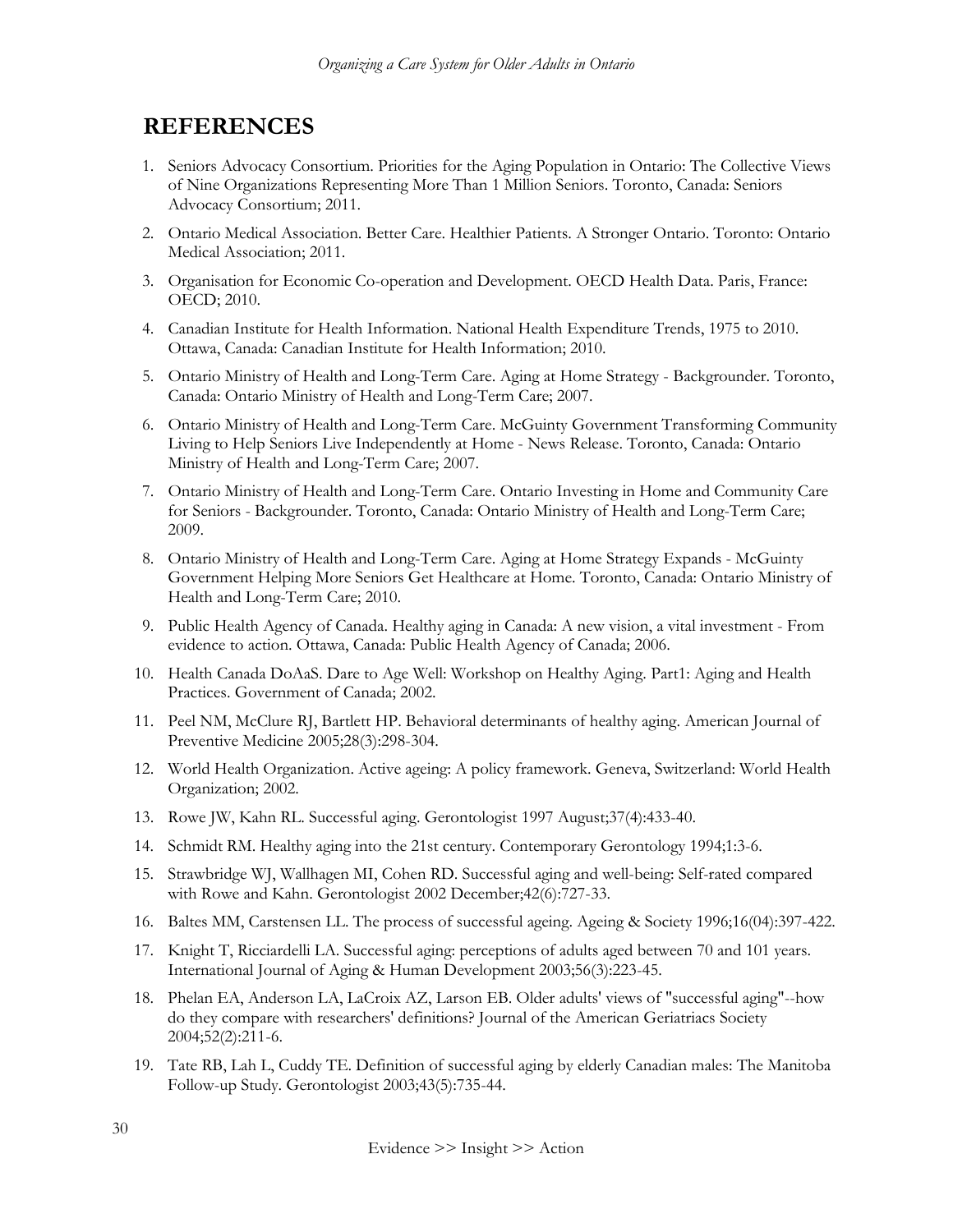## REFERENCES

1. Seniors Advocacy Consortium. Priorities for the Aging Population in Ontario: The Collective Views of Nine Organizations Representing More Than 1 Million Seniors. Toronto, Canada: Seniors Advocacy Consortium; 2011.
2. Ontario Medical Association. Better Care. Healthier Patients. A Stronger Ontario. Toronto: Ontario Medical Association; 2011.
3. Organisation for Economic Co-operation and Development. OECD Health Data. Paris, France: OECD; 2010.
4. Canadian Institute for Health Information. National Health Expenditure Trends, 1975 to 2010. Ottawa, Canada: Canadian Institute for Health Information; 2010.
5. Ontario Ministry of Health and Long-Term Care. Aging at Home Strategy - Backgrounder. Toronto, Canada: Ontario Ministry of Health and Long-Term Care; 2007.
6. Ontario Ministry of Health and Long-Term Care. McGuinty Government Transforming Community Living to Help Seniors Live Independently at Home - News Release. Toronto, Canada: Ontario Ministry of Health and Long-Term Care; 2007.
7. Ontario Ministry of Health and Long-Term Care. Ontario Investing in Home and Community Care for Seniors - Backgrounder. Toronto, Canada: Ontario Ministry of Health and Long-Term Care; 2009.
8. Ontario Ministry of Health and Long-Term Care. Aging at Home Strategy Expands - McGuinty Government Helping More Seniors Get Healthcare at Home. Toronto, Canada: Ontario Ministry of Health and Long-Term Care; 2010.
9. Public Health Agency of Canada. Healthy aging in Canada: A new vision, a vital investment - From evidence to action. Ottawa, Canada: Public Health Agency of Canada; 2006.
10. Health Canada DoAaS. Dare to Age Well: Workshop on Healthy Aging. Part1: Aging and Health Practices. Government of Canada; 2002.
11. Peel NM, McClure RJ, Bartlett HP. Behavioral determinants of healthy aging. American Journal of Preventive Medicine 2005;28(3):298-304.
12. World Health Organization. Active ageing: A policy framework. Geneva, Switzerland: World Health Organization; 2002.
13. Rowe JW, Kahn RL. Successful aging. Gerontologist 1997 August;37(4):433-40.
14. Schmidt RM. Healthy aging into the 21st century. Contemporary Gerontology 1994;1:3-6.
15. Strawbridge WJ, Wallhagen MI, Cohen RD. Successful aging and well-being: Self-rated compared with Rowe and Kahn. Gerontologist 2002 December;42(6):727-33.
16. Baltes MM, Carstensen LL. The process of successful ageing. Ageing & Society 1996;16(04):397-422.
17. Knight T, Ricciardelli LA. Successful aging: perceptions of adults aged between 70 and 101 years. International Journal of Aging & Human Development 2003;56(3):223-45.
18. Phelan EA, Anderson LA, LaCroix AZ, Larson EB. Older adults' views of "successful aging"--how do they compare with researchers' definitions? Journal of the American Geriatriacs Society 2004;52(2):211-6.
19. Tate RB, Lah L, Cuddy TE. Definition of successful aging by elderly Canadian males: The Manitoba Follow-up Study. Gerontologist 2003;43(5):735-44.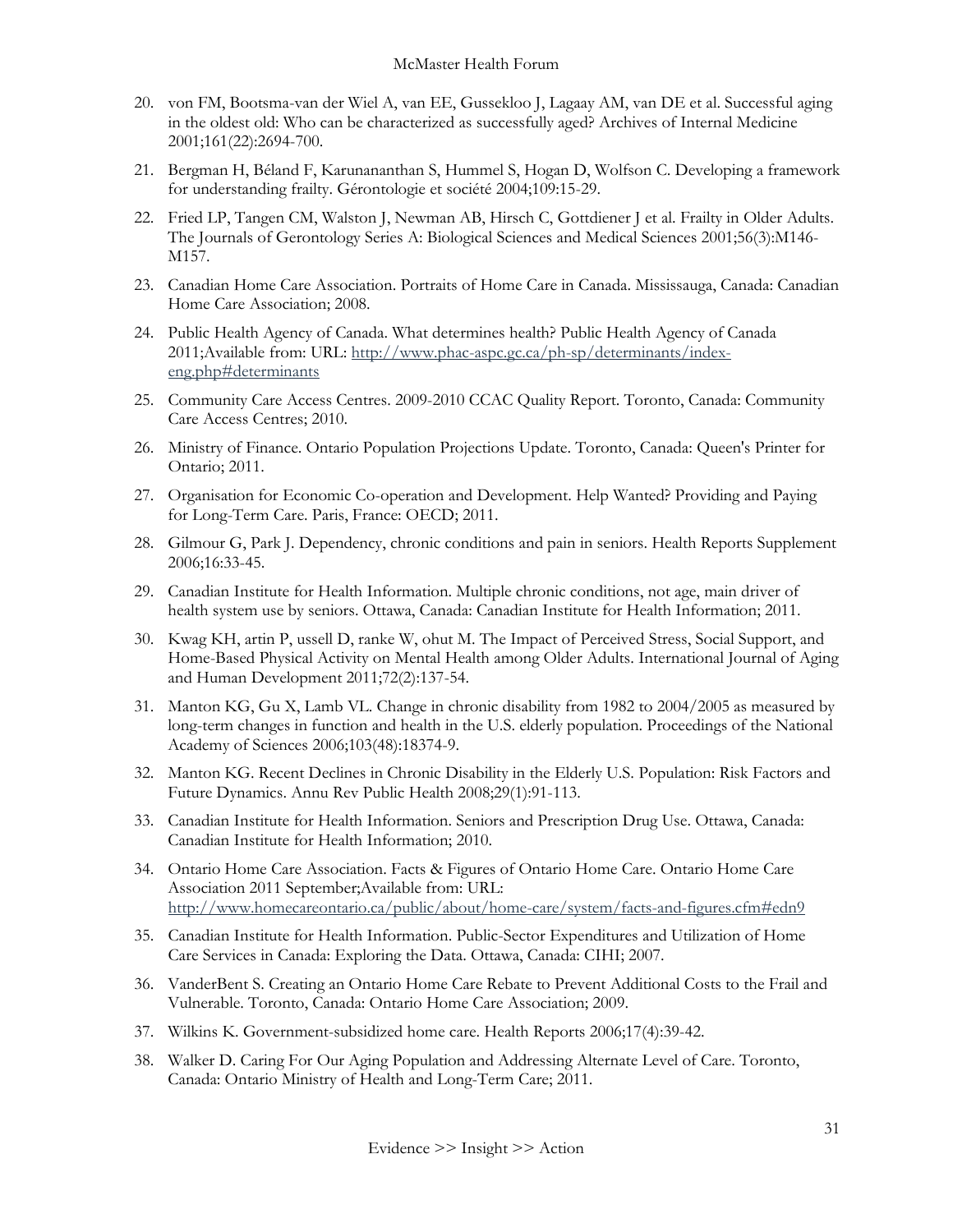20. von FM, Bootsma-van der Wiel A, van EE, Gussekloo J, Lagaay AM, van DE et al. Successful aging in the oldest old: Who can be characterized as successfully aged? Archives of Internal Medicine 2001;161(22):2694-700.

21. Bergman H, Béland F, Karunananthan S, Hummel S, Hogan D, Wolfson C. Developing a framework for understanding frailty. Gérontologie et société 2004;109:15-29.

22. Fried LP, Tangen CM, Walston J, Newman AB, Hirsch C, Gottdiener J et al. Frailty in Older Adults. The Journals of Gerontology Series A: Biological Sciences and Medical Sciences 2001;56(3):M146-M157.

23. Canadian Home Care Association. Portraits of Home Care in Canada. Mississauga, Canada: Canadian Home Care Association; 2008.

24. Public Health Agency of Canada. What determines health? Public Health Agency of Canada 2011;Available from: URL: http://www.phac-aspc.gc.ca/ph-sp/determinants/index-eng.php#determinants

25. Community Care Access Centres. 2009-2010 CCAC Quality Report. Toronto, Canada: Community Care Access Centres; 2010.

26. Ministry of Finance. Ontario Population Projections Update. Toronto, Canada: Queen's Printer for Ontario; 2011.

27. Organisation for Economic Co-operation and Development. Help Wanted? Providing and Paying for Long-Term Care. Paris, France: OECD; 2011.

28. Gilmour G, Park J. Dependency, chronic conditions and pain in seniors. Health Reports Supplement 2006;16:33-45.

29. Canadian Institute for Health Information. Multiple chronic conditions, not age, main driver of health system use by seniors. Ottawa, Canada: Canadian Institute for Health Information; 2011.

30. Kwag KH, artin P, ussell D, ranke W, ohut M. The Impact of Perceived Stress, Social Support, and Home-Based Physical Activity on Mental Health among Older Adults. International Journal of Aging and Human Development 2011;72(2):137-54.

31. Manton KG, Gu X, Lamb VL. Change in chronic disability from 1982 to 2004/2005 as measured by long-term changes in function and health in the U.S. elderly population. Proceedings of the National Academy of Sciences 2006;103(48):18374-9.

32. Manton KG. Recent Declines in Chronic Disability in the Elderly U.S. Population: Risk Factors and Future Dynamics. Annu Rev Public Health 2008;29(1):91-113.

33. Canadian Institute for Health Information. Seniors and Prescription Drug Use. Ottawa, Canada: Canadian Institute for Health Information; 2010.

34. Ontario Home Care Association. Facts & Figures of Ontario Home Care. Ontario Home Care Association 2011 September;Available from: URL: http://www.homecareontario.ca/public/about/home-care/system/facts-and-figures.cfm#edn9

35. Canadian Institute for Health Information. Public-Sector Expenditures and Utilization of Home Care Services in Canada: Exploring the Data. Ottawa, Canada: CIHI; 2007.

36. VanderBent S. Creating an Ontario Home Care Rebate to Prevent Additional Costs to the Frail and Vulnerable. Toronto, Canada: Ontario Home Care Association; 2009.

37. Wilkins K. Government-subsidized home care. Health Reports 2006;17(4):39-42.

38. Walker D. Caring For Our Aging Population and Addressing Alternate Level of Care. Toronto, Canada: Ontario Ministry of Health and Long-Term Care; 2011.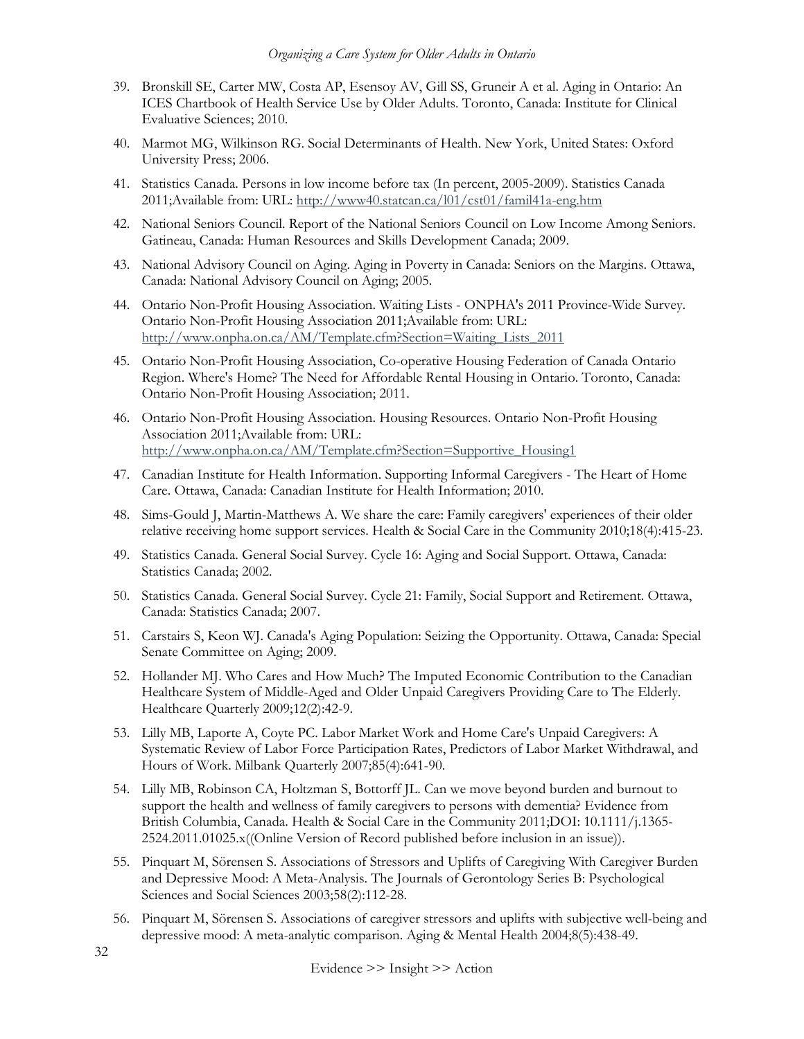39. Bronskill SE, Carter MW, Costa AP, Esensoy AV, Gill SS, Gruneir A et al. Aging in Ontario: An ICES Chartbook of Health Service Use by Older Adults. Toronto, Canada: Institute for Clinical Evaluative Sciences; 2010.

40. Marmot MG, Wilkinson RG. Social Determinants of Health. New York, United States: Oxford University Press; 2006.

41. Statistics Canada. Persons in low income before tax (In percent, 2005-2009). Statistics Canada 2011;Available from: URL: http://www40.statcan.ca/l01/cst01/famil41a-eng.htm

42. National Seniors Council. Report of the National Seniors Council on Low Income Among Seniors. Gatineau, Canada: Human Resources and Skills Development Canada; 2009.

43. National Advisory Council on Aging. Aging in Poverty in Canada: Seniors on the Margins. Ottawa, Canada: National Advisory Council on Aging; 2005.

44. Ontario Non-Profit Housing Association. Waiting Lists - ONPHA's 2011 Province-Wide Survey. Ontario Non-Profit Housing Association 2011;Available from: URL: http://www.onpha.on.ca/AM/Template.cfm?Section=Waiting_Lists_2011

45. Ontario Non-Profit Housing Association, Co-operative Housing Federation of Canada Ontario Region. Where's Home? The Need for Affordable Rental Housing in Ontario. Toronto, Canada: Ontario Non-Profit Housing Association; 2011.

46. Ontario Non-Profit Housing Association. Housing Resources. Ontario Non-Profit Housing Association 2011;Available from: URL: http://www.onpha.on.ca/AM/Template.cfm?Section=Supportive_Housing1

47. Canadian Institute for Health Information. Supporting Informal Caregivers - The Heart of Home Care. Ottawa, Canada: Canadian Institute for Health Information; 2010.

48. Sims-Gould J, Martin-Matthews A. We share the care: Family caregivers' experiences of their older relative receiving home support services. Health & Social Care in the Community 2010;18(4):415-23.

49. Statistics Canada. General Social Survey. Cycle 16: Aging and Social Support. Ottawa, Canada: Statistics Canada; 2002.

50. Statistics Canada. General Social Survey. Cycle 21: Family, Social Support and Retirement. Ottawa, Canada: Statistics Canada; 2007.

51. Carstairs S, Keon WJ. Canada's Aging Population: Seizing the Opportunity. Ottawa, Canada: Special Senate Committee on Aging; 2009.

52. Hollander MJ. Who Cares and How Much? The Imputed Economic Contribution to the Canadian Healthcare System of Middle-Aged and Older Unpaid Caregivers Providing Care to The Elderly. Healthcare Quarterly 2009;12(2):42-9.

53. Lilly MB, Laporte A, Coyte PC. Labor Market Work and Home Care's Unpaid Caregivers: A Systematic Review of Labor Force Participation Rates, Predictors of Labor Market Withdrawal, and Hours of Work. Milbank Quarterly 2007;85(4):641-90.

54. Lilly MB, Robinson CA, Holtzman S, Bottorff JL. Can we move beyond burden and burnout to support the health and wellness of family caregivers to persons with dementia? Evidence from British Columbia, Canada. Health & Social Care in the Community 2011;DOI: 10.1111/j.1365-2524.2011.01025.x((Online Version of Record published before inclusion in an issue)).

55. Pinquart M, Sörensen S. Associations of Stressors and Uplifts of Caregiving With Caregiver Burden and Depressive Mood: A Meta-Analysis. The Journals of Gerontology Series B: Psychological Sciences and Social Sciences 2003;58(2):112-28.

56. Pinquart M, Sörensen S. Associations of caregiver stressors and uplifts with subjective well-being and depressive mood: A meta-analytic comparison. Aging & Mental Health 2004;8(5):438-49.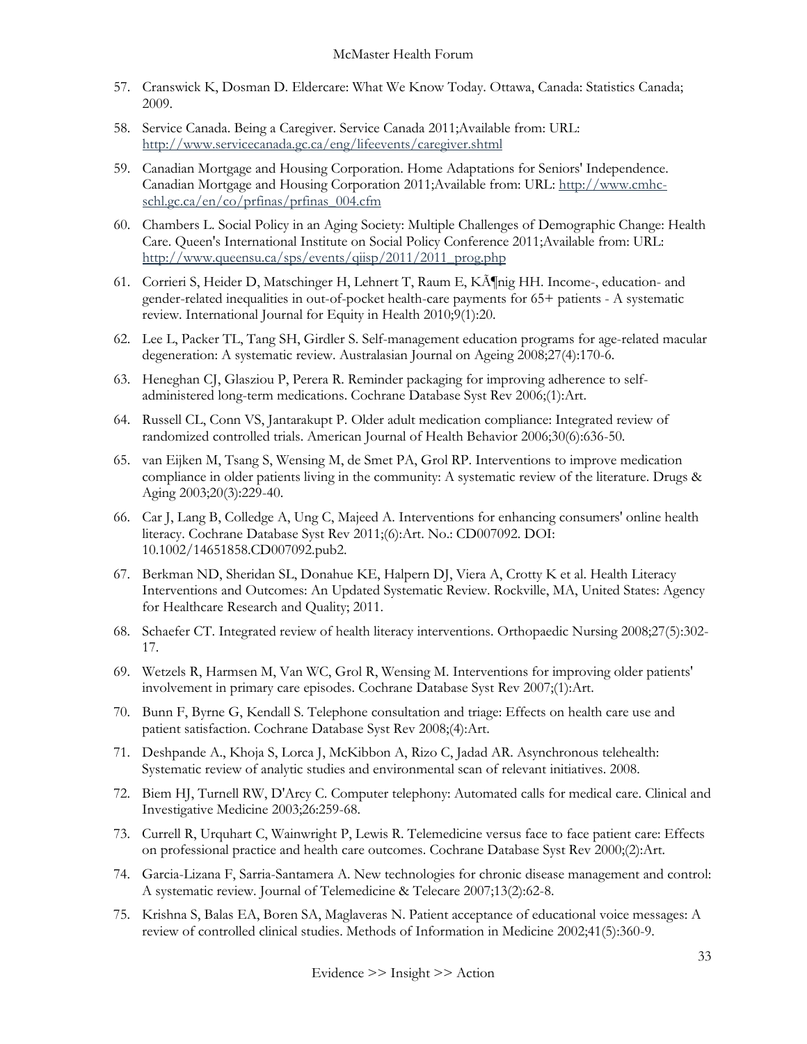57. Cranswick K, Dosman D. Eldercare: What We Know Today. Ottawa, Canada: Statistics Canada; 2009.

58. Service Canada. Being a Caregiver. Service Canada 2011;Available from: URL: http://www.servicecanada.gc.ca/eng/lifeevents/caregiver.shtml

59. Canadian Mortgage and Housing Corporation. Home Adaptations for Seniors' Independence. Canadian Mortgage and Housing Corporation 2011;Available from: URL: http://www.cmhc-schl.gc.ca/en/co/prfinas/prfinas_004.cfm

60. Chambers L. Social Policy in an Aging Society: Multiple Challenges of Demographic Change: Health Care. Queen's International Institute on Social Policy Conference 2011;Available from: URL: http://www.queensu.ca/sps/events/qiisp/2011/2011_prog.php

61. Corrieri S, Heider D, Matschinger H, Lehnert T, Raum E, KÃ¶nig HH. Income-, education- and gender-related inequalities in out-of-pocket health-care payments for 65+ patients - A systematic review. International Journal for Equity in Health 2010;9(1):20.

62. Lee L, Packer TL, Tang SH, Girdler S. Self-management education programs for age-related macular degeneration: A systematic review. Australasian Journal on Ageing 2008;27(4):170-6.

63. Heneghan CJ, Glasziou P, Perera R. Reminder packaging for improving adherence to self-administered long-term medications. Cochrane Database Syst Rev 2006;(1):Art.

64. Russell CL, Conn VS, Jantarakupt P. Older adult medication compliance: Integrated review of randomized controlled trials. American Journal of Health Behavior 2006;30(6):636-50.

65. van Eijken M, Tsang S, Wensing M, de Smet PA, Grol RP. Interventions to improve medication compliance in older patients living in the community: A systematic review of the literature. Drugs & Aging 2003;20(3):229-40.

66. Car J, Lang B, Colledge A, Ung C, Majeed A. Interventions for enhancing consumers' online health literacy. Cochrane Database Syst Rev 2011;(6):Art. No.: CD007092. DOI: 10.1002/14651858.CD007092.pub2.

67. Berkman ND, Sheridan SL, Donahue KE, Halpern DJ, Viera A, Crotty K et al. Health Literacy Interventions and Outcomes: An Updated Systematic Review. Rockville, MA, United States: Agency for Healthcare Research and Quality; 2011.

68. Schaefer CT. Integrated review of health literacy interventions. Orthopaedic Nursing 2008;27(5):302-17.

69. Wetzels R, Harmsen M, Van WC, Grol R, Wensing M. Interventions for improving older patients' involvement in primary care episodes. Cochrane Database Syst Rev 2007;(1):Art.

70. Bunn F, Byrne G, Kendall S. Telephone consultation and triage: Effects on health care use and patient satisfaction. Cochrane Database Syst Rev 2008;(4):Art.

71. Deshpande A., Khoja S, Lorca J, McKibbon A, Rizo C, Jadad AR. Asynchronous telehealth: Systematic review of analytic studies and environmental scan of relevant initiatives. 2008.

72. Biem HJ, Turnell RW, D'Arcy C. Computer telephony: Automated calls for medical care. Clinical and Investigative Medicine 2003;26:259-68.

73. Currell R, Urquhart C, Wainwright P, Lewis R. Telemedicine versus face to face patient care: Effects on professional practice and health care outcomes. Cochrane Database Syst Rev 2000;(2):Art.

74. Garcia-Lizana F, Sarria-Santamera A. New technologies for chronic disease management and control: A systematic review. Journal of Telemedicine & Telecare 2007;13(2):62-8.

75. Krishna S, Balas EA, Boren SA, Maglaveras N. Patient acceptance of educational voice messages: A review of controlled clinical studies. Methods of Information in Medicine 2002;41(5):360-9.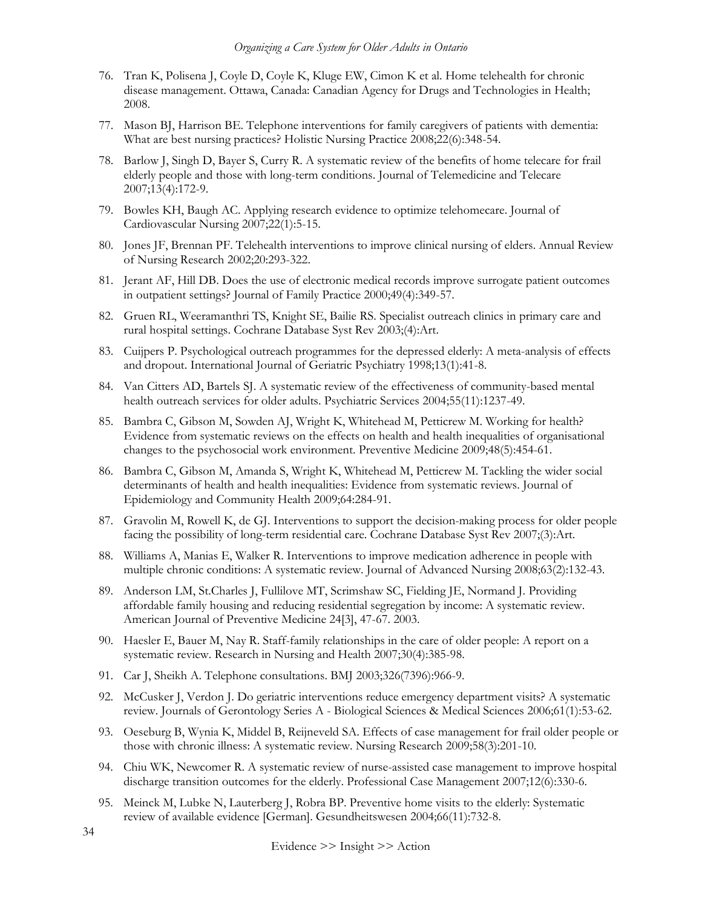76. Tran K, Polisena J, Coyle D, Coyle K, Kluge EW, Cimon K et al. Home telehealth for chronic disease management. Ottawa, Canada: Canadian Agency for Drugs and Technologies in Health; 2008.
77. Mason BJ, Harrison BE. Telephone interventions for family caregivers of patients with dementia: What are best nursing practices? Holistic Nursing Practice 2008;22(6):348-54.
78. Barlow J, Singh D, Bayer S, Curry R. A systematic review of the benefits of home telecare for frail elderly people and those with long-term conditions. Journal of Telemedicine and Telecare 2007;13(4):172-9.
79. Bowles KH, Baugh AC. Applying research evidence to optimize telehomecare. Journal of Cardiovascular Nursing 2007;22(1):5-15.
80. Jones JF, Brennan PF. Telehealth interventions to improve clinical nursing of elders. Annual Review of Nursing Research 2002;20:293-322.
81. Jerant AF, Hill DB. Does the use of electronic medical records improve surrogate patient outcomes in outpatient settings? Journal of Family Practice 2000;49(4):349-57.
82. Gruen RL, Weeramanthri TS, Knight SE, Bailie RS. Specialist outreach clinics in primary care and rural hospital settings. Cochrane Database Syst Rev 2003;(4):Art.
83. Cuijpers P. Psychological outreach programmes for the depressed elderly: A meta-analysis of effects and dropout. International Journal of Geriatric Psychiatry 1998;13(1):41-8.
84. Van Citters AD, Bartels SJ. A systematic review of the effectiveness of community-based mental health outreach services for older adults. Psychiatric Services 2004;55(11):1237-49.
85. Bambra C, Gibson M, Sowden AJ, Wright K, Whitehead M, Petticrew M. Working for health? Evidence from systematic reviews on the effects on health and health inequalities of organisational changes to the psychosocial work environment. Preventive Medicine 2009;48(5):454-61.
86. Bambra C, Gibson M, Amanda S, Wright K, Whitehead M, Petticrew M. Tackling the wider social determinants of health and health inequalities: Evidence from systematic reviews. Journal of Epidemiology and Community Health 2009;64:284-91.
87. Gravolin M, Rowell K, de GJ. Interventions to support the decision-making process for older people facing the possibility of long-term residential care. Cochrane Database Syst Rev 2007;(3):Art.
88. Williams A, Manias E, Walker R. Interventions to improve medication adherence in people with multiple chronic conditions: A systematic review. Journal of Advanced Nursing 2008;63(2):132-43.
89. Anderson LM, St.Charles J, Fullilove MT, Scrimshaw SC, Fielding JE, Normand J. Providing affordable family housing and reducing residential segregation by income: A systematic review. American Journal of Preventive Medicine 24[3], 47-67. 2003.
90. Haesler E, Bauer M, Nay R. Staff-family relationships in the care of older people: A report on a systematic review. Research in Nursing and Health 2007;30(4):385-98.
91. Car J, Sheikh A. Telephone consultations. BMJ 2003;326(7396):966-9.
92. McCusker J, Verdon J. Do geriatric interventions reduce emergency department visits? A systematic review. Journals of Gerontology Series A - Biological Sciences & Medical Sciences 2006;61(1):53-62.
93. Oeseburg B, Wynia K, Middel B, Reijneveld SA. Effects of case management for frail older people or those with chronic illness: A systematic review. Nursing Research 2009;58(3):201-10.
94. Chiu WK, Newcomer R. A systematic review of nurse-assisted case management to improve hospital discharge transition outcomes for the elderly. Professional Case Management 2007;12(6):330-6.
95. Meinck M, Lubke N, Lauterberg J, Robra BP. Preventive home visits to the elderly: Systematic review of available evidence [German]. Gesundheitswesen 2004;66(11):732-8.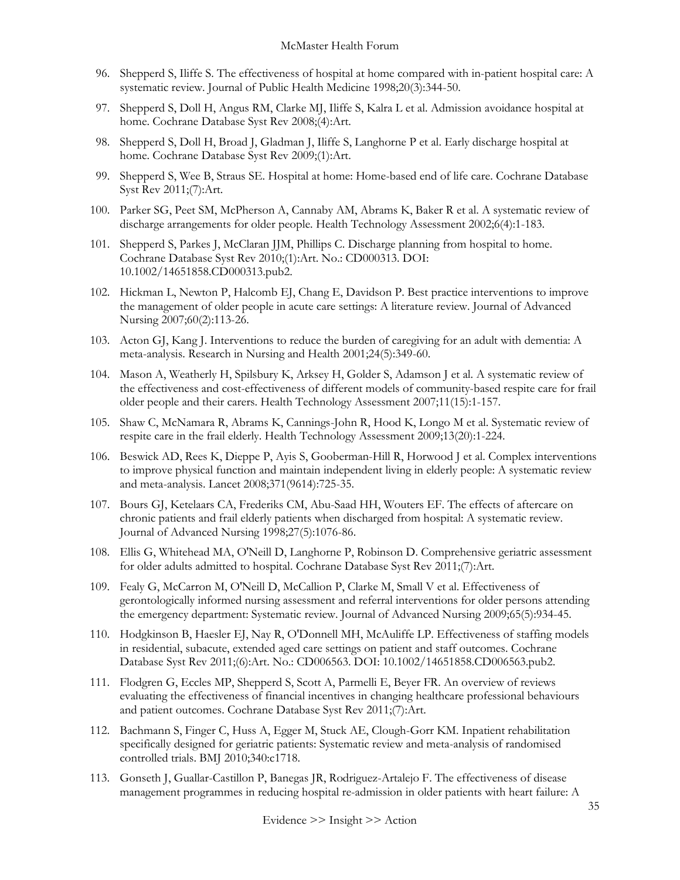96. Shepperd S, Iliffe S. The effectiveness of hospital at home compared with in-patient hospital care: A systematic review. Journal of Public Health Medicine 1998;20(3):344-50.
97. Shepperd S, Doll H, Angus RM, Clarke MJ, Iliffe S, Kalra L et al. Admission avoidance hospital at home. Cochrane Database Syst Rev 2008;(4):Art.
98. Shepperd S, Doll H, Broad J, Gladman J, Iliffe S, Langhorne P et al. Early discharge hospital at home. Cochrane Database Syst Rev 2009;(1):Art.
99. Shepperd S, Wee B, Straus SE. Hospital at home: Home-based end of life care. Cochrane Database Syst Rev 2011;(7):Art.
100. Parker SG, Peet SM, McPherson A, Cannaby AM, Abrams K, Baker R et al. A systematic review of discharge arrangements for older people. Health Technology Assessment 2002;6(4):1-183.
101. Shepperd S, Parkes J, McClaran JJM, Phillips C. Discharge planning from hospital to home. Cochrane Database Syst Rev 2010;(1):Art. No.: CD000313. DOI: 10.1002/14651858.CD000313.pub2.
102. Hickman L, Newton P, Halcomb EJ, Chang E, Davidson P. Best practice interventions to improve the management of older people in acute care settings: A literature review. Journal of Advanced Nursing 2007;60(2):113-26.
103. Acton GJ, Kang J. Interventions to reduce the burden of caregiving for an adult with dementia: A meta-analysis. Research in Nursing and Health 2001;24(5):349-60.
104. Mason A, Weatherly H, Spilsbury K, Arksey H, Golder S, Adamson J et al. A systematic review of the effectiveness and cost-effectiveness of different models of community-based respite care for frail older people and their carers. Health Technology Assessment 2007;11(15):1-157.
105. Shaw C, McNamara R, Abrams K, Cannings-John R, Hood K, Longo M et al. Systematic review of respite care in the frail elderly. Health Technology Assessment 2009;13(20):1-224.
106. Beswick AD, Rees K, Dieppe P, Ayis S, Gooberman-Hill R, Horwood J et al. Complex interventions to improve physical function and maintain independent living in elderly people: A systematic review and meta-analysis. Lancet 2008;371(9614):725-35.
107. Bours GJ, Ketelaars CA, Frederiks CM, Abu-Saad HH, Wouters EF. The effects of aftercare on chronic patients and frail elderly patients when discharged from hospital: A systematic review. Journal of Advanced Nursing 1998;27(5):1076-86.
108. Ellis G, Whitehead MA, O'Neill D, Langhorne P, Robinson D. Comprehensive geriatric assessment for older adults admitted to hospital. Cochrane Database Syst Rev 2011;(7):Art.
109. Fealy G, McCarron M, O'Neill D, McCallion P, Clarke M, Small V et al. Effectiveness of gerontologically informed nursing assessment and referral interventions for older persons attending the emergency department: Systematic review. Journal of Advanced Nursing 2009;65(5):934-45.
110. Hodgkinson B, Haesler EJ, Nay R, O'Donnell MH, McAuliffe LP. Effectiveness of staffing models in residential, subacute, extended aged care settings on patient and staff outcomes. Cochrane Database Syst Rev 2011;(6):Art. No.: CD006563. DOI: 10.1002/14651858.CD006563.pub2.
111. Flodgren G, Eccles MP, Shepperd S, Scott A, Parmelli E, Beyer FR. An overview of reviews evaluating the effectiveness of financial incentives in changing healthcare professional behaviours and patient outcomes. Cochrane Database Syst Rev 2011;(7):Art.
112. Bachmann S, Finger C, Huss A, Egger M, Stuck AE, Clough-Gorr KM. Inpatient rehabilitation specifically designed for geriatric patients: Systematic review and meta-analysis of randomised controlled trials. BMJ 2010;340:c1718.
113. Gonseth J, Guallar-Castillon P, Banegas JR, Rodriguez-Artalejo F. The effectiveness of disease management programmes in reducing hospital re-admission in older patients with heart failure: A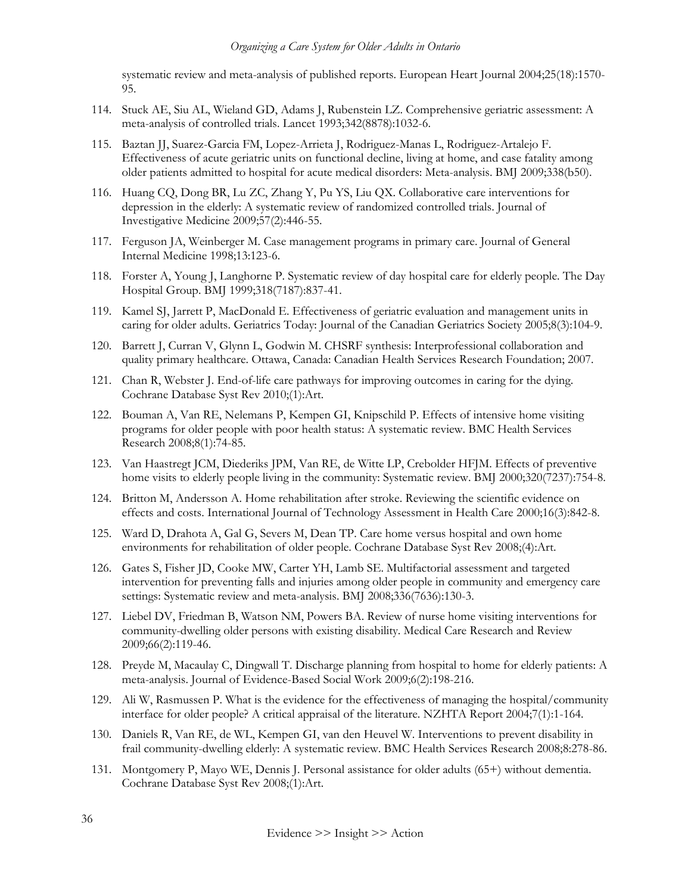systematic review and meta-analysis of published reports. European Heart Journal 2004;25(18):1570-95.

114. Stuck AE, Siu AL, Wieland GD, Adams J, Rubenstein LZ. Comprehensive geriatric assessment: A meta-analysis of controlled trials. Lancet 1993;342(8878):1032-6.

115. Baztan JJ, Suarez-Garcia FM, Lopez-Arrieta J, Rodriguez-Manas L, Rodriguez-Artalejo F. Effectiveness of acute geriatric units on functional decline, living at home, and case fatality among older patients admitted to hospital for acute medical disorders: Meta-analysis. BMJ 2009;338(b50).

116. Huang CQ, Dong BR, Lu ZC, Zhang Y, Pu YS, Liu QX. Collaborative care interventions for depression in the elderly: A systematic review of randomized controlled trials. Journal of Investigative Medicine 2009;57(2):446-55.

117. Ferguson JA, Weinberger M. Case management programs in primary care. Journal of General Internal Medicine 1998;13:123-6.

118. Forster A, Young J, Langhorne P. Systematic review of day hospital care for elderly people. The Day Hospital Group. BMJ 1999;318(7187):837-41.

119. Kamel SJ, Jarrett P, MacDonald E. Effectiveness of geriatric evaluation and management units in caring for older adults. Geriatrics Today: Journal of the Canadian Geriatrics Society 2005;8(3):104-9.

120. Barrett J, Curran V, Glynn L, Godwin M. CHSRF synthesis: Interprofessional collaboration and quality primary healthcare. Ottawa, Canada: Canadian Health Services Research Foundation; 2007.

121. Chan R, Webster J. End-of-life care pathways for improving outcomes in caring for the dying. Cochrane Database Syst Rev 2010;(1):Art.

122. Bouman A, Van RE, Nelemans P, Kempen GI, Knipschild P. Effects of intensive home visiting programs for older people with poor health status: A systematic review. BMC Health Services Research 2008;8(1):74-85.

123. Van Haastregt JCM, Diederiks JPM, Van RE, de Witte LP, Crebolder HFJM. Effects of preventive home visits to elderly people living in the community: Systematic review. BMJ 2000;320(7237):754-8.

124. Britton M, Andersson A. Home rehabilitation after stroke. Reviewing the scientific evidence on effects and costs. International Journal of Technology Assessment in Health Care 2000;16(3):842-8.

125. Ward D, Drahota A, Gal G, Severs M, Dean TP. Care home versus hospital and own home environments for rehabilitation of older people. Cochrane Database Syst Rev 2008;(4):Art.

126. Gates S, Fisher JD, Cooke MW, Carter YH, Lamb SE. Multifactorial assessment and targeted intervention for preventing falls and injuries among older people in community and emergency care settings: Systematic review and meta-analysis. BMJ 2008;336(7636):130-3.

127. Liebel DV, Friedman B, Watson NM, Powers BA. Review of nurse home visiting interventions for community-dwelling older persons with existing disability. Medical Care Research and Review 2009;66(2):119-46.

128. Preyde M, Macaulay C, Dingwall T. Discharge planning from hospital to home for elderly patients: A meta-analysis. Journal of Evidence-Based Social Work 2009;6(2):198-216.

129. Ali W, Rasmussen P. What is the evidence for the effectiveness of managing the hospital/community interface for older people? A critical appraisal of the literature. NZHTA Report 2004;7(1):1-164.

130. Daniels R, Van RE, de WL, Kempen GI, van den Heuvel W. Interventions to prevent disability in frail community-dwelling elderly: A systematic review. BMC Health Services Research 2008;8:278-86.

131. Montgomery P, Mayo WE, Dennis J. Personal assistance for older adults (65+) without dementia. Cochrane Database Syst Rev 2008;(1):Art.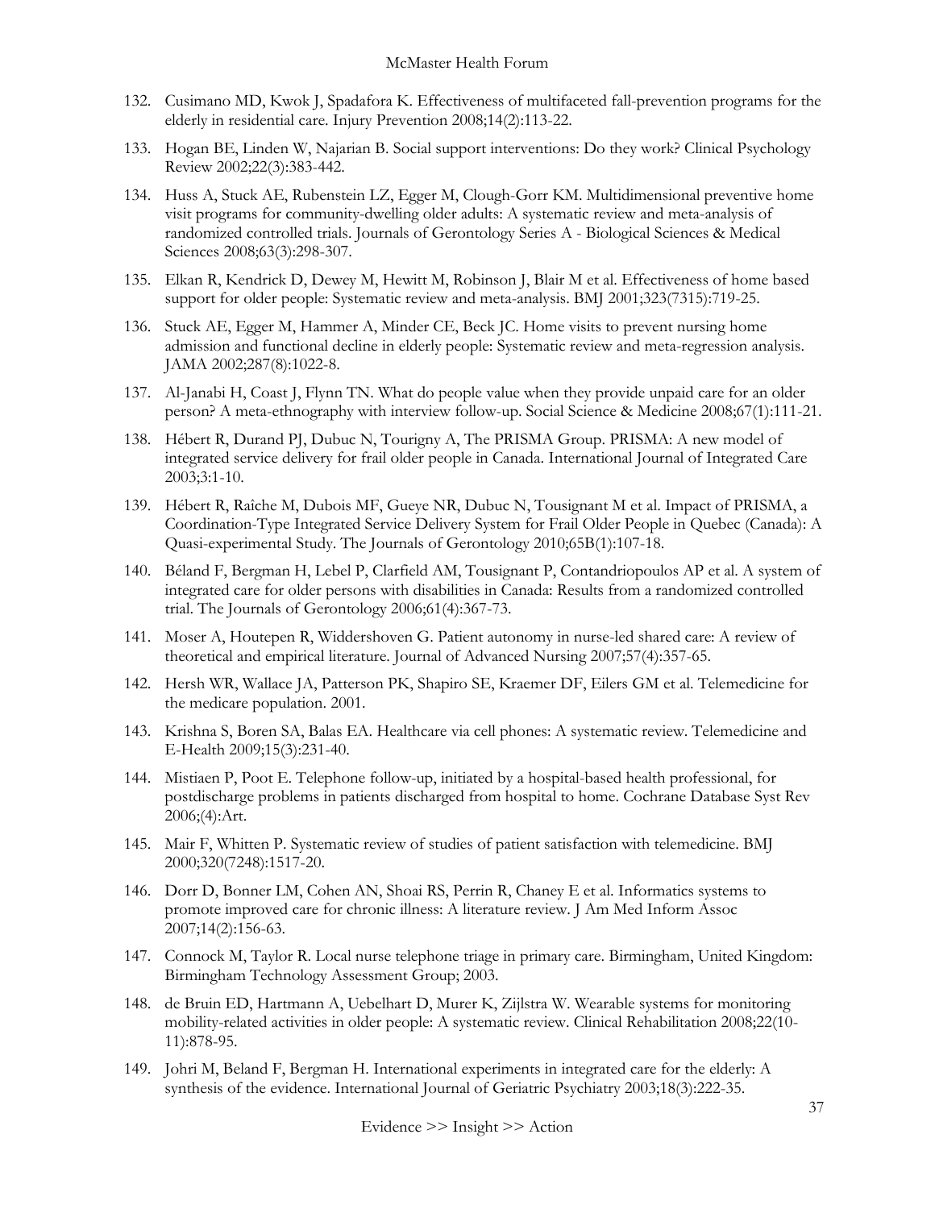132. Cusimano MD, Kwok J, Spadafora K. Effectiveness of multifaceted fall-prevention programs for the elderly in residential care. Injury Prevention 2008;14(2):113-22.

133. Hogan BE, Linden W, Najarian B. Social support interventions: Do they work? Clinical Psychology Review 2002;22(3):383-442.

134. Huss A, Stuck AE, Rubenstein LZ, Egger M, Clough-Gorr KM. Multidimensional preventive home visit programs for community-dwelling older adults: A systematic review and meta-analysis of randomized controlled trials. Journals of Gerontology Series A - Biological Sciences & Medical Sciences 2008;63(3):298-307.

135. Elkan R, Kendrick D, Dewey M, Hewitt M, Robinson J, Blair M et al. Effectiveness of home based support for older people: Systematic review and meta-analysis. BMJ 2001;323(7315):719-25.

136. Stuck AE, Egger M, Hammer A, Minder CE, Beck JC. Home visits to prevent nursing home admission and functional decline in elderly people: Systematic review and meta-regression analysis. JAMA 2002;287(8):1022-8.

137. Al-Janabi H, Coast J, Flynn TN. What do people value when they provide unpaid care for an older person? A meta-ethnography with interview follow-up. Social Science & Medicine 2008;67(1):111-21.

138. Hébert R, Durand PJ, Dubuc N, Tourigny A, The PRISMA Group. PRISMA: A new model of integrated service delivery for frail older people in Canada. International Journal of Integrated Care 2003;3:1-10.

139. Hébert R, Raîche M, Dubois MF, Gueye NR, Dubuc N, Tousignant M et al. Impact of PRISMA, a Coordination-Type Integrated Service Delivery System for Frail Older People in Quebec (Canada): A Quasi-experimental Study. The Journals of Gerontology 2010;65B(1):107-18.

140. Béland F, Bergman H, Lebel P, Clarfield AM, Tousignant P, Contandriopoulos AP et al. A system of integrated care for older persons with disabilities in Canada: Results from a randomized controlled trial. The Journals of Gerontology 2006;61(4):367-73.

141. Moser A, Houtepen R, Widdershoven G. Patient autonomy in nurse-led shared care: A review of theoretical and empirical literature. Journal of Advanced Nursing 2007;57(4):357-65.

142. Hersh WR, Wallace JA, Patterson PK, Shapiro SE, Kraemer DF, Eilers GM et al. Telemedicine for the medicare population. 2001.

143. Krishna S, Boren SA, Balas EA. Healthcare via cell phones: A systematic review. Telemedicine and E-Health 2009;15(3):231-40.

144. Mistiaen P, Poot E. Telephone follow-up, initiated by a hospital-based health professional, for postdischarge problems in patients discharged from hospital to home. Cochrane Database Syst Rev 2006;(4):Art.

145. Mair F, Whitten P. Systematic review of studies of patient satisfaction with telemedicine. BMJ 2000;320(7248):1517-20.

146. Dorr D, Bonner LM, Cohen AN, Shoai RS, Perrin R, Chaney E et al. Informatics systems to promote improved care for chronic illness: A literature review. J Am Med Inform Assoc 2007;14(2):156-63.

147. Connock M, Taylor R. Local nurse telephone triage in primary care. Birmingham, United Kingdom: Birmingham Technology Assessment Group; 2003.

148. de Bruin ED, Hartmann A, Uebelhart D, Murer K, Zijlstra W. Wearable systems for monitoring mobility-related activities in older people: A systematic review. Clinical Rehabilitation 2008;22(10-11):878-95.

149. Johri M, Beland F, Bergman H. International experiments in integrated care for the elderly: A synthesis of the evidence. International Journal of Geriatric Psychiatry 2003;18(3):222-35.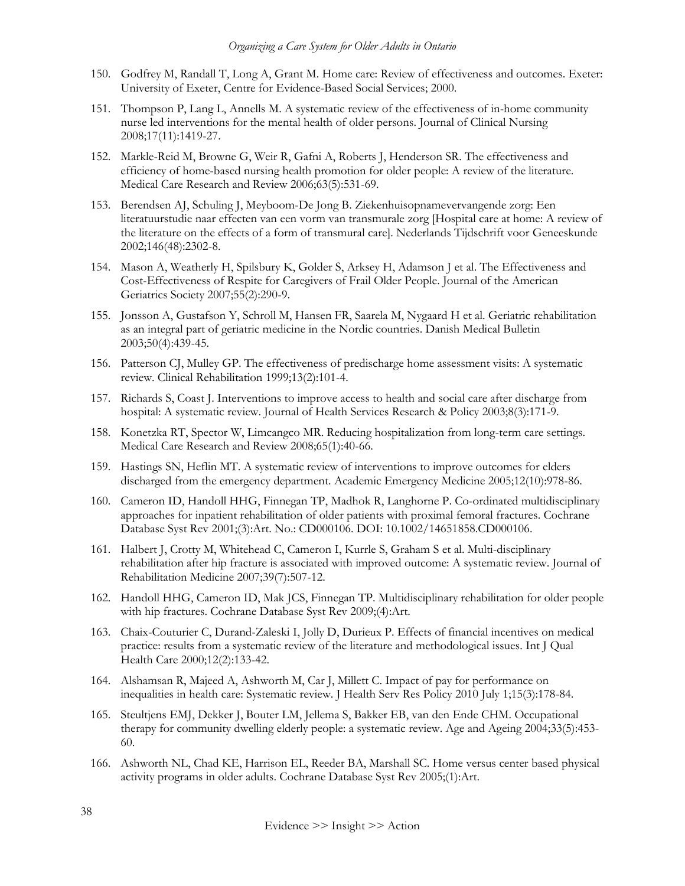150. Godfrey M, Randall T, Long A, Grant M. Home care: Review of effectiveness and outcomes. Exeter: University of Exeter, Centre for Evidence-Based Social Services; 2000.

151. Thompson P, Lang L, Annells M. A systematic review of the effectiveness of in-home community nurse led interventions for the mental health of older persons. Journal of Clinical Nursing 2008;17(11):1419-27.

152. Markle-Reid M, Browne G, Weir R, Gafni A, Roberts J, Henderson SR. The effectiveness and efficiency of home-based nursing health promotion for older people: A review of the literature. Medical Care Research and Review 2006;63(5):531-69.

153. Berendsen AJ, Schuling J, Meyboom-De Jong B. Ziekenhuisopnamevervangende zorg: Een literatuurstudie naar effecten van een vorm van transmurale zorg [Hospital care at home: A review of the literature on the effects of a form of transmural care]. Nederlands Tijdschrift voor Geneeskunde 2002;146(48):2302-8.

154. Mason A, Weatherly H, Spilsbury K, Golder S, Arksey H, Adamson J et al. The Effectiveness and Cost-Effectiveness of Respite for Caregivers of Frail Older People. Journal of the American Geriatrics Society 2007;55(2):290-9.

155. Jonsson A, Gustafson Y, Schroll M, Hansen FR, Saarela M, Nygaard H et al. Geriatric rehabilitation as an integral part of geriatric medicine in the Nordic countries. Danish Medical Bulletin 2003;50(4):439-45.

156. Patterson CJ, Mulley GP. The effectiveness of predischarge home assessment visits: A systematic review. Clinical Rehabilitation 1999;13(2):101-4.

157. Richards S, Coast J. Interventions to improve access to health and social care after discharge from hospital: A systematic review. Journal of Health Services Research & Policy 2003;8(3):171-9.

158. Konetzka RT, Spector W, Limcangco MR. Reducing hospitalization from long-term care settings. Medical Care Research and Review 2008;65(1):40-66.

159. Hastings SN, Heflin MT. A systematic review of interventions to improve outcomes for elders discharged from the emergency department. Academic Emergency Medicine 2005;12(10):978-86.

160. Cameron ID, Handoll HHG, Finnegan TP, Madhok R, Langhorne P. Co-ordinated multidisciplinary approaches for inpatient rehabilitation of older patients with proximal femoral fractures. Cochrane Database Syst Rev 2001;(3):Art. No.: CD000106. DOI: 10.1002/14651858.CD000106.

161. Halbert J, Crotty M, Whitehead C, Cameron I, Kurrle S, Graham S et al. Multi-disciplinary rehabilitation after hip fracture is associated with improved outcome: A systematic review. Journal of Rehabilitation Medicine 2007;39(7):507-12.

162. Handoll HHG, Cameron ID, Mak JCS, Finnegan TP. Multidisciplinary rehabilitation for older people with hip fractures. Cochrane Database Syst Rev 2009;(4):Art.

163. Chaix-Couturier C, Durand-Zaleski I, Jolly D, Durieux P. Effects of financial incentives on medical practice: results from a systematic review of the literature and methodological issues. Int J Qual Health Care 2000;12(2):133-42.

164. Alshamsan R, Majeed A, Ashworth M, Car J, Millett C. Impact of pay for performance on inequalities in health care: Systematic review. J Health Serv Res Policy 2010 July 1;15(3):178-84.

165. Steultjens EMJ, Dekker J, Bouter LM, Jellema S, Bakker EB, van den Ende CHM. Occupational therapy for community dwelling elderly people: a systematic review. Age and Ageing 2004;33(5):453-60.

166. Ashworth NL, Chad KE, Harrison EL, Reeder BA, Marshall SC. Home versus center based physical activity programs in older adults. Cochrane Database Syst Rev 2005;(1):Art.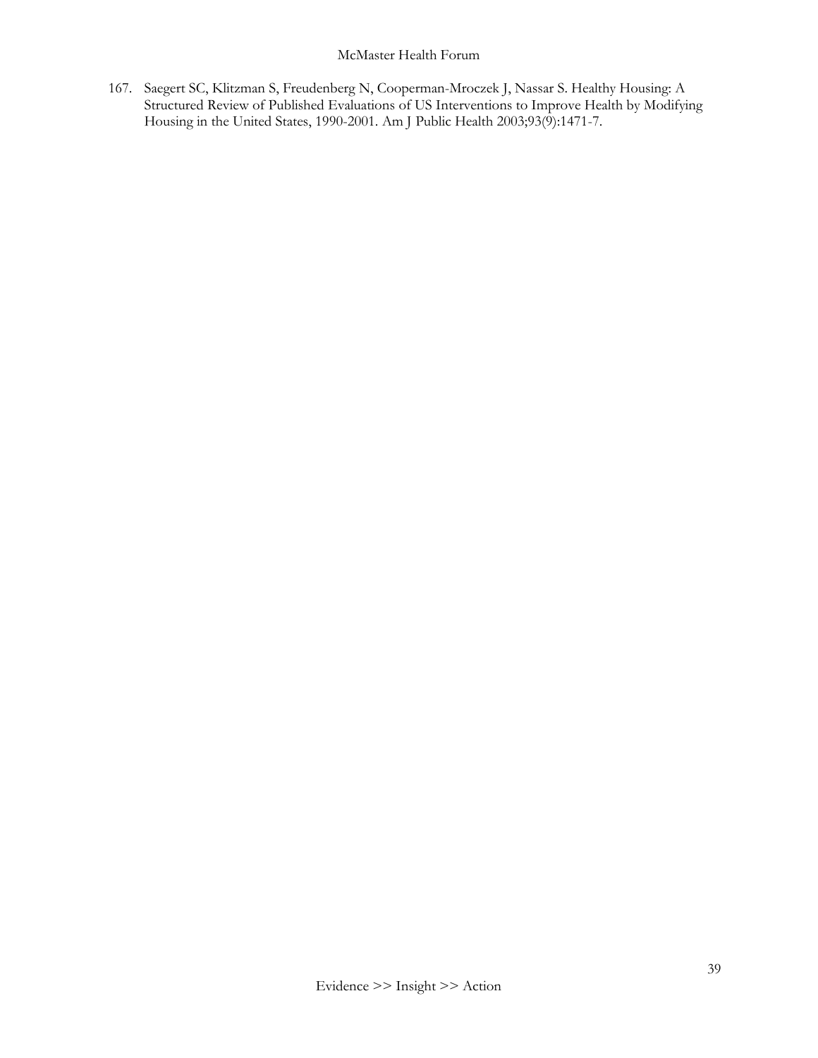167. Saegert SC, Klitzman S, Freudenberg N, Cooperman-Mroczek J, Nassar S. Healthy Housing: A Structured Review of Published Evaluations of US Interventions to Improve Health by Modifying Housing in the United States, 1990-2001. Am J Public Health 2003;93(9):1471-7.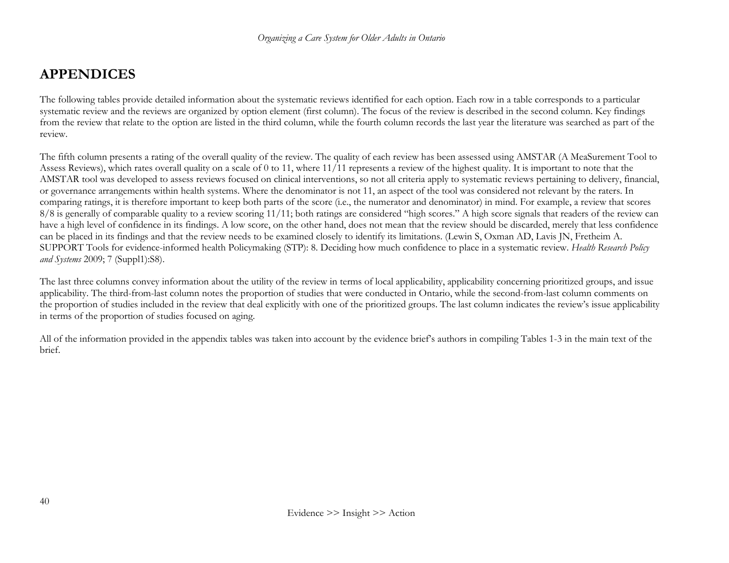# APPENDICES

The following tables provide detailed information about the systematic reviews identified for each option. Each row in a table corresponds to a particular systematic review and the reviews are organized by option element (first column). The focus of the review is described in the second column. Key findings from the review that relate to the option are listed in the third column, while the fourth column records the last year the literature was searched as part of the review.

The fifth column presents a rating of the overall quality of the review. The quality of each review has been assessed using AMSTAR (A MeaSurement Tool to Assess Reviews), which rates overall quality on a scale of 0 to 11, where 11/11 represents a review of the highest quality. It is important to note that the AMSTAR tool was developed to assess reviews focused on clinical interventions, so not all criteria apply to systematic reviews pertaining to delivery, financial, or governance arrangements within health systems. Where the denominator is not 11, an aspect of the tool was considered not relevant by the raters. In comparing ratings, it is therefore important to keep both parts of the score (i.e., the numerator and denominator) in mind. For example, a review that scores 8/8 is generally of comparable quality to a review scoring 11/11; both ratings are considered "high scores." A high score signals that readers of the review can have a high level of confidence in its findings. A low score, on the other hand, does not mean that the review should be discarded, merely that less confidence can be placed in its findings and that the review needs to be examined closely to identify its limitations. (Lewin S, Oxman AD, Lavis JN, Fretheim A. SUPPORT Tools for evidence-informed health Policymaking (STP): 8. Deciding how much confidence to place in a systematic review. *Health Research Policy and Systems* 2009; 7 (Suppl1):S8).

The last three columns convey information about the utility of the review in terms of local applicability, applicability concerning prioritized groups, and issue applicability. The third-from-last column notes the proportion of studies that were conducted in Ontario, while the second-from-last column comments on the proportion of studies included in the review that deal explicitly with one of the prioritized groups. The last column indicates the review's issue applicability in terms of the proportion of studies focused on aging.

All of the information provided in the appendix tables was taken into account by the evidence brief's authors in compiling Tables 1-3 in the main text of the brief.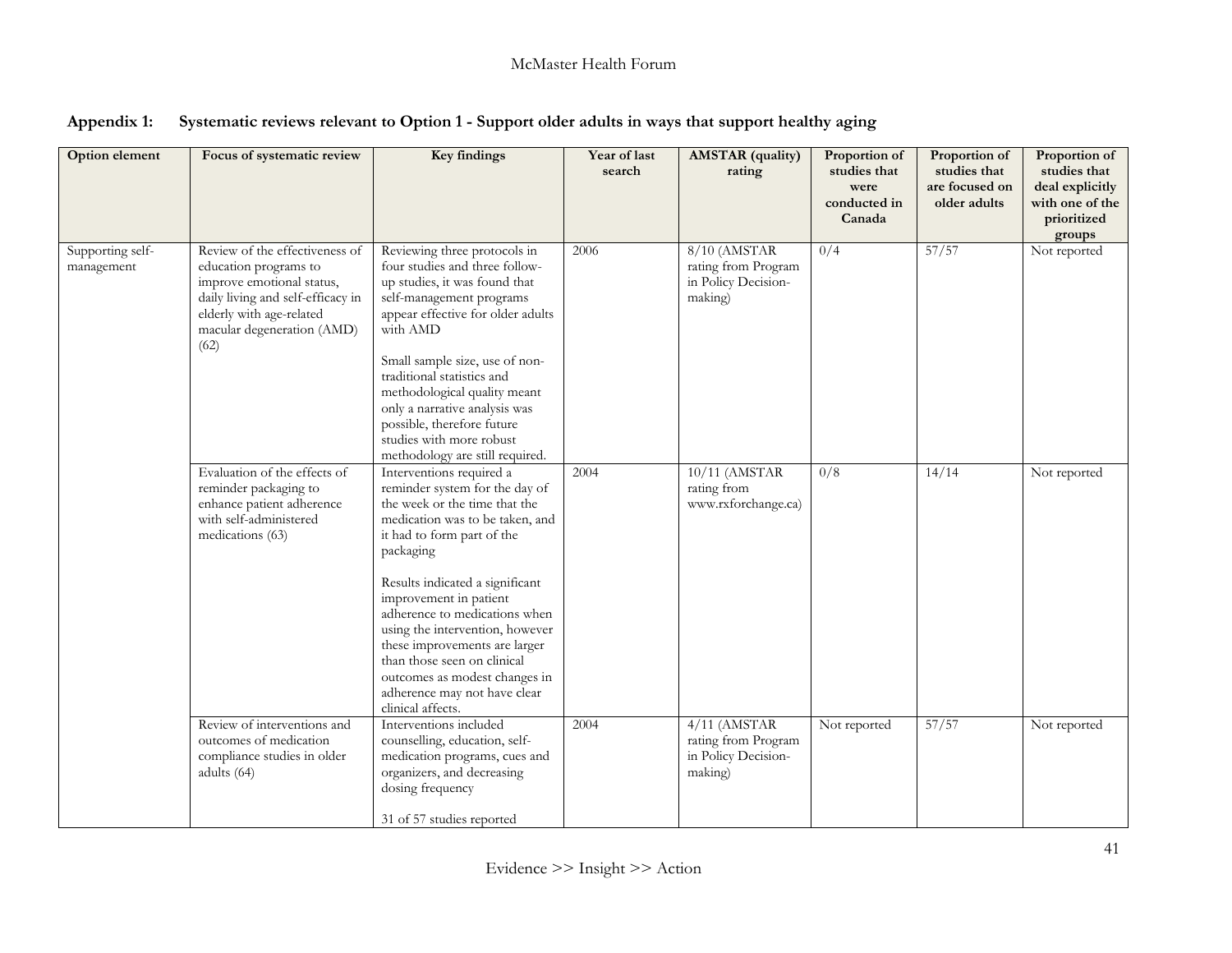## Appendix 1: Systematic reviews relevant to Option 1 - Support older adults in ways that support healthy aging

| Option element | Focus of systematic review | Key findings | Year of last search | AMSTAR (quality) rating | Proportion of studies that were conducted in Canada | Proportion of studies that are focused on older adults | Proportion of studies that deal explicitly with one of the prioritized groups |
|---|---|---|---|---|---|---|---|
| Supporting self-management | Review of the effectiveness of education programs to improve emotional status, daily living and self-efficacy in elderly with age-related macular degeneration (AMD) (62) | Reviewing three protocols in four studies and three follow-up studies, it was found that self-management programs appear effective for older adults with AMD<br><br>Small sample size, use of non-traditional statistics and methodological quality meant only a narrative analysis was possible, therefore future studies with more robust methodology are still required. | 2006 | 8/10 (AMSTAR rating from Program in Policy Decision-making) | 0/4 | 57/57 | Not reported |
| | Evaluation of the effects of reminder packaging to enhance patient adherence with self-administered medications (63) | Interventions required a reminder system for the day of the week or the time that the medication was to be taken, and it had to form part of the packaging<br><br>Results indicated a significant improvement in patient adherence to medications when using the intervention, however these improvements are larger than those seen on clinical outcomes as modest changes in adherence may not have clear clinical affects. | 2004 | 10/11 (AMSTAR rating from www.rxforchange.ca) | 0/8 | 14/14 | Not reported |
| | Review of interventions and outcomes of medication compliance studies in older adults (64) | Interventions included counselling, education, self-medication programs, cues and organizers, and decreasing dosing frequency<br><br>31 of 57 studies reported | 2004 | 4/11 (AMSTAR rating from Program in Policy Decision-making) | Not reported | 57/57 | Not reported |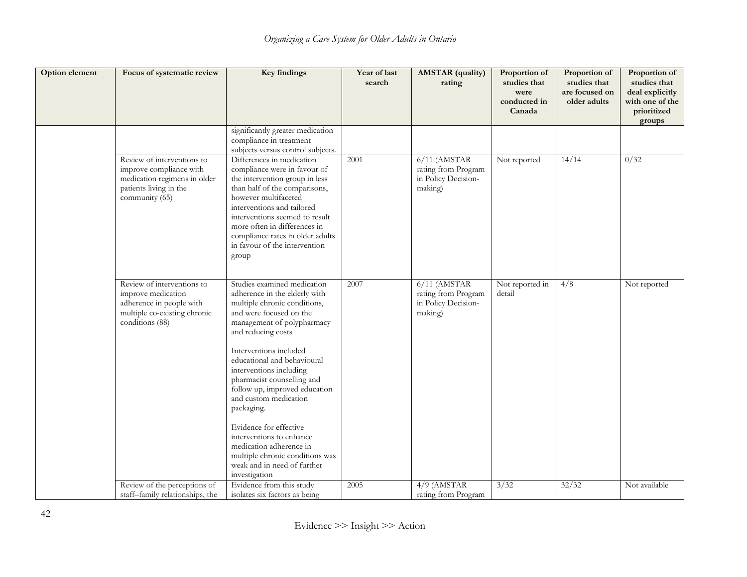| Option element | Focus of systematic review | Key findings | Year of last search | AMSTAR (quality) rating | Proportion of studies that were conducted in Canada | Proportion of studies that are focused on older adults | Proportion of studies that deal explicitly with one of the prioritized groups |
|---|---|---|---|---|---|---|---|
| | | significantly greater medication compliance in treatment subjects versus control subjects. | | | | | |
| | Review of interventions to improve compliance with medication regimens in older patients living in the community (65) | Differences in medication compliance were in favour of the intervention group in less than half of the comparisons, however multifaceted interventions and tailored interventions seemed to result more often in differences in compliance rates in older adults in favour of the intervention group | 2001 | 6/11 (AMSTAR rating from Program in Policy Decision-making) | Not reported | 14/14 | 0/32 |
| | Review of interventions to improve medication adherence in people with multiple co-existing chronic conditions (88) | Studies examined medication adherence in the elderly with multiple chronic conditions, and were focused on the management of polypharmacy and reducing costs<br><br>Interventions included educational and behavioural interventions including pharmacist counselling and follow up, improved education and custom medication packaging.<br><br>Evidence for effective interventions to enhance medication adherence in multiple chronic conditions was weak and in need of further investigation | 2007 | 6/11 (AMSTAR rating from Program in Policy Decision-making) | Not reported in detail | 4/8 | Not reported |
| | Review of the perceptions of staff–family relationships, the | Evidence from this study isolates six factors as being | 2005 | 4/9 (AMSTAR rating from Program | 3/32 | 32/32 | Not available |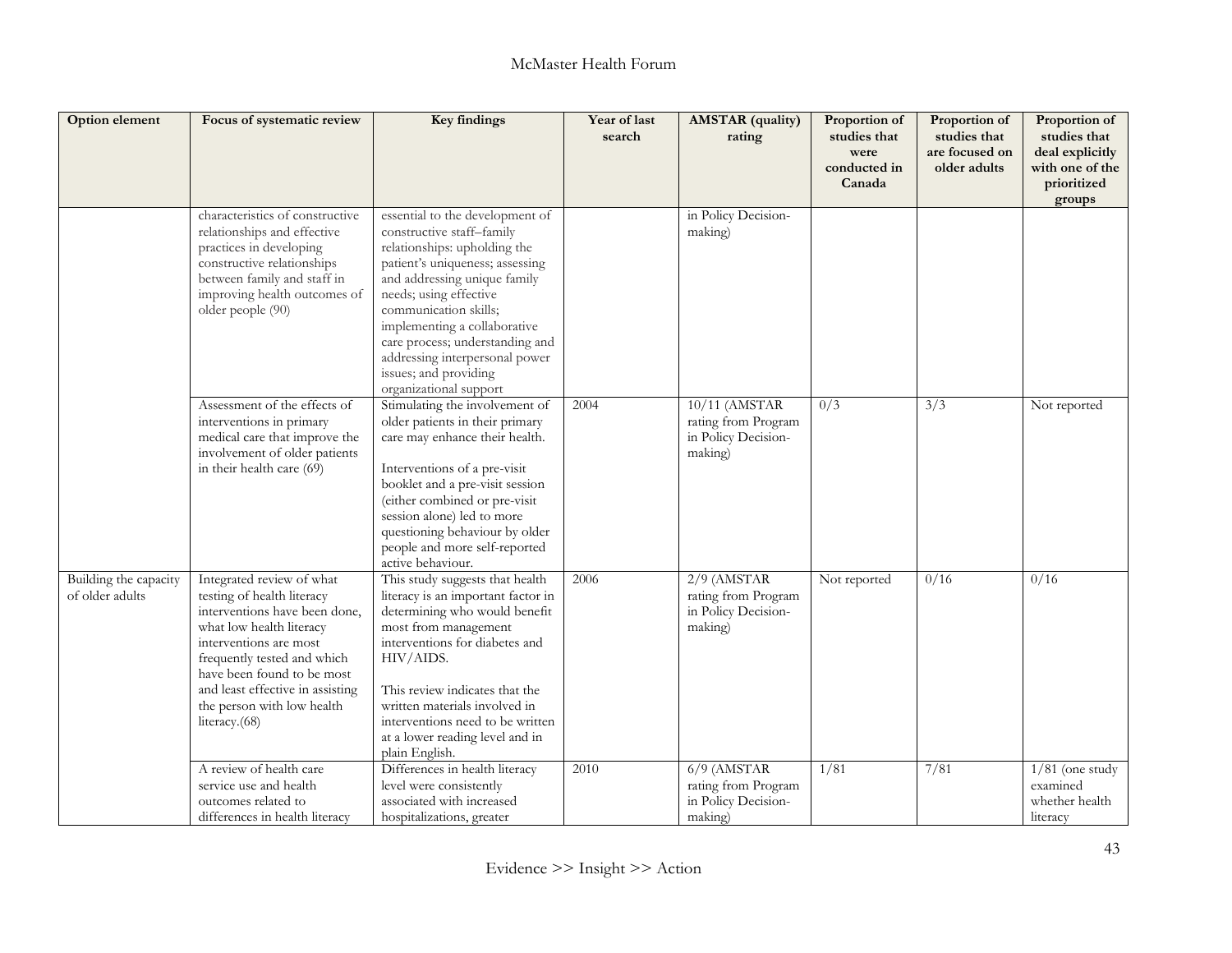| Option element | Focus of systematic review | Key findings | Year of last search | AMSTAR (quality) rating | Proportion of studies that were conducted in Canada | Proportion of studies that are focused on older adults | Proportion of studies that deal explicitly with one of the prioritized groups |
|---|---|---|---|---|---|---|---|
| | characteristics of constructive relationships and effective practices in developing constructive relationships between family and staff in improving health outcomes of older people (90) | essential to the development of constructive staff–family relationships: upholding the patient's uniqueness; assessing and addressing unique family needs; using effective communication skills; implementing a collaborative care process; understanding and addressing interpersonal power issues; and providing organizational support | | in Policy Decision-making) | | | |
| | Assessment of the effects of interventions in primary medical care that improve the involvement of older patients in their health care (69) | Stimulating the involvement of older patients in their primary care may enhance their health.<br><br>Interventions of a pre-visit booklet and a pre-visit session (either combined or pre-visit session alone) led to more questioning behaviour by older people and more self-reported active behaviour. | 2004 | 10/11 (AMSTAR rating from Program in Policy Decision-making) | 0/3 | 3/3 | Not reported |
| Building the capacity of older adults | Integrated review of what testing of health literacy interventions have been done, what low health literacy interventions are most frequently tested and which have been found to be most and least effective in assisting the person with low health literacy.(68) | This study suggests that health literacy is an important factor in determining who would benefit most from management interventions for diabetes and HIV/AIDS.<br><br>This review indicates that the written materials involved in interventions need to be written at a lower reading level and in plain English. | 2006 | 2/9 (AMSTAR rating from Program in Policy Decision-making) | Not reported | 0/16 | 0/16 |
| | A review of health care service use and health outcomes related to differences in health literacy | Differences in health literacy level were consistently associated with increased hospitalizations, greater | 2010 | 6/9 (AMSTAR rating from Program in Policy Decision-making) | 1/81 | 7/81 | 1/81 (one study examined whether health literacy |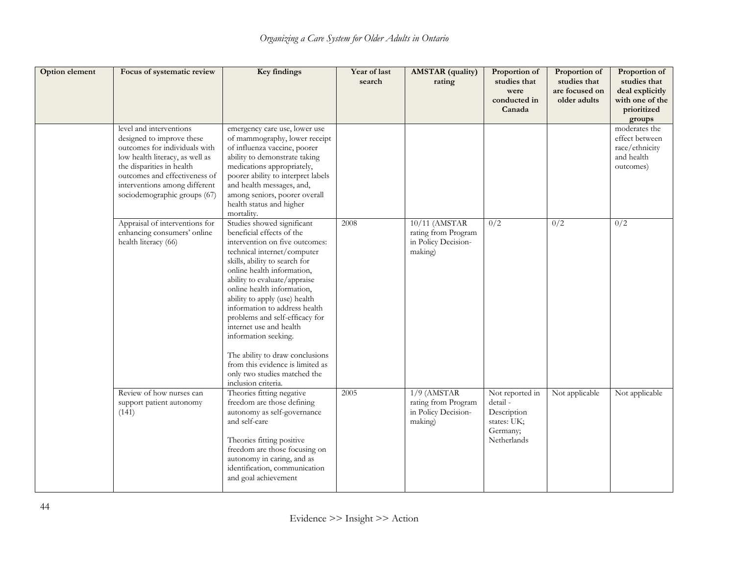| Option element | Focus of systematic review | Key findings | Year of last search | AMSTAR (quality) rating | Proportion of studies that were conducted in Canada | Proportion of studies that are focused on older adults | Proportion of studies that deal explicitly with one of the prioritized groups |
|---|---|---|---|---|---|---|---|
| | level and interventions designed to improve these outcomes for individuals with low health literacy, as well as the disparities in health outcomes and effectiveness of interventions among different sociodemographic groups (67) | emergency care use, lower use of mammography, lower receipt of influenza vaccine, poorer ability to demonstrate taking medications appropriately, poorer ability to interpret labels and health messages, and, among seniors, poorer overall health status and higher mortality. | | | | | moderates the effect between race/ethnicity and health outcomes) |
| | Appraisal of interventions for enhancing consumers' online health literacy (66) | Studies showed significant beneficial effects of the intervention on five outcomes: technical internet/computer skills, ability to search for online health information, ability to evaluate/appraise online health information, ability to apply (use) health information to address health problems and self-efficacy for internet use and health information seeking.<br><br>The ability to draw conclusions from this evidence is limited as only two studies matched the inclusion criteria. | 2008 | 10/11 (AMSTAR rating from Program in Policy Decision-making) | 0/2 | 0/2 | 0/2 |
| | Review of how nurses can support patient autonomy (141) | Theories fitting negative freedom are those defining autonomy as self-governance and self-care<br><br>Theories fitting positive freedom are those focusing on autonomy in caring, and as identification, communication and goal achievement | 2005 | 1/9 (AMSTAR rating from Program in Policy Decision-making) | Not reported in detail - Description states: UK; Germany; Netherlands | Not applicable | Not applicable |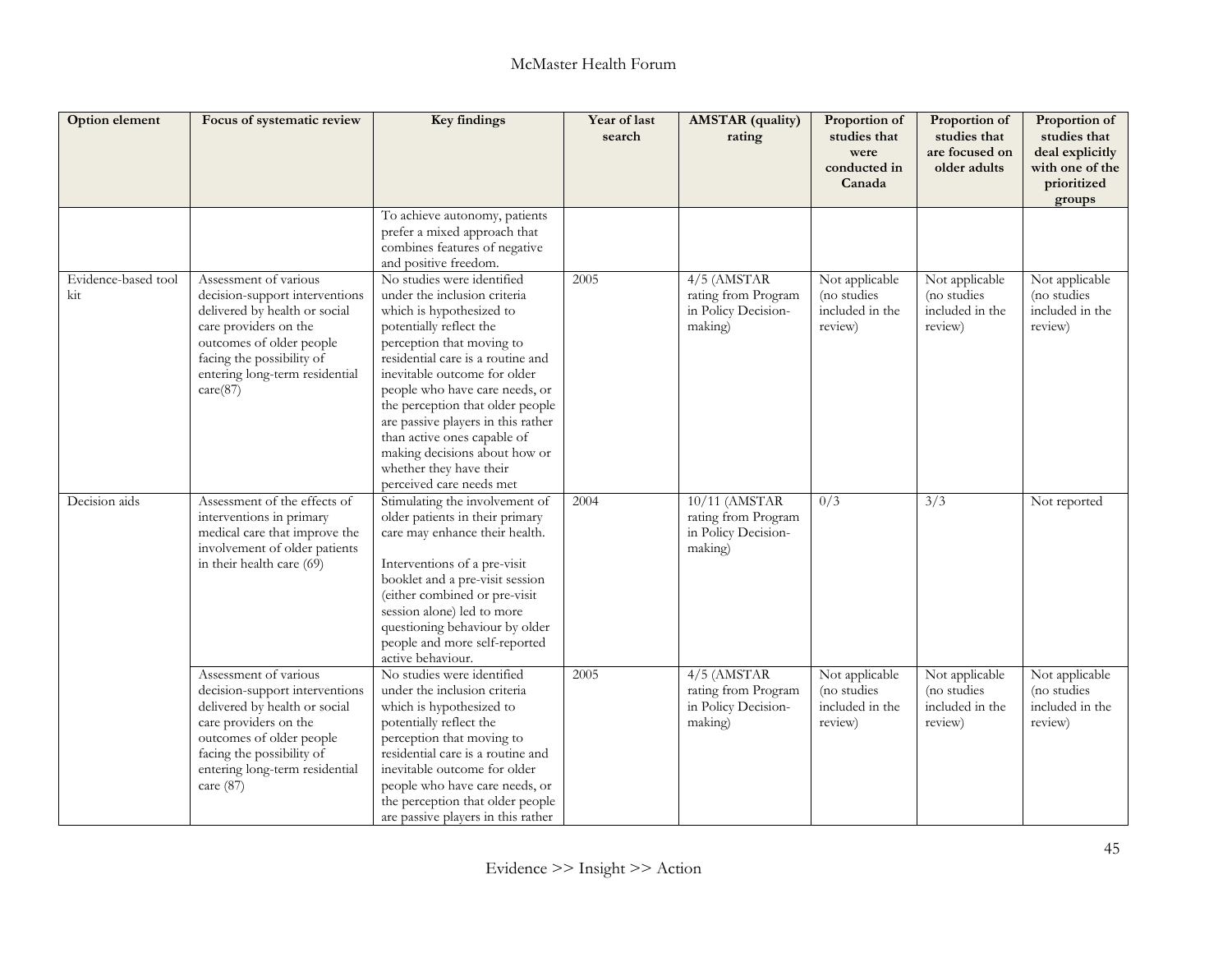| Option element | Focus of systematic review | Key findings | Year of last search | AMSTAR (quality) rating | Proportion of studies that were conducted in Canada | Proportion of studies that are focused on older adults | Proportion of studies that deal explicitly with one of the prioritized groups |
|---|---|---|---|---|---|---|---|
| | | To achieve autonomy, patients prefer a mixed approach that combines features of negative and positive freedom. | | | | | |
| Evidence-based tool kit | Assessment of various decision-support interventions delivered by health or social care providers on the outcomes of older people facing the possibility of entering long-term residential care(87) | No studies were identified under the inclusion criteria which is hypothesized to potentially reflect the perception that moving to residential care is a routine and inevitable outcome for older people who have care needs, or the perception that older people are passive players in this rather than active ones capable of making decisions about how or whether they have their perceived care needs met | 2005 | 4/5 (AMSTAR rating from Program in Policy Decision-making) | Not applicable (no studies included in the review) | Not applicable (no studies included in the review) | Not applicable (no studies included in the review) |
| Decision aids | Assessment of the effects of interventions in primary medical care that improve the involvement of older patients in their health care (69) | Stimulating the involvement of older patients in their primary care may enhance their health.<br><br>Interventions of a pre-visit booklet and a pre-visit session (either combined or pre-visit session alone) led to more questioning behaviour by older people and more self-reported active behaviour. | 2004 | 10/11 (AMSTAR rating from Program in Policy Decision-making) | 0/3 | 3/3 | Not reported |
| | Assessment of various decision-support interventions delivered by health or social care providers on the outcomes of older people facing the possibility of entering long-term residential care (87) | No studies were identified under the inclusion criteria which is hypothesized to potentially reflect the perception that moving to residential care is a routine and inevitable outcome for older people who have care needs, or the perception that older people are passive players in this rather | 2005 | 4/5 (AMSTAR rating from Program in Policy Decision-making) | Not applicable (no studies included in the review) | Not applicable (no studies included in the review) | Not applicable (no studies included in the review) |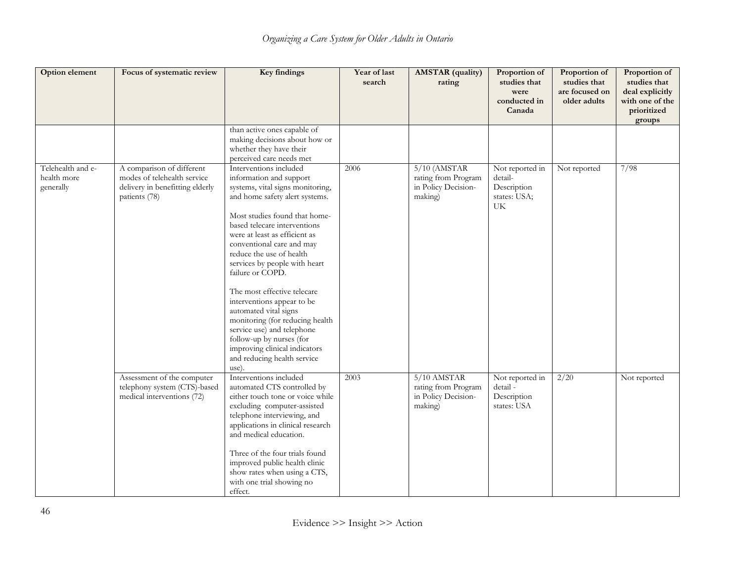| Option element | Focus of systematic review | Key findings | Year of last search | AMSTAR (quality) rating | Proportion of studies that were conducted in Canada | Proportion of studies that are focused on older adults | Proportion of studies that deal explicitly with one of the prioritized groups |
|---|---|---|---|---|---|---|---|
| | | than active ones capable of making decisions about how or whether they have their perceived care needs met | | | | | |
| Telehealth and e-health more generally | A comparison of different modes of telehealth service delivery in benefitting elderly patients (78) | Interventions included information and support systems, vital signs monitoring, and home safety alert systems.<br><br>Most studies found that home-based telecare interventions were at least as efficient as conventional care and may reduce the use of health services by people with heart failure or COPD.<br><br>The most effective telecare interventions appear to be automated vital signs monitoring (for reducing health service use) and telephone follow-up by nurses (for improving clinical indicators and reducing health service use). | 2006 | 5/10 (AMSTAR rating from Program in Policy Decision-making) | Not reported in detail- Description states: USA; UK | Not reported | 7/98 |
| | Assessment of the computer telephony system (CTS)-based medical interventions (72) | Interventions included automated CTS controlled by either touch tone or voice while excluding computer-assisted telephone interviewing, and applications in clinical research and medical education.<br><br>Three of the four trials found improved public health clinic show rates when using a CTS, with one trial showing no effect. | 2003 | 5/10 AMSTAR rating from Program in Policy Decision-making) | Not reported in detail - Description states: USA | 2/20 | Not reported |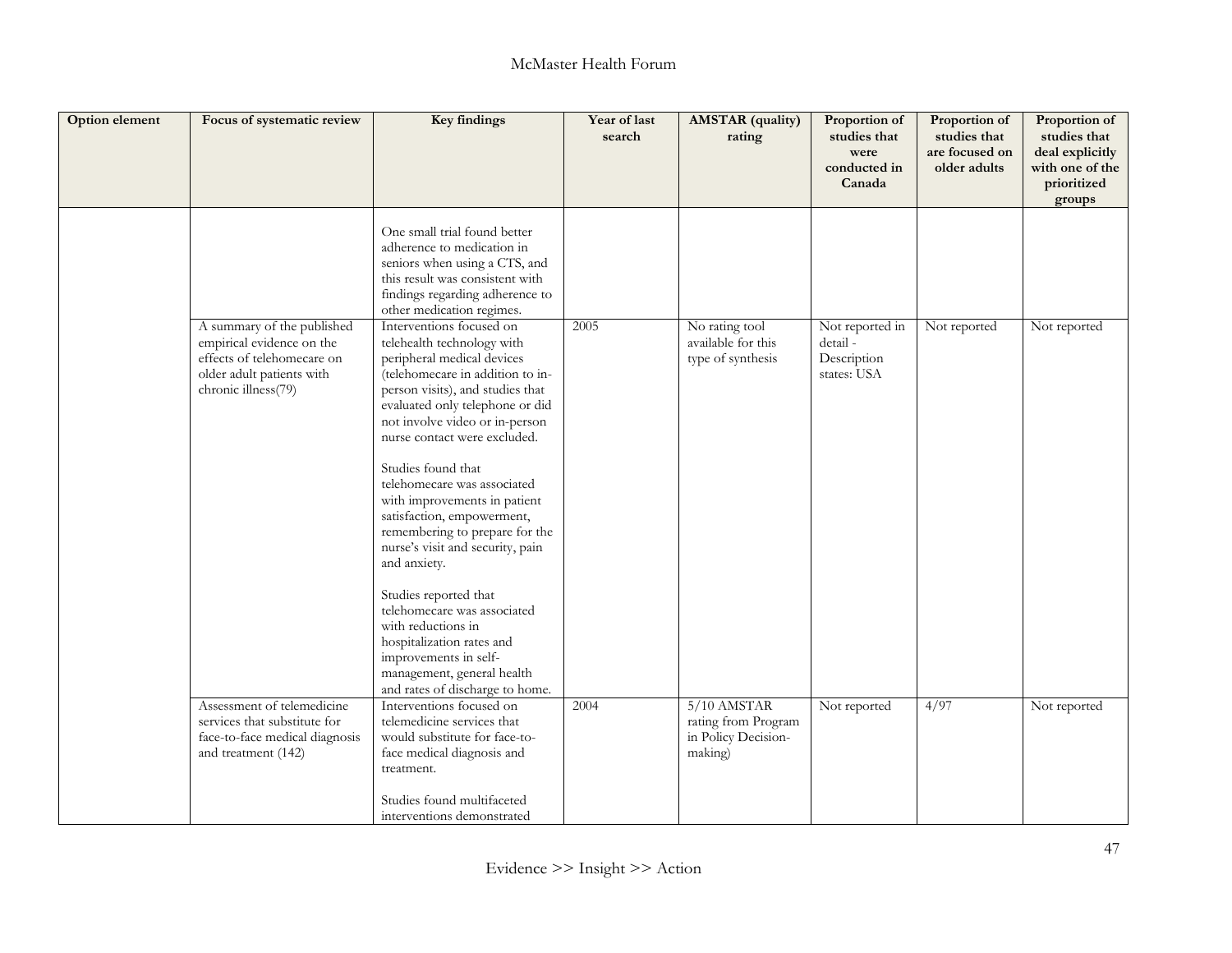| Option element | Focus of systematic review | Key findings | Year of last search | AMSTAR (quality) rating | Proportion of studies that were conducted in Canada | Proportion of studies that are focused on older adults | Proportion of studies that deal explicitly with one of the prioritized groups |
|---|---|---|---|---|---|---|---|
| | | One small trial found better adherence to medication in seniors when using a CTS, and this result was consistent with findings regarding adherence to other medication regimes. | | | | | |
| | A summary of the published empirical evidence on the effects of telehomecare on older adult patients with chronic illness(79) | Interventions focused on telehealth technology with peripheral medical devices (telehomecare in addition to in-person visits), and studies that evaluated only telephone or did not involve video or in-person nurse contact were excluded.<br><br>Studies found that telehomecare was associated with improvements in patient satisfaction, empowerment, remembering to prepare for the nurse's visit and security, pain and anxiety.<br><br>Studies reported that telehomecare was associated with reductions in hospitalization rates and improvements in self-management, general health and rates of discharge to home. | 2005 | No rating tool available for this type of synthesis | Not reported in detail - Description states: USA | Not reported | Not reported |
| | Assessment of telemedicine services that substitute for face-to-face medical diagnosis and treatment (142) | Interventions focused on telemedicine services that would substitute for face-to-face medical diagnosis and treatment.<br><br>Studies found multifaceted interventions demonstrated | 2004 | 5/10 AMSTAR rating from Program in Policy Decision-making) | Not reported | 4/97 | Not reported |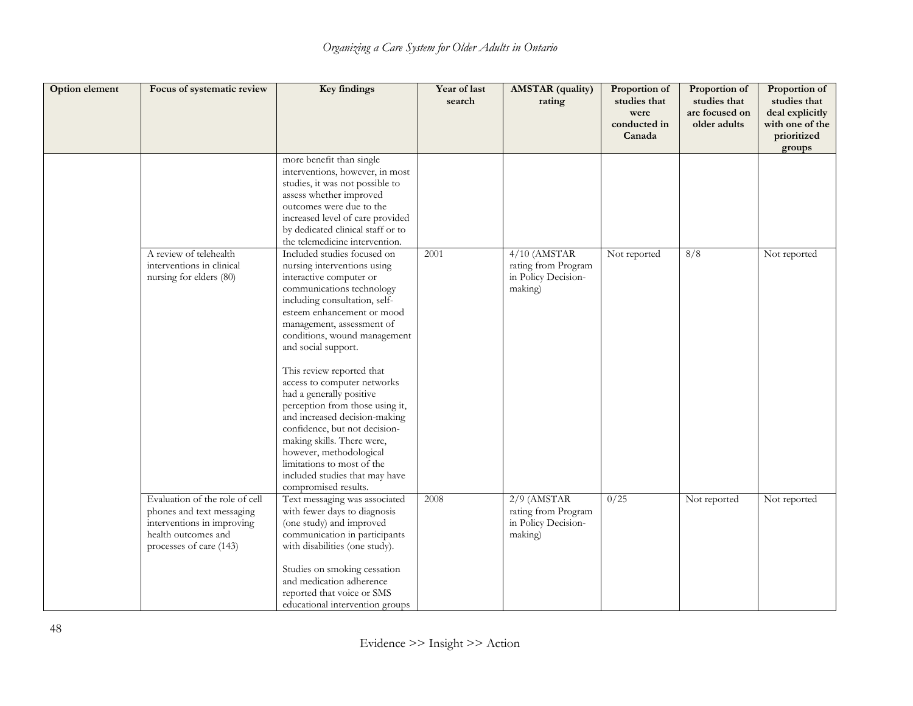| Option element | Focus of systematic review | Key findings | Year of last search | AMSTAR (quality) rating | Proportion of studies that were conducted in Canada | Proportion of studies that are focused on older adults | Proportion of studies that deal explicitly with one of the prioritized groups |
|---|---|---|---|---|---|---|---|
| | | more benefit than single interventions, however, in most studies, it was not possible to assess whether improved outcomes were due to the increased level of care provided by dedicated clinical staff or to the telemedicine intervention. | | | | | |
| | A review of telehealth interventions in clinical nursing for elders (80) | Included studies focused on nursing interventions using interactive computer or communications technology including consultation, self-esteem enhancement or mood management, assessment of conditions, wound management and social support.<br><br>This review reported that access to computer networks had a generally positive perception from those using it, and increased decision-making confidence, but not decision-making skills. There were, however, methodological limitations to most of the included studies that may have compromised results. | 2001 | 4/10 (AMSTAR rating from Program in Policy Decision-making) | Not reported | 8/8 | Not reported |
| | Evaluation of the role of cell phones and text messaging interventions in improving health outcomes and processes of care (143) | Text messaging was associated with fewer days to diagnosis (one study) and improved communication in participants with disabilities (one study).<br><br>Studies on smoking cessation and medication adherence reported that voice or SMS educational intervention groups | 2008 | 2/9 (AMSTAR rating from Program in Policy Decision-making) | 0/25 | Not reported | Not reported |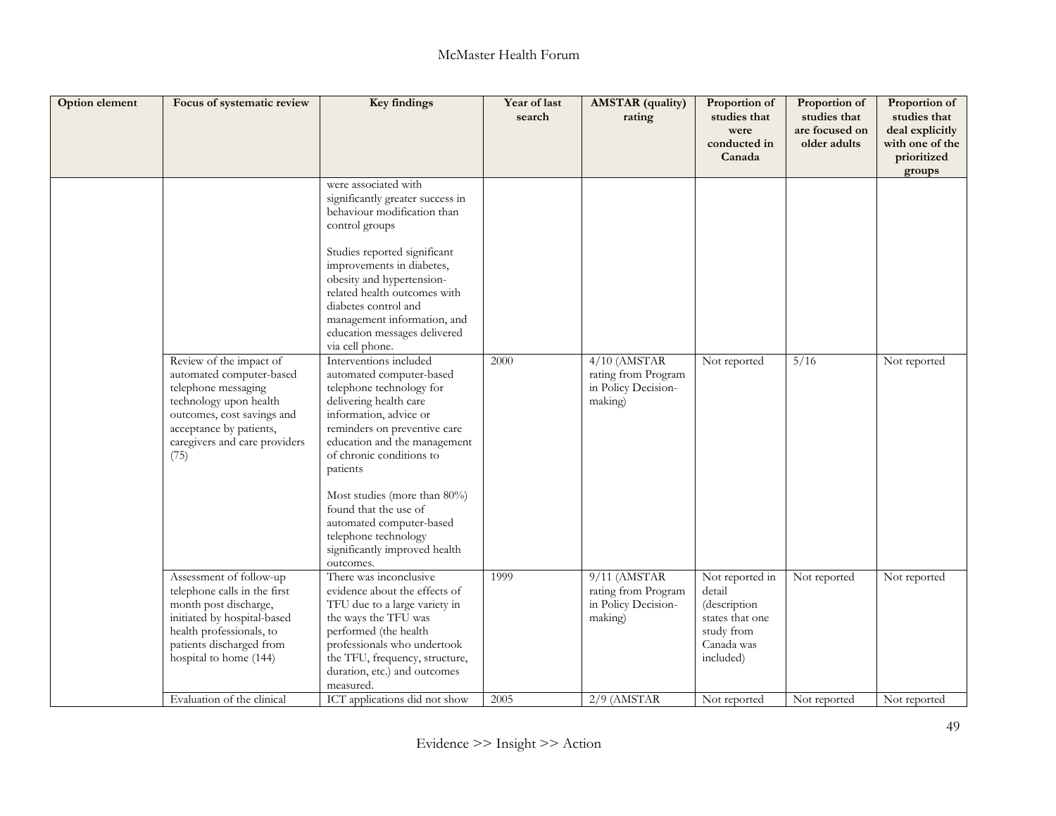| Option element | Focus of systematic review | Key findings | Year of last search | AMSTAR (quality) rating | Proportion of studies that were conducted in Canada | Proportion of studies that are focused on older adults | Proportion of studies that deal explicitly with one of the prioritized groups |
|---|---|---|---|---|---|---|---|
| | | were associated with significantly greater success in behaviour modification than control groups<br><br>Studies reported significant improvements in diabetes, obesity and hypertension-related health outcomes with diabetes control and management information, and education messages delivered via cell phone. | | | | | |
| | Review of the impact of automated computer-based telephone messaging technology upon health outcomes, cost savings and acceptance by patients, caregivers and care providers (75) | Interventions included automated computer-based telephone technology for delivering health care information, advice or reminders on preventive care education and the management of chronic conditions to patients<br><br>Most studies (more than 80%) found that the use of automated computer-based telephone technology significantly improved health outcomes. | 2000 | 4/10 (AMSTAR rating from Program in Policy Decision-making) | Not reported | 5/16 | Not reported |
| | Assessment of follow-up telephone calls in the first month post discharge, initiated by hospital-based health professionals, to patients discharged from hospital to home (144) | There was inconclusive evidence about the effects of TFU due to a large variety in the ways the TFU was performed (the health professionals who undertook the TFU, frequency, structure, duration, etc.) and outcomes measured. | 1999 | 9/11 (AMSTAR rating from Program in Policy Decision-making) | Not reported in detail (description states that one study from Canada was included) | Not reported | Not reported |
| | Evaluation of the clinical | ICT applications did not show | 2005 | 2/9 (AMSTAR | Not reported | Not reported | Not reported |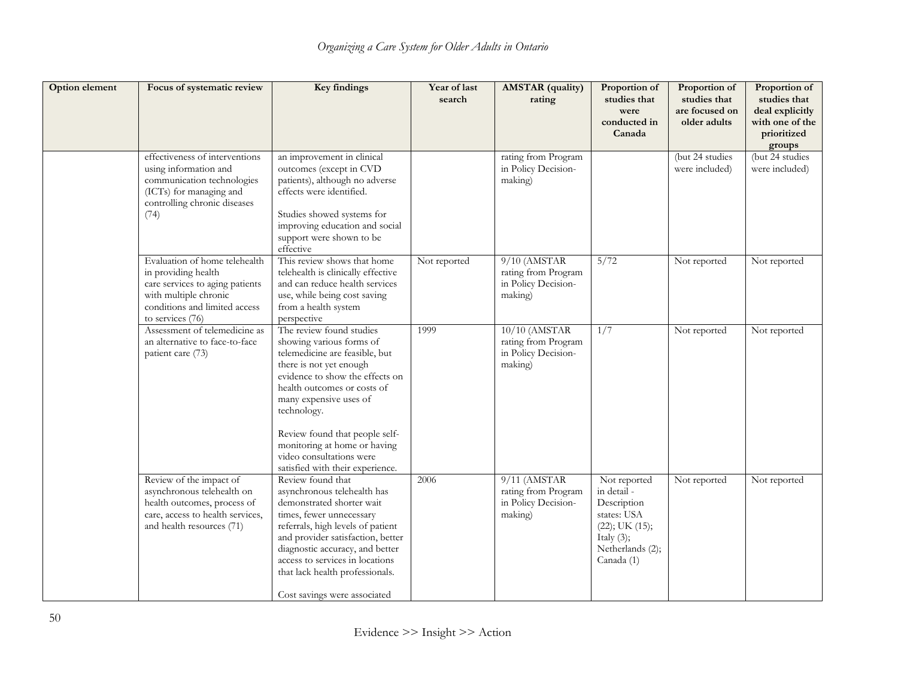| Option element | Focus of systematic review | Key findings | Year of last search | AMSTAR (quality) rating | Proportion of studies that were conducted in Canada | Proportion of studies that are focused on older adults | Proportion of studies that deal explicitly with one of the prioritized groups |
|---|---|---|---|---|---|---|---|
| | effectiveness of interventions using information and communication technologies (ICTs) for managing and controlling chronic diseases (74) | an improvement in clinical outcomes (except in CVD patients), although no adverse effects were identified.<br><br>Studies showed systems for improving education and social support were shown to be effective | | rating from Program in Policy Decision-making) | | (but 24 studies were included) | (but 24 studies were included) |
| | Evaluation of home telehealth in providing health care services to aging patients with multiple chronic conditions and limited access to services (76) | This review shows that home telehealth is clinically effective and can reduce health services use, while being cost saving from a health system perspective | Not reported | 9/10 (AMSTAR rating from Program in Policy Decision-making) | 5/72 | Not reported | Not reported |
| | Assessment of telemedicine as an alternative to face-to-face patient care (73) | The review found studies showing various forms of telemedicine are feasible, but there is not yet enough evidence to show the effects on health outcomes or costs of many expensive uses of technology.<br><br>Review found that people self-monitoring at home or having video consultations were satisfied with their experience. | 1999 | 10/10 (AMSTAR rating from Program in Policy Decision-making) | 1/7 | Not reported | Not reported |
| | Review of the impact of asynchronous telehealth on health outcomes, process of care, access to health services, and health resources (71) | Review found that asynchronous telehealth has demonstrated shorter wait times, fewer unnecessary referrals, high levels of patient and provider satisfaction, better diagnostic accuracy, and better access to services in locations that lack health professionals.<br><br>Cost savings were associated | 2006 | 9/11 (AMSTAR rating from Program in Policy Decision-making) | Not reported in detail - Description states: USA (22); UK (15); Italy (3); Netherlands (2); Canada (1) | Not reported | Not reported |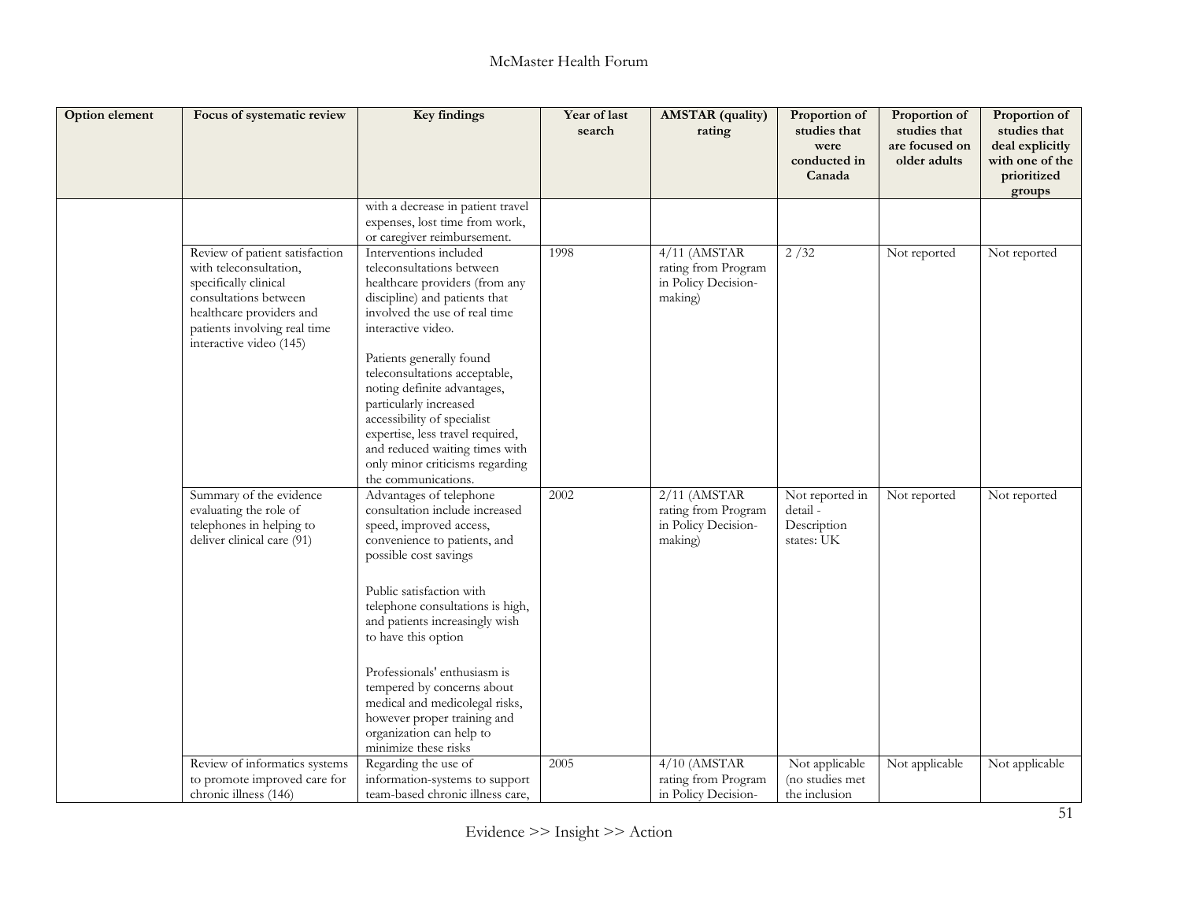| Option element | Focus of systematic review | Key findings | Year of last search | AMSTAR (quality) rating | Proportion of studies that were conducted in Canada | Proportion of studies that are focused on older adults | Proportion of studies that deal explicitly with one of the prioritized groups |
|---|---|---|---|---|---|---|---|
| | | with a decrease in patient travel expenses, lost time from work, or caregiver reimbursement. | | | | | |
| | Review of patient satisfaction with teleconsultation, specifically clinical consultations between healthcare providers and patients involving real time interactive video (145) | Interventions included teleconsultations between healthcare providers (from any discipline) and patients that involved the use of real time interactive video.<br><br>Patients generally found teleconsultations acceptable, noting definite advantages, particularly increased accessibility of specialist expertise, less travel required, and reduced waiting times with only minor criticisms regarding the communications. | 1998 | 4/11 (AMSTAR rating from Program in Policy Decision-making) | 2 /32 | Not reported | Not reported |
| | Summary of the evidence evaluating the role of telephones in helping to deliver clinical care (91) | Advantages of telephone consultation include increased speed, improved access, convenience to patients, and possible cost savings<br><br>Public satisfaction with telephone consultations is high, and patients increasingly wish to have this option<br><br>Professionals' enthusiasm is tempered by concerns about medical and medicolegal risks, however proper training and organization can help to minimize these risks | 2002 | 2/11 (AMSTAR rating from Program in Policy Decision-making) | Not reported in detail - Description states: UK | Not reported | Not reported |
| | Review of informatics systems to promote improved care for chronic illness (146) | Regarding the use of information-systems to support team-based chronic illness care, | 2005 | 4/10 (AMSTAR rating from Program in Policy Decision- | Not applicable (no studies met the inclusion | Not applicable | Not applicable |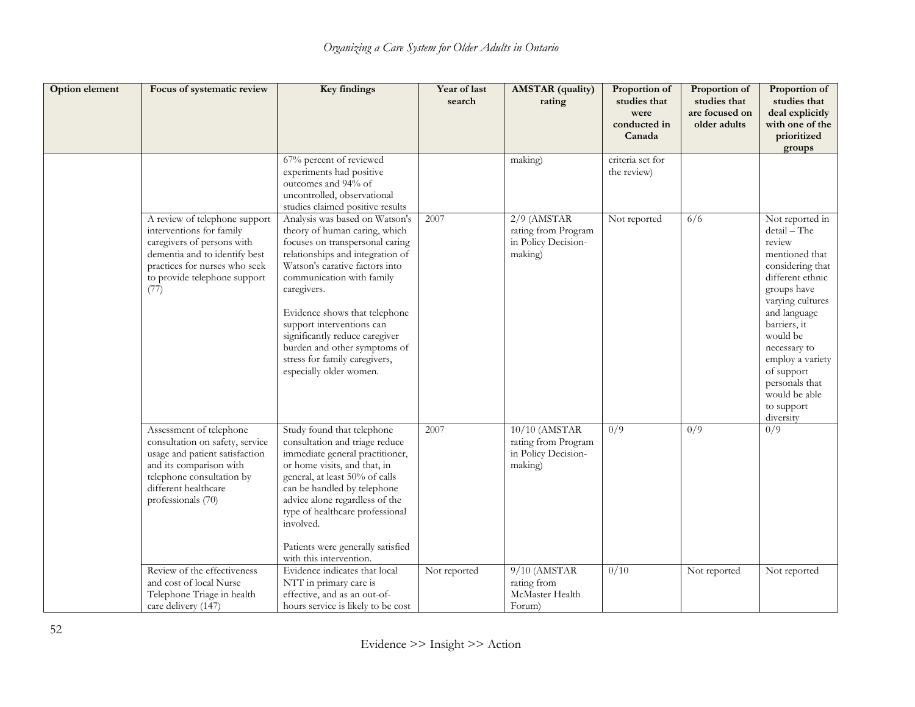| Option element | Focus of systematic review | Key findings | Year of last search | AMSTAR (quality) rating | Proportion of studies that were conducted in Canada | Proportion of studies that are focused on older adults | Proportion of studies that deal explicitly with one of the prioritized groups |
|---|---|---|---|---|---|---|---|
| | | 67% percent of reviewed experiments had positive outcomes and 94% of uncontrolled, observational studies claimed positive results | | making) | criteria set for the review) | | |
| | A review of telephone support interventions for family caregivers of persons with dementia and to identify best practices for nurses who seek to provide telephone support (77) | Analysis was based on Watson's theory of human caring, which focuses on transpersonal caring relationships and integration of Watson's carative factors into communication with family caregivers. <br><br> Evidence shows that telephone support interventions can significantly reduce caregiver burden and other symptoms of stress for family caregivers, especially older women. | 2007 | 2/9 (AMSTAR rating from Program in Policy Decision-making) | Not reported | 6/6 | Not reported in detail – The review mentioned that considering that different ethnic groups have varying cultures and language barriers, it would be necessary to employ a variety of support personals that would be able to support diversity |
| | Assessment of telephone consultation on safety, service usage and patient satisfaction and its comparison with telephone consultation by different healthcare professionals (70) | Study found that telephone consultation and triage reduce immediate general practitioner, or home visits, and that, in general, at least 50% of calls can be handled by telephone advice alone regardless of the type of healthcare professional involved. <br><br> Patients were generally satisfied with this intervention. | 2007 | 10/10 (AMSTAR rating from Program in Policy Decision-making) | 0/9 | 0/9 | 0/9 |
| | Review of the effectiveness and cost of local Nurse Telephone Triage in health care delivery (147) | Evidence indicates that local NTT in primary care is effective, and as an out-of-hours service is likely to be cost | Not reported | 9/10 (AMSTAR rating from McMaster Health Forum) | 0/10 | Not reported | Not reported |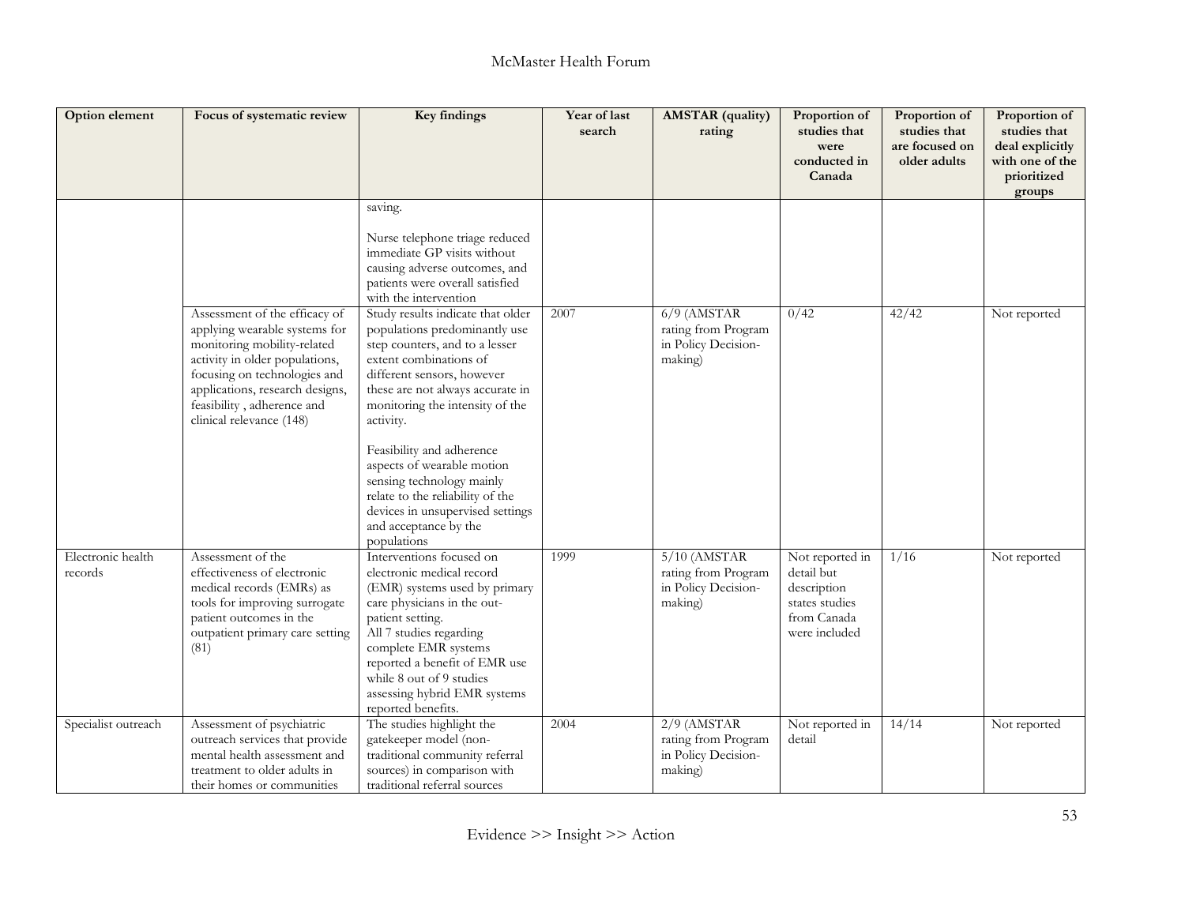| Option element | Focus of systematic review | Key findings | Year of last search | AMSTAR (quality) rating | Proportion of studies that were conducted in Canada | Proportion of studies that are focused on older adults | Proportion of studies that deal explicitly with one of the prioritized groups |
|---|---|---|---|---|---|---|---|
| | | saving.<br><br>Nurse telephone triage reduced immediate GP visits without causing adverse outcomes, and patients were overall satisfied with the intervention | | | | | |
| | Assessment of the efficacy of applying wearable systems for monitoring mobility-related activity in older populations, focusing on technologies and applications, research designs, feasibility , adherence and clinical relevance (148) | Study results indicate that older populations predominantly use step counters, and to a lesser extent combinations of different sensors, however these are not always accurate in monitoring the intensity of the activity.<br><br>Feasibility and adherence aspects of wearable motion sensing technology mainly relate to the reliability of the devices in unsupervised settings and acceptance by the populations | 2007 | 6/9 (AMSTAR rating from Program in Policy Decision-making) | 0/42 | 42/42 | Not reported |
| Electronic health records | Assessment of the effectiveness of electronic medical records (EMRs) as tools for improving surrogate patient outcomes in the outpatient primary care setting (81) | Interventions focused on electronic medical record (EMR) systems used by primary care physicians in the out-patient setting.<br>All 7 studies regarding complete EMR systems reported a benefit of EMR use while 8 out of 9 studies assessing hybrid EMR systems reported benefits. | 1999 | 5/10 (AMSTAR rating from Program in Policy Decision-making) | Not reported in detail but description states studies from Canada were included | 1/16 | Not reported |
| Specialist outreach | Assessment of psychiatric outreach services that provide mental health assessment and treatment to older adults in their homes or communities | The studies highlight the gatekeeper model (non-traditional community referral sources) in comparison with traditional referral sources | 2004 | 2/9 (AMSTAR rating from Program in Policy Decision-making) | Not reported in detail | 14/14 | Not reported |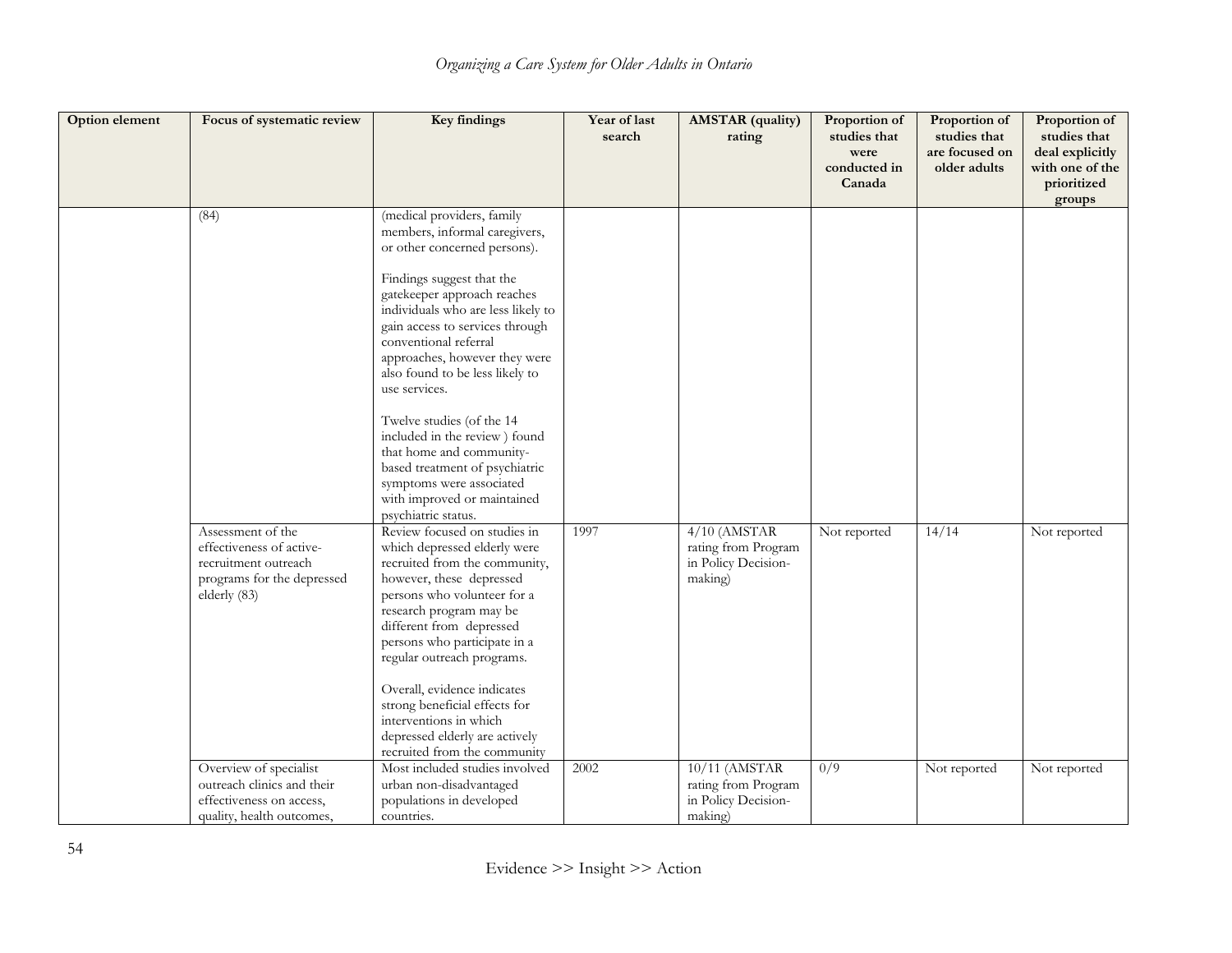| Option element | Focus of systematic review | Key findings | Year of last search | AMSTAR (quality) rating | Proportion of studies that were conducted in Canada | Proportion of studies that are focused on older adults | Proportion of studies that deal explicitly with one of the prioritized groups |
|---|---|---|---|---|---|---|---|
| | (84) | (medical providers, family members, informal caregivers, or other concerned persons).<br><br>Findings suggest that the gatekeeper approach reaches individuals who are less likely to gain access to services through conventional referral approaches, however they were also found to be less likely to use services.<br><br>Twelve studies (of the 14 included in the review ) found that home and community-based treatment of psychiatric symptoms were associated with improved or maintained psychiatric status. | | | | | |
| | Assessment of the effectiveness of active-recruitment outreach programs for the depressed elderly (83) | Review focused on studies in which depressed elderly were recruited from the community, however, these depressed persons who volunteer for a research program may be different from depressed persons who participate in a regular outreach programs.<br><br>Overall, evidence indicates strong beneficial effects for interventions in which depressed elderly are actively recruited from the community | 1997 | 4/10 (AMSTAR rating from Program in Policy Decision-making) | Not reported | 14/14 | Not reported |
| | Overview of specialist outreach clinics and their effectiveness on access, quality, health outcomes, | Most included studies involved urban non-disadvantaged populations in developed countries. | 2002 | 10/11 (AMSTAR rating from Program in Policy Decision-making) | 0/9 | Not reported | Not reported |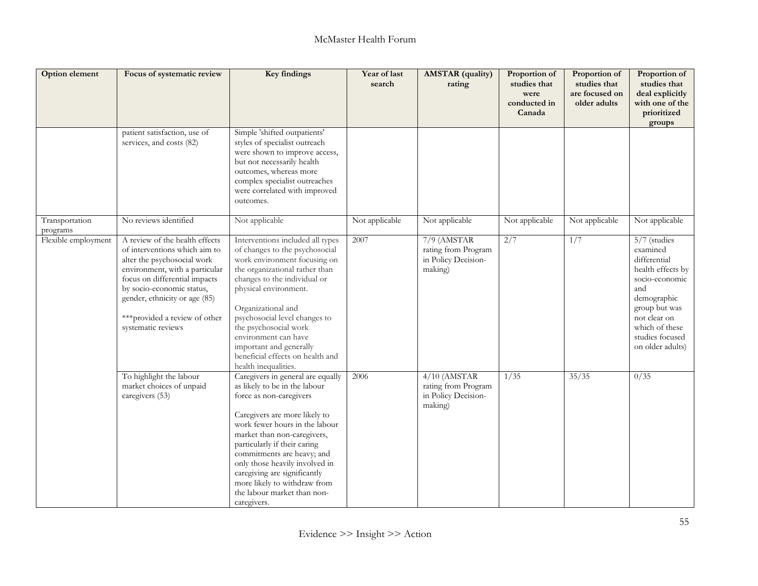| Option element | Focus of systematic review | Key findings | Year of last search | AMSTAR (quality) rating | Proportion of studies that were conducted in Canada | Proportion of studies that are focused on older adults | Proportion of studies that deal explicitly with one of the prioritized groups |
|---|---|---|---|---|---|---|---|
| | patient satisfaction, use of services, and costs (82) | Simple 'shifted outpatients' styles of specialist outreach were shown to improve access, but not necessarily health outcomes, whereas more complex specialist outreaches were correlated with improved outcomes. | | | | | |
| Transportation programs | No reviews identified | Not applicable | Not applicable | Not applicable | Not applicable | Not applicable | Not applicable |
| Flexible employment | A review of the health effects of interventions which aim to alter the psychosocial work environment, with a particular focus on differential impacts by socio-economic status, gender, ethnicity or age (85)<br><br>***provided a review of other systematic reviews | Interventions included all types of changes to the psychosocial work environment focusing on the organizational rather than changes to the individual or physical environment.<br><br>Organizational and psychosocial level changes to the psychosocial work environment can have important and generally beneficial effects on health and health inequalities. | 2007 | 7/9 (AMSTAR rating from Program in Policy Decision-making) | 2/7 | 1/7 | 5/7 (studies examined differential health effects by socio-economic and demographic group but was not clear on which of these studies focused on older adults) |
| | To highlight the labour market choices of unpaid caregivers (53) | Caregivers in general are equally as likely to be in the labour force as non-caregivers<br><br>Caregivers are more likely to work fewer hours in the labour market than non-caregivers, particularly if their caring commitments are heavy; and only those heavily involved in caregiving are significantly more likely to withdraw from the labour market than non-caregivers. | 2006 | 4/10 (AMSTAR rating from Program in Policy Decision-making) | 1/35 | 35/35 | 0/35 |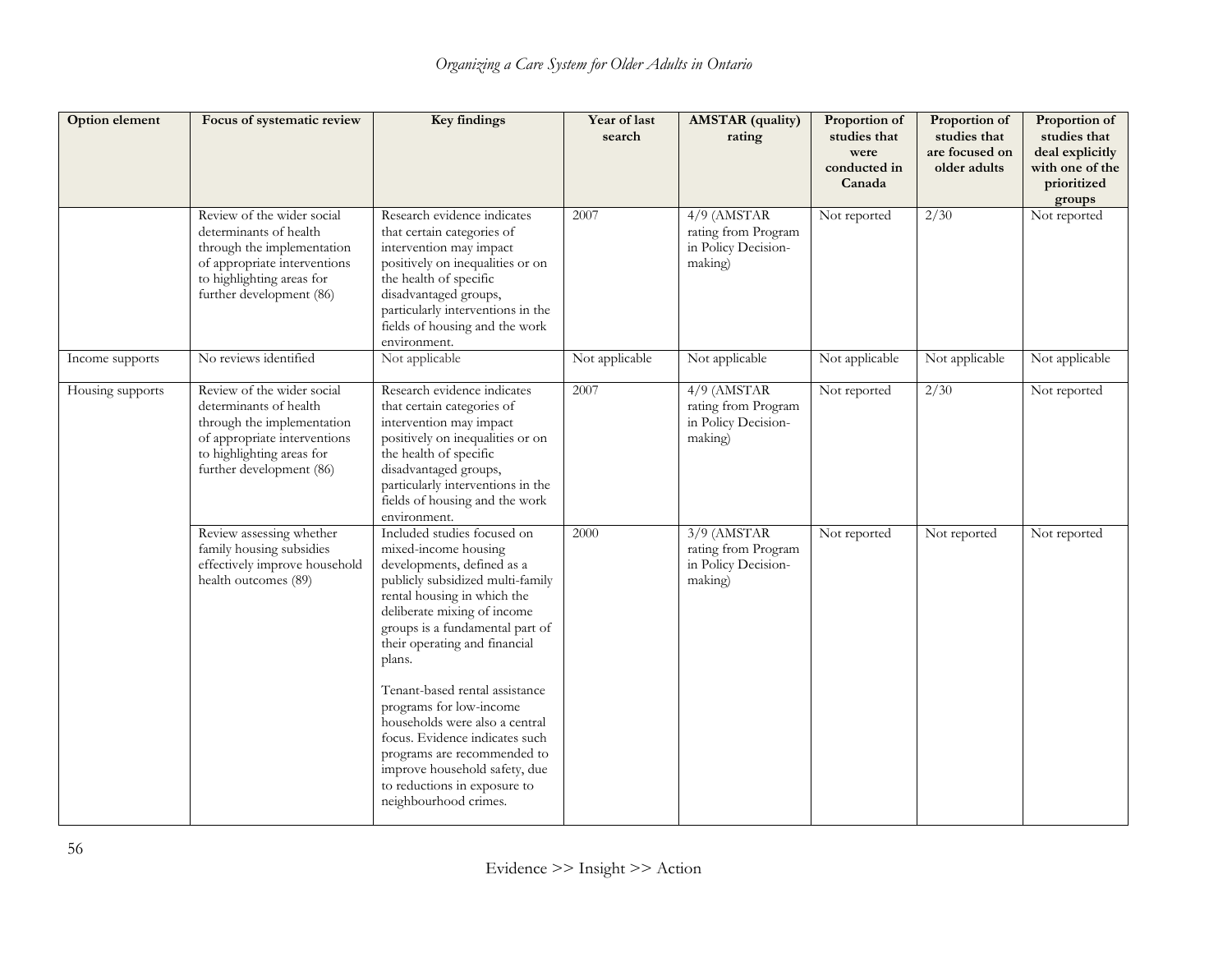| Option element | Focus of systematic review | Key findings | Year of last search | AMSTAR (quality) rating | Proportion of studies that were conducted in Canada | Proportion of studies that are focused on older adults | Proportion of studies that deal explicitly with one of the prioritized groups |
|---|---|---|---|---|---|---|---|
| | Review of the wider social determinants of health through the implementation of appropriate interventions to highlighting areas for further development (86) | Research evidence indicates that certain categories of intervention may impact positively on inequalities or on the health of specific disadvantaged groups, particularly interventions in the fields of housing and the work environment. | 2007 | 4/9 (AMSTAR rating from Program in Policy Decision-making) | Not reported | 2/30 | Not reported |
| Income supports | No reviews identified | Not applicable | Not applicable | Not applicable | Not applicable | Not applicable | Not applicable |
| Housing supports | Review of the wider social determinants of health through the implementation of appropriate interventions to highlighting areas for further development (86) | Research evidence indicates that certain categories of intervention may impact positively on inequalities or on the health of specific disadvantaged groups, particularly interventions in the fields of housing and the work environment. | 2007 | 4/9 (AMSTAR rating from Program in Policy Decision-making) | Not reported | 2/30 | Not reported |
| | Review assessing whether family housing subsidies effectively improve household health outcomes (89) | Included studies focused on mixed-income housing developments, defined as a publicly subsidized multi-family rental housing in which the deliberate mixing of income groups is a fundamental part of their operating and financial plans.<br><br>Tenant-based rental assistance programs for low-income households were also a central focus. Evidence indicates such programs are recommended to improve household safety, due to reductions in exposure to neighbourhood crimes. | 2000 | 3/9 (AMSTAR rating from Program in Policy Decision-making) | Not reported | Not reported | Not reported |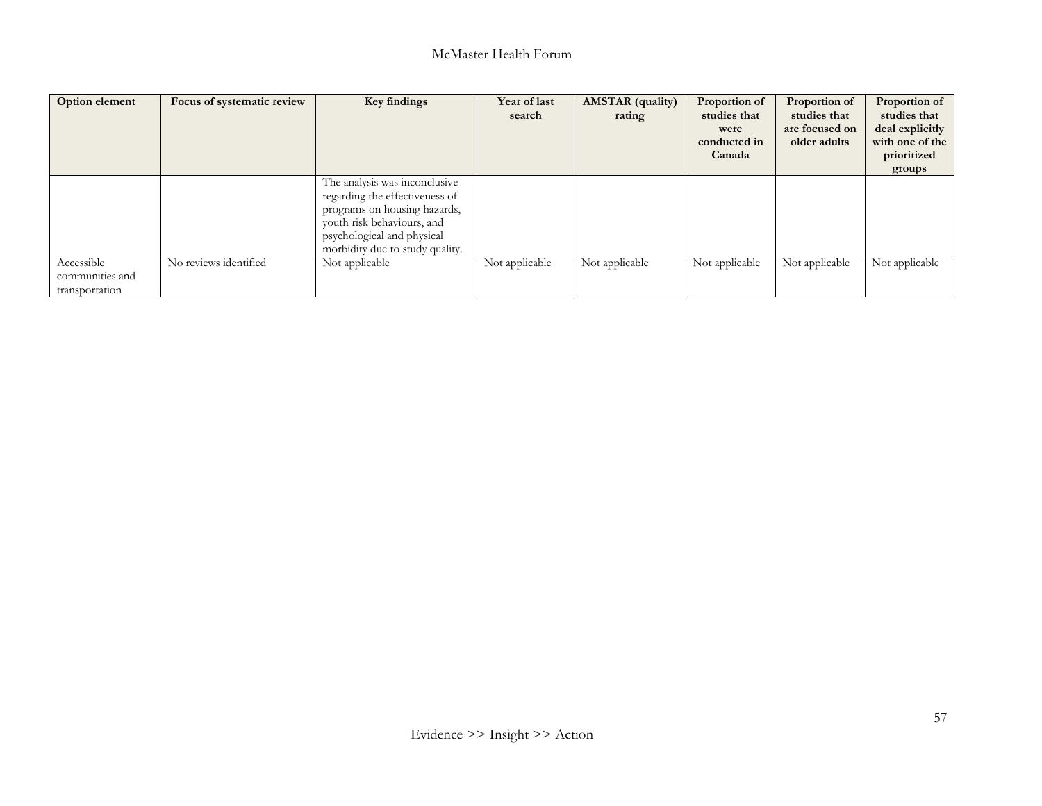| Option element | Focus of systematic review | Key findings | Year of last search | AMSTAR (quality) rating | Proportion of studies that were conducted in Canada | Proportion of studies that are focused on older adults | Proportion of studies that deal explicitly with one of the prioritized groups |
|---|---|---|---|---|---|---|---|
| | | The analysis was inconclusive regarding the effectiveness of programs on housing hazards, youth risk behaviours, and psychological and physical morbidity due to study quality. | | | | | |
| Accessible communities and transportation | No reviews identified | Not applicable | Not applicable | Not applicable | Not applicable | Not applicable | Not applicable |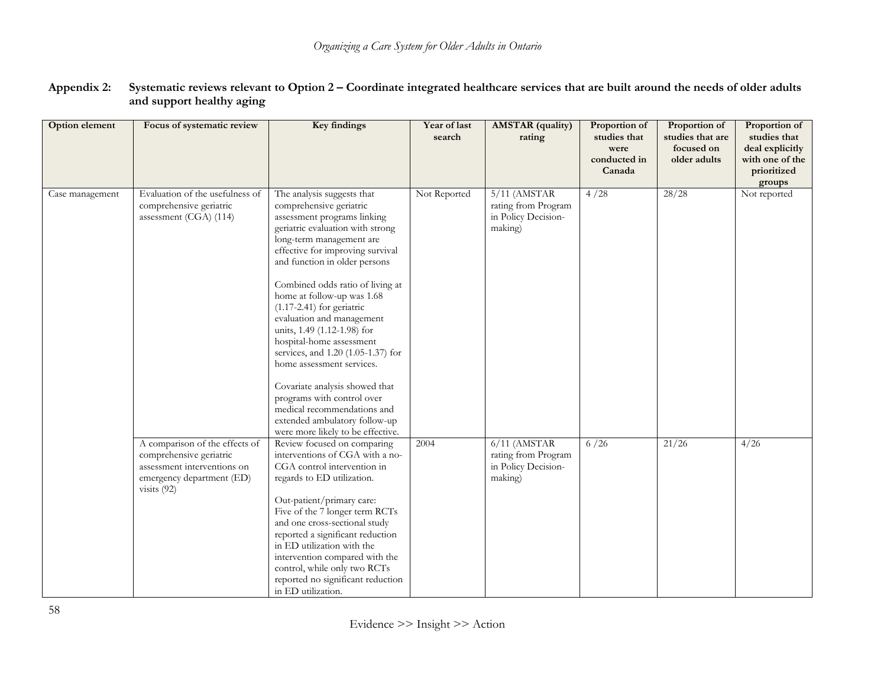**Appendix 2: Systematic reviews relevant to Option 2 – Coordinate integrated healthcare services that are built around the needs of older adults and support healthy aging**

| Option element | Focus of systematic review | Key findings | Year of last search | AMSTAR (quality) rating | Proportion of studies that were conducted in Canada | Proportion of studies that are focused on older adults | Proportion of studies that deal explicitly with one of the prioritized groups |
|---|---|---|---|---|---|---|---|
| Case management | Evaluation of the usefulness of comprehensive geriatric assessment (CGA) (114) | The analysis suggests that comprehensive geriatric assessment programs linking geriatric evaluation with strong long-term management are effective for improving survival and function in older persons<br><br>Combined odds ratio of living at home at follow-up was 1.68 (1.17-2.41) for geriatric evaluation and management units, 1.49 (1.12-1.98) for hospital-home assessment services, and 1.20 (1.05-1.37) for home assessment services.<br><br>Covariate analysis showed that programs with control over medical recommendations and extended ambulatory follow-up were more likely to be effective. | Not Reported | 5/11 (AMSTAR rating from Program in Policy Decision-making) | 4 /28 | 28/28 | Not reported |
| | A comparison of the effects of comprehensive geriatric assessment interventions on emergency department (ED) visits (92) | Review focused on comparing interventions of CGA with a no-CGA control intervention in regards to ED utilization.<br><br>Out-patient/primary care:<br>Five of the 7 longer term RCTs and one cross-sectional study reported a significant reduction in ED utilization with the intervention compared with the control, while only two RCTs reported no significant reduction in ED utilization. | 2004 | 6/11 (AMSTAR rating from Program in Policy Decision-making) | 6 /26 | 21/26 | 4/26 |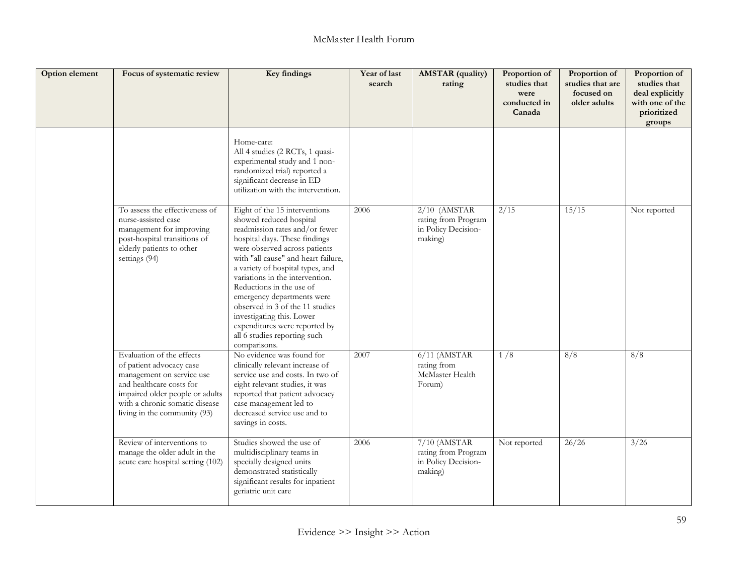| Option element | Focus of systematic review | Key findings | Year of last search | AMSTAR (quality) rating | Proportion of studies that were conducted in Canada | Proportion of studies that are focused on older adults | Proportion of studies that deal explicitly with one of the prioritized groups |
|---|---|---|---|---|---|---|---|
| | | Home-care:<br>All 4 studies (2 RCTs, 1 quasi-experimental study and 1 non-randomized trial) reported a significant decrease in ED utilization with the intervention. | | | | | |
| | To assess the effectiveness of nurse-assisted case management for improving post-hospital transitions of elderly patients to other settings (94) | Eight of the 15 interventions showed reduced hospital readmission rates and/or fewer hospital days. These findings were observed across patients with "all cause" and heart failure, a variety of hospital types, and variations in the intervention. Reductions in the use of emergency departments were observed in 3 of the 11 studies investigating this. Lower expenditures were reported by all 6 studies reporting such comparisons. | 2006 | 2/10 (AMSTAR rating from Program in Policy Decision-making) | 2/15 | 15/15 | Not reported |
| | Evaluation of the effects of patient advocacy case management on service use and healthcare costs for impaired older people or adults with a chronic somatic disease living in the community (93) | No evidence was found for clinically relevant increase of service use and costs. In two of eight relevant studies, it was reported that patient advocacy case management led to decreased service use and to savings in costs. | 2007 | 6/11 (AMSTAR rating from McMaster Health Forum) | 1 /8 | 8/8 | 8/8 |
| | Review of interventions to manage the older adult in the acute care hospital setting (102) | Studies showed the use of multidisciplinary teams in specially designed units demonstrated statistically significant results for inpatient geriatric unit care | 2006 | 7/10 (AMSTAR rating from Program in Policy Decision-making) | Not reported | 26/26 | 3/26 |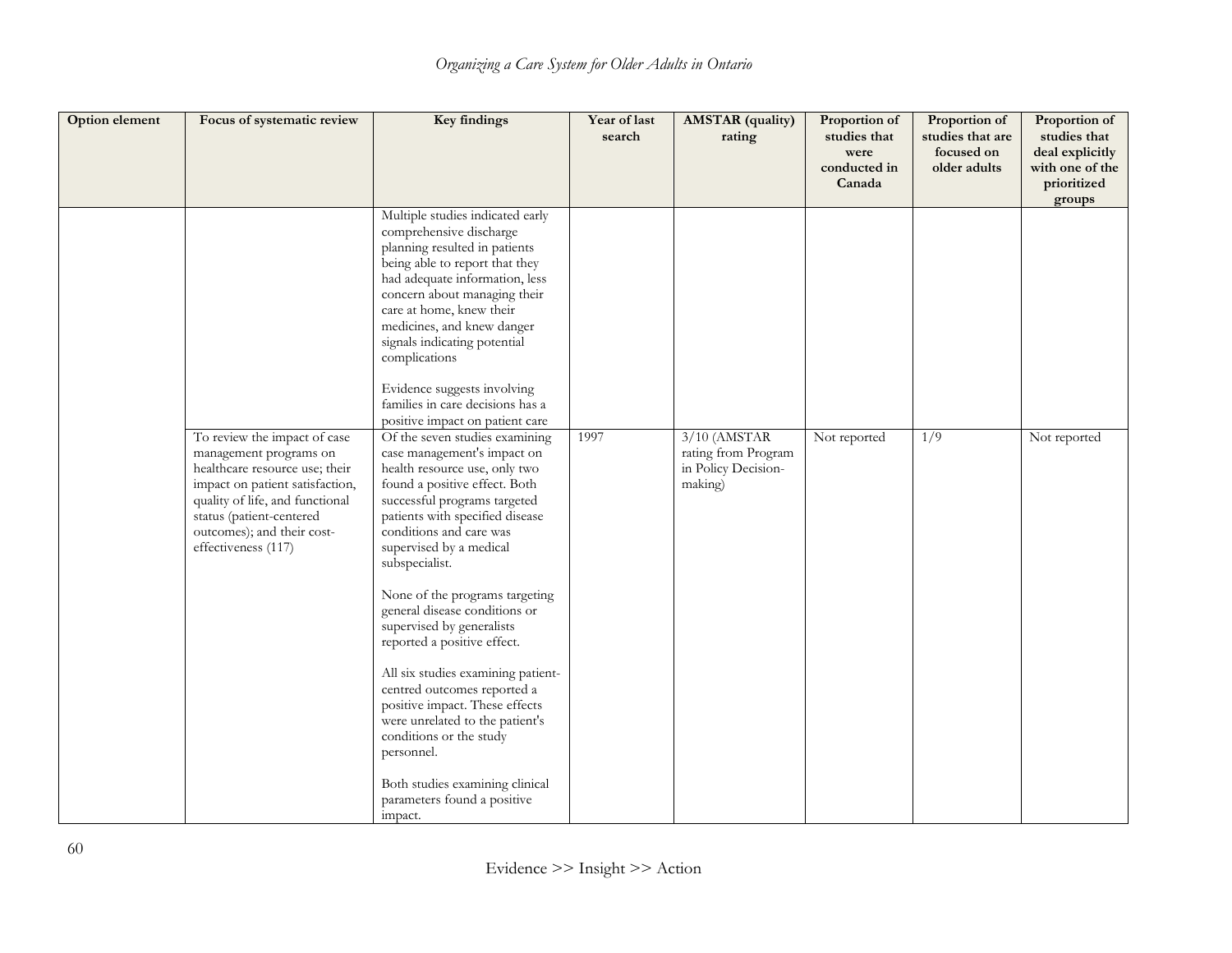| Option element | Focus of systematic review | Key findings | Year of last search | AMSTAR (quality) rating | Proportion of studies that were conducted in Canada | Proportion of studies that are focused on older adults | Proportion of studies that deal explicitly with one of the prioritized groups |
|---|---|---|---|---|---|---|---|
| | | Multiple studies indicated early comprehensive discharge planning resulted in patients being able to report that they had adequate information, less concern about managing their care at home, knew their medicines, and knew danger signals indicating potential complications<br><br>Evidence suggests involving families in care decisions has a positive impact on patient care | | | | | |
| | To review the impact of case management programs on healthcare resource use; their impact on patient satisfaction, quality of life, and functional status (patient-centered outcomes); and their cost-effectiveness (117) | Of the seven studies examining case management's impact on health resource use, only two found a positive effect. Both successful programs targeted patients with specified disease conditions and care was supervised by a medical subspecialist.<br><br>None of the programs targeting general disease conditions or supervised by generalists reported a positive effect.<br><br>All six studies examining patient-centred outcomes reported a positive impact. These effects were unrelated to the patient's conditions or the study personnel.<br><br>Both studies examining clinical parameters found a positive impact. | 1997 | 3/10 (AMSTAR rating from Program in Policy Decision-making) | Not reported | 1/9 | Not reported |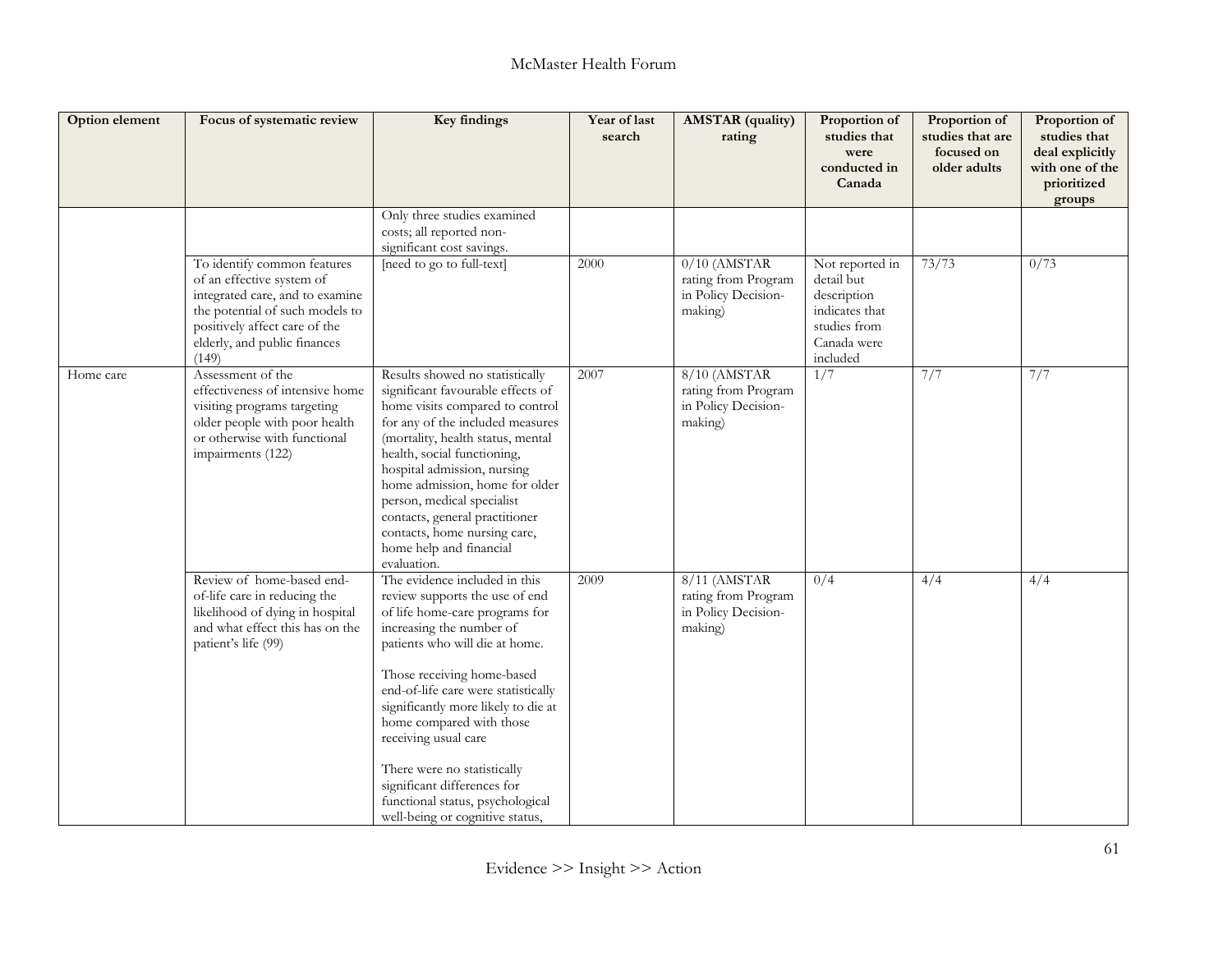| Option element | Focus of systematic review | Key findings | Year of last search | AMSTAR (quality) rating | Proportion of studies that were conducted in Canada | Proportion of studies that are focused on older adults | Proportion of studies that deal explicitly with one of the prioritized groups |
|---|---|---|---|---|---|---|---|
| | | Only three studies examined costs; all reported non-significant cost savings. | | | | | |
| | To identify common features of an effective system of integrated care, and to examine the potential of such models to positively affect care of the elderly, and public finances (149) | [need to go to full-text] | 2000 | 0/10 (AMSTAR rating from Program in Policy Decision-making) | Not reported in detail but description indicates that studies from Canada were included | 73/73 | 0/73 |
| Home care | Assessment of the effectiveness of intensive home visiting programs targeting older people with poor health or otherwise with functional impairments (122) | Results showed no statistically significant favourable effects of home visits compared to control for any of the included measures (mortality, health status, mental health, social functioning, hospital admission, nursing home admission, home for older person, medical specialist contacts, general practitioner contacts, home nursing care, home help and financial evaluation. | 2007 | 8/10 (AMSTAR rating from Program in Policy Decision-making) | 1/7 | 7/7 | 7/7 |
| | Review of home-based end-of-life care in reducing the likelihood of dying in hospital and what effect this has on the patient's life (99) | The evidence included in this review supports the use of end of life home-care programs for increasing the number of patients who will die at home.<br><br>Those receiving home-based end-of-life care were statistically significantly more likely to die at home compared with those receiving usual care<br><br>There were no statistically significant differences for functional status, psychological well-being or cognitive status, | 2009 | 8/11 (AMSTAR rating from Program in Policy Decision-making) | 0/4 | 4/4 | 4/4 |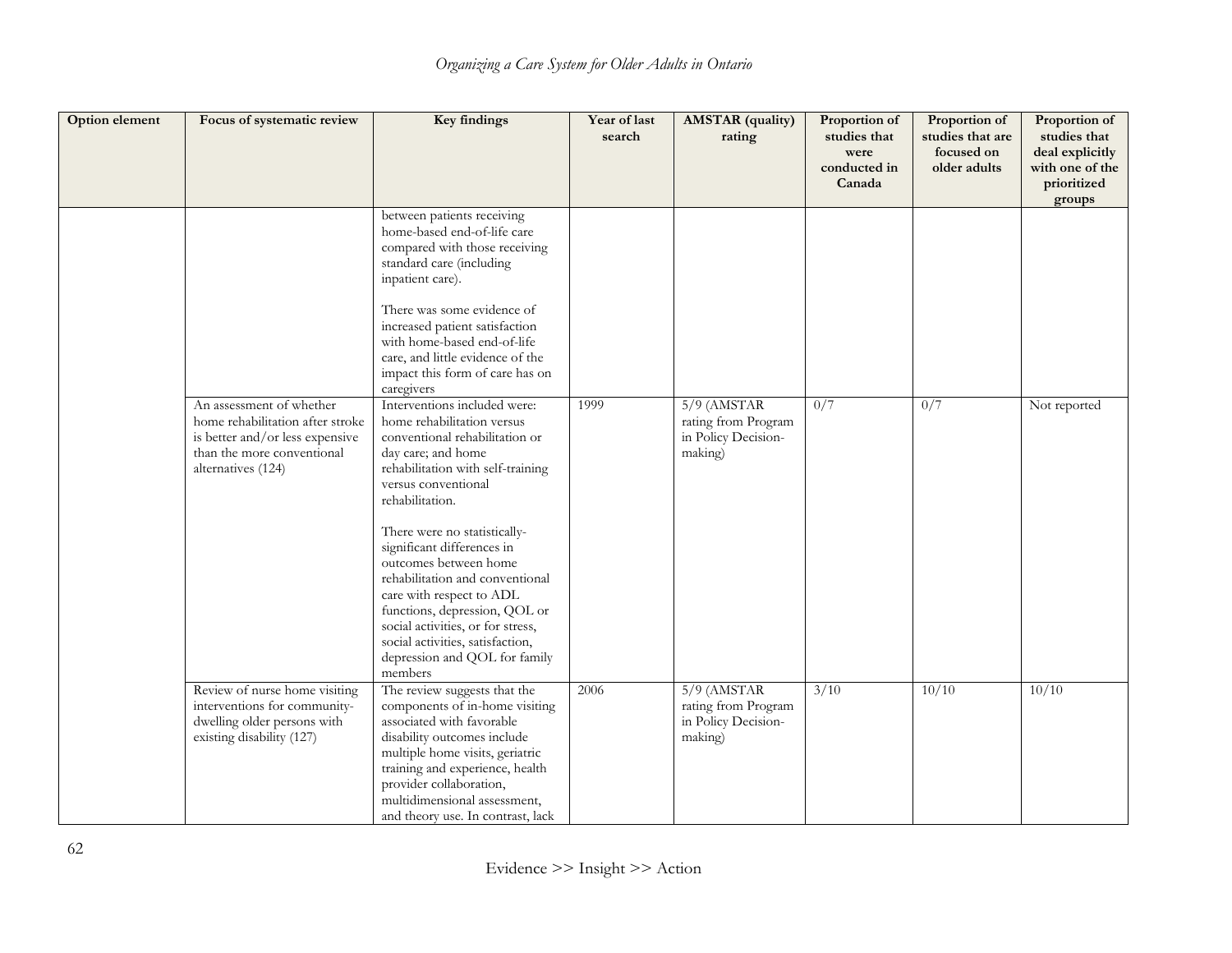| Option element | Focus of systematic review | Key findings | Year of last search | AMSTAR (quality) rating | Proportion of studies that were conducted in Canada | Proportion of studies that are focused on older adults | Proportion of studies that deal explicitly with one of the prioritized groups |
|---|---|---|---|---|---|---|---|
| | | between patients receiving home-based end-of-life care compared with those receiving standard care (including inpatient care). There was some evidence of increased patient satisfaction with home-based end-of-life care, and little evidence of the impact this form of care has on caregivers | | | | | |
| | An assessment of whether home rehabilitation after stroke is better and/or less expensive than the more conventional alternatives (124) | Interventions included were: home rehabilitation versus conventional rehabilitation or day care; and home rehabilitation with self-training versus conventional rehabilitation. There were no statistically-significant differences in outcomes between home rehabilitation and conventional care with respect to ADL functions, depression, QOL or social activities, or for stress, social activities, satisfaction, depression and QOL for family members | 1999 | 5/9 (AMSTAR rating from Program in Policy Decision-making) | 0/7 | 0/7 | Not reported |
| | Review of nurse home visiting interventions for community-dwelling older persons with existing disability (127) | The review suggests that the components of in-home visiting associated with favorable disability outcomes include multiple home visits, geriatric training and experience, health provider collaboration, multidimensional assessment, and theory use. In contrast, lack | 2006 | 5/9 (AMSTAR rating from Program in Policy Decision-making) | 3/10 | 10/10 | 10/10 |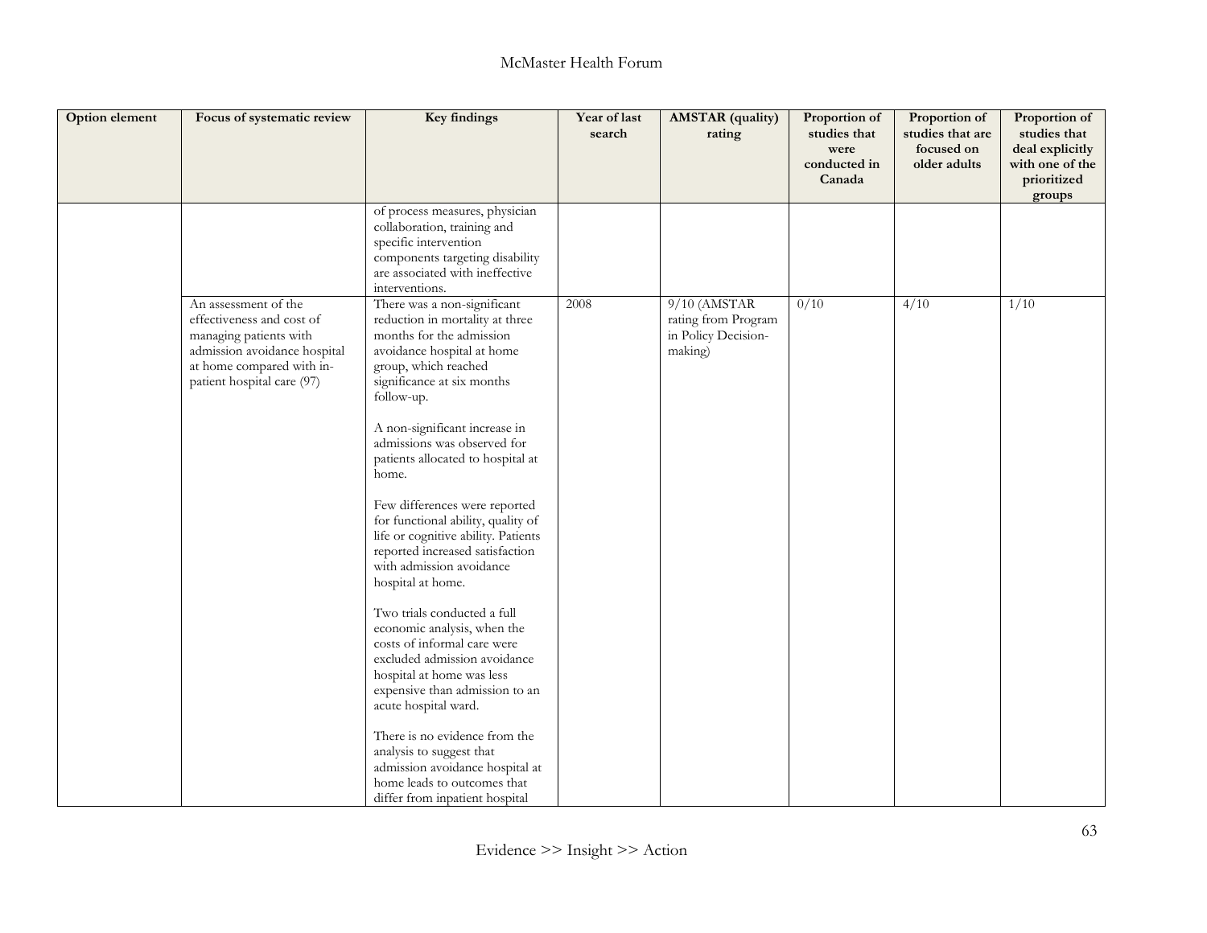| Option element | Focus of systematic review | Key findings | Year of last search | AMSTAR (quality) rating | Proportion of studies that were conducted in Canada | Proportion of studies that are focused on older adults | Proportion of studies that deal explicitly with one of the prioritized groups |
|---|---|---|---|---|---|---|---|
| | | of process measures, physician collaboration, training and specific intervention components targeting disability are associated with ineffective interventions. | | | | | |
| | An assessment of the effectiveness and cost of managing patients with admission avoidance hospital at home compared with in-patient hospital care (97) | There was a non-significant reduction in mortality at three months for the admission avoidance hospital at home group, which reached significance at six months follow-up.<br><br>A non-significant increase in admissions was observed for patients allocated to hospital at home.<br><br>Few differences were reported for functional ability, quality of life or cognitive ability. Patients reported increased satisfaction with admission avoidance hospital at home.<br><br>Two trials conducted a full economic analysis, when the costs of informal care were excluded admission avoidance hospital at home was less expensive than admission to an acute hospital ward.<br><br>There is no evidence from the analysis to suggest that admission avoidance hospital at home leads to outcomes that differ from inpatient hospital | 2008 | 9/10 (AMSTAR rating from Program in Policy Decision-making) | 0/10 | 4/10 | 1/10 |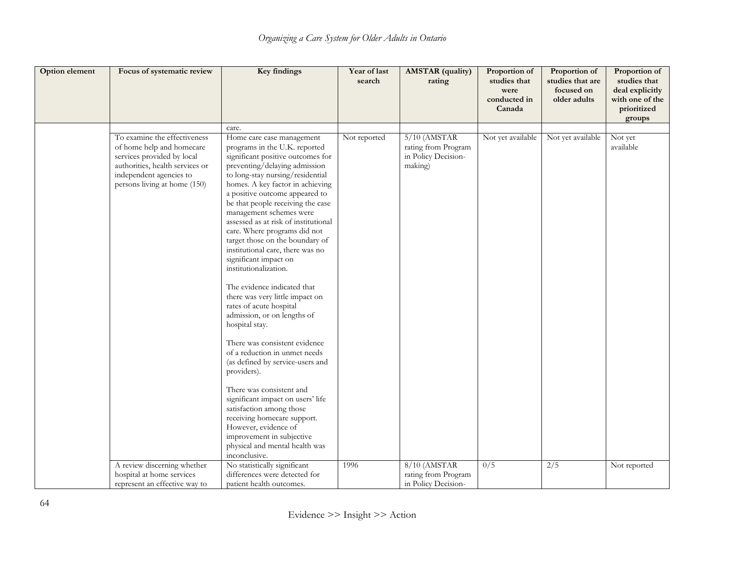| Option element | Focus of systematic review | Key findings | Year of last search | AMSTAR (quality) rating | Proportion of studies that were conducted in Canada | Proportion of studies that are focused on older adults | Proportion of studies that deal explicitly with one of the prioritized groups |
|---|---|---|---|---|---|---|---|
| | | care. | | | | | |
| | To examine the effectiveness of home help and homecare services provided by local authorities, health services or independent agencies to persons living at home (150) | Home care case management programs in the U.K. reported significant positive outcomes for preventing/delaying admission to long-stay nursing/residential homes. A key factor in achieving a positive outcome appeared to be that people receiving the case management schemes were assessed as at risk of institutional care. Where programs did not target those on the boundary of institutional care, there was no significant impact on institutionalization.<br><br>The evidence indicated that there was very little impact on rates of acute hospital admission, or on lengths of hospital stay.<br><br>There was consistent evidence of a reduction in unmet needs (as defined by service-users and providers).<br><br>There was consistent and significant impact on users' life satisfaction among those receiving homecare support. However, evidence of improvement in subjective physical and mental health was inconclusive. | Not reported | 5/10 (AMSTAR rating from Program in Policy Decision-making) | Not yet available | Not yet available | Not yet available |
| | A review discerning whether hospital at home services represent an effective way to | No statistically significant differences were detected for patient health outcomes. | 1996 | 8/10 (AMSTAR rating from Program in Policy Decision- | 0/5 | 2/5 | Not reported |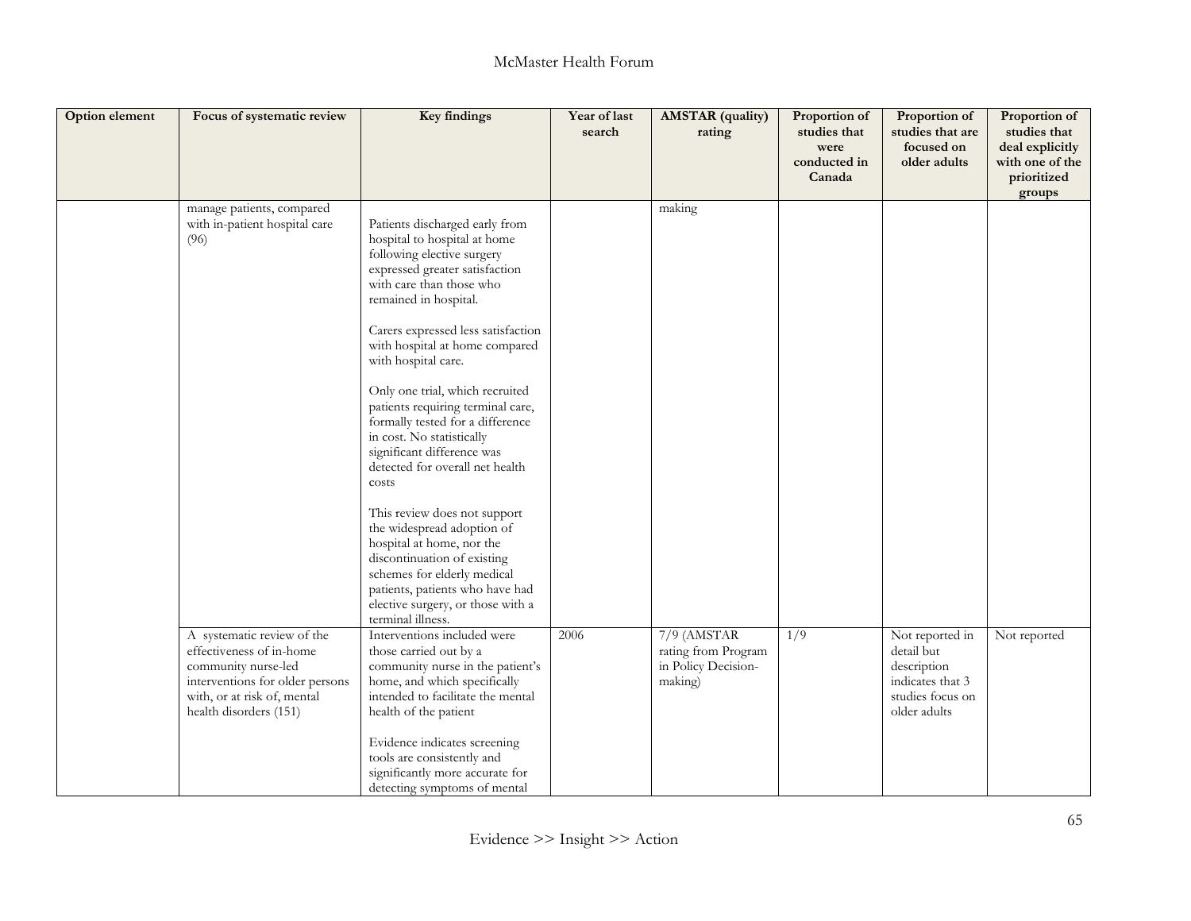| Option element | Focus of systematic review | Key findings | Year of last search | AMSTAR (quality) rating | Proportion of studies that were conducted in Canada | Proportion of studies that are focused on older adults | Proportion of studies that deal explicitly with one of the prioritized groups |
|---|---|---|---|---|---|---|---|
| | manage patients, compared with in-patient hospital care (96) | Patients discharged early from hospital to hospital at home following elective surgery expressed greater satisfaction with care than those who remained in hospital.<br><br>Carers expressed less satisfaction with hospital at home compared with hospital care.<br><br>Only one trial, which recruited patients requiring terminal care, formally tested for a difference in cost. No statistically significant difference was detected for overall net health costs<br><br>This review does not support the widespread adoption of hospital at home, nor the discontinuation of existing schemes for elderly medical patients, patients who have had elective surgery, or those with a terminal illness. | | making | | | |
| | A systematic review of the effectiveness of in-home community nurse-led interventions for older persons with, or at risk of, mental health disorders (151) | Interventions included were those carried out by a community nurse in the patient's home, and which specifically intended to facilitate the mental health of the patient<br><br>Evidence indicates screening tools are consistently and significantly more accurate for detecting symptoms of mental | 2006 | 7/9 (AMSTAR rating from Program in Policy Decision-making) | 1/9 | Not reported in detail but description indicates that 3 studies focus on older adults | Not reported |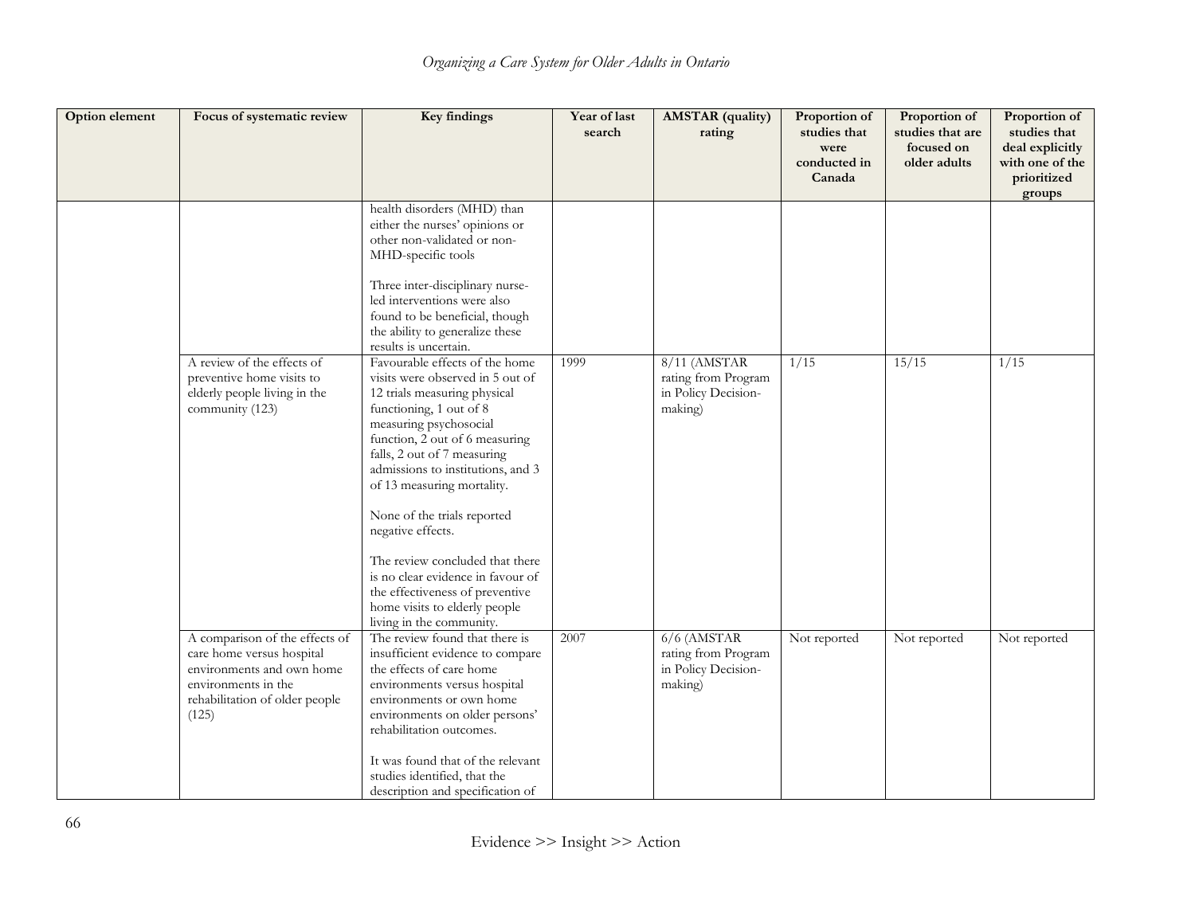| Option element | Focus of systematic review | Key findings | Year of last search | AMSTAR (quality) rating | Proportion of studies that were conducted in Canada | Proportion of studies that are focused on older adults | Proportion of studies that deal explicitly with one of the prioritized groups |
|---|---|---|---|---|---|---|---|
| | | health disorders (MHD) than either the nurses' opinions or other non-validated or non-MHD-specific tools<br><br>Three inter-disciplinary nurse-led interventions were also found to be beneficial, though the ability to generalize these results is uncertain. | | | | | |
| | A review of the effects of preventive home visits to elderly people living in the community (123) | Favourable effects of the home visits were observed in 5 out of 12 trials measuring physical functioning, 1 out of 8 measuring psychosocial function, 2 out of 6 measuring falls, 2 out of 7 measuring admissions to institutions, and 3 of 13 measuring mortality.<br><br>None of the trials reported negative effects.<br><br>The review concluded that there is no clear evidence in favour of the effectiveness of preventive home visits to elderly people living in the community. | 1999 | 8/11 (AMSTAR rating from Program in Policy Decision-making) | 1/15 | 15/15 | 1/15 |
| | A comparison of the effects of care home versus hospital environments and own home environments in the rehabilitation of older people (125) | The review found that there is insufficient evidence to compare the effects of care home environments versus hospital environments or own home environments on older persons' rehabilitation outcomes.<br><br>It was found that of the relevant studies identified, that the description and specification of | 2007 | 6/6 (AMSTAR rating from Program in Policy Decision-making) | Not reported | Not reported | Not reported |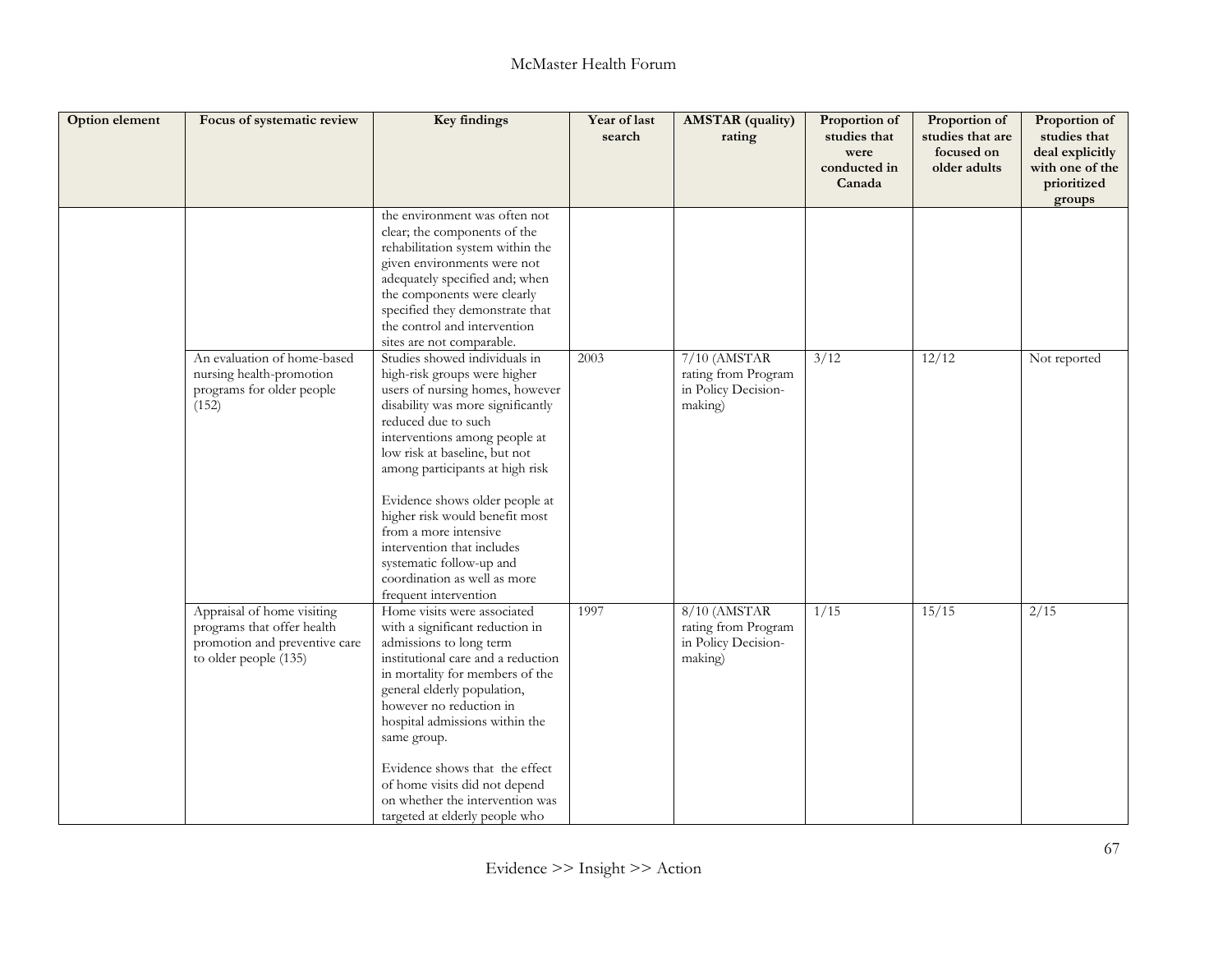| Option element | Focus of systematic review | Key findings | Year of last search | AMSTAR (quality) rating | Proportion of studies that were conducted in Canada | Proportion of studies that are focused on older adults | Proportion of studies that deal explicitly with one of the prioritized groups |
|---|---|---|---|---|---|---|---|
| | | the environment was often not clear; the components of the rehabilitation system within the given environments were not adequately specified and; when the components were clearly specified they demonstrate that the control and intervention sites are not comparable. | | | | | |
| | An evaluation of home-based nursing health-promotion programs for older people (152) | Studies showed individuals in high-risk groups were higher users of nursing homes, however disability was more significantly reduced due to such interventions among people at low risk at baseline, but not among participants at high risk<br><br>Evidence shows older people at higher risk would benefit most from a more intensive intervention that includes systematic follow-up and coordination as well as more frequent intervention | 2003 | 7/10 (AMSTAR rating from Program in Policy Decision-making) | 3/12 | 12/12 | Not reported |
| | Appraisal of home visiting programs that offer health promotion and preventive care to older people (135) | Home visits were associated with a significant reduction in admissions to long term institutional care and a reduction in mortality for members of the general elderly population, however no reduction in hospital admissions within the same group.<br><br>Evidence shows that the effect of home visits did not depend on whether the intervention was targeted at elderly people who | 1997 | 8/10 (AMSTAR rating from Program in Policy Decision-making) | 1/15 | 15/15 | 2/15 |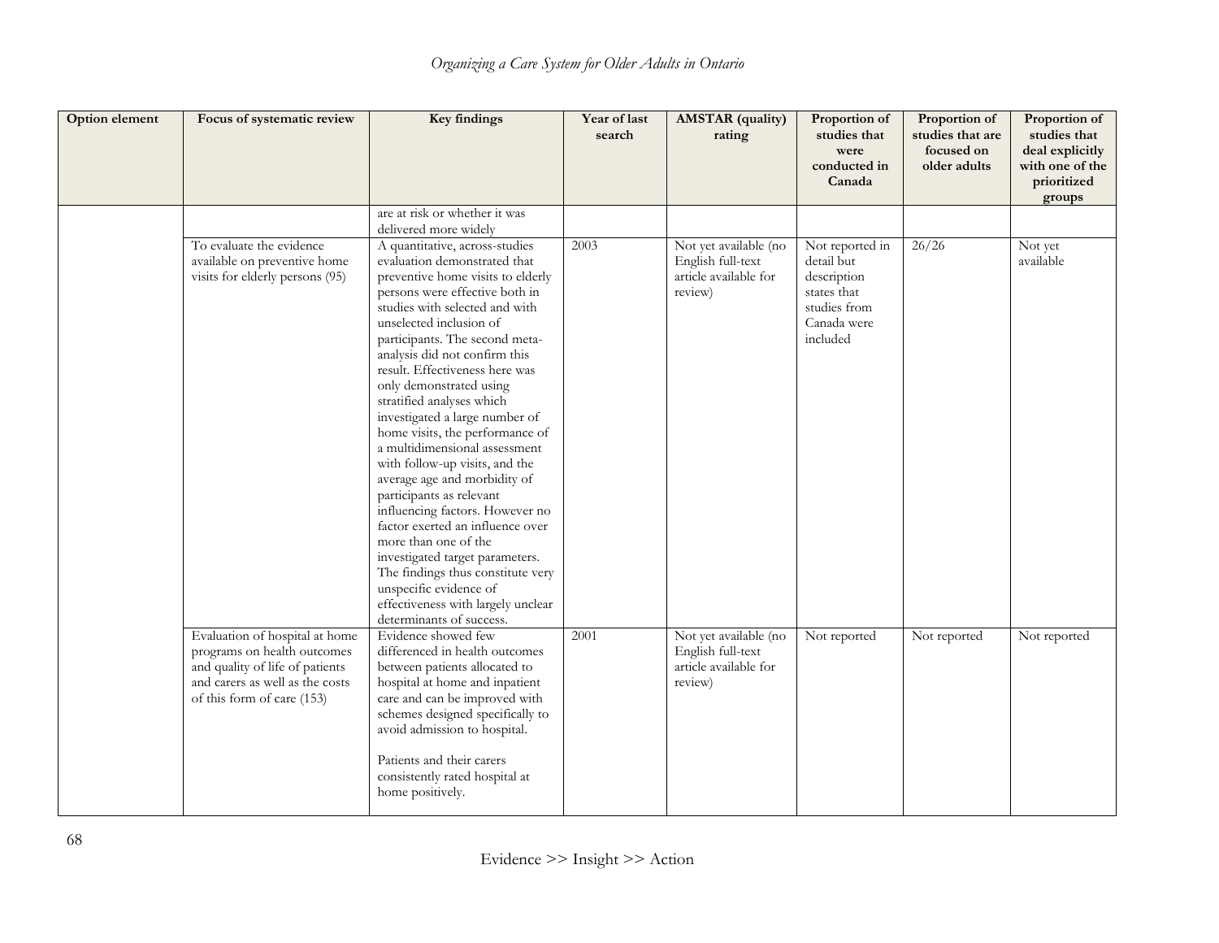| Option element | Focus of systematic review | Key findings | Year of last search | AMSTAR (quality) rating | Proportion of studies that were conducted in Canada | Proportion of studies that are focused on older adults | Proportion of studies that deal explicitly with one of the prioritized groups |
|---|---|---|---|---|---|---|---|
| | | are at risk or whether it was delivered more widely | | | | | |
| | To evaluate the evidence available on preventive home visits for elderly persons (95) | A quantitative, across-studies evaluation demonstrated that preventive home visits to elderly persons were effective both in studies with selected and with unselected inclusion of participants. The second meta-analysis did not confirm this result. Effectiveness here was only demonstrated using stratified analyses which investigated a large number of home visits, the performance of a multidimensional assessment with follow-up visits, and the average age and morbidity of participants as relevant influencing factors. However no factor exerted an influence over more than one of the investigated target parameters. The findings thus constitute very unspecific evidence of effectiveness with largely unclear determinants of success. | 2003 | Not yet available (no English full-text article available for review) | Not reported in detail but description states that studies from Canada were included | 26/26 | Not yet available |
| | Evaluation of hospital at home programs on health outcomes and quality of life of patients and carers as well as the costs of this form of care (153) | Evidence showed few differenced in health outcomes between patients allocated to hospital at home and inpatient care and can be improved with schemes designed specifically to avoid admission to hospital.<br><br>Patients and their carers consistently rated hospital at home positively. | 2001 | Not yet available (no English full-text article available for review) | Not reported | Not reported | Not reported |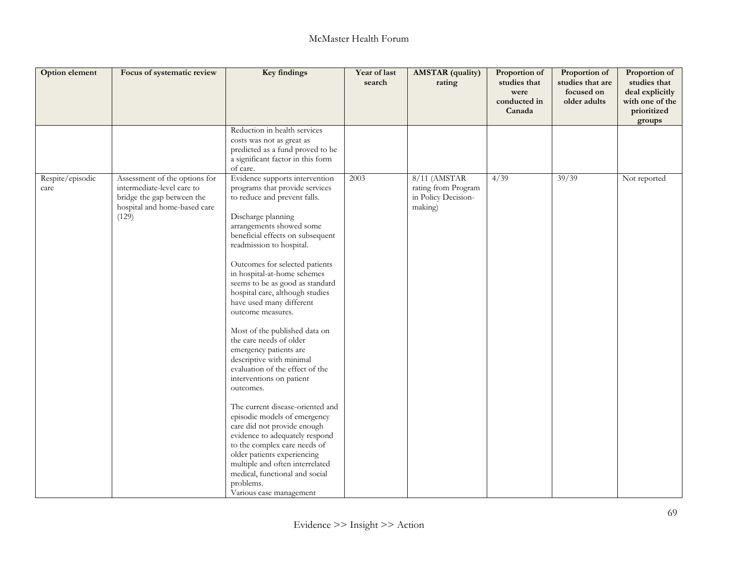| Option element | Focus of systematic review | Key findings | Year of last search | AMSTAR (quality) rating | Proportion of studies that were conducted in Canada | Proportion of studies that are focused on older adults | Proportion of studies that deal explicitly with one of the prioritized groups |
|---|---|---|---|---|---|---|---|
| | | Reduction in health services costs was not as great as predicted as a fund proved to be a significant factor in this form of care. | | | | | |
| Respite/episodic care | Assessment of the options for intermediate-level care to bridge the gap between the hospital and home-based care (129) | Evidence supports intervention programs that provide services to reduce and prevent falls.<br><br>Discharge planning arrangements showed some beneficial effects on subsequent readmission to hospital.<br><br>Outcomes for selected patients in hospital-at-home schemes seems to be as good as standard hospital care, although studies have used many different outcome measures.<br><br>Most of the published data on the care needs of older emergency patients are descriptive with minimal evaluation of the effect of the interventions on patient outcomes.<br><br>The current disease-oriented and episodic models of emergency care did not provide enough evidence to adequately respond to the complex care needs of older patients experiencing multiple and often interrelated medical, functional and social problems.<br>Various case management | 2003 | 8/11 (AMSTAR rating from Program in Policy Decision-making) | 4/39 | 39/39 | Not reported |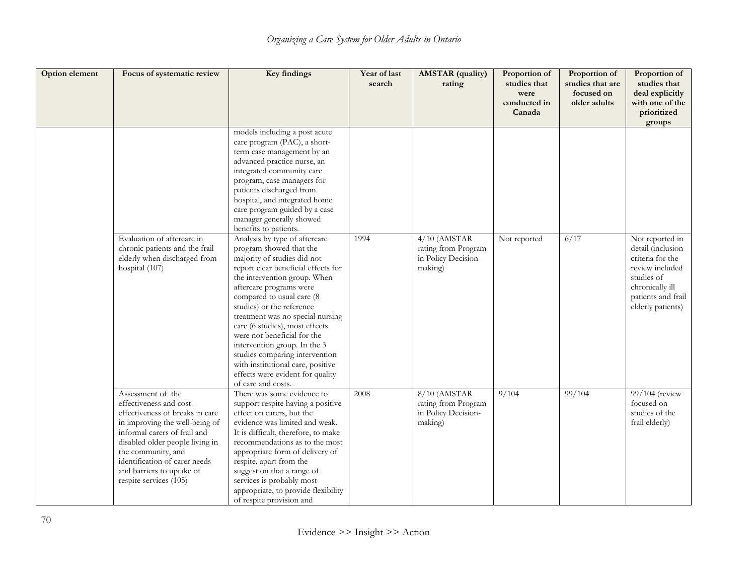| Option element | Focus of systematic review | Key findings | Year of last search | AMSTAR (quality) rating | Proportion of studies that were conducted in Canada | Proportion of studies that are focused on older adults | Proportion of studies that deal explicitly with one of the prioritized groups |
|---|---|---|---|---|---|---|---|
| | | models including a post acute care program (PAC), a short-term case management by an advanced practice nurse, an integrated community care program, case managers for patients discharged from hospital, and integrated home care program guided by a case manager generally showed benefits to patients. | | | | | |
| | Evaluation of aftercare in chronic patients and the frail elderly when discharged from hospital (107) | Analysis by type of aftercare program showed that the majority of studies did not report clear beneficial effects for the intervention group. When aftercare programs were compared to usual care (8 studies) or the reference treatment was no special nursing care (6 studies), most effects were not beneficial for the intervention group. In the 3 studies comparing intervention with institutional care, positive effects were evident for quality of care and costs. | 1994 | 4/10 (AMSTAR rating from Program in Policy Decision-making) | Not reported | 6/17 | Not reported in detail (inclusion criteria for the review included studies of chronically ill patients and frail elderly patients) |
| | Assessment of the effectiveness and cost-effectiveness of breaks in care in improving the well-being of informal carers of frail and disabled older people living in the community, and identification of carer needs and barriers to uptake of respite services (105) | There was some evidence to support respite having a positive effect on carers, but the evidence was limited and weak. It is difficult, therefore, to make recommendations as to the most appropriate form of delivery of respite, apart from the suggestion that a range of services is probably most appropriate, to provide flexibility of respite provision and | 2008 | 8/10 (AMSTAR rating from Program in Policy Decision-making) | 9/104 | 99/104 | 99/104 (review focused on studies of the frail elderly) |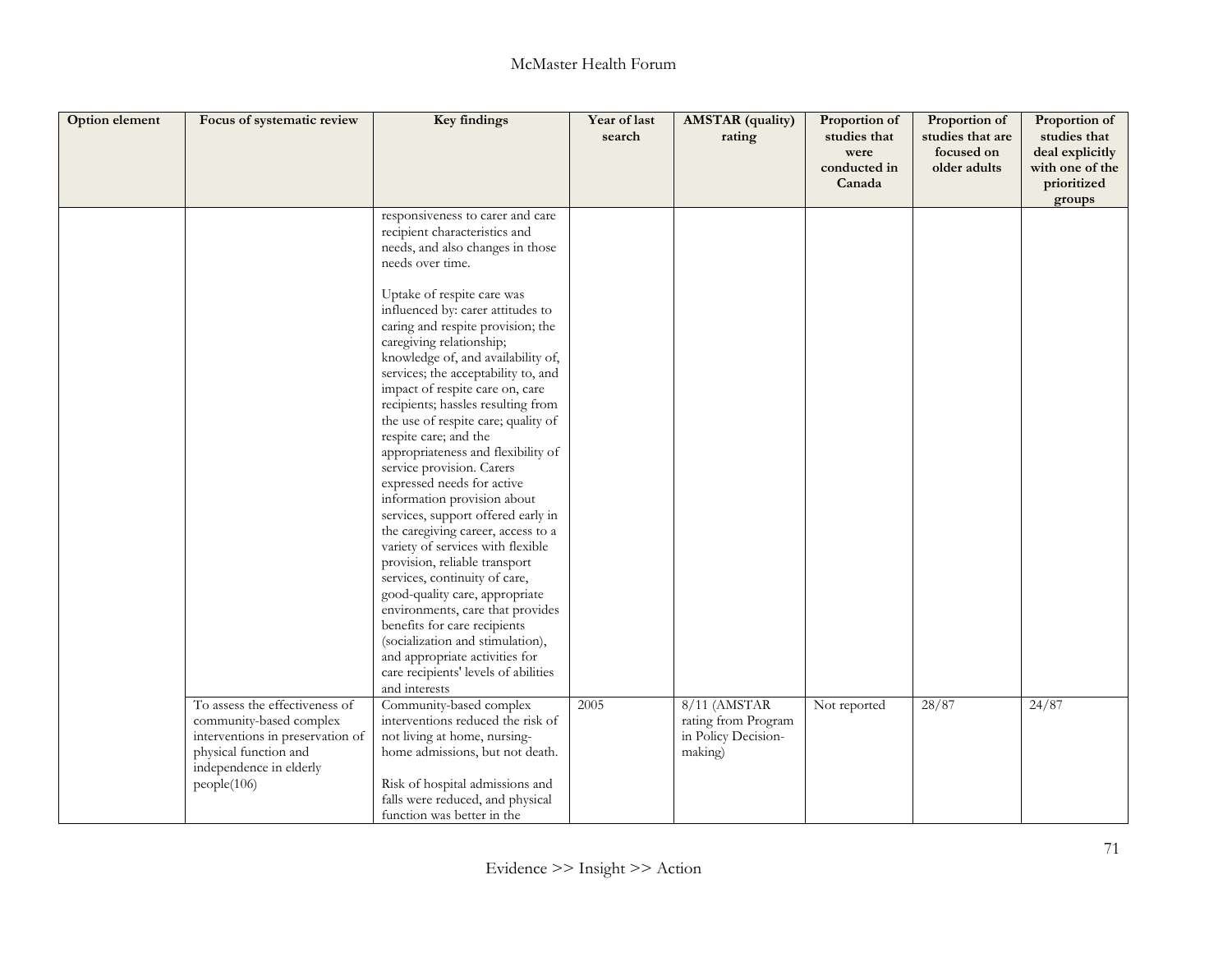| Option element | Focus of systematic review | Key findings | Year of last search | AMSTAR (quality) rating | Proportion of studies that were conducted in Canada | Proportion of studies that are focused on older adults | Proportion of studies that deal explicitly with one of the prioritized groups |
|---|---|---|---|---|---|---|---|
| | | responsiveness to carer and care recipient characteristics and needs, and also changes in those needs over time.<br><br>Uptake of respite care was influenced by: carer attitudes to caring and respite provision; the caregiving relationship; knowledge of, and availability of, services; the acceptability to, and impact of respite care on, care recipients; hassles resulting from the use of respite care; quality of respite care; and the appropriateness and flexibility of service provision. Carers expressed needs for active information provision about services, support offered early in the caregiving career, access to a variety of services with flexible provision, reliable transport services, continuity of care, good-quality care, appropriate environments, care that provides benefits for care recipients (socialization and stimulation), and appropriate activities for care recipients' levels of abilities and interests | | | | | |
| | To assess the effectiveness of community-based complex interventions in preservation of physical function and independence in elderly people(106) | Community-based complex interventions reduced the risk of not living at home, nursing-home admissions, but not death.<br><br>Risk of hospital admissions and falls were reduced, and physical function was better in the | 2005 | 8/11 (AMSTAR rating from Program in Policy Decision-making) | Not reported | 28/87 | 24/87 |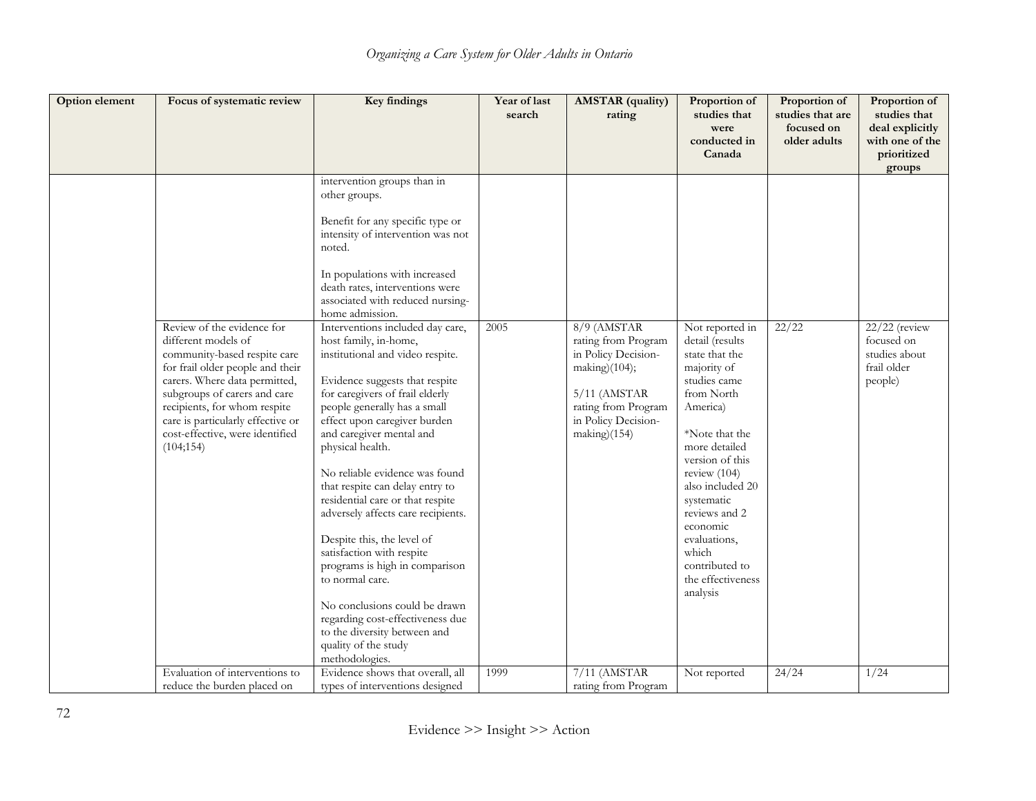| Option element | Focus of systematic review | Key findings | Year of last search | AMSTAR (quality) rating | Proportion of studies that were conducted in Canada | Proportion of studies that are focused on older adults | Proportion of studies that deal explicitly with one of the prioritized groups |
|---|---|---|---|---|---|---|---|
| | | intervention groups than in other groups.<br><br>Benefit for any specific type or intensity of intervention was not noted.<br><br>In populations with increased death rates, interventions were associated with reduced nursing-home admission. | | | | | |
| | Review of the evidence for different models of community-based respite care for frail older people and their carers. Where data permitted, subgroups of carers and care recipients, for whom respite care is particularly effective or cost-effective, were identified (104;154) | Interventions included day care, host family, in-home, institutional and video respite.<br><br>Evidence suggests that respite for caregivers of frail elderly people generally has a small effect upon caregiver burden and caregiver mental and physical health.<br><br>No reliable evidence was found that respite can delay entry to residential care or that respite adversely affects care recipients.<br><br>Despite this, the level of satisfaction with respite programs is high in comparison to normal care.<br><br>No conclusions could be drawn regarding cost-effectiveness due to the diversity between and quality of the study methodologies. | 2005 | 8/9 (AMSTAR rating from Program in Policy Decision-making)(104);<br><br>5/11 (AMSTAR rating from Program in Policy Decision-making)(154) | Not reported in detail (results state that the majority of studies came from North America)<br><br>*Note that the more detailed version of this review (104) also included 20 systematic reviews and 2 economic evaluations, which contributed to the effectiveness analysis | 22/22 | 22/22 (review focused on studies about frail older people) |
| | Evaluation of interventions to reduce the burden placed on | Evidence shows that overall, all types of interventions designed | 1999 | 7/11 (AMSTAR rating from Program | Not reported | 24/24 | 1/24 |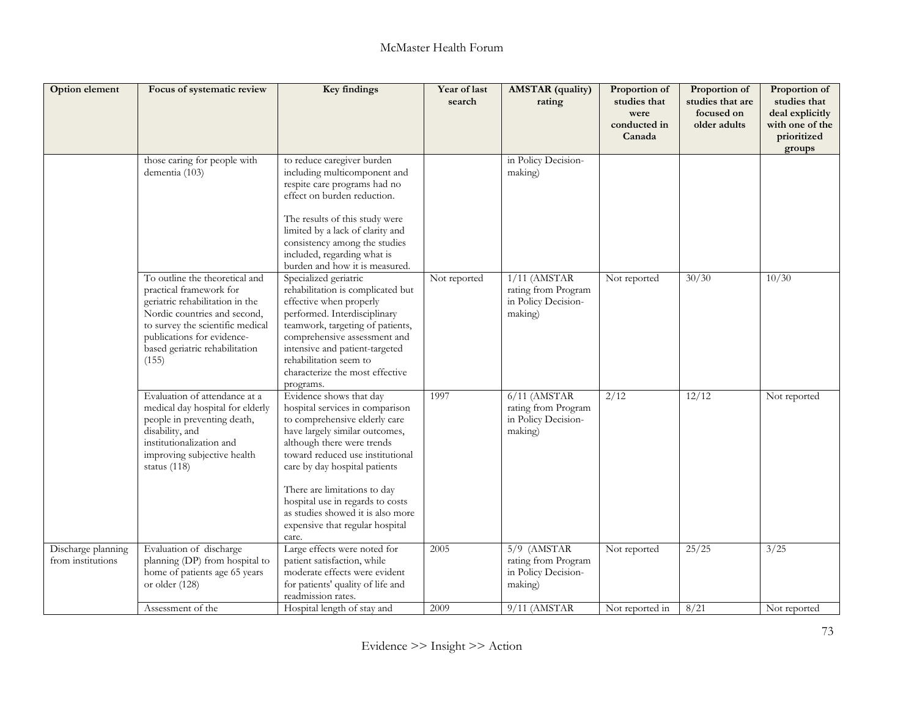| Option element | Focus of systematic review | Key findings | Year of last search | AMSTAR (quality) rating | Proportion of studies that were conducted in Canada | Proportion of studies that are focused on older adults | Proportion of studies that deal explicitly with one of the prioritized groups |
|---|---|---|---|---|---|---|---|
| | those caring for people with dementia (103) | to reduce caregiver burden including multicomponent and respite care programs had no effect on burden reduction. The results of this study were limited by a lack of clarity and consistency among the studies included, regarding what is burden and how it is measured. | | in Policy Decision-making) | | | |
| | To outline the theoretical and practical framework for geriatric rehabilitation in the Nordic countries and second, to survey the scientific medical publications for evidence-based geriatric rehabilitation (155) | Specialized geriatric rehabilitation is complicated but effective when properly performed. Interdisciplinary teamwork, targeting of patients, comprehensive assessment and intensive and patient-targeted rehabilitation seem to characterize the most effective programs. | Not reported | 1/11 (AMSTAR rating from Program in Policy Decision-making) | Not reported | 30/30 | 10/30 |
| | Evaluation of attendance at a medical day hospital for elderly people in preventing death, disability, and institutionalization and improving subjective health status (118) | Evidence shows that day hospital services in comparison to comprehensive elderly care have largely similar outcomes, although there were trends toward reduced use institutional care by day hospital patients. There are limitations to day hospital use in regards to costs as studies showed it is also more expensive that regular hospital care. | 1997 | 6/11 (AMSTAR rating from Program in Policy Decision-making) | 2/12 | 12/12 | Not reported |
| Discharge planning from institutions | Evaluation of discharge planning (DP) from hospital to home of patients age 65 years or older (128) | Large effects were noted for patient satisfaction, while moderate effects were evident for patients' quality of life and readmission rates. | 2005 | 5/9 (AMSTAR rating from Program in Policy Decision-making) | Not reported | 25/25 | 3/25 |
| | Assessment of the | Hospital length of stay and | 2009 | 9/11 (AMSTAR | Not reported in | 8/21 | Not reported |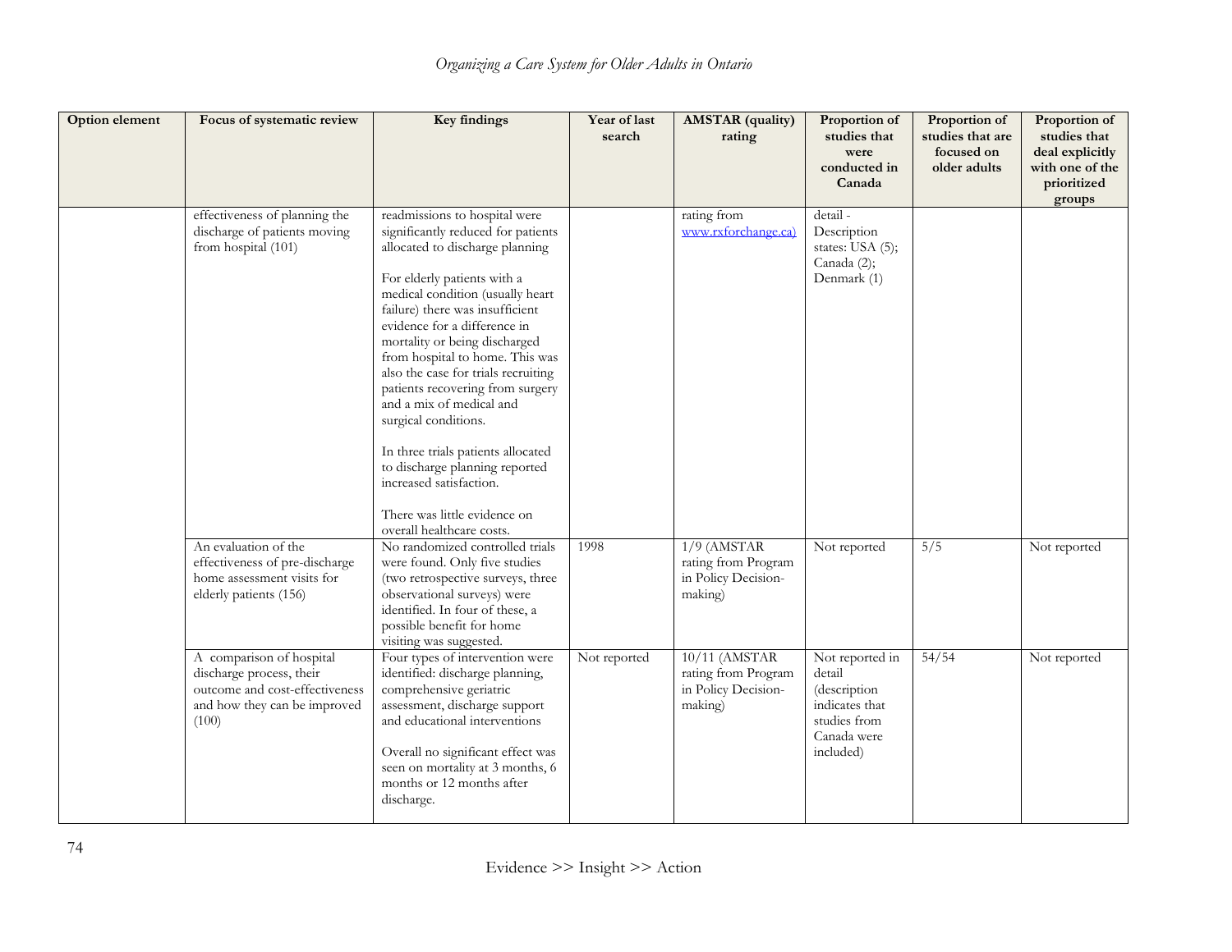| Option element | Focus of systematic review | Key findings | Year of last search | AMSTAR (quality) rating | Proportion of studies that were conducted in Canada | Proportion of studies that are focused on older adults | Proportion of studies that deal explicitly with one of the prioritized groups |
|---|---|---|---|---|---|---|---|
| | effectiveness of planning the discharge of patients moving from hospital (101) | readmissions to hospital were significantly reduced for patients allocated to discharge planning<br><br>For elderly patients with a medical condition (usually heart failure) there was insufficient evidence for a difference in mortality or being discharged from hospital to home. This was also the case for trials recruiting patients recovering from surgery and a mix of medical and surgical conditions.<br><br>In three trials patients allocated to discharge planning reported increased satisfaction.<br><br>There was little evidence on overall healthcare costs. | | rating from www.rxforchange.ca) | detail - Description states: USA (5); Canada (2); Denmark (1) | | |
| | An evaluation of the effectiveness of pre-discharge home assessment visits for elderly patients (156) | No randomized controlled trials were found. Only five studies (two retrospective surveys, three observational surveys) were identified. In four of these, a possible benefit for home visiting was suggested. | 1998 | 1/9 (AMSTAR rating from Program in Policy Decision-making) | Not reported | 5/5 | Not reported |
| | A comparison of hospital discharge process, their outcome and cost-effectiveness and how they can be improved (100) | Four types of intervention were identified: discharge planning, comprehensive geriatric assessment, discharge support and educational interventions<br><br>Overall no significant effect was seen on mortality at 3 months, 6 months or 12 months after discharge. | Not reported | 10/11 (AMSTAR rating from Program in Policy Decision-making) | Not reported in detail (description indicates that studies from Canada were included) | 54/54 | Not reported |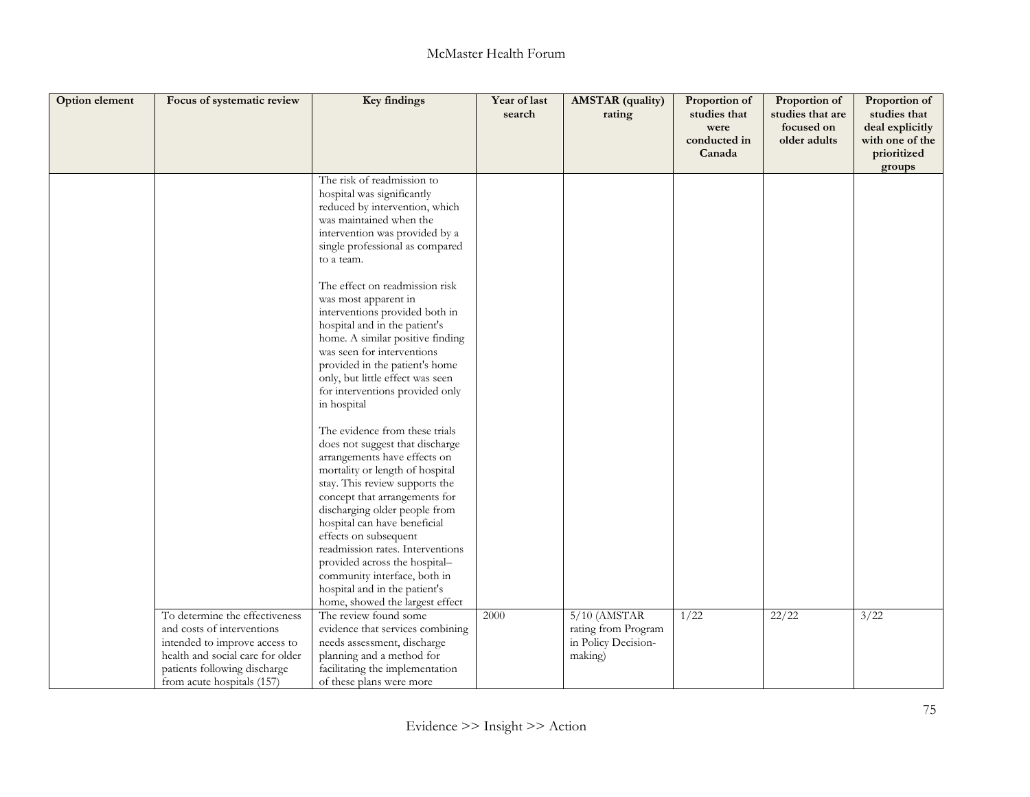| Option element | Focus of systematic review | Key findings | Year of last search | AMSTAR (quality) rating | Proportion of studies that were conducted in Canada | Proportion of studies that are focused on older adults | Proportion of studies that deal explicitly with one of the prioritized groups |
|---|---|---|---|---|---|---|---|
| | | The risk of readmission to hospital was significantly reduced by intervention, which was maintained when the intervention was provided by a single professional as compared to a team.<br><br>The effect on readmission risk was most apparent in interventions provided both in hospital and in the patient's home. A similar positive finding was seen for interventions provided in the patient's home only, but little effect was seen for interventions provided only in hospital<br><br>The evidence from these trials does not suggest that discharge arrangements have effects on mortality or length of hospital stay. This review supports the concept that arrangements for discharging older people from hospital can have beneficial effects on subsequent readmission rates. Interventions provided across the hospital–community interface, both in hospital and in the patient's home, showed the largest effect | | | | | |
| | To determine the effectiveness and costs of interventions intended to improve access to health and social care for older patients following discharge from acute hospitals (157) | The review found some evidence that services combining needs assessment, discharge planning and a method for facilitating the implementation of these plans were more | 2000 | 5/10 (AMSTAR rating from Program in Policy Decision-making) | 1/22 | 22/22 | 3/22 |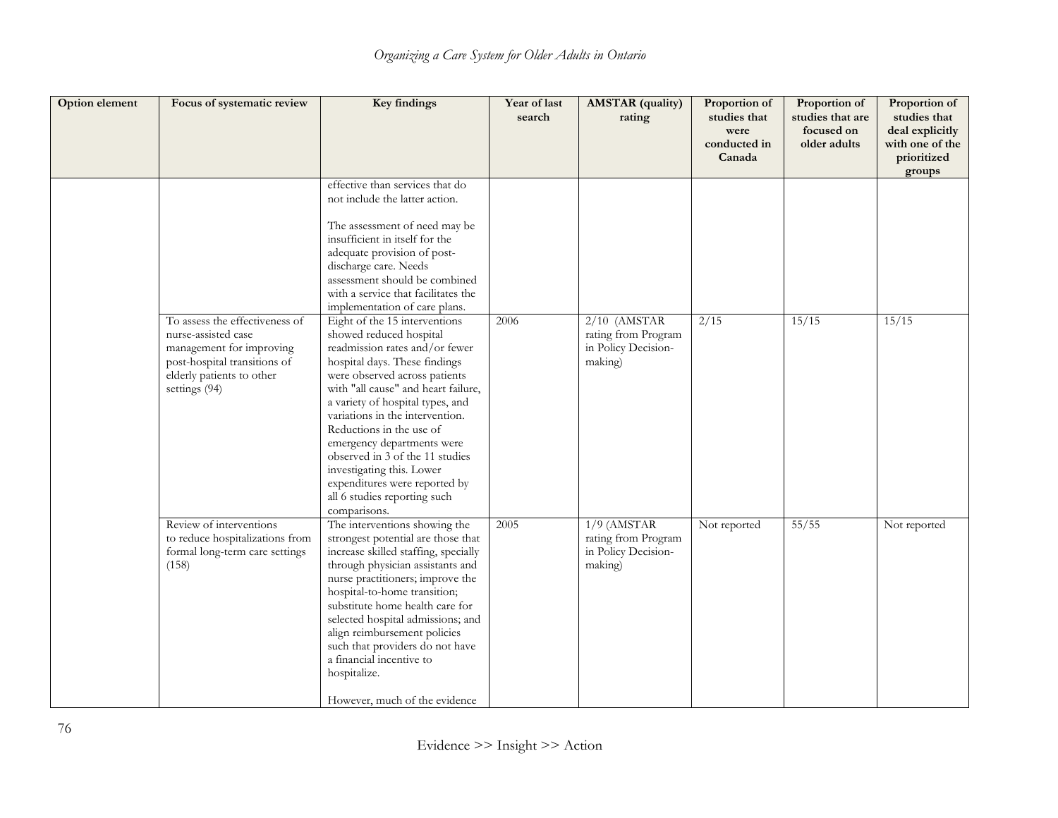| Option element | Focus of systematic review | Key findings | Year of last search | AMSTAR (quality) rating | Proportion of studies that were conducted in Canada | Proportion of studies that are focused on older adults | Proportion of studies that deal explicitly with one of the prioritized groups |
|---|---|---|---|---|---|---|---|
| | | effective than services that do not include the latter action.<br><br>The assessment of need may be insufficient in itself for the adequate provision of post-discharge care. Needs assessment should be combined with a service that facilitates the implementation of care plans. | | | | | |
| | To assess the effectiveness of nurse-assisted case management for improving post-hospital transitions of elderly patients to other settings (94) | Eight of the 15 interventions showed reduced hospital readmission rates and/or fewer hospital days. These findings were observed across patients with "all cause" and heart failure, a variety of hospital types, and variations in the intervention. Reductions in the use of emergency departments were observed in 3 of the 11 studies investigating this. Lower expenditures were reported by all 6 studies reporting such comparisons. | 2006 | 2/10 (AMSTAR rating from Program in Policy Decision-making) | 2/15 | 15/15 | 15/15 |
| | Review of interventions to reduce hospitalizations from formal long-term care settings (158) | The interventions showing the strongest potential are those that increase skilled staffing, specially through physician assistants and nurse practitioners; improve the hospital-to-home transition; substitute home health care for selected hospital admissions; and align reimbursement policies such that providers do not have a financial incentive to hospitalize.<br><br>However, much of the evidence | 2005 | 1/9 (AMSTAR rating from Program in Policy Decision-making) | Not reported | 55/55 | Not reported |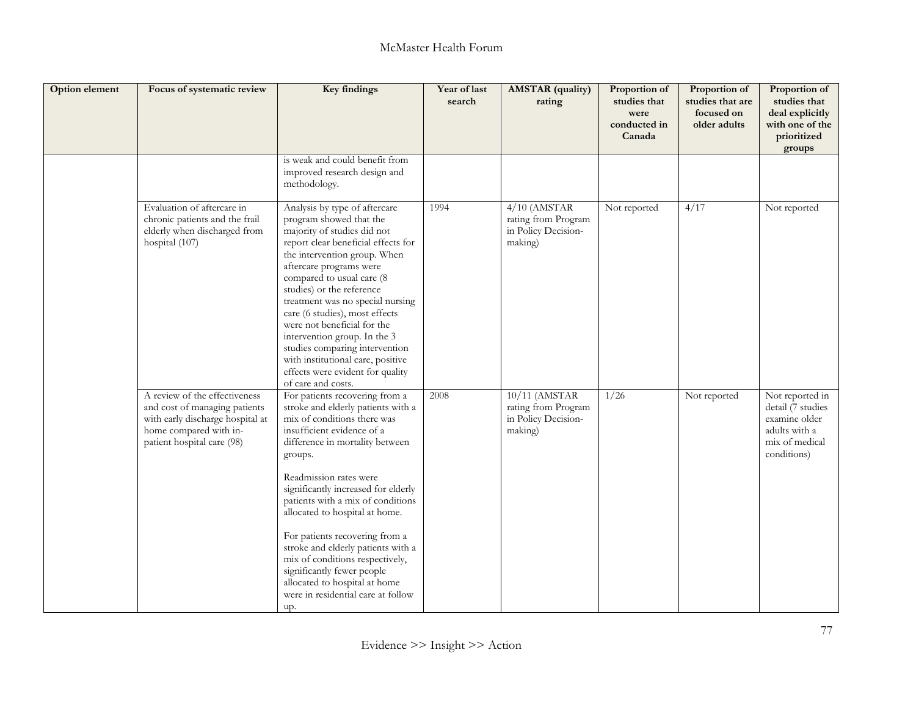| Option element | Focus of systematic review | Key findings | Year of last search | AMSTAR (quality) rating | Proportion of studies that were conducted in Canada | Proportion of studies that are focused on older adults | Proportion of studies that deal explicitly with one of the prioritized groups |
|---|---|---|---|---|---|---|---|
| | | is weak and could benefit from improved research design and methodology. | | | | | |
| | Evaluation of aftercare in chronic patients and the frail elderly when discharged from hospital (107) | Analysis by type of aftercare program showed that the majority of studies did not report clear beneficial effects for the intervention group. When aftercare programs were compared to usual care (8 studies) or the reference treatment was no special nursing care (6 studies), most effects were not beneficial for the intervention group. In the 3 studies comparing intervention with institutional care, positive effects were evident for quality of care and costs. | 1994 | 4/10 (AMSTAR rating from Program in Policy Decision-making) | Not reported | 4/17 | Not reported |
| | A review of the effectiveness and cost of managing patients with early discharge hospital at home compared with in-patient hospital care (98) | For patients recovering from a stroke and elderly patients with a mix of conditions there was insufficient evidence of a difference in mortality between groups.<br><br>Readmission rates were significantly increased for elderly patients with a mix of conditions allocated to hospital at home.<br><br>For patients recovering from a stroke and elderly patients with a mix of conditions respectively, significantly fewer people allocated to hospital at home were in residential care at follow up. | 2008 | 10/11 (AMSTAR rating from Program in Policy Decision-making) | 1/26 | Not reported | Not reported in detail (7 studies examine older adults with a mix of medical conditions) |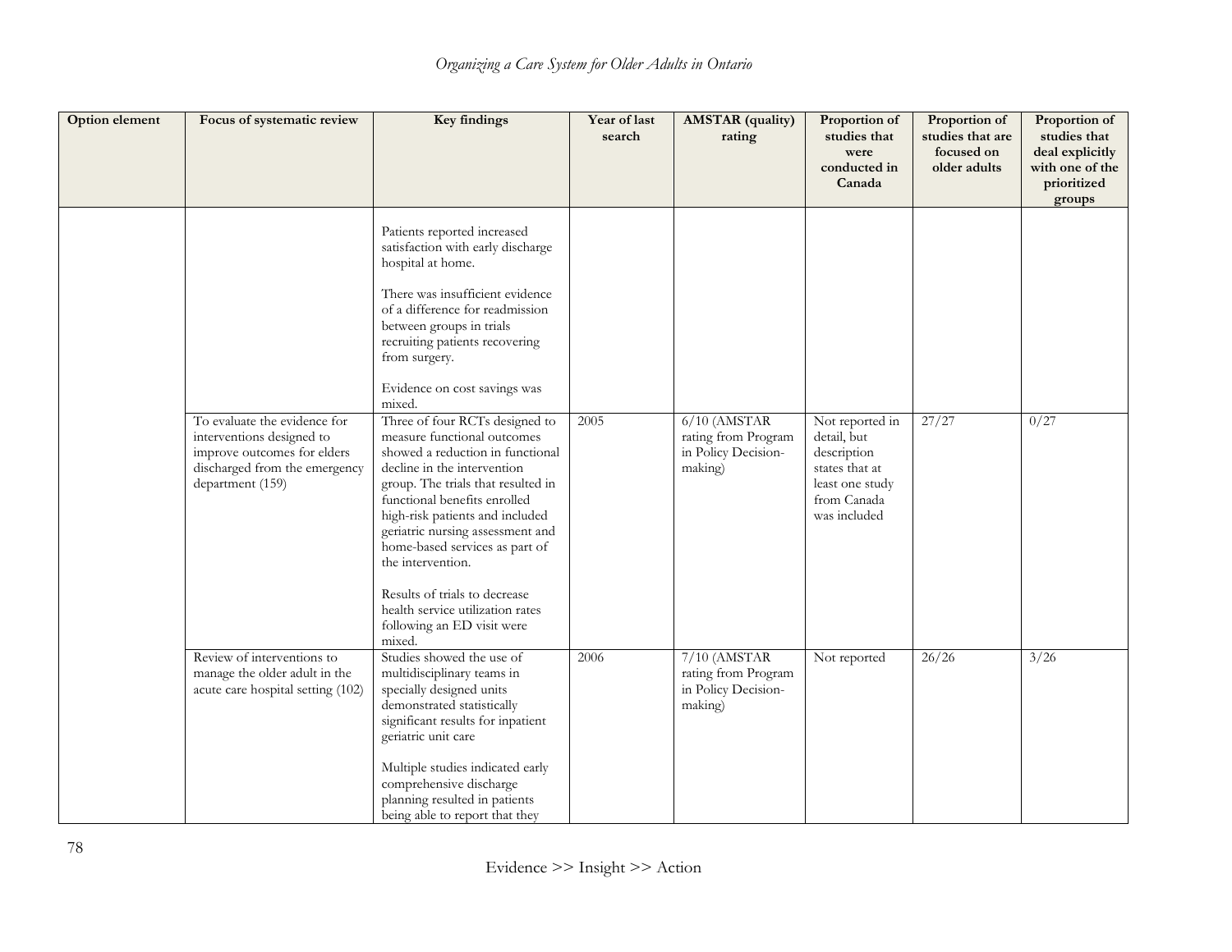| Option element | Focus of systematic review | Key findings | Year of last search | AMSTAR (quality) rating | Proportion of studies that were conducted in Canada | Proportion of studies that are focused on older adults | Proportion of studies that deal explicitly with one of the prioritized groups |
|---|---|---|---|---|---|---|---|
| | | Patients reported increased satisfaction with early discharge hospital at home.<br><br>There was insufficient evidence of a difference for readmission between groups in trials recruiting patients recovering from surgery.<br><br>Evidence on cost savings was mixed. | | | | | |
| | To evaluate the evidence for interventions designed to improve outcomes for elders discharged from the emergency department (159) | Three of four RCTs designed to measure functional outcomes showed a reduction in functional decline in the intervention group. The trials that resulted in functional benefits enrolled high-risk patients and included geriatric nursing assessment and home-based services as part of the intervention.<br><br>Results of trials to decrease health service utilization rates following an ED visit were mixed. | 2005 | 6/10 (AMSTAR rating from Program in Policy Decision-making) | Not reported in detail, but description states that at least one study from Canada was included | 27/27 | 0/27 |
| | Review of interventions to manage the older adult in the acute care hospital setting (102) | Studies showed the use of multidisciplinary teams in specially designed units demonstrated statistically significant results for inpatient geriatric unit care<br><br>Multiple studies indicated early comprehensive discharge planning resulted in patients being able to report that they | 2006 | 7/10 (AMSTAR rating from Program in Policy Decision-making) | Not reported | 26/26 | 3/26 |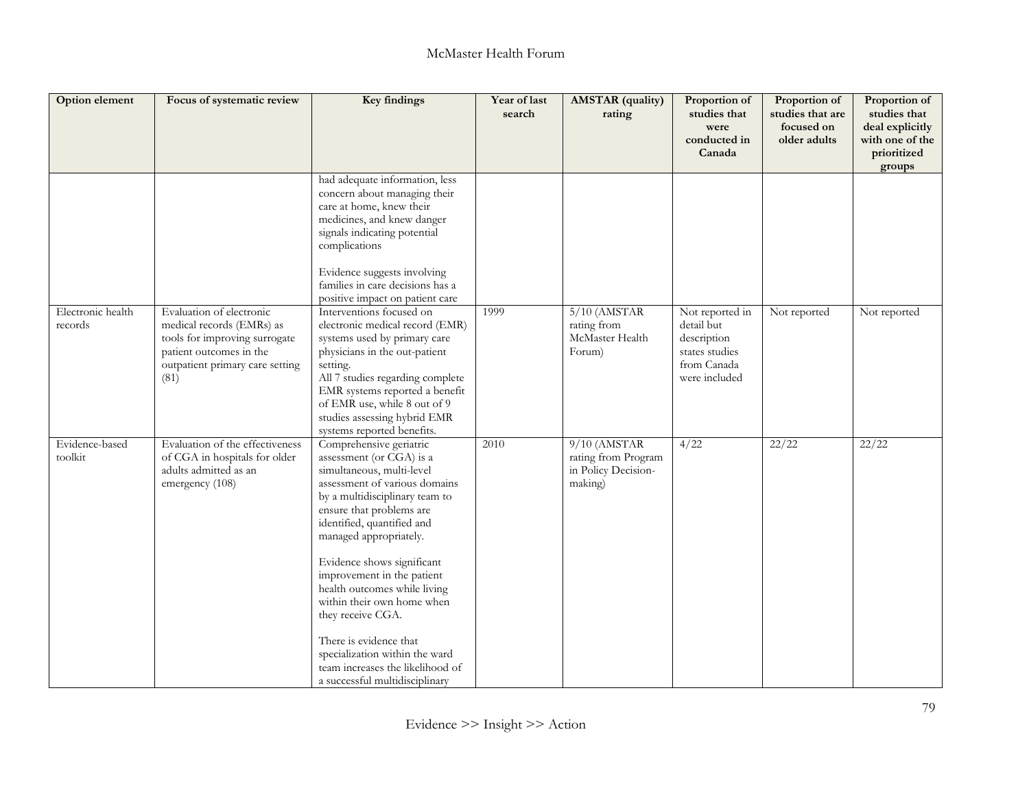| Option element | Focus of systematic review | Key findings | Year of last search | AMSTAR (quality) rating | Proportion of studies that were conducted in Canada | Proportion of studies that are focused on older adults | Proportion of studies that deal explicitly with one of the prioritized groups |
|---|---|---|---|---|---|---|---|
| | | had adequate information, less concern about managing their care at home, knew their medicines, and knew danger signals indicating potential complications<br><br>Evidence suggests involving families in care decisions has a positive impact on patient care | | | | | |
| Electronic health records | Evaluation of electronic medical records (EMRs) as tools for improving surrogate patient outcomes in the outpatient primary care setting (81) | Interventions focused on electronic medical record (EMR) systems used by primary care physicians in the out-patient setting.<br>All 7 studies regarding complete EMR systems reported a benefit of EMR use, while 8 out of 9 studies assessing hybrid EMR systems reported benefits. | 1999 | 5/10 (AMSTAR rating from McMaster Health Forum) | Not reported in detail but description states studies from Canada were included | Not reported | Not reported |
| Evidence-based toolkit | Evaluation of the effectiveness of CGA in hospitals for older adults admitted as an emergency (108) | Comprehensive geriatric assessment (or CGA) is a simultaneous, multi-level assessment of various domains by a multidisciplinary team to ensure that problems are identified, quantified and managed appropriately.<br><br>Evidence shows significant improvement in the patient health outcomes while living within their own home when they receive CGA.<br><br>There is evidence that specialization within the ward team increases the likelihood of a successful multidisciplinary | 2010 | 9/10 (AMSTAR rating from Program in Policy Decision-making) | 4/22 | 22/22 | 22/22 |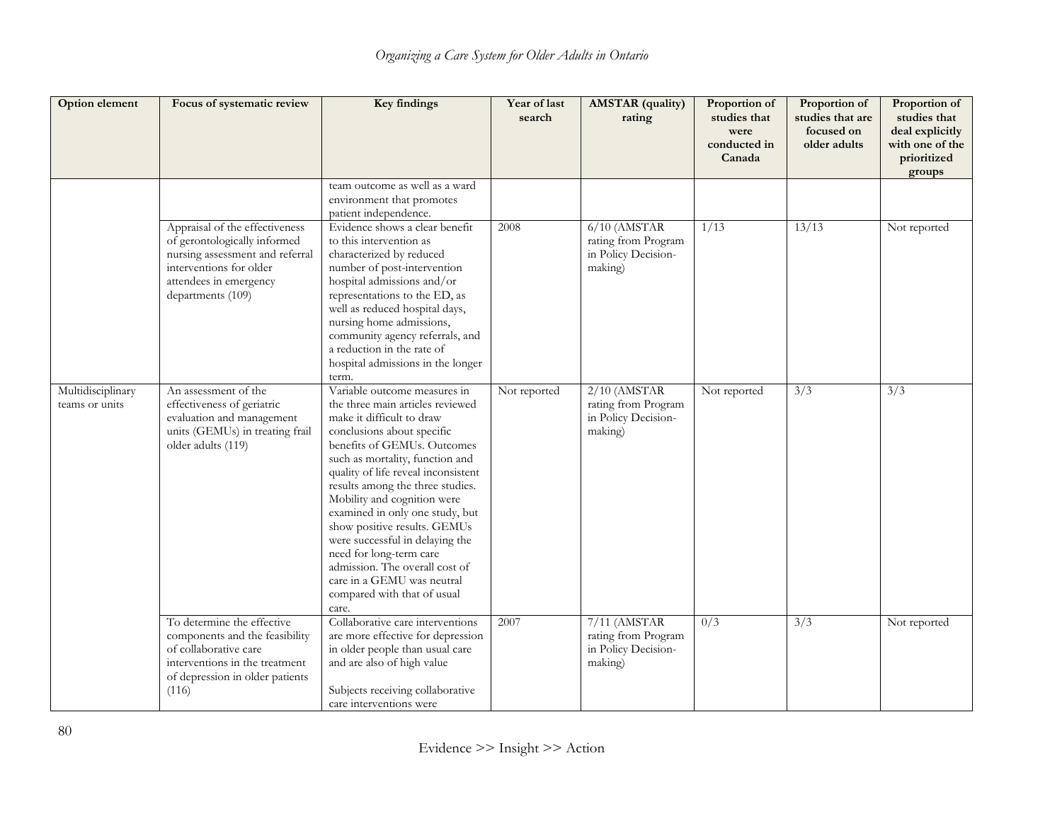| Option element | Focus of systematic review | Key findings | Year of last search | AMSTAR (quality) rating | Proportion of studies that were conducted in Canada | Proportion of studies that are focused on older adults | Proportion of studies that deal explicitly with one of the prioritized groups |
|---|---|---|---|---|---|---|---|
| | | team outcome as well as a ward environment that promotes patient independence. | | | | | |
| | Appraisal of the effectiveness of gerontologically informed nursing assessment and referral interventions for older attendees in emergency departments (109) | Evidence shows a clear benefit to this intervention as characterized by reduced number of post-intervention hospital admissions and/or representations to the ED, as well as reduced hospital days, nursing home admissions, community agency referrals, and a reduction in the rate of hospital admissions in the longer term. | 2008 | 6/10 (AMSTAR rating from Program in Policy Decision-making) | 1/13 | 13/13 | Not reported |
| Multidisciplinary teams or units | An assessment of the effectiveness of geriatric evaluation and management units (GEMUs) in treating frail older adults (119) | Variable outcome measures in the three main articles reviewed make it difficult to draw conclusions about specific benefits of GEMUs. Outcomes such as mortality, function and quality of life reveal inconsistent results among the three studies. Mobility and cognition were examined in only one study, but show positive results. GEMUs were successful in delaying the need for long-term care admission. The overall cost of care in a GEMU was neutral compared with that of usual care. | Not reported | 2/10 (AMSTAR rating from Program in Policy Decision-making) | Not reported | 3/3 | 3/3 |
| | To determine the effective components and the feasibility of collaborative care interventions in the treatment of depression in older patients (116) | Collaborative care interventions are more effective for depression in older people than usual care and are also of high value<br><br>Subjects receiving collaborative care interventions were | 2007 | 7/11 (AMSTAR rating from Program in Policy Decision-making) | 0/3 | 3/3 | Not reported |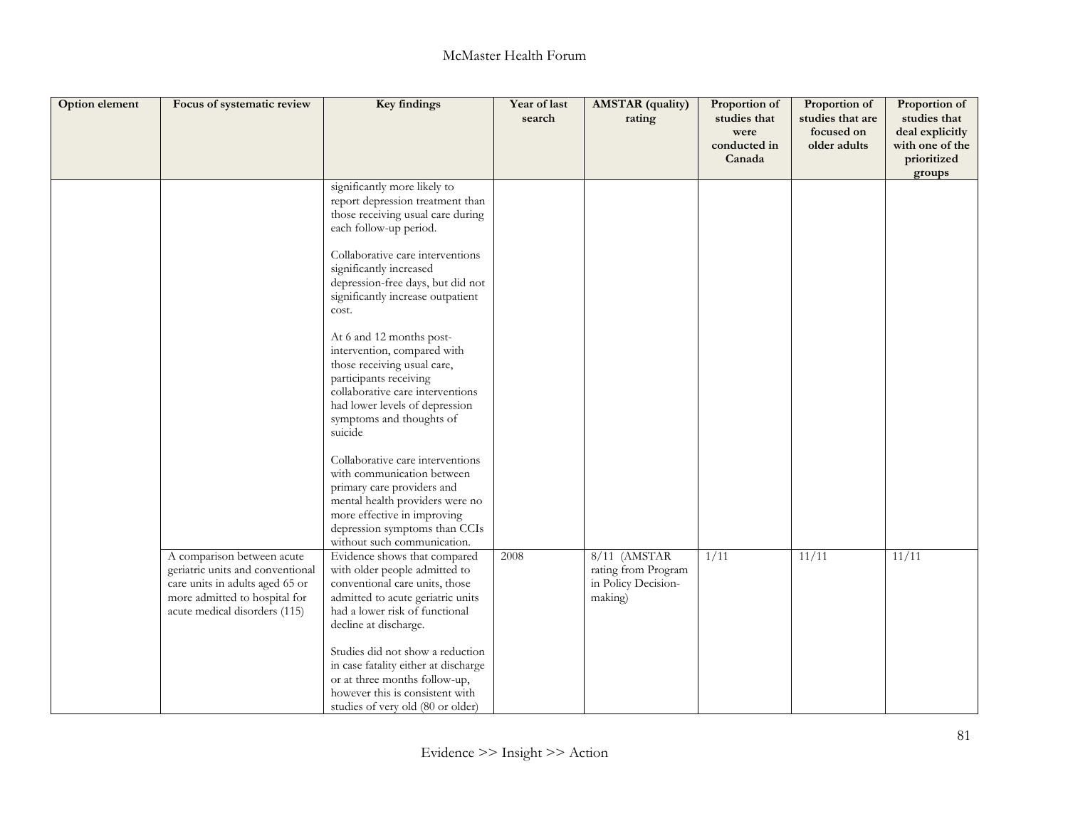| Option element | Focus of systematic review | Key findings | Year of last search | AMSTAR (quality) rating | Proportion of studies that were conducted in Canada | Proportion of studies that are focused on older adults | Proportion of studies that deal explicitly with one of the prioritized groups |
|---|---|---|---|---|---|---|---|
| | | significantly more likely to report depression treatment than those receiving usual care during each follow-up period.<br><br>Collaborative care interventions significantly increased depression-free days, but did not significantly increase outpatient cost.<br><br>At 6 and 12 months post-intervention, compared with those receiving usual care, participants receiving collaborative care interventions had lower levels of depression symptoms and thoughts of suicide<br><br>Collaborative care interventions with communication between primary care providers and mental health providers were no more effective in improving depression symptoms than CCIs without such communication. | | | | | |
| | A comparison between acute geriatric units and conventional care units in adults aged 65 or more admitted to hospital for acute medical disorders (115) | Evidence shows that compared with older people admitted to conventional care units, those admitted to acute geriatric units had a lower risk of functional decline at discharge.<br><br>Studies did not show a reduction in case fatality either at discharge or at three months follow-up, however this is consistent with studies of very old (80 or older) | 2008 | 8/11 (AMSTAR rating from Program in Policy Decision-making) | 1/11 | 11/11 | 11/11 |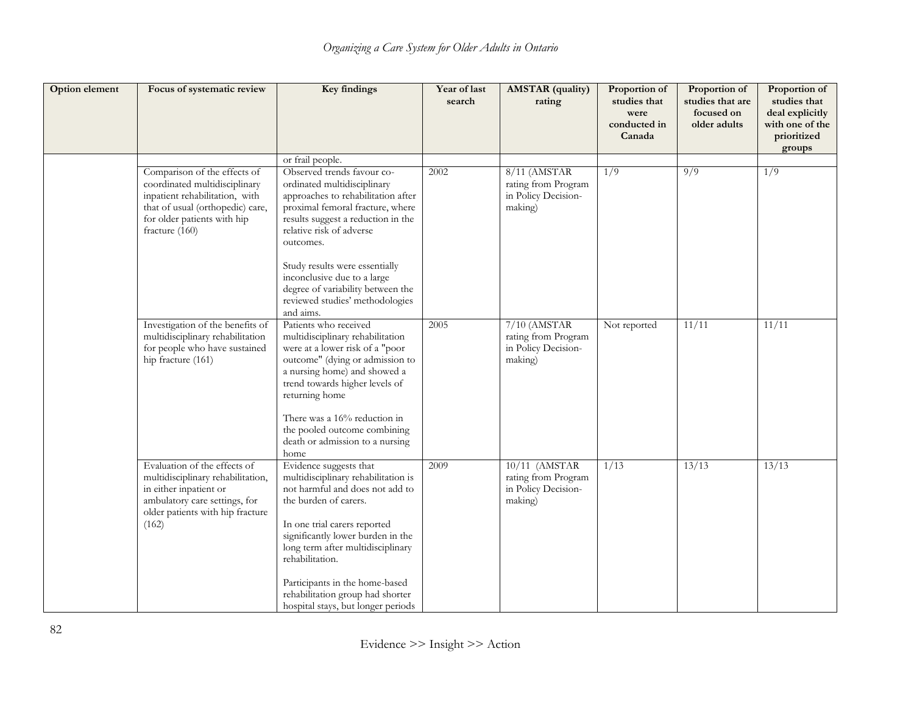| Option element | Focus of systematic review | Key findings | Year of last search | AMSTAR (quality) rating | Proportion of studies that were conducted in Canada | Proportion of studies that are focused on older adults | Proportion of studies that deal explicitly with one of the prioritized groups |
|---|---|---|---|---|---|---|---|
| | | or frail people. | | | | | |
| | Comparison of the effects of coordinated multidisciplinary inpatient rehabilitation, with that of usual (orthopedic) care, for older patients with hip fracture (160) | Observed trends favour co-ordinated multidisciplinary approaches to rehabilitation after proximal femoral fracture, where results suggest a reduction in the relative risk of adverse outcomes.<br><br>Study results were essentially inconclusive due to a large degree of variability between the reviewed studies' methodologies and aims. | 2002 | 8/11 (AMSTAR rating from Program in Policy Decision-making) | 1/9 | 9/9 | 1/9 |
| | Investigation of the benefits of multidisciplinary rehabilitation for people who have sustained hip fracture (161) | Patients who received multidisciplinary rehabilitation were at a lower risk of a "poor outcome" (dying or admission to a nursing home) and showed a trend towards higher levels of returning home<br><br>There was a 16% reduction in the pooled outcome combining death or admission to a nursing home | 2005 | 7/10 (AMSTAR rating from Program in Policy Decision-making) | Not reported | 11/11 | 11/11 |
| | Evaluation of the effects of multidisciplinary rehabilitation, in either inpatient or ambulatory care settings, for older patients with hip fracture (162) | Evidence suggests that multidisciplinary rehabilitation is not harmful and does not add to the burden of carers.<br><br>In one trial carers reported significantly lower burden in the long term after multidisciplinary rehabilitation.<br><br>Participants in the home-based rehabilitation group had shorter hospital stays, but longer periods | 2009 | 10/11 (AMSTAR rating from Program in Policy Decision-making) | 1/13 | 13/13 | 13/13 |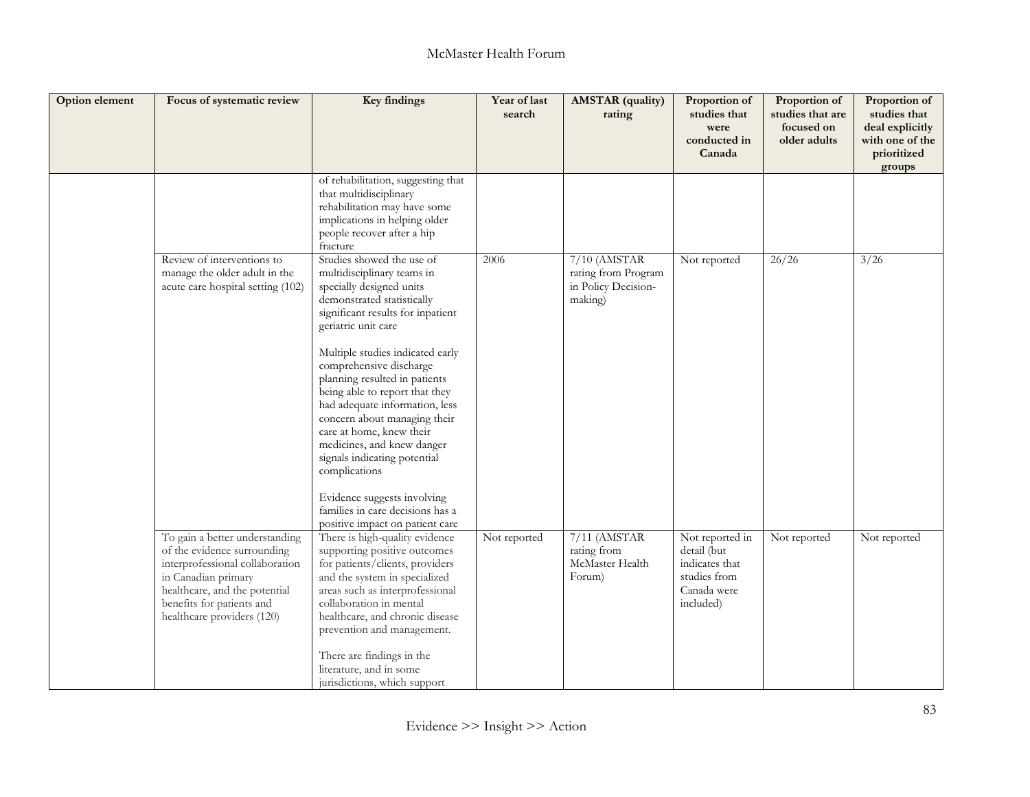| Option element | Focus of systematic review | Key findings | Year of last search | AMSTAR (quality) rating | Proportion of studies that were conducted in Canada | Proportion of studies that are focused on older adults | Proportion of studies that deal explicitly with one of the prioritized groups |
|---|---|---|---|---|---|---|---|
| | | of rehabilitation, suggesting that that multidisciplinary rehabilitation may have some implications in helping older people recover after a hip fracture | | | | | |
| | Review of interventions to manage the older adult in the acute care hospital setting (102) | Studies showed the use of multidisciplinary teams in specially designed units demonstrated statistically significant results for inpatient geriatric unit care<br><br>Multiple studies indicated early comprehensive discharge planning resulted in patients being able to report that they had adequate information, less concern about managing their care at home, knew their medicines, and knew danger signals indicating potential complications<br><br>Evidence suggests involving families in care decisions has a positive impact on patient care | 2006 | 7/10 (AMSTAR rating from Program in Policy Decision-making) | Not reported | 26/26 | 3/26 |
| | To gain a better understanding of the evidence surrounding interprofessional collaboration in Canadian primary healthcare, and the potential benefits for patients and healthcare providers (120) | There is high-quality evidence supporting positive outcomes for patients/clients, providers and the system in specialized areas such as interprofessional collaboration in mental healthcare, and chronic disease prevention and management.<br><br>There are findings in the literature, and in some jurisdictions, which support | Not reported | 7/11 (AMSTAR rating from McMaster Health Forum) | Not reported in detail (but indicates that studies from Canada were included) | Not reported | Not reported |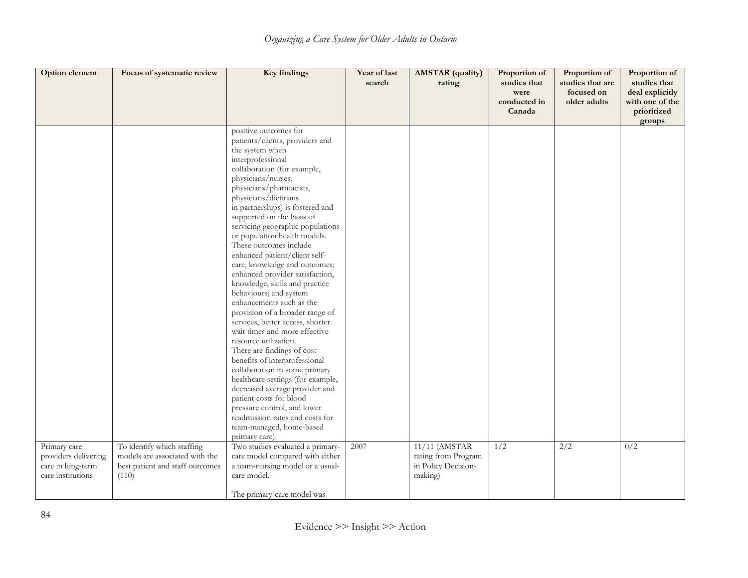| Option element | Focus of systematic review | Key findings | Year of last search | AMSTAR (quality) rating | Proportion of studies that were conducted in Canada | Proportion of studies that are focused on older adults | Proportion of studies that deal explicitly with one of the prioritized groups |
|---|---|---|---|---|---|---|---|
| | | positive outcomes for patients/clients, providers and the system when interprofessional collaboration (for example, physicians/nurses, physicians/pharmacists, physicians/dietitians in partnerships) is fostered and supported on the basis of servicing geographic populations or population health models. These outcomes include enhanced patient/client self-care, knowledge and outcomes; enhanced provider satisfaction, knowledge, skills and practice behaviours; and system enhancements such as the provision of a broader range of services, better access, shorter wait times and more effective resource utilization. There are findings of cost benefits of interprofessional collaboration in some primary healthcare settings (for example, decreased average provider and patient costs for blood pressure control, and lower readmission rates and costs for team-managed, home-based primary care). | | | | | |
| Primary care providers delivering care in long-term care institutions | To identify which staffing models are associated with the best patient and staff outcomes (110) | Two studies evaluated a primary-care model compared with either a team-nursing model or a usual-care model.<br><br>The primary-care model was | 2007 | 11/11 (AMSTAR rating from Program in Policy Decision-making) | 1/2 | 2/2 | 0/2 |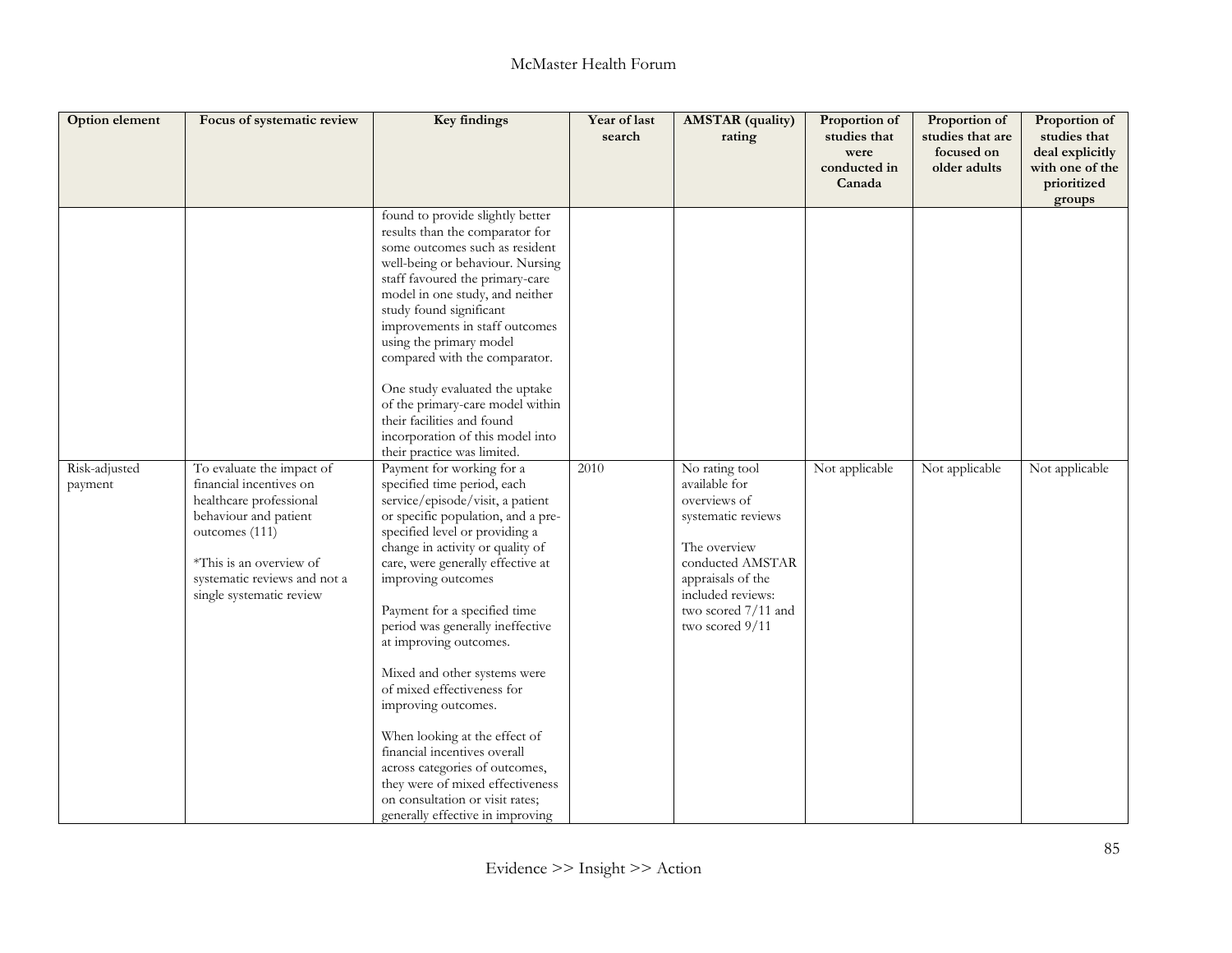| Option element | Focus of systematic review | Key findings | Year of last search | AMSTAR (quality) rating | Proportion of studies that were conducted in Canada | Proportion of studies that are focused on older adults | Proportion of studies that deal explicitly with one of the prioritized groups |
|---|---|---|---|---|---|---|---|
| | | found to provide slightly better results than the comparator for some outcomes such as resident well-being or behaviour. Nursing staff favoured the primary-care model in one study, and neither study found significant improvements in staff outcomes using the primary model compared with the comparator.<br><br>One study evaluated the uptake of the primary-care model within their facilities and found incorporation of this model into their practice was limited. | | | | | |
| Risk-adjusted payment | To evaluate the impact of financial incentives on healthcare professional behaviour and patient outcomes (111)<br><br>*This is an overview of systematic reviews and not a single systematic review | Payment for working for a specified time period, each service/episode/visit, a patient or specific population, and a pre-specified level or providing a change in activity or quality of care, were generally effective at improving outcomes<br><br>Payment for a specified time period was generally ineffective at improving outcomes.<br><br>Mixed and other systems were of mixed effectiveness for improving outcomes.<br><br>When looking at the effect of financial incentives overall across categories of outcomes, they were of mixed effectiveness on consultation or visit rates; generally effective in improving | 2010 | No rating tool available for overviews of systematic reviews<br><br>The overview conducted AMSTAR appraisals of the included reviews: two scored 7/11 and two scored 9/11 | Not applicable | Not applicable | Not applicable |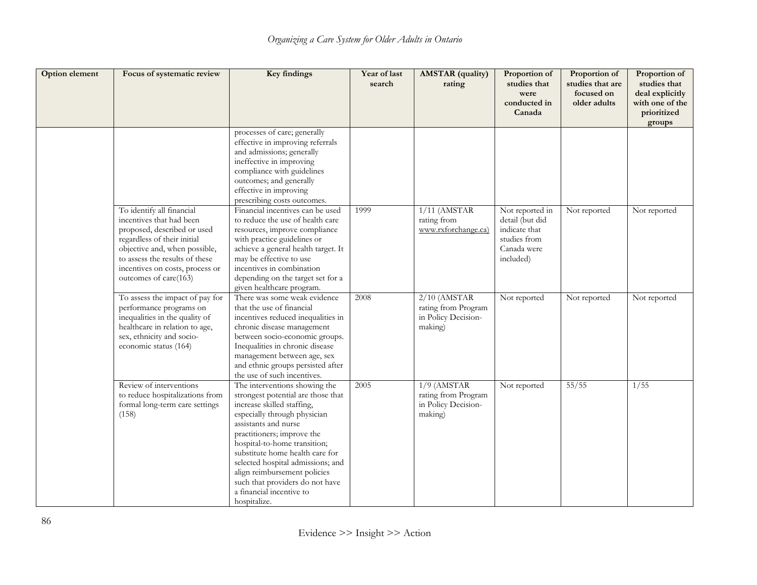| Option element | Focus of systematic review | Key findings | Year of last search | AMSTAR (quality) rating | Proportion of studies that were conducted in Canada | Proportion of studies that are focused on older adults | Proportion of studies that deal explicitly with one of the prioritized groups |
|---|---|---|---|---|---|---|---|
| | | processes of care; generally effective in improving referrals and admissions; generally ineffective in improving compliance with guidelines outcomes; and generally effective in improving prescribing costs outcomes. | | | | | |
| | To identify all financial incentives that had been proposed, described or used regardless of their initial objective and, when possible, to assess the results of these incentives on costs, process or outcomes of care(163) | Financial incentives can be used to reduce the use of health care resources, improve compliance with practice guidelines or achieve a general health target. It may be effective to use incentives in combination depending on the target set for a given healthcare program. | 1999 | 1/11 (AMSTAR rating from www.rxforchange.ca) | Not reported in detail (but did indicate that studies from Canada were included) | Not reported | Not reported |
| | To assess the impact of pay for performance programs on inequalities in the quality of healthcare in relation to age, sex, ethnicity and socio-economic status (164) | There was some weak evidence that the use of financial incentives reduced inequalities in chronic disease management between socio-economic groups. Inequalities in chronic disease management between age, sex and ethnic groups persisted after the use of such incentives. | 2008 | 2/10 (AMSTAR rating from Program in Policy Decision-making) | Not reported | Not reported | Not reported |
| | Review of interventions to reduce hospitalizations from formal long-term care settings (158) | The interventions showing the strongest potential are those that increase skilled staffing, especially through physician assistants and nurse practitioners; improve the hospital-to-home transition; substitute home health care for selected hospital admissions; and align reimbursement policies such that providers do not have a financial incentive to hospitalize. | 2005 | 1/9 (AMSTAR rating from Program in Policy Decision-making) | Not reported | 55/55 | 1/55 |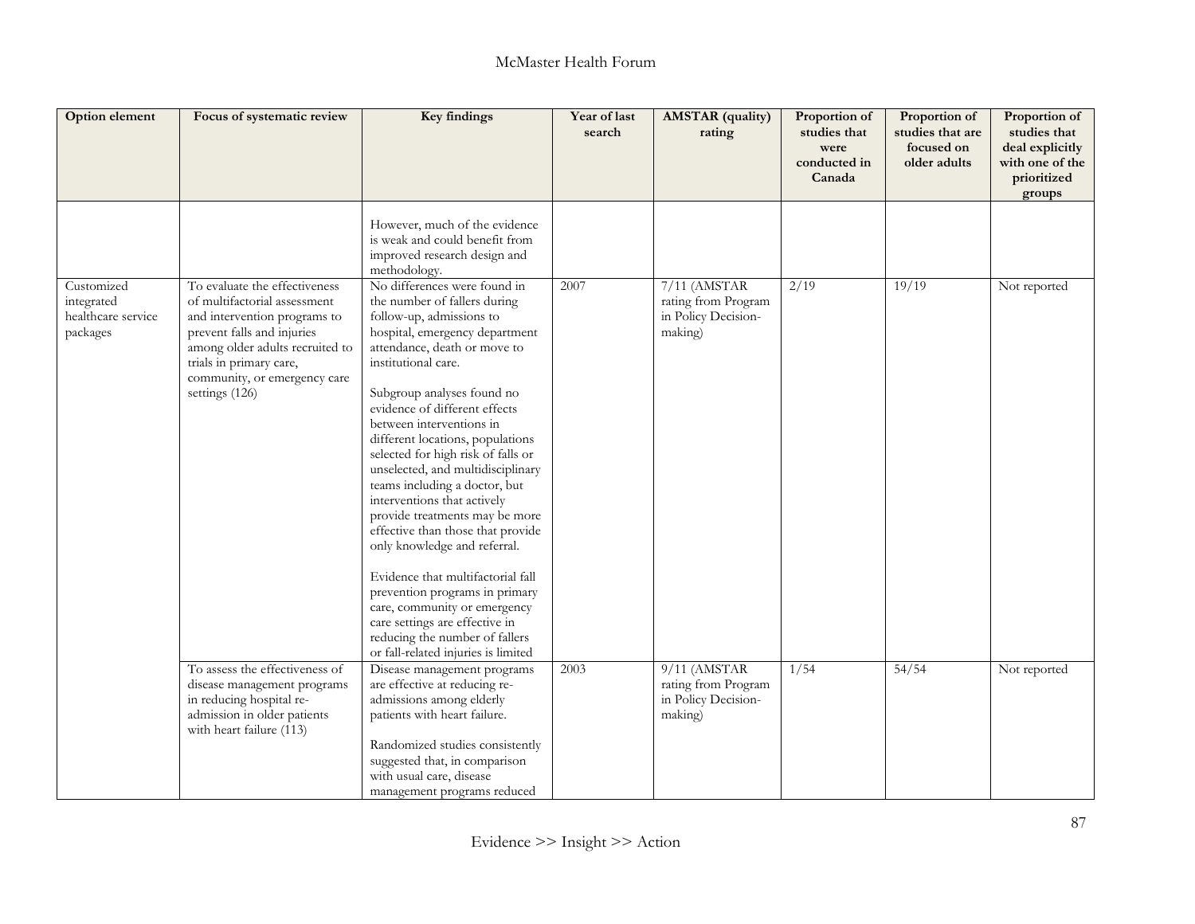| Option element | Focus of systematic review | Key findings | Year of last search | AMSTAR (quality) rating | Proportion of studies that were conducted in Canada | Proportion of studies that are focused on older adults | Proportion of studies that deal explicitly with one of the prioritized groups |
|---|---|---|---|---|---|---|---|
| | | However, much of the evidence is weak and could benefit from improved research design and methodology. | | | | | |
| Customized integrated healthcare service packages | To evaluate the effectiveness of multifactorial assessment and intervention programs to prevent falls and injuries among older adults recruited to trials in primary care, community, or emergency care settings (126) | No differences were found in the number of fallers during follow-up, admissions to hospital, emergency department attendance, death or move to institutional care.<br><br>Subgroup analyses found no evidence of different effects between interventions in different locations, populations selected for high risk of falls or unselected, and multidisciplinary teams including a doctor, but interventions that actively provide treatments may be more effective than those that provide only knowledge and referral.<br><br>Evidence that multifactorial fall prevention programs in primary care, community or emergency care settings are effective in reducing the number of fallers or fall-related injuries is limited | 2007 | 7/11 (AMSTAR rating from Program in Policy Decision-making) | 2/19 | 19/19 | Not reported |
| | To assess the effectiveness of disease management programs in reducing hospital re-admission in older patients with heart failure (113) | Disease management programs are effective at reducing re-admissions among elderly patients with heart failure.<br><br>Randomized studies consistently suggested that, in comparison with usual care, disease management programs reduced | 2003 | 9/11 (AMSTAR rating from Program in Policy Decision-making) | 1/54 | 54/54 | Not reported |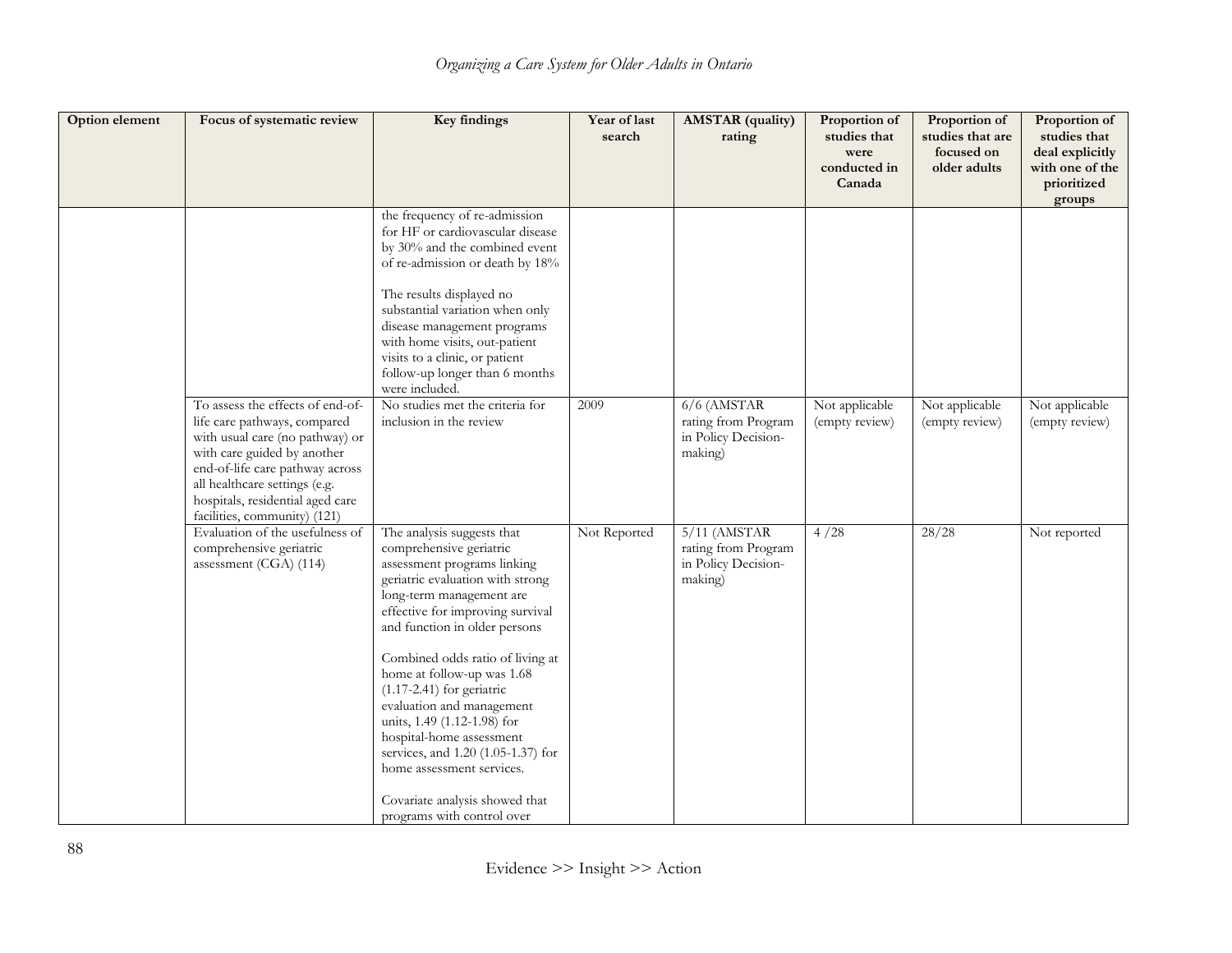| Option element | Focus of systematic review | Key findings | Year of last search | AMSTAR (quality) rating | Proportion of studies that were conducted in Canada | Proportion of studies that are focused on older adults | Proportion of studies that deal explicitly with one of the prioritized groups |
|---|---|---|---|---|---|---|---|
| | | the frequency of re-admission for HF or cardiovascular disease by 30% and the combined event of re-admission or death by 18%<br><br>The results displayed no substantial variation when only disease management programs with home visits, out-patient visits to a clinic, or patient follow-up longer than 6 months were included. | | | | | |
| | To assess the effects of end-of-life care pathways, compared with usual care (no pathway) or with care guided by another end-of-life care pathway across all healthcare settings (e.g. hospitals, residential aged care facilities, community) (121) | No studies met the criteria for inclusion in the review | 2009 | 6/6 (AMSTAR rating from Program in Policy Decision-making) | Not applicable (empty review) | Not applicable (empty review) | Not applicable (empty review) |
| | Evaluation of the usefulness of comprehensive geriatric assessment (CGA) (114) | The analysis suggests that comprehensive geriatric assessment programs linking geriatric evaluation with strong long-term management are effective for improving survival and function in older persons<br><br>Combined odds ratio of living at home at follow-up was 1.68 (1.17-2.41) for geriatric evaluation and management units, 1.49 (1.12-1.98) for hospital-home assessment services, and 1.20 (1.05-1.37) for home assessment services.<br><br>Covariate analysis showed that programs with control over | Not Reported | 5/11 (AMSTAR rating from Program in Policy Decision-making) | 4 /28 | 28/28 | Not reported |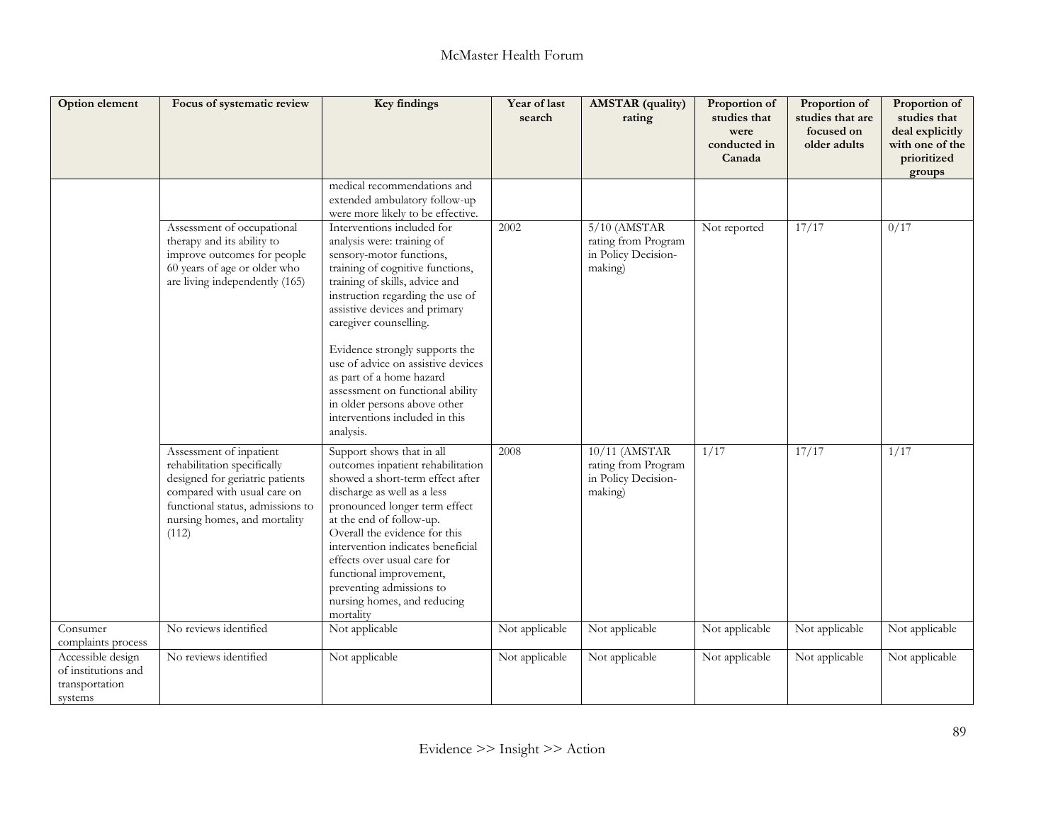| Option element | Focus of systematic review | Key findings | Year of last search | AMSTAR (quality) rating | Proportion of studies that were conducted in Canada | Proportion of studies that are focused on older adults | Proportion of studies that deal explicitly with one of the prioritized groups |
|---|---|---|---|---|---|---|---|
| | | medical recommendations and extended ambulatory follow-up were more likely to be effective. | | | | | |
| | Assessment of occupational therapy and its ability to improve outcomes for people 60 years of age or older who are living independently (165) | Interventions included for analysis were: training of sensory-motor functions, training of cognitive functions, training of skills, advice and instruction regarding the use of assistive devices and primary caregiver counselling.<br><br>Evidence strongly supports the use of advice on assistive devices as part of a home hazard assessment on functional ability in older persons above other interventions included in this analysis. | 2002 | 5/10 (AMSTAR rating from Program in Policy Decision-making) | Not reported | 17/17 | 0/17 |
| | Assessment of inpatient rehabilitation specifically designed for geriatric patients compared with usual care on functional status, admissions to nursing homes, and mortality (112) | Support shows that in all outcomes inpatient rehabilitation showed a short-term effect after discharge as well as a less pronounced longer term effect at the end of follow-up. Overall the evidence for this intervention indicates beneficial effects over usual care for functional improvement, preventing admissions to nursing homes, and reducing mortality | 2008 | 10/11 (AMSTAR rating from Program in Policy Decision-making) | 1/17 | 17/17 | 1/17 |
| Consumer complaints process | No reviews identified | Not applicable | Not applicable | Not applicable | Not applicable | Not applicable | Not applicable |
| Accessible design of institutions and transportation systems | No reviews identified | Not applicable | Not applicable | Not applicable | Not applicable | Not applicable | Not applicable |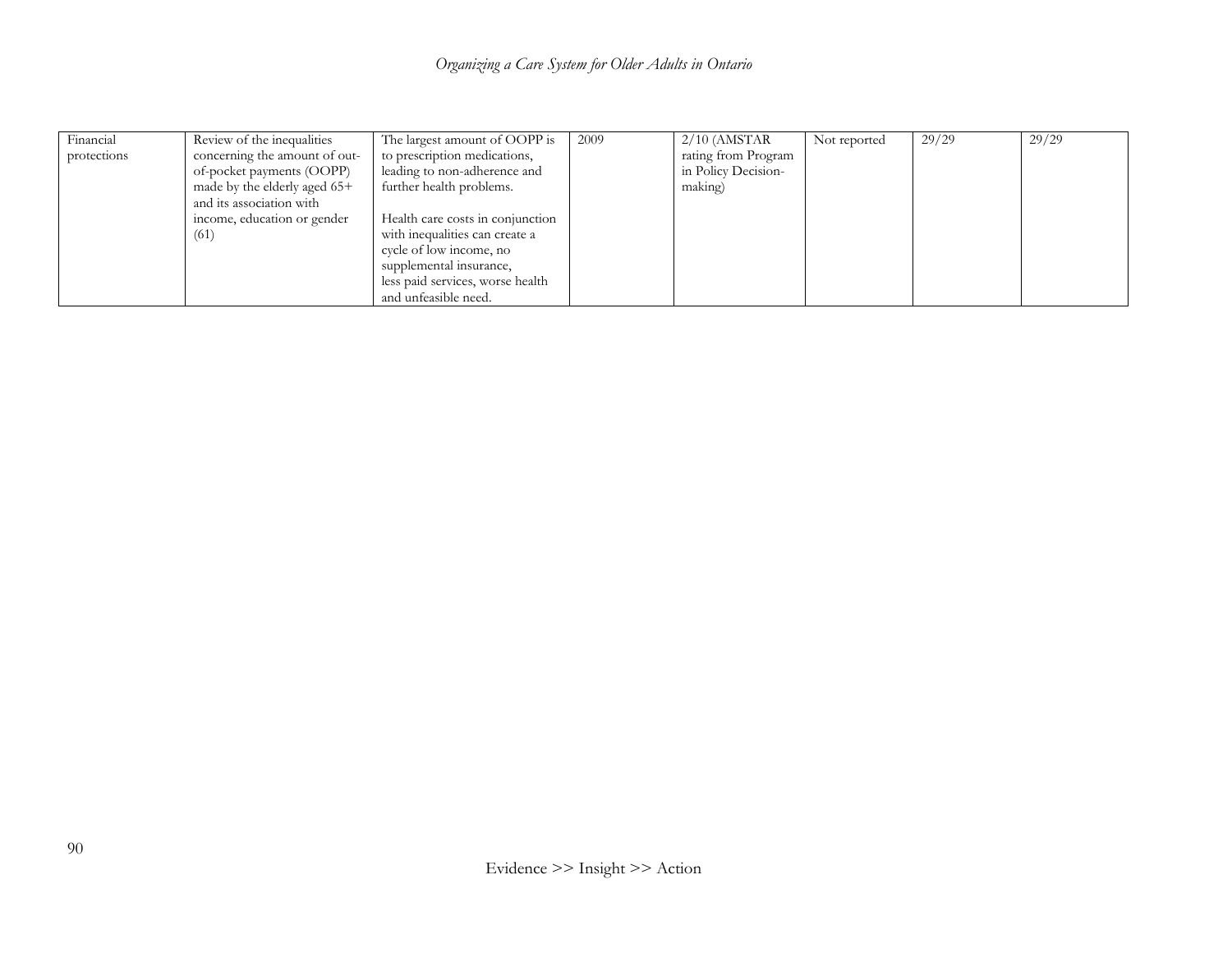| Financial protections | Review of the inequalities concerning the amount of out-of-pocket payments (OOPP) made by the elderly aged 65+ and its association with income, education or gender (61) | The largest amount of OOPP is to prescription medications, leading to non-adherence and further health problems.<br><br>Health care costs in conjunction with inequalities can create a cycle of low income, no supplemental insurance, less paid services, worse health and unfeasible need. | 2009 | 2/10 (AMSTAR rating from Program in Policy Decision-making) | Not reported | 29/29 | 29/29 |
|---|---|---|---|---|---|---|---|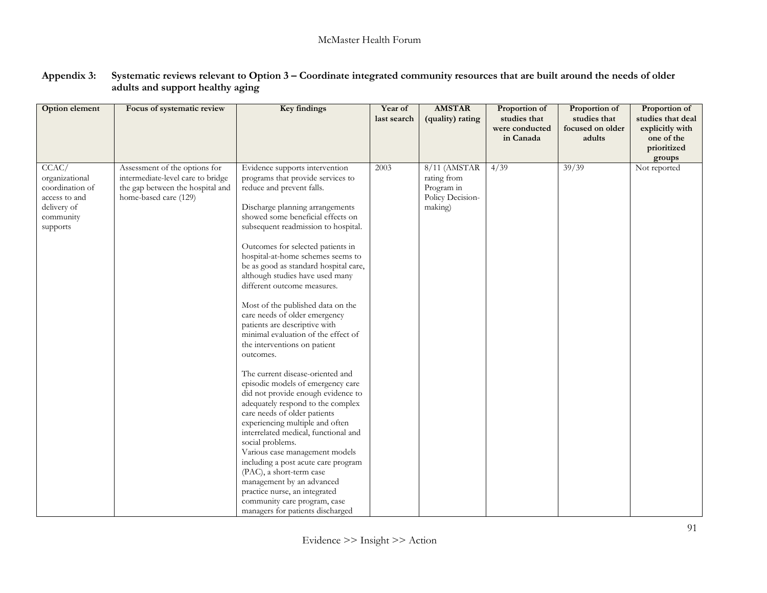**Appendix 3: Systematic reviews relevant to Option 3 – Coordinate integrated community resources that are built around the needs of older adults and support healthy aging**

| Option element | Focus of systematic review | Key findings | Year of last search | AMSTAR (quality) rating | Proportion of studies that were conducted in Canada | Proportion of studies that focused on older adults | Proportion of studies that deal explicitly with one of the prioritized groups |
|---|---|---|---|---|---|---|---|
| CCAC/ organizational coordination of access to and delivery of community supports | Assessment of the options for intermediate-level care to bridge the gap between the hospital and home-based care (129) | Evidence supports intervention programs that provide services to reduce and prevent falls.<br><br>Discharge planning arrangements showed some beneficial effects on subsequent readmission to hospital.<br><br>Outcomes for selected patients in hospital-at-home schemes seems to be as good as standard hospital care, although studies have used many different outcome measures.<br><br>Most of the published data on the care needs of older emergency patients are descriptive with minimal evaluation of the effect of the interventions on patient outcomes.<br><br>The current disease-oriented and episodic models of emergency care did not provide enough evidence to adequately respond to the complex care needs of older patients experiencing multiple and often interrelated medical, functional and social problems.<br>Various case management models including a post acute care program (PAC), a short-term case management by an advanced practice nurse, an integrated community care program, case managers for patients discharged | 2003 | 8/11 (AMSTAR rating from Program in Policy Decision-making) | 4/39 | 39/39 | Not reported |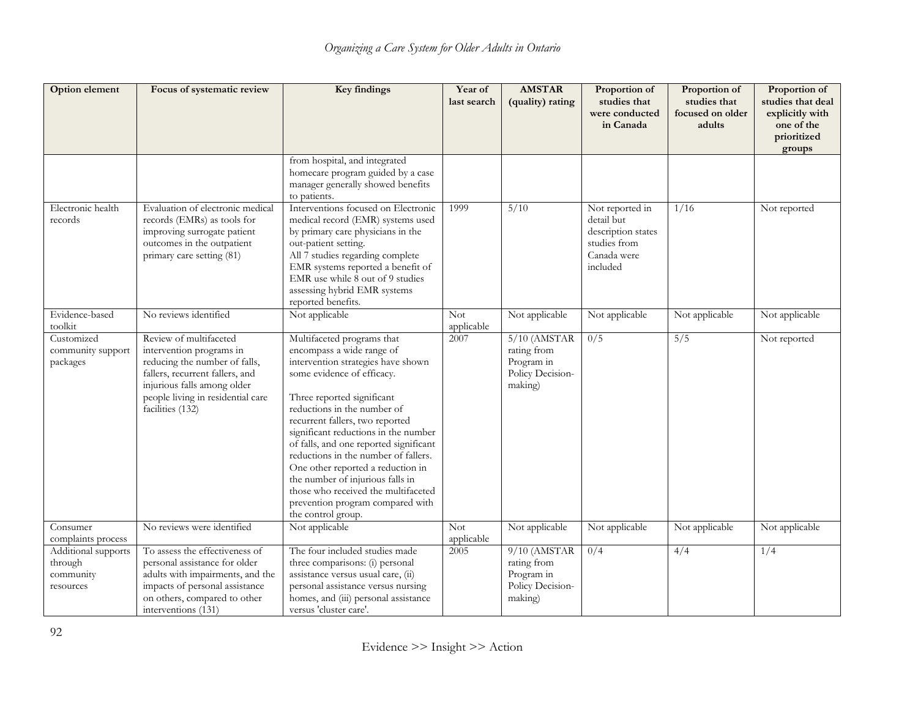| Option element | Focus of systematic review | Key findings | Year of last search | AMSTAR (quality) rating | Proportion of studies that were conducted in Canada | Proportion of studies that focused on older adults | Proportion of studies that deal explicitly with one of the prioritized groups |
|---|---|---|---|---|---|---|---|
| | | from hospital, and integrated homecare program guided by a case manager generally showed benefits to patients. | | | | | |
| Electronic health records | Evaluation of electronic medical records (EMRs) as tools for improving surrogate patient outcomes in the outpatient primary care setting (81) | Interventions focused on Electronic medical record (EMR) systems used by primary care physicians in the out-patient setting.<br>All 7 studies regarding complete EMR systems reported a benefit of EMR use while 8 out of 9 studies assessing hybrid EMR systems reported benefits. | 1999 | 5/10 | Not reported in detail but description states studies from Canada were included | 1/16 | Not reported |
| Evidence-based toolkit | No reviews identified | Not applicable | Not applicable | Not applicable | Not applicable | Not applicable | Not applicable |
| Customized community support packages | Review of multifaceted intervention programs in reducing the number of falls, fallers, recurrent fallers, and injurious falls among older people living in residential care facilities (132) | Multifaceted programs that encompass a wide range of intervention strategies have shown some evidence of efficacy.<br><br>Three reported significant reductions in the number of recurrent fallers, two reported significant reductions in the number of falls, and one reported significant reductions in the number of fallers. One other reported a reduction in the number of injurious falls in those who received the multifaceted prevention program compared with the control group. | 2007 | 5/10 (AMSTAR rating from Program in Policy Decision-making) | 0/5 | 5/5 | Not reported |
| Consumer complaints process | No reviews were identified | Not applicable | Not applicable | Not applicable | Not applicable | Not applicable | Not applicable |
| Additional supports through community resources | To assess the effectiveness of personal assistance for older adults with impairments, and the impacts of personal assistance on others, compared to other interventions (131) | The four included studies made three comparisons: (i) personal assistance versus usual care, (ii) personal assistance versus nursing homes, and (iii) personal assistance versus 'cluster care'. | 2005 | 9/10 (AMSTAR rating from Program in Policy Decision-making) | 0/4 | 4/4 | 1/4 |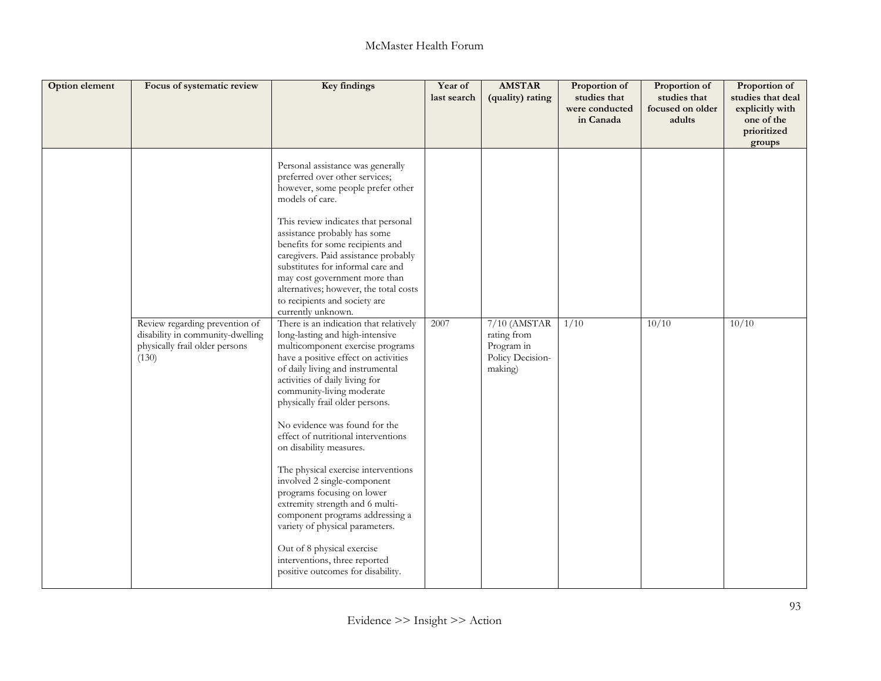| Option element | Focus of systematic review | Key findings | Year of last search | AMSTAR (quality) rating | Proportion of studies that were conducted in Canada | Proportion of studies that focused on older adults | Proportion of studies that deal explicitly with one of the prioritized groups |
|---|---|---|---|---|---|---|---|
| | | Personal assistance was generally preferred over other services; however, some people prefer other models of care.<br><br>This review indicates that personal assistance probably has some benefits for some recipients and caregivers. Paid assistance probably substitutes for informal care and may cost government more than alternatives; however, the total costs to recipients and society are currently unknown. | | | | | |
| | Review regarding prevention of disability in community-dwelling physically frail older persons (130) | There is an indication that relatively long-lasting and high-intensive multicomponent exercise programs have a positive effect on activities of daily living and instrumental activities of daily living for community-living moderate physically frail older persons.<br><br>No evidence was found for the effect of nutritional interventions on disability measures.<br><br>The physical exercise interventions involved 2 single-component programs focusing on lower extremity strength and 6 multi-component programs addressing a variety of physical parameters.<br><br>Out of 8 physical exercise interventions, three reported positive outcomes for disability. | 2007 | 7/10 (AMSTAR rating from Program in Policy Decision-making) | 1/10 | 10/10 | 10/10 |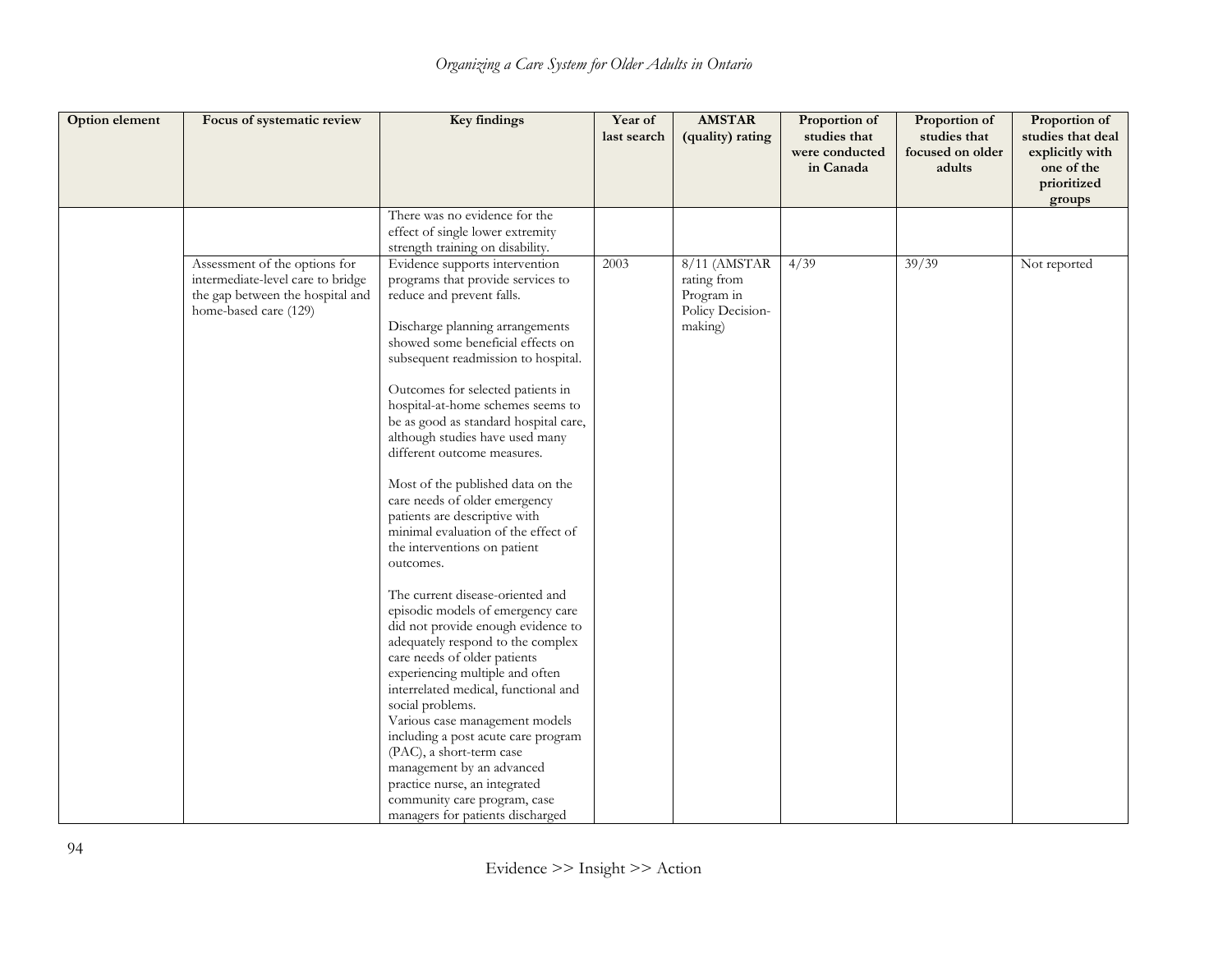| Option element | Focus of systematic review | Key findings | Year of last search | AMSTAR (quality) rating | Proportion of studies that were conducted in Canada | Proportion of studies that focused on older adults | Proportion of studies that deal explicitly with one of the prioritized groups |
|---|---|---|---|---|---|---|---|
| | | There was no evidence for the effect of single lower extremity strength training on disability. | | | | | |
| | Assessment of the options for intermediate-level care to bridge the gap between the hospital and home-based care (129) | Evidence supports intervention programs that provide services to reduce and prevent falls.<br><br>Discharge planning arrangements showed some beneficial effects on subsequent readmission to hospital.<br><br>Outcomes for selected patients in hospital-at-home schemes seems to be as good as standard hospital care, although studies have used many different outcome measures.<br><br>Most of the published data on the care needs of older emergency patients are descriptive with minimal evaluation of the effect of the interventions on patient outcomes.<br><br>The current disease-oriented and episodic models of emergency care did not provide enough evidence to adequately respond to the complex care needs of older patients experiencing multiple and often interrelated medical, functional and social problems.<br>Various case management models including a post acute care program (PAC), a short-term case management by an advanced practice nurse, an integrated community care program, case managers for patients discharged | 2003 | 8/11 (AMSTAR rating from Program in Policy Decision-making) | 4/39 | 39/39 | Not reported |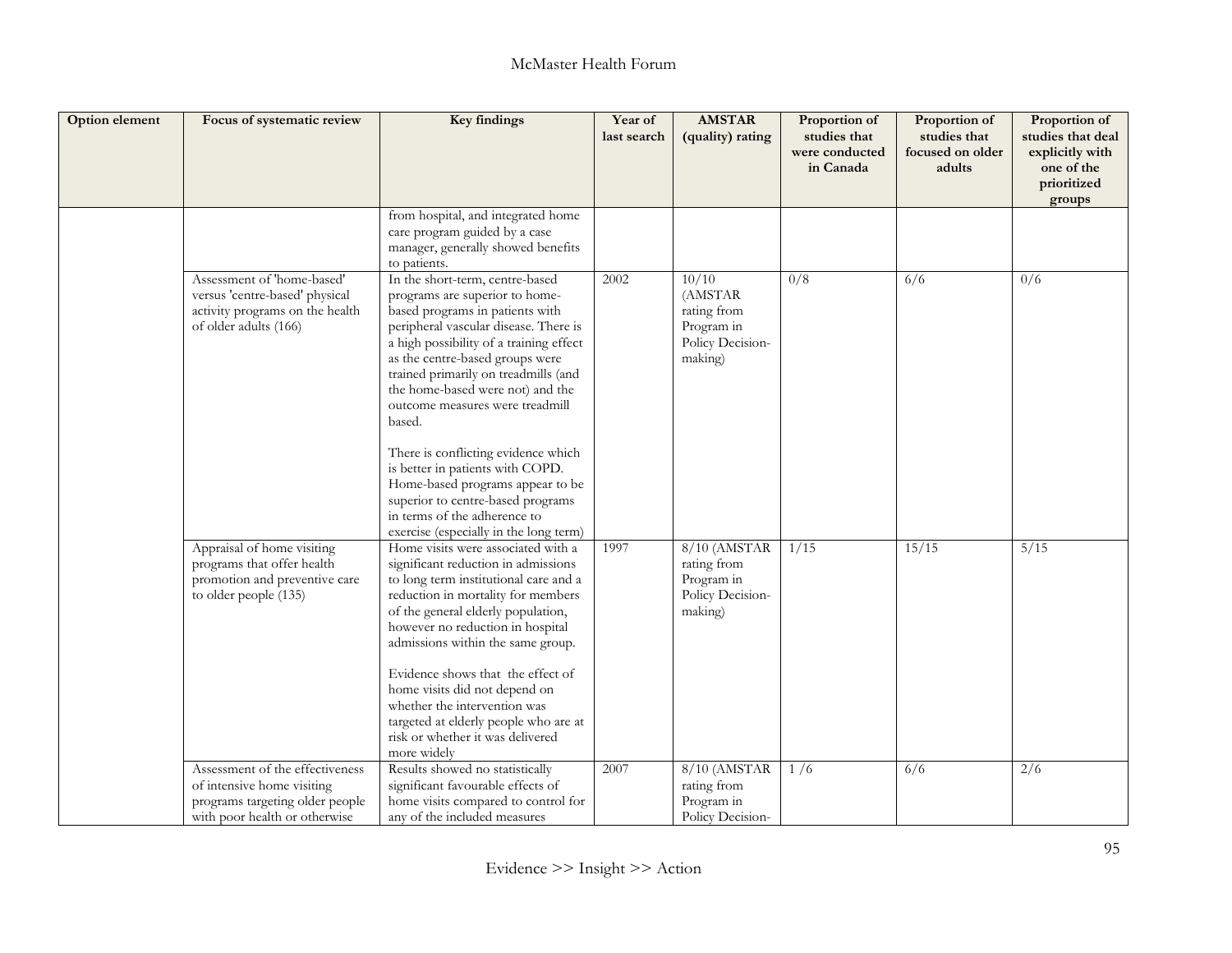| Option element | Focus of systematic review | Key findings | Year of last search | AMSTAR (quality) rating | Proportion of studies that were conducted in Canada | Proportion of studies that focused on older adults | Proportion of studies that deal explicitly with one of the prioritized groups |
|---|---|---|---|---|---|---|---|
| | | from hospital, and integrated home care program guided by a case manager, generally showed benefits to patients. | | | | | |
| | Assessment of 'home-based' versus 'centre-based' physical activity programs on the health of older adults (166) | In the short-term, centre-based programs are superior to home-based programs in patients with peripheral vascular disease. There is a high possibility of a training effect as the centre-based groups were trained primarily on treadmills (and the home-based were not) and the outcome measures were treadmill based.<br><br>There is conflicting evidence which is better in patients with COPD. Home-based programs appear to be superior to centre-based programs in terms of the adherence to exercise (especially in the long term) | 2002 | 10/10 (AMSTAR rating from Program in Policy Decision-making) | 0/8 | 6/6 | 0/6 |
| | Appraisal of home visiting programs that offer health promotion and preventive care to older people (135) | Home visits were associated with a significant reduction in admissions to long term institutional care and a reduction in mortality for members of the general elderly population, however no reduction in hospital admissions within the same group.<br><br>Evidence shows that the effect of home visits did not depend on whether the intervention was targeted at elderly people who are at risk or whether it was delivered more widely | 1997 | 8/10 (AMSTAR rating from Program in Policy Decision-making) | 1/15 | 15/15 | 5/15 |
| | Assessment of the effectiveness of intensive home visiting programs targeting older people with poor health or otherwise | Results showed no statistically significant favourable effects of home visits compared to control for any of the included measures | 2007 | 8/10 (AMSTAR rating from Program in Policy Decision- | 1 /6 | 6/6 | 2/6 |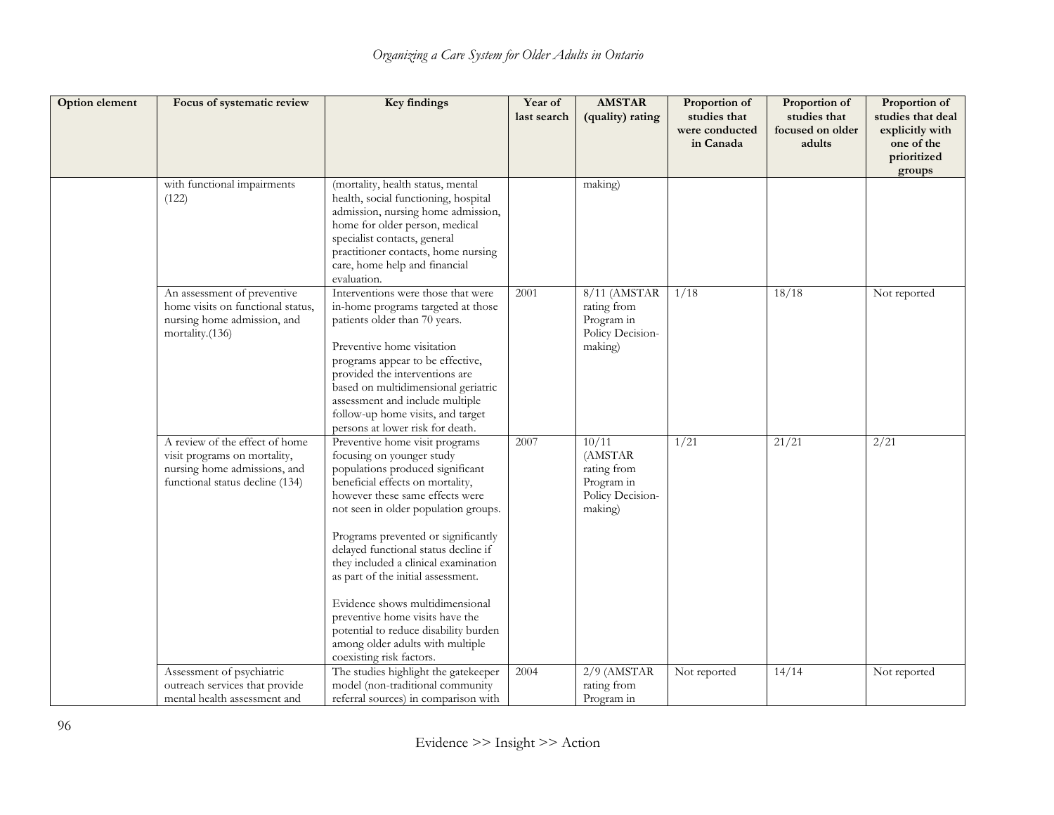| Option element | Focus of systematic review | Key findings | Year of last search | AMSTAR (quality) rating | Proportion of studies that were conducted in Canada | Proportion of studies that focused on older adults | Proportion of studies that deal explicitly with one of the prioritized groups |
|---|---|---|---|---|---|---|---|
| | with functional impairments (122) | (mortality, health status, mental health, social functioning, hospital admission, nursing home admission, home for older person, medical specialist contacts, general practitioner contacts, home nursing care, home help and financial evaluation. | | making) | | | |
| | An assessment of preventive home visits on functional status, nursing home admission, and mortality.(136) | Interventions were those that were in-home programs targeted at those patients older than 70 years.<br><br>Preventive home visitation programs appear to be effective, provided the interventions are based on multidimensional geriatric assessment and include multiple follow-up home visits, and target persons at lower risk for death. | 2001 | 8/11 (AMSTAR rating from Program in Policy Decision-making) | 1/18 | 18/18 | Not reported |
| | A review of the effect of home visit programs on mortality, nursing home admissions, and functional status decline (134) | Preventive home visit programs focusing on younger study populations produced significant beneficial effects on mortality, however these same effects were not seen in older population groups.<br><br>Programs prevented or significantly delayed functional status decline if they included a clinical examination as part of the initial assessment.<br><br>Evidence shows multidimensional preventive home visits have the potential to reduce disability burden among older adults with multiple coexisting risk factors. | 2007 | 10/11 (AMSTAR rating from Program in Policy Decision-making) | 1/21 | 21/21 | 2/21 |
| | Assessment of psychiatric outreach services that provide mental health assessment and | The studies highlight the gatekeeper model (non-traditional community referral sources) in comparison with | 2004 | 2/9 (AMSTAR rating from Program in | Not reported | 14/14 | Not reported |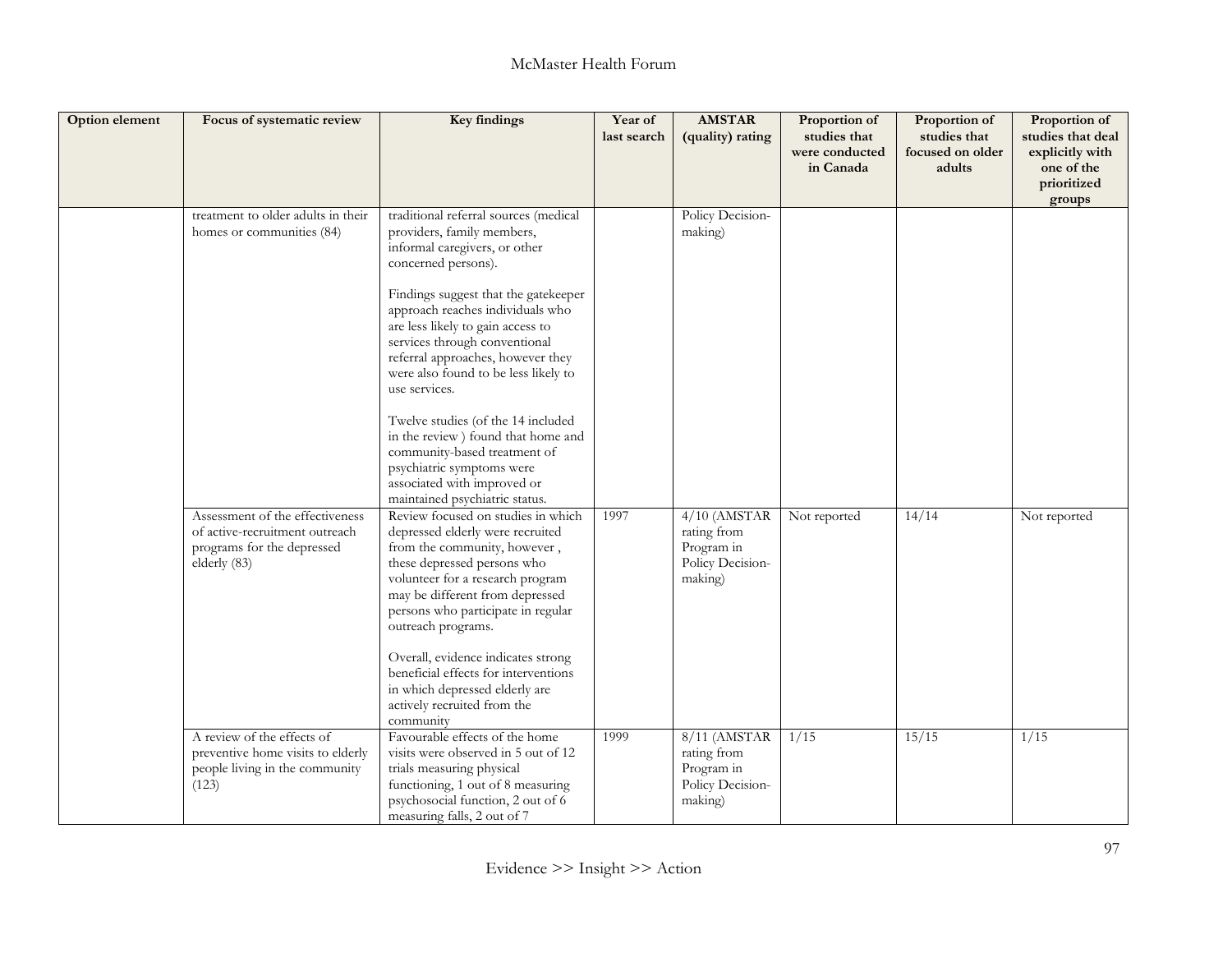| Option element | Focus of systematic review | Key findings | Year of last search | AMSTAR (quality) rating | Proportion of studies that were conducted in Canada | Proportion of studies that focused on older adults | Proportion of studies that deal explicitly with one of the prioritized groups |
|---|---|---|---|---|---|---|---|
| | treatment to older adults in their homes or communities (84) | traditional referral sources (medical providers, family members, informal caregivers, or other concerned persons).<br><br>Findings suggest that the gatekeeper approach reaches individuals who are less likely to gain access to services through conventional referral approaches, however they were also found to be less likely to use services.<br><br>Twelve studies (of the 14 included in the review ) found that home and community-based treatment of psychiatric symptoms were associated with improved or maintained psychiatric status. | | Policy Decision-making) | | | |
| | Assessment of the effectiveness of active-recruitment outreach programs for the depressed elderly (83) | Review focused on studies in which depressed elderly were recruited from the community, however , these depressed persons who volunteer for a research program may be different from depressed persons who participate in regular outreach programs.<br><br>Overall, evidence indicates strong beneficial effects for interventions in which depressed elderly are actively recruited from the community | 1997 | 4/10 (AMSTAR rating from Program in Policy Decision-making) | Not reported | 14/14 | Not reported |
| | A review of the effects of preventive home visits to elderly people living in the community (123) | Favourable effects of the home visits were observed in 5 out of 12 trials measuring physical functioning, 1 out of 8 measuring psychosocial function, 2 out of 6 measuring falls, 2 out of 7 | 1999 | 8/11 (AMSTAR rating from Program in Policy Decision-making) | 1/15 | 15/15 | 1/15 |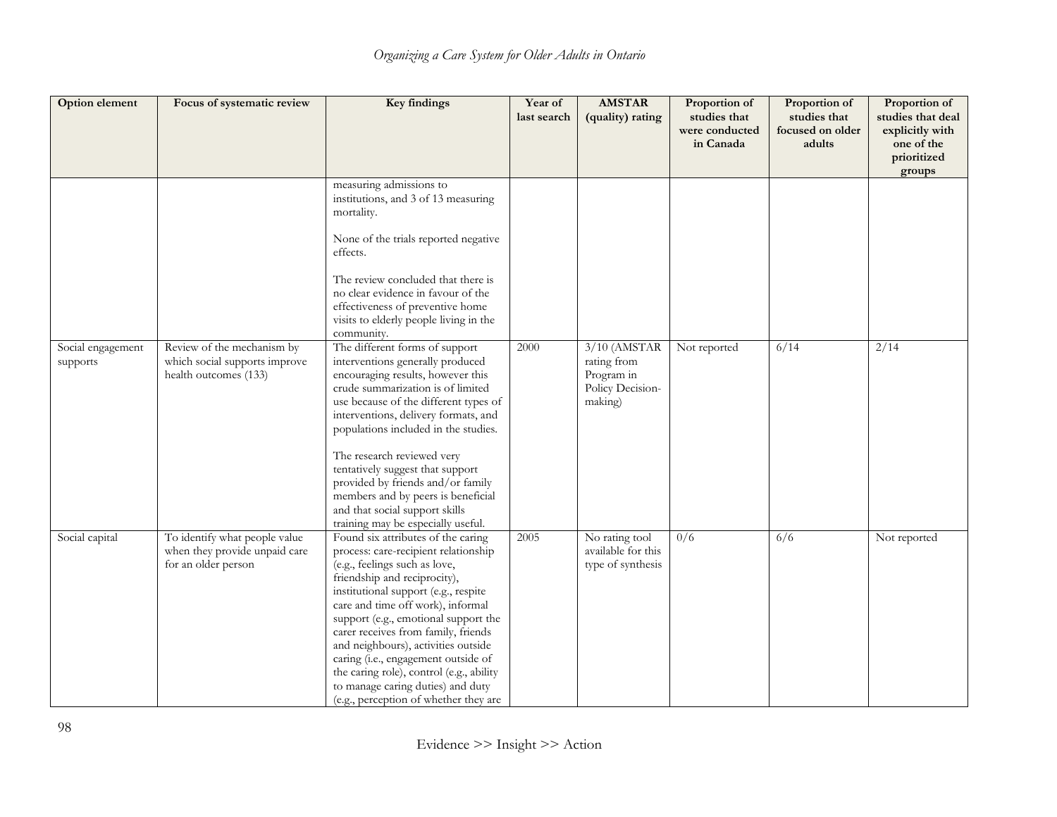| Option element | Focus of systematic review | Key findings | Year of last search | AMSTAR (quality) rating | Proportion of studies that were conducted in Canada | Proportion of studies that focused on older adults | Proportion of studies that deal explicitly with one of the prioritized groups |
|---|---|---|---|---|---|---|---|
| | | measuring admissions to institutions, and 3 of 13 measuring mortality.<br><br>None of the trials reported negative effects.<br><br>The review concluded that there is no clear evidence in favour of the effectiveness of preventive home visits to elderly people living in the community. | | | | | |
| Social engagement supports | Review of the mechanism by which social supports improve health outcomes (133) | The different forms of support interventions generally produced encouraging results, however this crude summarization is of limited use because of the different types of interventions, delivery formats, and populations included in the studies.<br><br>The research reviewed very tentatively suggest that support provided by friends and/or family members and by peers is beneficial and that social support skills training may be especially useful. | 2000 | 3/10 (AMSTAR rating from Program in Policy Decision-making) | Not reported | 6/14 | 2/14 |
| Social capital | To identify what people value when they provide unpaid care for an older person | Found six attributes of the caring process: care-recipient relationship (e.g., feelings such as love, friendship and reciprocity), institutional support (e.g., respite care and time off work), informal support (e.g., emotional support the carer receives from family, friends and neighbours), activities outside caring (i.e., engagement outside of the caring role), control (e.g., ability to manage caring duties) and duty (e.g., perception of whether they are | 2005 | No rating tool available for this type of synthesis | 0/6 | 6/6 | Not reported |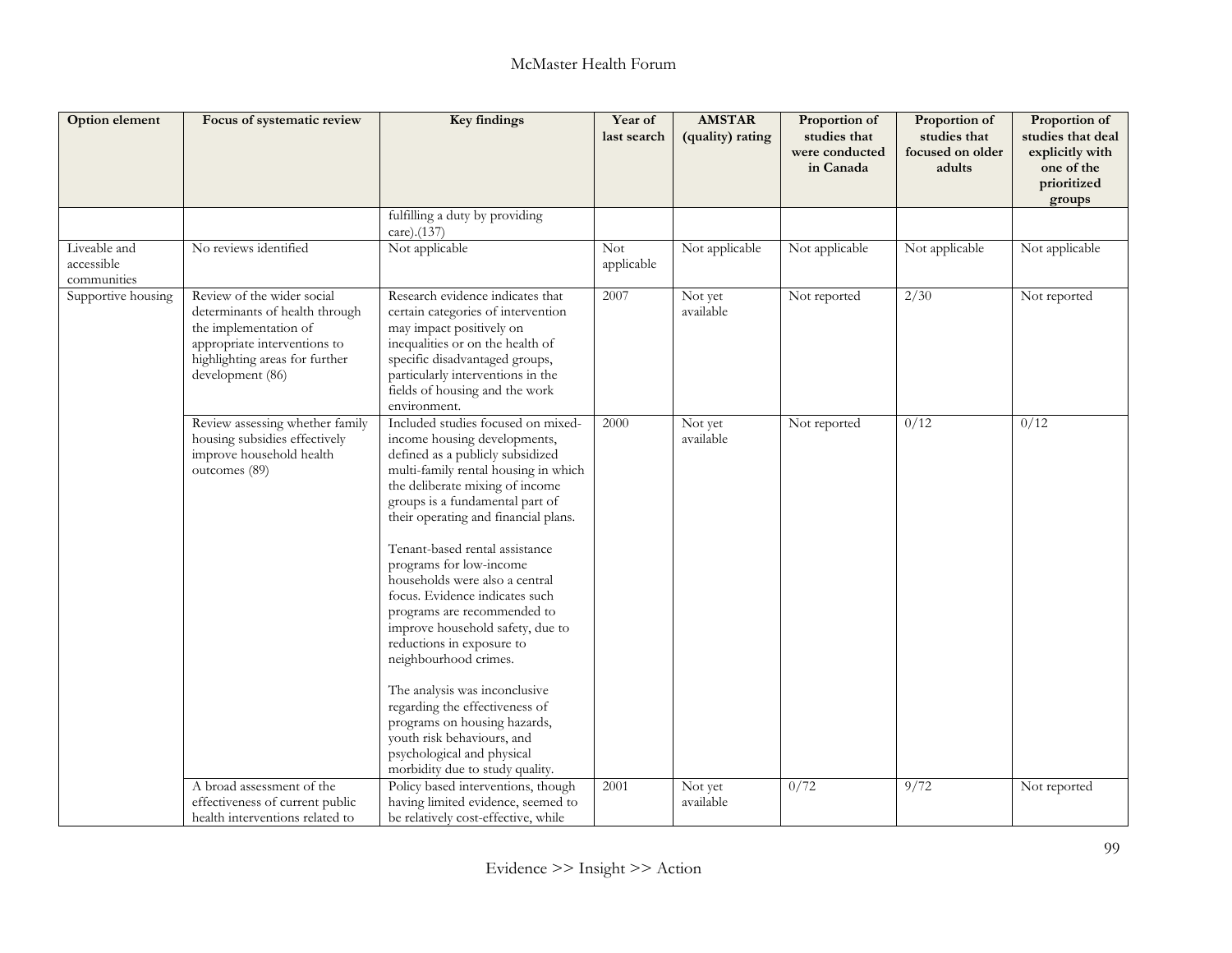| Option element | Focus of systematic review | Key findings | Year of last search | AMSTAR (quality) rating | Proportion of studies that were conducted in Canada | Proportion of studies that focused on older adults | Proportion of studies that deal explicitly with one of the prioritized groups |
|---|---|---|---|---|---|---|---|
| | | fulfilling a duty by providing care).(137) | | | | | |
| Liveable and accessible communities | No reviews identified | Not applicable | Not applicable | Not applicable | Not applicable | Not applicable | Not applicable |
| Supportive housing | Review of the wider social determinants of health through the implementation of appropriate interventions to highlighting areas for further development (86) | Research evidence indicates that certain categories of intervention may impact positively on inequalities or on the health of specific disadvantaged groups, particularly interventions in the fields of housing and the work environment. | 2007 | Not yet available | Not reported | 2/30 | Not reported |
| | Review assessing whether family housing subsidies effectively improve household health outcomes (89) | Included studies focused on mixed-income housing developments, defined as a publicly subsidized multi-family rental housing in which the deliberate mixing of income groups is a fundamental part of their operating and financial plans.<br><br>Tenant-based rental assistance programs for low-income households were also a central focus. Evidence indicates such programs are recommended to improve household safety, due to reductions in exposure to neighbourhood crimes.<br><br>The analysis was inconclusive regarding the effectiveness of programs on housing hazards, youth risk behaviours, and psychological and physical morbidity due to study quality. | 2000 | Not yet available | Not reported | 0/12 | 0/12 |
| | A broad assessment of the effectiveness of current public health interventions related to | Policy based interventions, though having limited evidence, seemed to be relatively cost-effective, while | 2001 | Not yet available | 0/72 | 9/72 | Not reported |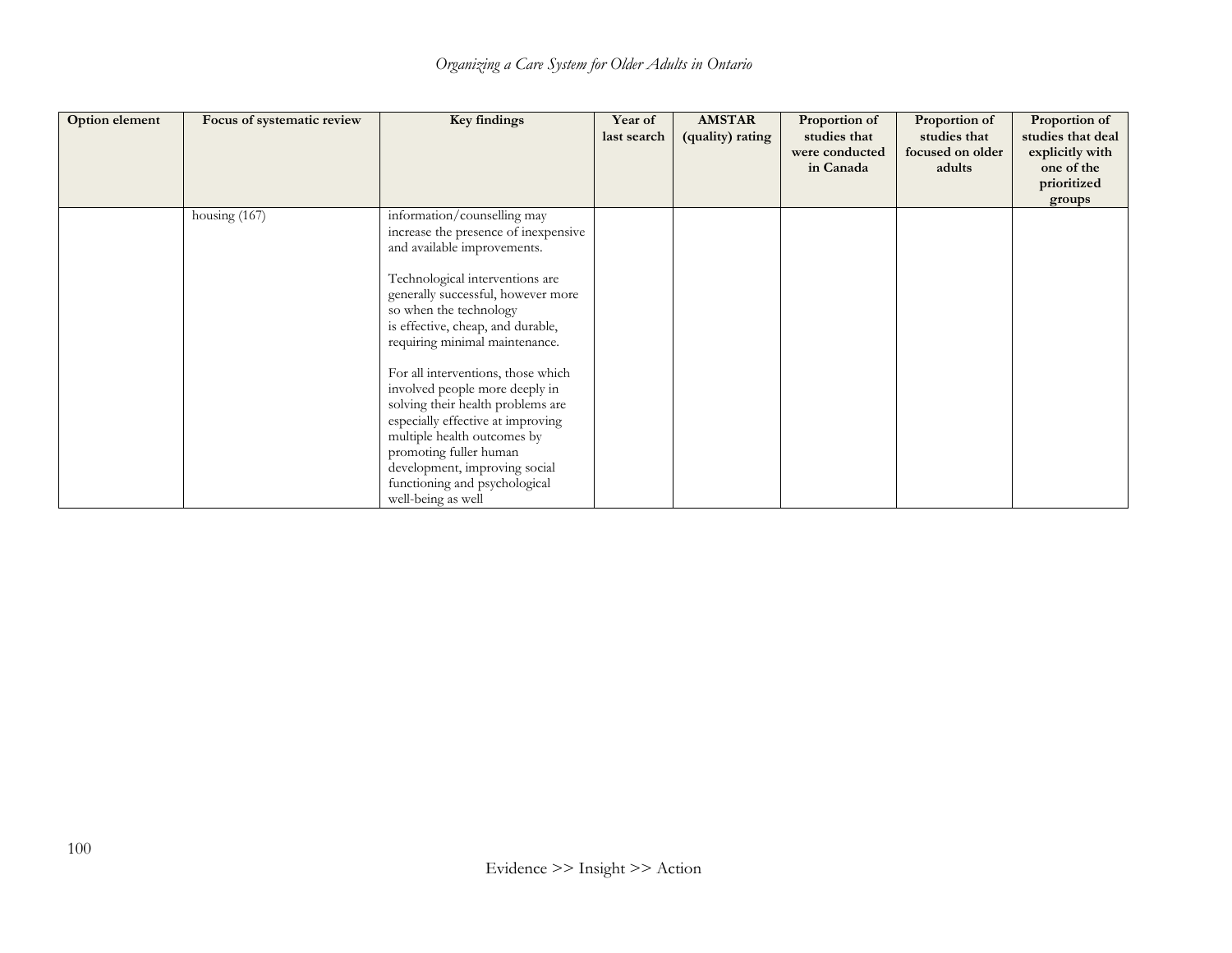| Option element | Focus of systematic review | Key findings | Year of last search | AMSTAR (quality) rating | Proportion of studies that were conducted in Canada | Proportion of studies that focused on older adults | Proportion of studies that deal explicitly with one of the prioritized groups |
|---|---|---|---|---|---|---|---|
| | housing (167) | information/counselling may increase the presence of inexpensive and available improvements.<br><br>Technological interventions are generally successful, however more so when the technology is effective, cheap, and durable, requiring minimal maintenance.<br><br>For all interventions, those which involved people more deeply in solving their health problems are especially effective at improving multiple health outcomes by promoting fuller human development, improving social functioning and psychological well-being as well | | | | | |